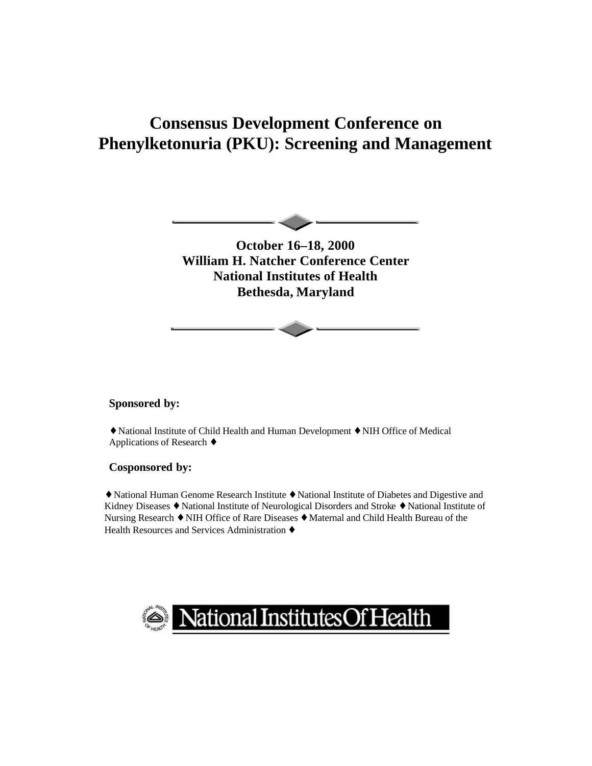# Consensus Development Conference on Phenylketonuria (PKU): Screening and Management

**October 16–18, 2000**
**William H. Natcher Conference Center**
**National Institutes of Health**
**Bethesda, Maryland**

**Sponsored by:**

♦ National Institute of Child Health and Human Development ♦ NIH Office of Medical Applications of Research ♦

**Cosponsored by:**

♦ National Human Genome Research Institute ♦ National Institute of Diabetes and Digestive and Kidney Diseases ♦ National Institute of Neurological Disorders and Stroke ♦ National Institute of Nursing Research ♦ NIH Office of Rare Diseases ♦ Maternal and Child Health Bureau of the Health Resources and Services Administration ♦

National Institutes Of Health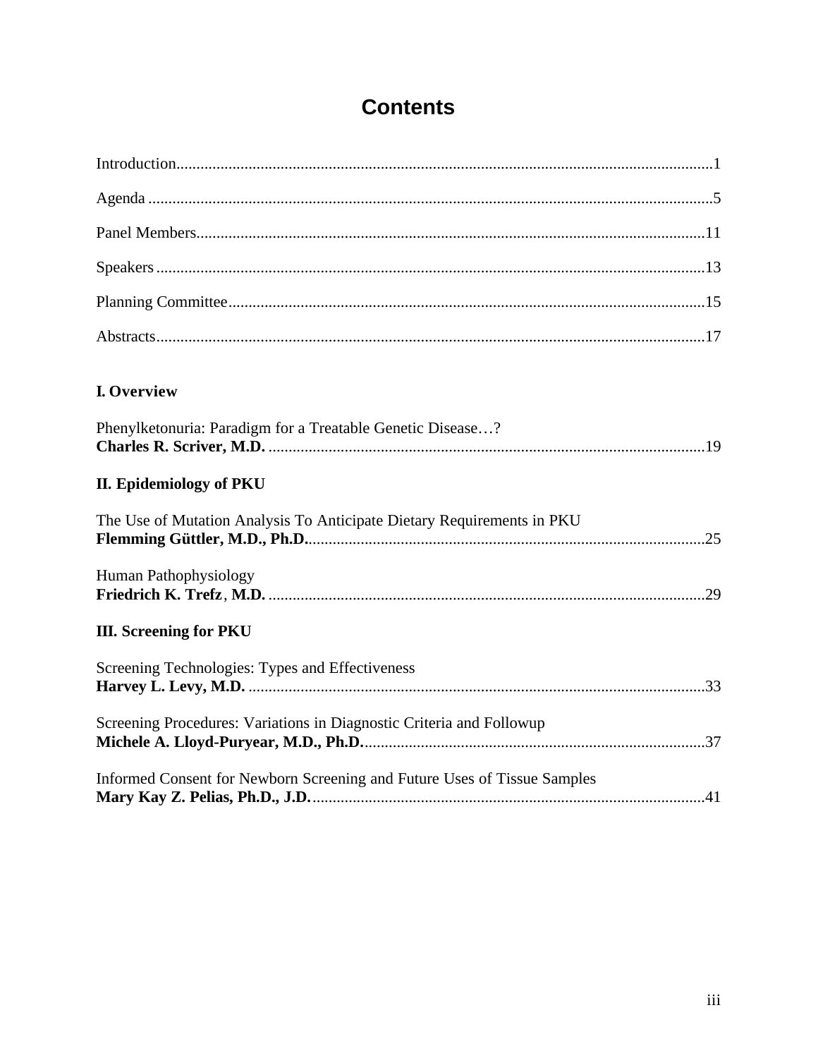# Contents

Introduction....................................................................................................................................1

Agenda ...........................................................................................................................................5

Panel Members.............................................................................................................................11

Speakers .......................................................................................................................................13

Planning Committee.....................................................................................................................15

Abstracts.......................................................................................................................................17

## I. Overview

Phenylketonuria: Paradigm for a Treatable Genetic Disease…?
**Charles R. Scriver, M.D.** ...........................................................................................................19

## II. Epidemiology of PKU

The Use of Mutation Analysis To Anticipate Dietary Requirements in PKU
**Flemming Güttler, M.D., Ph.D.**..................................................................................................25

Human Pathophysiology
**Friedrich K. Trefz, M.D.** ............................................................................................................29

## III. Screening for PKU

Screening Technologies: Types and Effectiveness
**Harvey L. Levy, M.D.** .................................................................................................................33

Screening Procedures: Variations in Diagnostic Criteria and Followup
**Michele A. Lloyd-Puryear, M.D., Ph.D.**....................................................................................37

Informed Consent for Newborn Screening and Future Uses of Tissue Samples
**Mary Kay Z. Pelias, Ph.D., J.D.**.................................................................................................41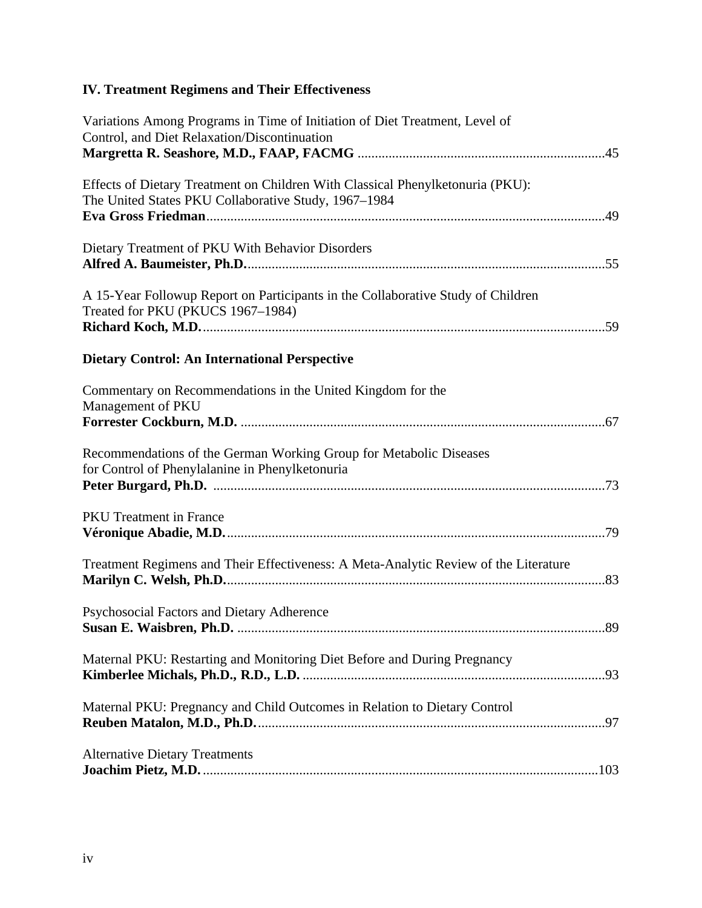## IV. Treatment Regimens and Their Effectiveness

Variations Among Programs in Time of Initiation of Diet Treatment, Level of Control, and Diet Relaxation/Discontinuation
**Margretta R. Seashore, M.D., FAAP, FACMG** .......................................................................45

Effects of Dietary Treatment on Children With Classical Phenylketonuria (PKU): The United States PKU Collaborative Study, 1967–1984
**Eva Gross Friedman**....................................................................................................................49

Dietary Treatment of PKU With Behavior Disorders
**Alfred A. Baumeister, Ph.D.**........................................................................................................55

A 15-Year Followup Report on Participants in the Collaborative Study of Children Treated for PKU (PKUCS 1967–1984)
**Richard Koch, M.D.**.....................................................................................................................59

### Dietary Control: An International Perspective

Commentary on Recommendations in the United Kingdom for the Management of PKU
**Forrester Cockburn, M.D.** .........................................................................................................67

Recommendations of the German Working Group for Metabolic Diseases for Control of Phenylalanine in Phenylketonuria
**Peter Burgard, Ph.D.** ..................................................................................................................73

PKU Treatment in France
**Véronique Abadie, M.D.**..............................................................................................................79

Treatment Regimens and Their Effectiveness: A Meta-Analytic Review of the Literature
**Marilyn C. Welsh, Ph.D.**..............................................................................................................83

Psychosocial Factors and Dietary Adherence
**Susan E. Waisbren, Ph.D.** ...........................................................................................................89

Maternal PKU: Restarting and Monitoring Diet Before and During Pregnancy
**Kimberlee Michals, Ph.D., R.D., L.D.** ........................................................................................93

Maternal PKU: Pregnancy and Child Outcomes in Relation to Dietary Control
**Reuben Matalon, M.D., Ph.D.**.....................................................................................................97

Alternative Dietary Treatments
**Joachim Pietz, M.D.**...................................................................................................................103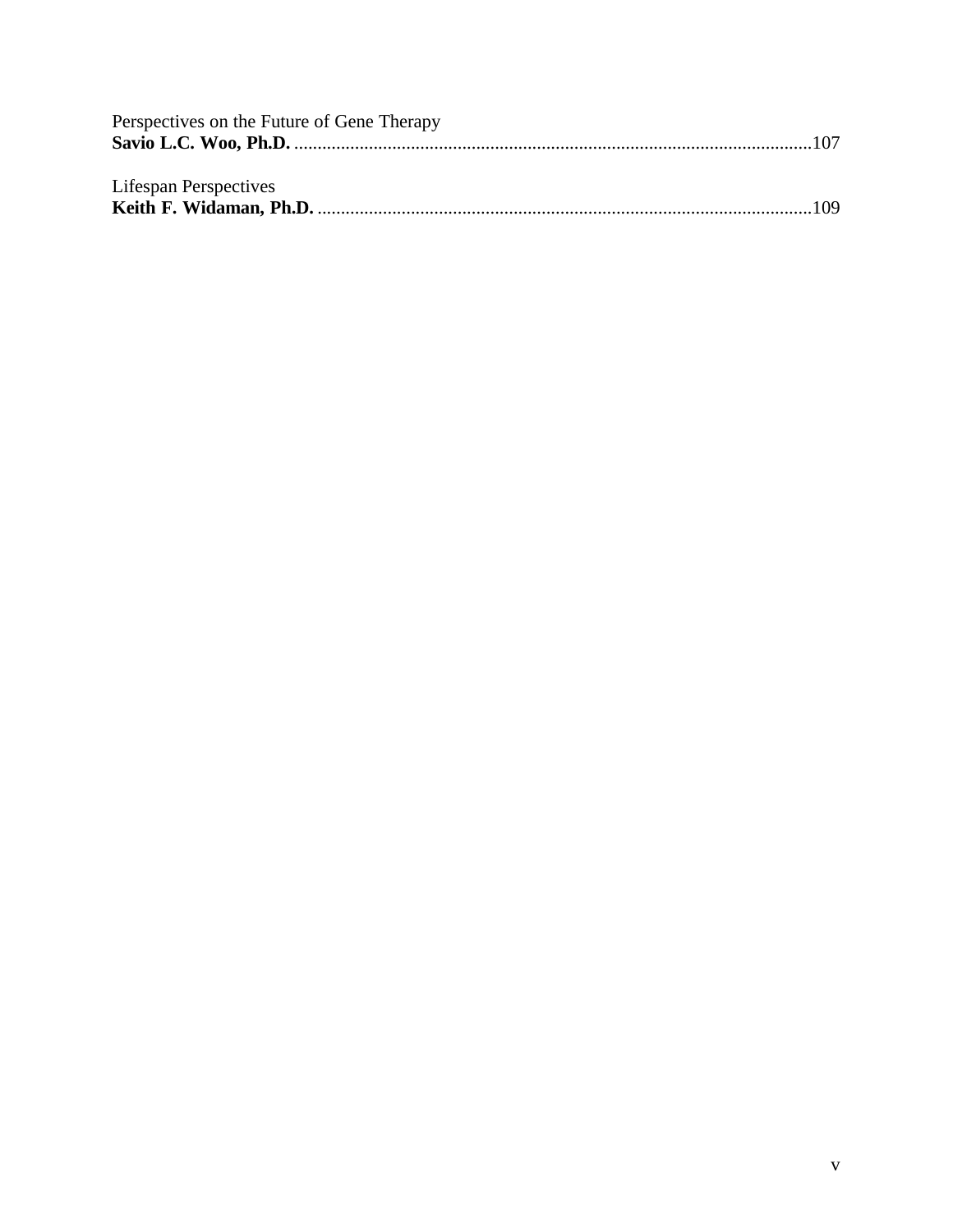Perspectives on the Future of Gene Therapy
**Savio L.C. Woo, Ph.D.** ...............................................................................................................107

Lifespan Perspectives
**Keith F. Widaman, Ph.D.** ..........................................................................................................109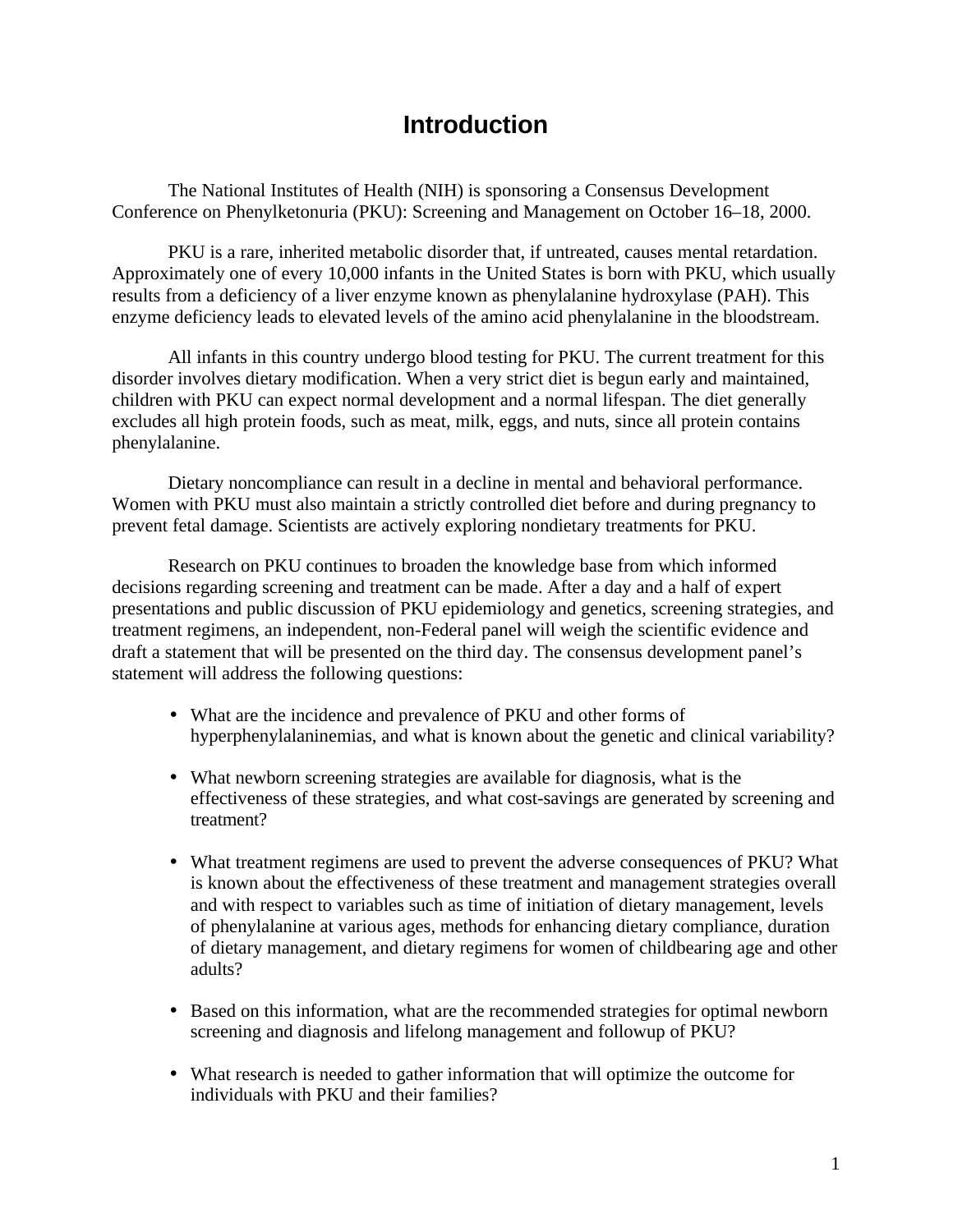# Introduction

The National Institutes of Health (NIH) is sponsoring a Consensus Development Conference on Phenylketonuria (PKU): Screening and Management on October 16–18, 2000.

PKU is a rare, inherited metabolic disorder that, if untreated, causes mental retardation. Approximately one of every 10,000 infants in the United States is born with PKU, which usually results from a deficiency of a liver enzyme known as phenylalanine hydroxylase (PAH). This enzyme deficiency leads to elevated levels of the amino acid phenylalanine in the bloodstream.

All infants in this country undergo blood testing for PKU. The current treatment for this disorder involves dietary modification. When a very strict diet is begun early and maintained, children with PKU can expect normal development and a normal lifespan. The diet generally excludes all high protein foods, such as meat, milk, eggs, and nuts, since all protein contains phenylalanine.

Dietary noncompliance can result in a decline in mental and behavioral performance. Women with PKU must also maintain a strictly controlled diet before and during pregnancy to prevent fetal damage. Scientists are actively exploring nondietary treatments for PKU.

Research on PKU continues to broaden the knowledge base from which informed decisions regarding screening and treatment can be made. After a day and a half of expert presentations and public discussion of PKU epidemiology and genetics, screening strategies, and treatment regimens, an independent, non-Federal panel will weigh the scientific evidence and draft a statement that will be presented on the third day. The consensus development panel's statement will address the following questions:

- What are the incidence and prevalence of PKU and other forms of hyperphenylalaninemias, and what is known about the genetic and clinical variability?
- What newborn screening strategies are available for diagnosis, what is the effectiveness of these strategies, and what cost-savings are generated by screening and treatment?
- What treatment regimens are used to prevent the adverse consequences of PKU? What is known about the effectiveness of these treatment and management strategies overall and with respect to variables such as time of initiation of dietary management, levels of phenylalanine at various ages, methods for enhancing dietary compliance, duration of dietary management, and dietary regimens for women of childbearing age and other adults?
- Based on this information, what are the recommended strategies for optimal newborn screening and diagnosis and lifelong management and followup of PKU?
- What research is needed to gather information that will optimize the outcome for individuals with PKU and their families?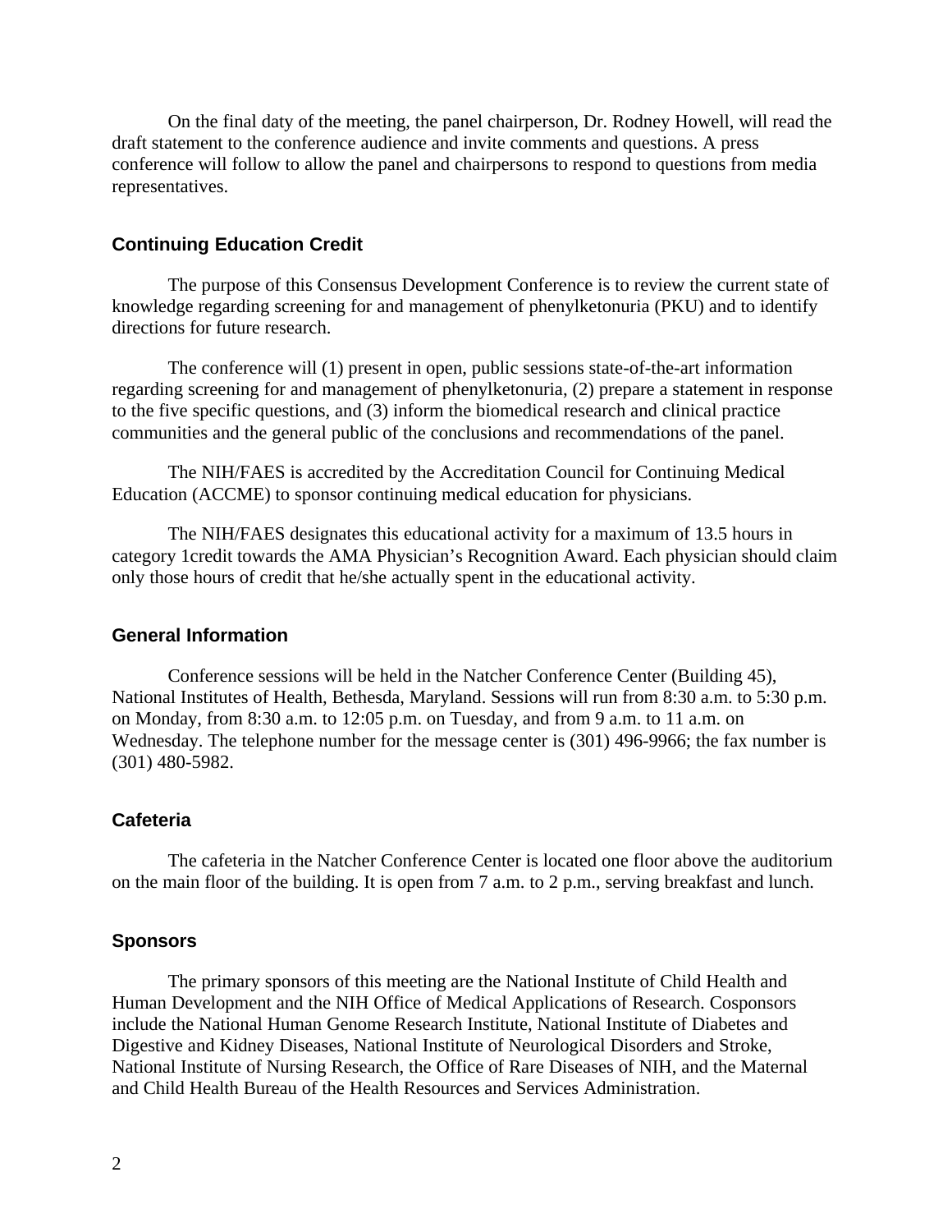On the final daty of the meeting, the panel chairperson, Dr. Rodney Howell, will read the draft statement to the conference audience and invite comments and questions. A press conference will follow to allow the panel and chairpersons to respond to questions from media representatives.

### Continuing Education Credit

The purpose of this Consensus Development Conference is to review the current state of knowledge regarding screening for and management of phenylketonuria (PKU) and to identify directions for future research.

The conference will (1) present in open, public sessions state-of-the-art information regarding screening for and management of phenylketonuria, (2) prepare a statement in response to the five specific questions, and (3) inform the biomedical research and clinical practice communities and the general public of the conclusions and recommendations of the panel.

The NIH/FAES is accredited by the Accreditation Council for Continuing Medical Education (ACCME) to sponsor continuing medical education for physicians.

The NIH/FAES designates this educational activity for a maximum of 13.5 hours in category 1credit towards the AMA Physician's Recognition Award. Each physician should claim only those hours of credit that he/she actually spent in the educational activity.

### General Information

Conference sessions will be held in the Natcher Conference Center (Building 45), National Institutes of Health, Bethesda, Maryland. Sessions will run from 8:30 a.m. to 5:30 p.m. on Monday, from 8:30 a.m. to 12:05 p.m. on Tuesday, and from 9 a.m. to 11 a.m. on Wednesday. The telephone number for the message center is (301) 496-9966; the fax number is (301) 480-5982.

### Cafeteria

The cafeteria in the Natcher Conference Center is located one floor above the auditorium on the main floor of the building. It is open from 7 a.m. to 2 p.m., serving breakfast and lunch.

### Sponsors

The primary sponsors of this meeting are the National Institute of Child Health and Human Development and the NIH Office of Medical Applications of Research. Cosponsors include the National Human Genome Research Institute, National Institute of Diabetes and Digestive and Kidney Diseases, National Institute of Neurological Disorders and Stroke, National Institute of Nursing Research, the Office of Rare Diseases of NIH, and the Maternal and Child Health Bureau of the Health Resources and Services Administration.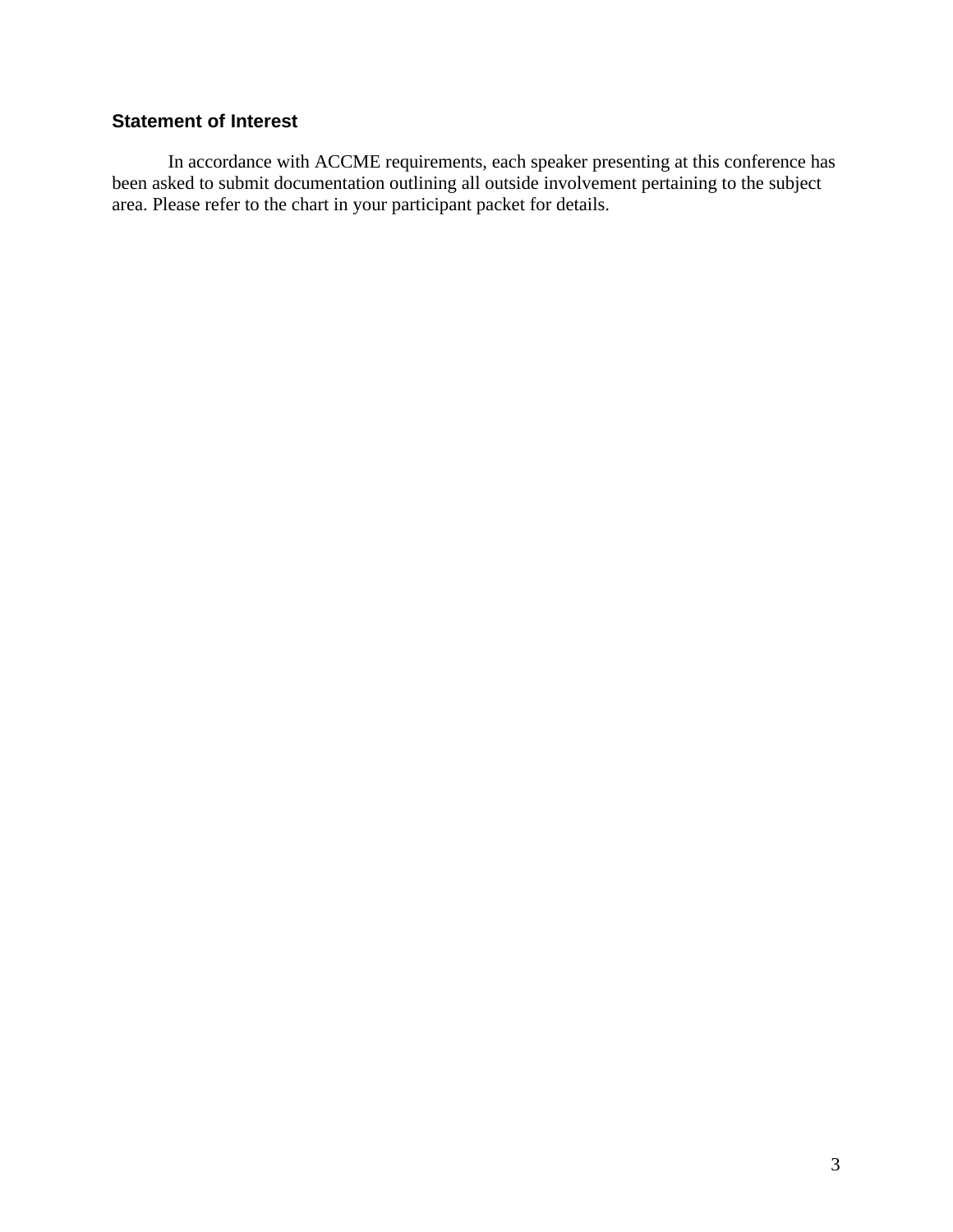## Statement of Interest

In accordance with ACCME requirements, each speaker presenting at this conference has been asked to submit documentation outlining all outside involvement pertaining to the subject area. Please refer to the chart in your participant packet for details.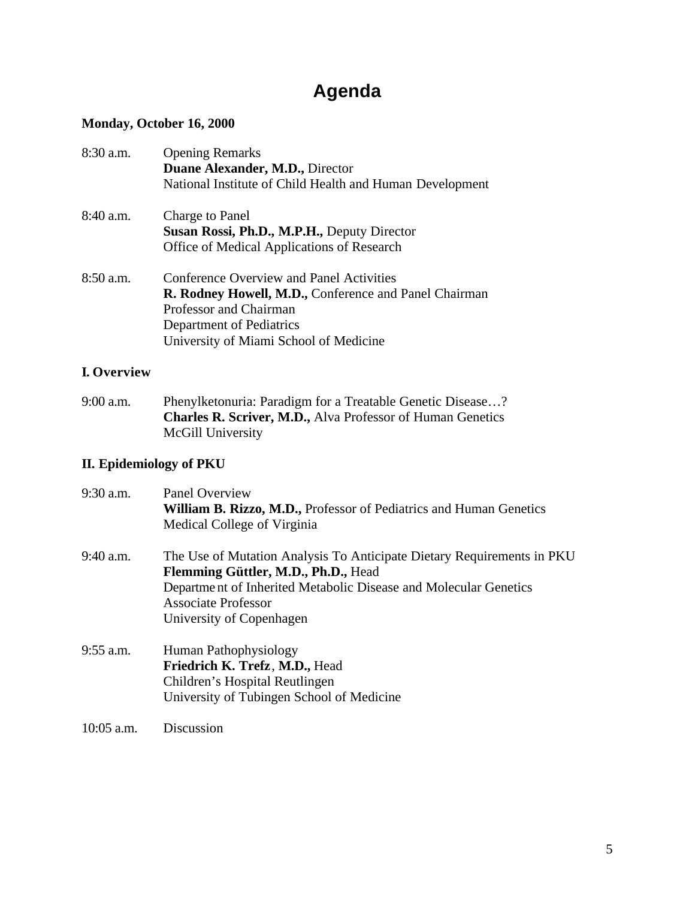# Agenda

**Monday, October 16, 2000**

8:30 a.m. Opening Remarks
**Duane Alexander, M.D.,** Director
National Institute of Child Health and Human Development

8:40 a.m. Charge to Panel
**Susan Rossi, Ph.D., M.P.H.,** Deputy Director
Office of Medical Applications of Research

8:50 a.m. Conference Overview and Panel Activities
**R. Rodney Howell, M.D.,** Conference and Panel Chairman
Professor and Chairman
Department of Pediatrics
University of Miami School of Medicine

## I. Overview

9:00 a.m. Phenylketonuria: Paradigm for a Treatable Genetic Disease…?
**Charles R. Scriver, M.D.,** Alva Professor of Human Genetics
McGill University

## II. Epidemiology of PKU

9:30 a.m. Panel Overview
**William B. Rizzo, M.D.,** Professor of Pediatrics and Human Genetics
Medical College of Virginia

9:40 a.m. The Use of Mutation Analysis To Anticipate Dietary Requirements in PKU
**Flemming Güttler, M.D., Ph.D.,** Head
Department of Inherited Metabolic Disease and Molecular Genetics
Associate Professor
University of Copenhagen

9:55 a.m. Human Pathophysiology
**Friedrich K. Trefz, M.D.,** Head
Children's Hospital Reutlingen
University of Tubingen School of Medicine

10:05 a.m. Discussion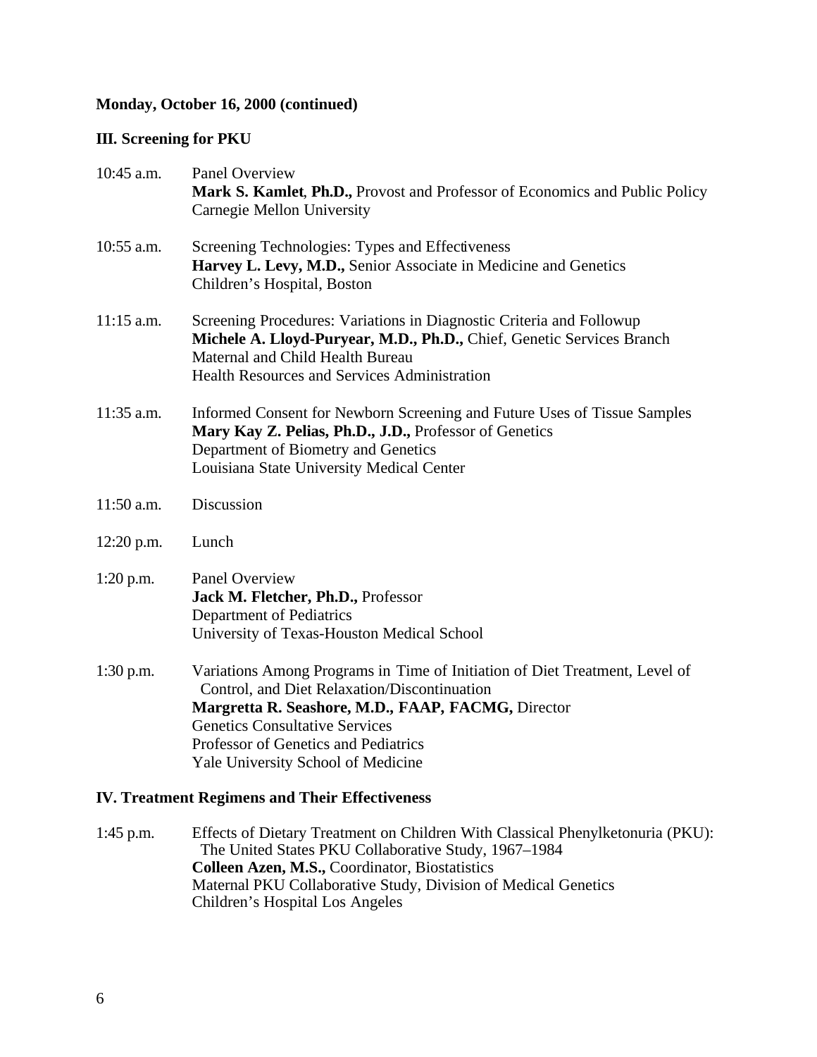**Monday, October 16, 2000 (continued)**

**III. Screening for PKU**

10:45 a.m. Panel Overview
**Mark S. Kamlet**, **Ph.D.,** Provost and Professor of Economics and Public Policy
Carnegie Mellon University

10:55 a.m. Screening Technologies: Types and Effectiveness
**Harvey L. Levy, M.D.,** Senior Associate in Medicine and Genetics
Children's Hospital, Boston

11:15 a.m. Screening Procedures: Variations in Diagnostic Criteria and Followup
**Michele A. Lloyd-Puryear, M.D., Ph.D.,** Chief, Genetic Services Branch
Maternal and Child Health Bureau
Health Resources and Services Administration

11:35 a.m. Informed Consent for Newborn Screening and Future Uses of Tissue Samples
**Mary Kay Z. Pelias, Ph.D., J.D.,** Professor of Genetics
Department of Biometry and Genetics
Louisiana State University Medical Center

11:50 a.m. Discussion

12:20 p.m. Lunch

1:20 p.m. Panel Overview
**Jack M. Fletcher, Ph.D.,** Professor
Department of Pediatrics
University of Texas-Houston Medical School

1:30 p.m. Variations Among Programs in Time of Initiation of Diet Treatment, Level of Control, and Diet Relaxation/Discontinuation
**Margretta R. Seashore, M.D., FAAP, FACMG,** Director
Genetics Consultative Services
Professor of Genetics and Pediatrics
Yale University School of Medicine

**IV. Treatment Regimens and Their Effectiveness**

1:45 p.m. Effects of Dietary Treatment on Children With Classical Phenylketonuria (PKU): The United States PKU Collaborative Study, 1967–1984
**Colleen Azen, M.S.,** Coordinator, Biostatistics
Maternal PKU Collaborative Study, Division of Medical Genetics
Children's Hospital Los Angeles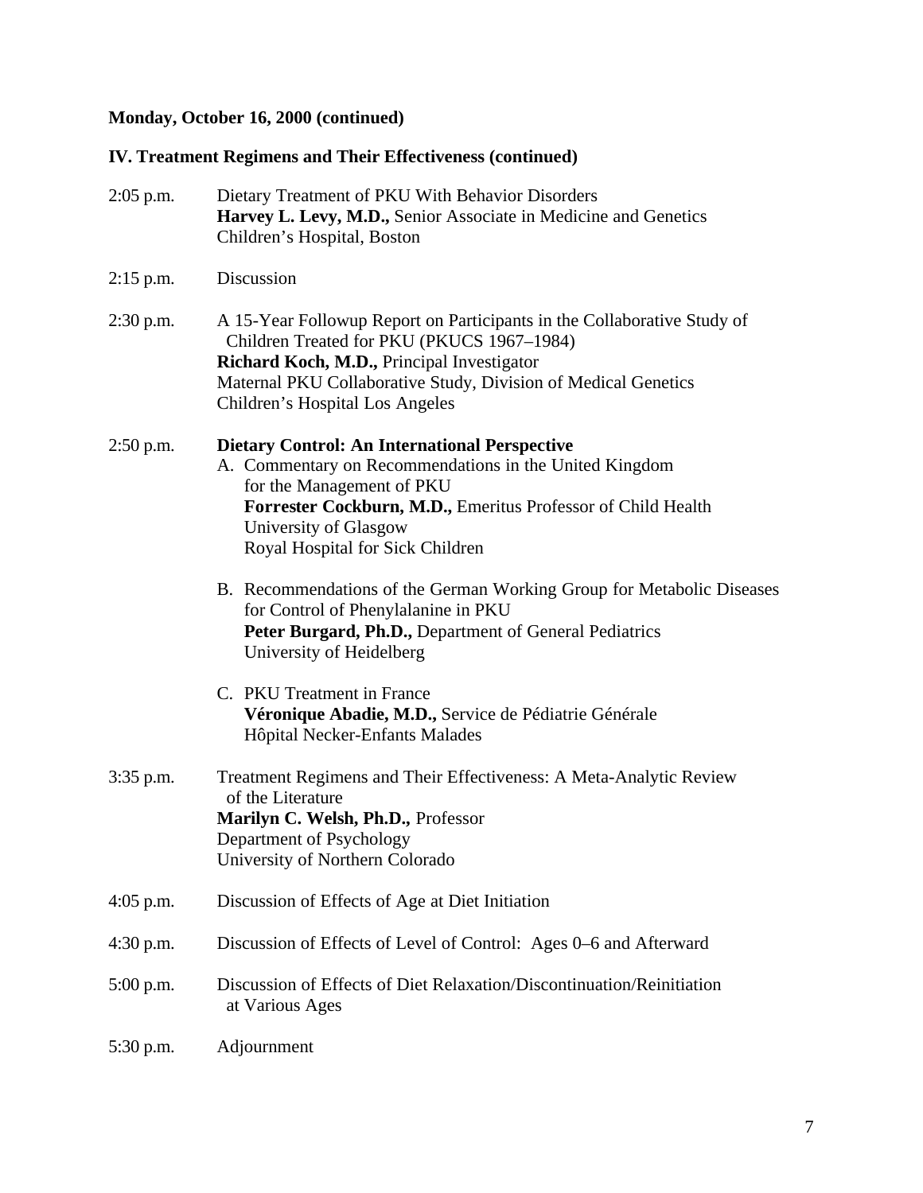**Monday, October 16, 2000 (continued)**

**IV. Treatment Regimens and Their Effectiveness (continued)**

2:05 p.m. Dietary Treatment of PKU With Behavior Disorders
**Harvey L. Levy, M.D.,** Senior Associate in Medicine and Genetics
Children's Hospital, Boston

2:15 p.m. Discussion

2:30 p.m. A 15-Year Followup Report on Participants in the Collaborative Study of Children Treated for PKU (PKUCS 1967–1984)
**Richard Koch, M.D.,** Principal Investigator
Maternal PKU Collaborative Study, Division of Medical Genetics
Children's Hospital Los Angeles

2:50 p.m. **Dietary Control: An International Perspective**

A. Commentary on Recommendations in the United Kingdom for the Management of PKU
**Forrester Cockburn, M.D.,** Emeritus Professor of Child Health
University of Glasgow
Royal Hospital for Sick Children

B. Recommendations of the German Working Group for Metabolic Diseases for Control of Phenylalanine in PKU
**Peter Burgard, Ph.D.,** Department of General Pediatrics
University of Heidelberg

C. PKU Treatment in France
**Véronique Abadie, M.D.,** Service de Pédiatrie Générale
Hôpital Necker-Enfants Malades

3:35 p.m. Treatment Regimens and Their Effectiveness: A Meta-Analytic Review of the Literature
**Marilyn C. Welsh, Ph.D.,** Professor
Department of Psychology
University of Northern Colorado

4:05 p.m. Discussion of Effects of Age at Diet Initiation

4:30 p.m. Discussion of Effects of Level of Control: Ages 0–6 and Afterward

5:00 p.m. Discussion of Effects of Diet Relaxation/Discontinuation/Reinitiation at Various Ages

5:30 p.m. Adjournment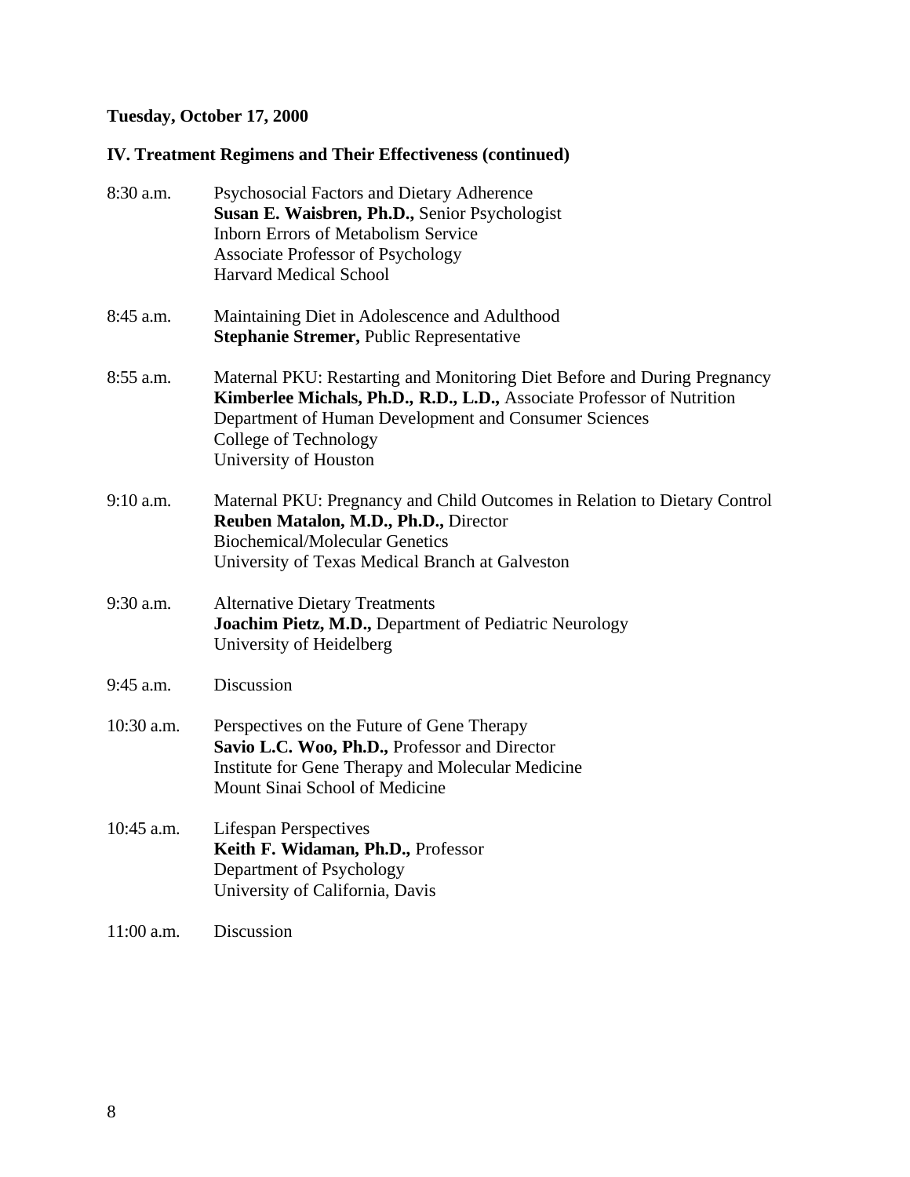**Tuesday, October 17, 2000**

**IV. Treatment Regimens and Their Effectiveness (continued)**

8:30 a.m. Psychosocial Factors and Dietary Adherence
**Susan E. Waisbren, Ph.D.,** Senior Psychologist
Inborn Errors of Metabolism Service
Associate Professor of Psychology
Harvard Medical School

8:45 a.m. Maintaining Diet in Adolescence and Adulthood
**Stephanie Stremer,** Public Representative

8:55 a.m. Maternal PKU: Restarting and Monitoring Diet Before and During Pregnancy
**Kimberlee Michals, Ph.D., R.D., L.D.,** Associate Professor of Nutrition
Department of Human Development and Consumer Sciences
College of Technology
University of Houston

9:10 a.m. Maternal PKU: Pregnancy and Child Outcomes in Relation to Dietary Control
**Reuben Matalon, M.D., Ph.D.,** Director
Biochemical/Molecular Genetics
University of Texas Medical Branch at Galveston

9:30 a.m. Alternative Dietary Treatments
**Joachim Pietz, M.D.,** Department of Pediatric Neurology
University of Heidelberg

9:45 a.m. Discussion

10:30 a.m. Perspectives on the Future of Gene Therapy
**Savio L.C. Woo, Ph.D.,** Professor and Director
Institute for Gene Therapy and Molecular Medicine
Mount Sinai School of Medicine

10:45 a.m. Lifespan Perspectives
**Keith F. Widaman, Ph.D.,** Professor
Department of Psychology
University of California, Davis

11:00 a.m. Discussion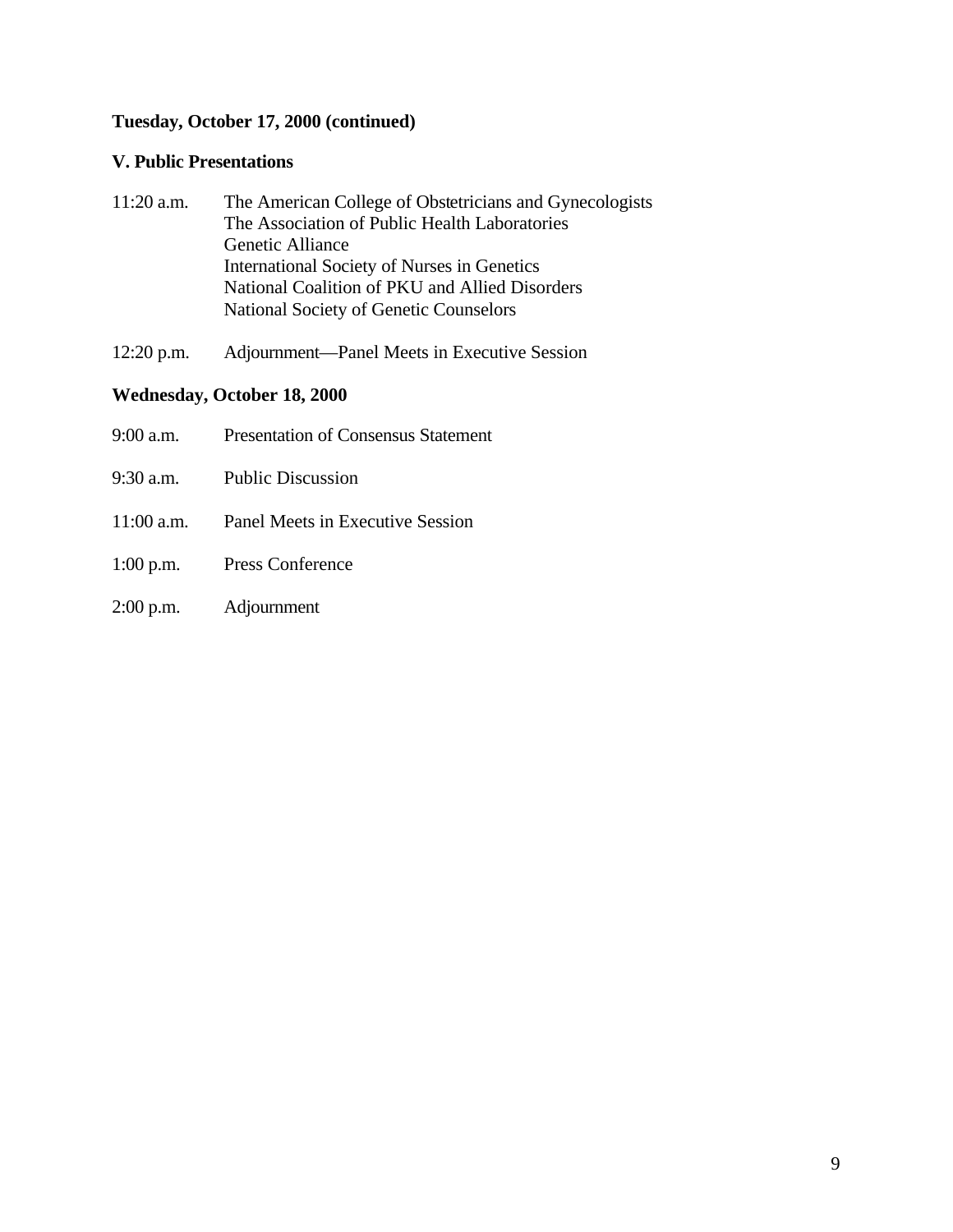**Tuesday, October 17, 2000 (continued)**

**V. Public Presentations**

11:20 a.m. The American College of Obstetricians and Gynecologists
The Association of Public Health Laboratories
Genetic Alliance
International Society of Nurses in Genetics
National Coalition of PKU and Allied Disorders
National Society of Genetic Counselors

12:20 p.m. Adjournment—Panel Meets in Executive Session

**Wednesday, October 18, 2000**

9:00 a.m. Presentation of Consensus Statement

9:30 a.m. Public Discussion

11:00 a.m. Panel Meets in Executive Session

1:00 p.m. Press Conference

2:00 p.m. Adjournment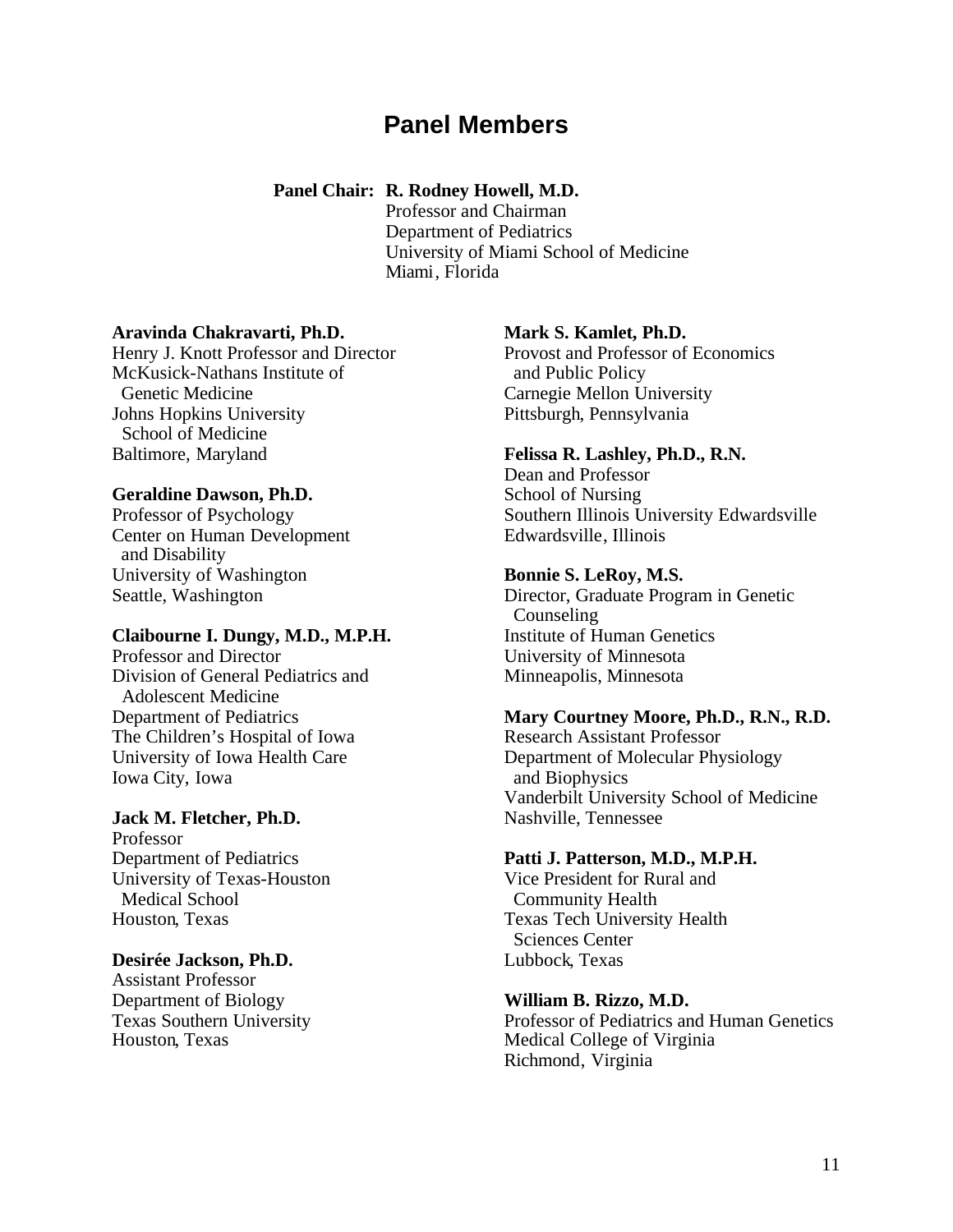# Panel Members

**Panel Chair: R. Rodney Howell, M.D.**
Professor and Chairman
Department of Pediatrics
University of Miami School of Medicine
Miami, Florida

**Aravinda Chakravarti, Ph.D.**
Henry J. Knott Professor and Director
McKusick-Nathans Institute of Genetic Medicine
Johns Hopkins University School of Medicine
Baltimore, Maryland

**Geraldine Dawson, Ph.D.**
Professor of Psychology
Center on Human Development and Disability
University of Washington
Seattle, Washington

**Claibourne I. Dungy, M.D., M.P.H.**
Professor and Director
Division of General Pediatrics and Adolescent Medicine
Department of Pediatrics
The Children's Hospital of Iowa
University of Iowa Health Care
Iowa City, Iowa

**Jack M. Fletcher, Ph.D.**
Professor
Department of Pediatrics
University of Texas-Houston Medical School
Houston, Texas

**Desirée Jackson, Ph.D.**
Assistant Professor
Department of Biology
Texas Southern University
Houston, Texas

**Mark S. Kamlet, Ph.D.**
Provost and Professor of Economics and Public Policy
Carnegie Mellon University
Pittsburgh, Pennsylvania

**Felissa R. Lashley, Ph.D., R.N.**
Dean and Professor
School of Nursing
Southern Illinois University Edwardsville
Edwardsville, Illinois

**Bonnie S. LeRoy, M.S.**
Director, Graduate Program in Genetic Counseling
Institute of Human Genetics
University of Minnesota
Minneapolis, Minnesota

**Mary Courtney Moore, Ph.D., R.N., R.D.**
Research Assistant Professor
Department of Molecular Physiology and Biophysics
Vanderbilt University School of Medicine
Nashville, Tennessee

**Patti J. Patterson, M.D., M.P.H.**
Vice President for Rural and Community Health
Texas Tech University Health Sciences Center
Lubbock, Texas

**William B. Rizzo, M.D.**
Professor of Pediatrics and Human Genetics
Medical College of Virginia
Richmond, Virginia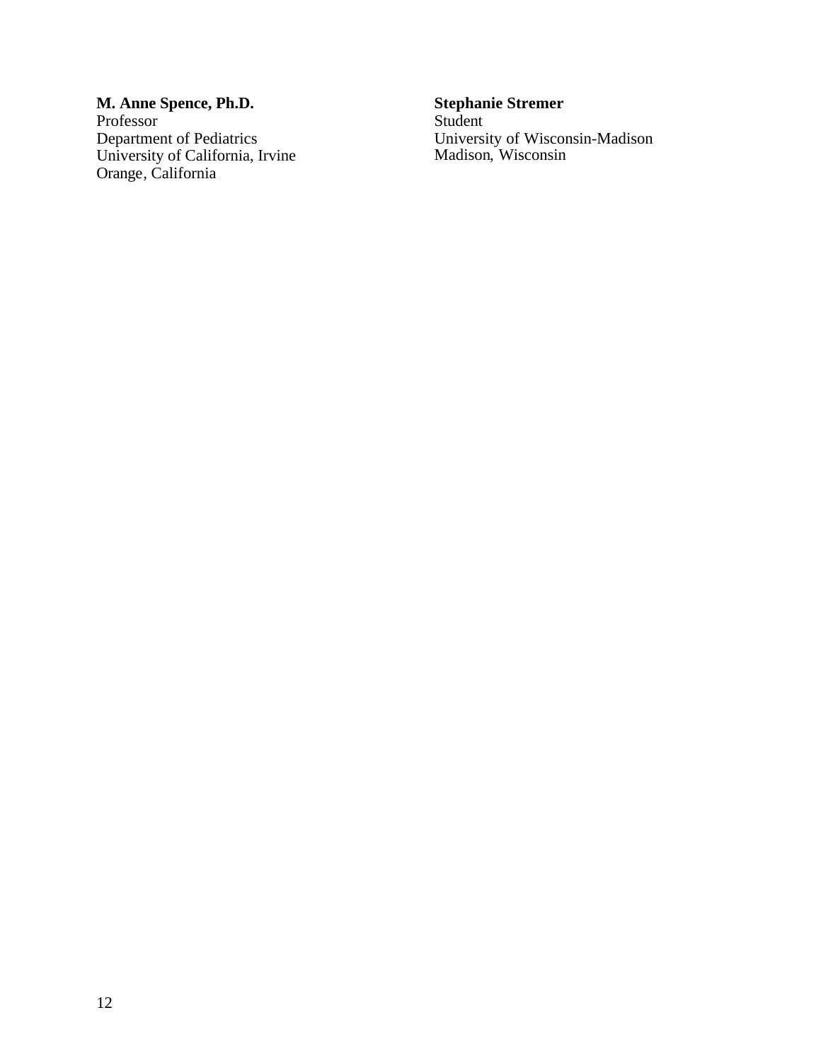**M. Anne Spence, Ph.D.**
Professor
Department of Pediatrics
University of California, Irvine
Orange, California

**Stephanie Stremer**
Student
University of Wisconsin-Madison
Madison, Wisconsin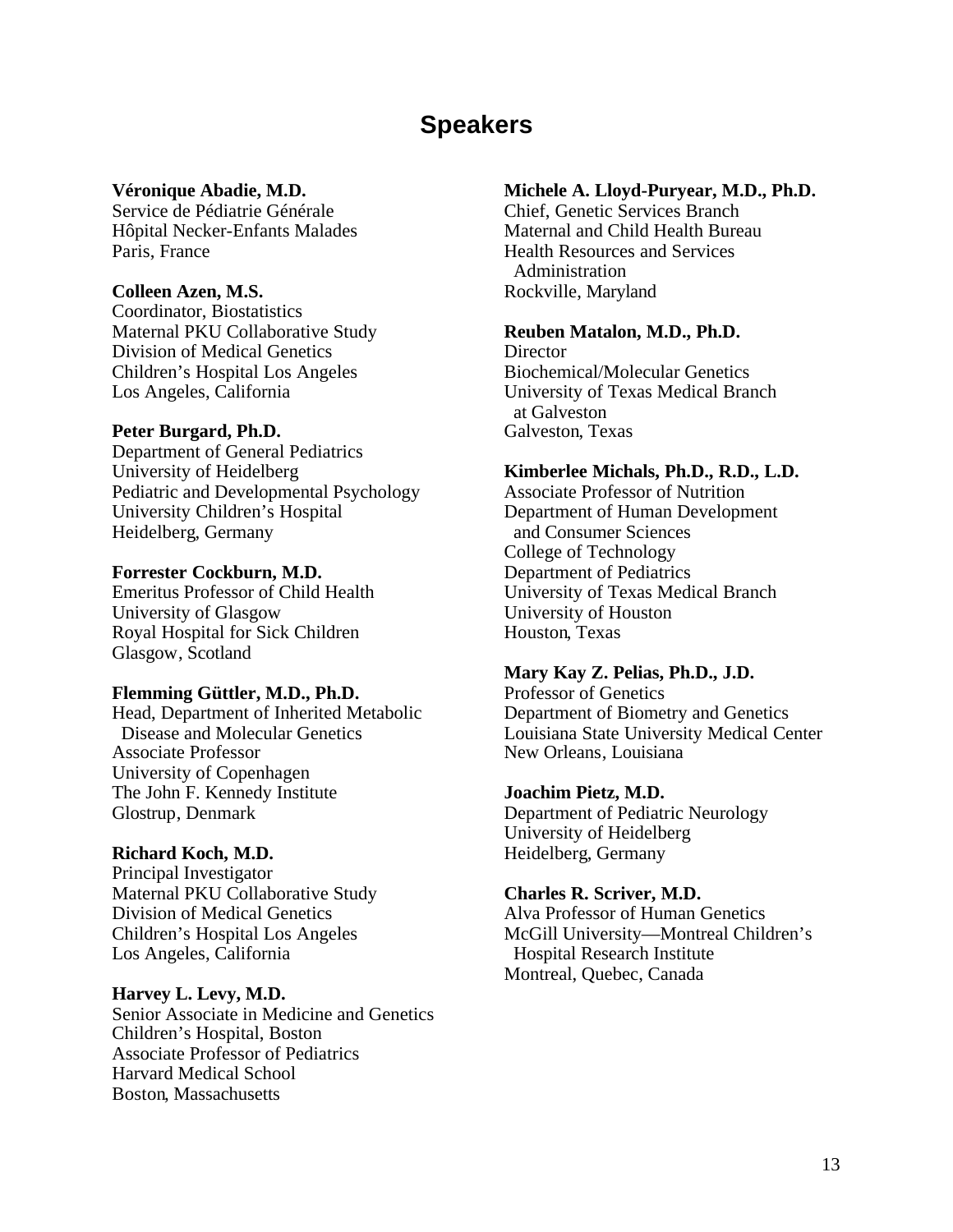# Speakers

**Véronique Abadie, M.D.**
Service de Pédiatrie Générale
Hôpital Necker-Enfants Malades
Paris, France

**Colleen Azen, M.S.**
Coordinator, Biostatistics
Maternal PKU Collaborative Study
Division of Medical Genetics
Children's Hospital Los Angeles
Los Angeles, California

**Peter Burgard, Ph.D.**
Department of General Pediatrics
University of Heidelberg
Pediatric and Developmental Psychology
University Children's Hospital
Heidelberg, Germany

**Forrester Cockburn, M.D.**
Emeritus Professor of Child Health
University of Glasgow
Royal Hospital for Sick Children
Glasgow, Scotland

**Flemming Güttler, M.D., Ph.D.**
Head, Department of Inherited Metabolic Disease and Molecular Genetics
Associate Professor
University of Copenhagen
The John F. Kennedy Institute
Glostrup, Denmark

**Richard Koch, M.D.**
Principal Investigator
Maternal PKU Collaborative Study
Division of Medical Genetics
Children's Hospital Los Angeles
Los Angeles, California

**Harvey L. Levy, M.D.**
Senior Associate in Medicine and Genetics
Children's Hospital, Boston
Associate Professor of Pediatrics
Harvard Medical School
Boston, Massachusetts

**Michele A. Lloyd-Puryear, M.D., Ph.D.**
Chief, Genetic Services Branch
Maternal and Child Health Bureau
Health Resources and Services Administration
Rockville, Maryland

**Reuben Matalon, M.D., Ph.D.**
Director
Biochemical/Molecular Genetics
University of Texas Medical Branch at Galveston
Galveston, Texas

**Kimberlee Michals, Ph.D., R.D., L.D.**
Associate Professor of Nutrition
Department of Human Development and Consumer Sciences
College of Technology
Department of Pediatrics
University of Texas Medical Branch
University of Houston
Houston, Texas

**Mary Kay Z. Pelias, Ph.D., J.D.**
Professor of Genetics
Department of Biometry and Genetics
Louisiana State University Medical Center
New Orleans, Louisiana

**Joachim Pietz, M.D.**
Department of Pediatric Neurology
University of Heidelberg
Heidelberg, Germany

**Charles R. Scriver, M.D.**
Alva Professor of Human Genetics
McGill University—Montreal Children's Hospital Research Institute
Montreal, Quebec, Canada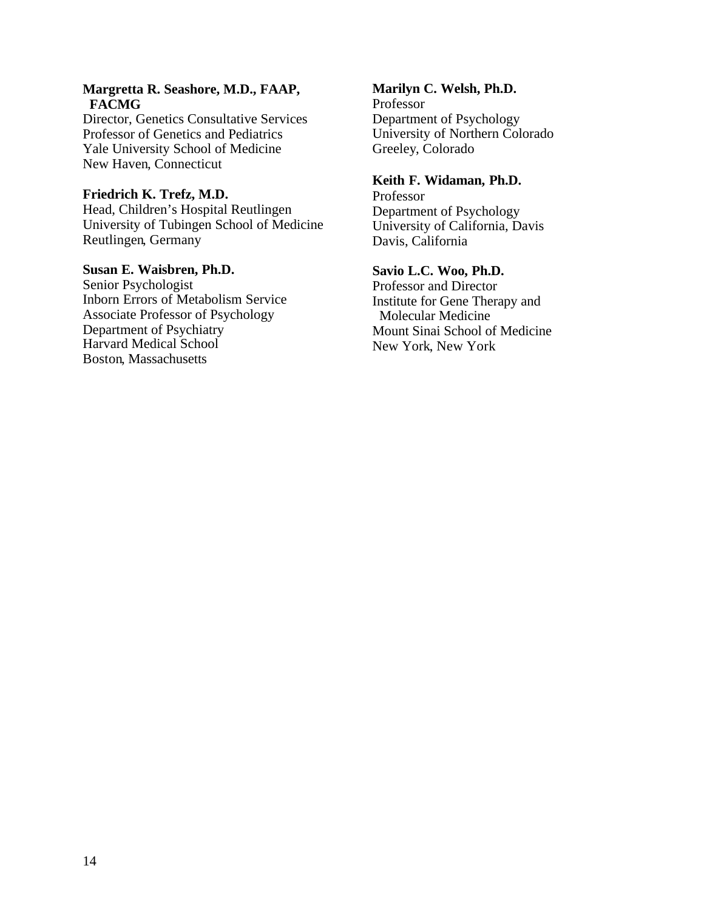**Margretta R. Seashore, M.D., FAAP, FACMG**
Director, Genetics Consultative Services
Professor of Genetics and Pediatrics
Yale University School of Medicine
New Haven, Connecticut

**Friedrich K. Trefz, M.D.**
Head, Children's Hospital Reutlingen
University of Tubingen School of Medicine
Reutlingen, Germany

**Susan E. Waisbren, Ph.D.**
Senior Psychologist
Inborn Errors of Metabolism Service
Associate Professor of Psychology
Department of Psychiatry
Harvard Medical School
Boston, Massachusetts

**Marilyn C. Welsh, Ph.D.**
Professor
Department of Psychology
University of Northern Colorado
Greeley, Colorado

**Keith F. Widaman, Ph.D.**
Professor
Department of Psychology
University of California, Davis
Davis, California

**Savio L.C. Woo, Ph.D.**
Professor and Director
Institute for Gene Therapy and Molecular Medicine
Mount Sinai School of Medicine
New York, New York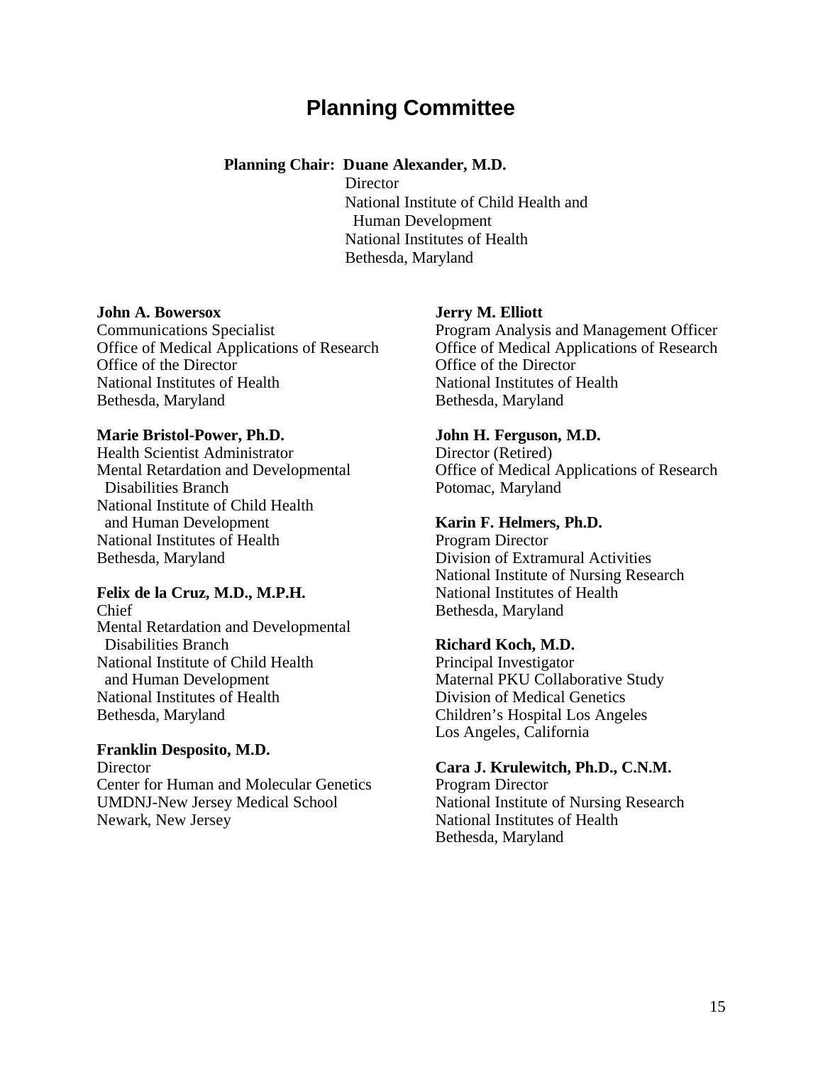# Planning Committee

**Planning Chair: Duane Alexander, M.D.**
Director
National Institute of Child Health and Human Development
National Institutes of Health
Bethesda, Maryland

**John A. Bowersox**
Communications Specialist
Office of Medical Applications of Research
Office of the Director
National Institutes of Health
Bethesda, Maryland

**Marie Bristol-Power, Ph.D.**
Health Scientist Administrator
Mental Retardation and Developmental Disabilities Branch
National Institute of Child Health and Human Development
National Institutes of Health
Bethesda, Maryland

**Felix de la Cruz, M.D., M.P.H.**
Chief
Mental Retardation and Developmental Disabilities Branch
National Institute of Child Health and Human Development
National Institutes of Health
Bethesda, Maryland

**Franklin Desposito, M.D.**
Director
Center for Human and Molecular Genetics
UMDNJ-New Jersey Medical School
Newark, New Jersey

**Jerry M. Elliott**
Program Analysis and Management Officer
Office of Medical Applications of Research
Office of the Director
National Institutes of Health
Bethesda, Maryland

**John H. Ferguson, M.D.**
Director (Retired)
Office of Medical Applications of Research
Potomac, Maryland

**Karin F. Helmers, Ph.D.**
Program Director
Division of Extramural Activities
National Institute of Nursing Research
National Institutes of Health
Bethesda, Maryland

**Richard Koch, M.D.**
Principal Investigator
Maternal PKU Collaborative Study
Division of Medical Genetics
Children's Hospital Los Angeles
Los Angeles, California

**Cara J. Krulewitch, Ph.D., C.N.M.**
Program Director
National Institute of Nursing Research
National Institutes of Health
Bethesda, Maryland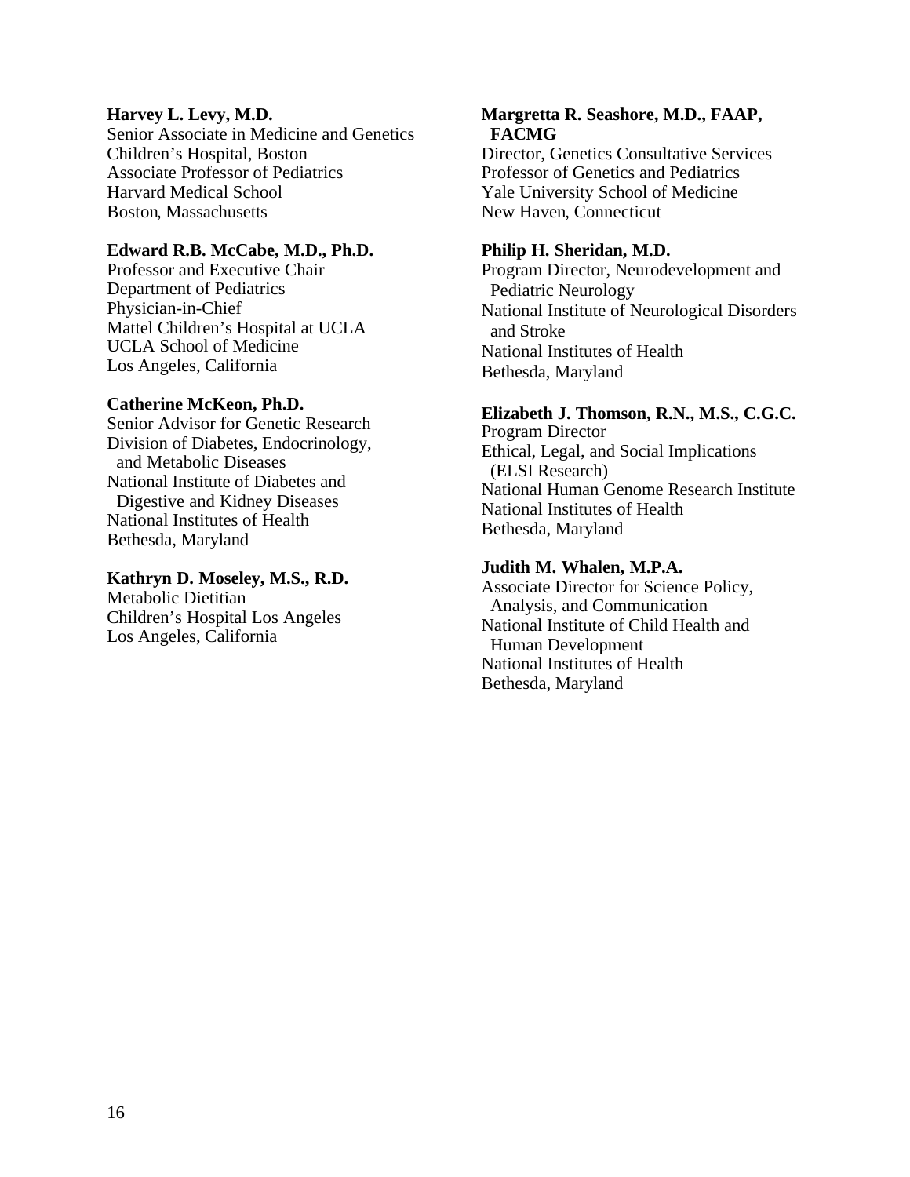**Harvey L. Levy, M.D.**
Senior Associate in Medicine and Genetics
Children's Hospital, Boston
Associate Professor of Pediatrics
Harvard Medical School
Boston, Massachusetts

**Edward R.B. McCabe, M.D., Ph.D.**
Professor and Executive Chair
Department of Pediatrics
Physician-in-Chief
Mattel Children's Hospital at UCLA
UCLA School of Medicine
Los Angeles, California

**Catherine McKeon, Ph.D.**
Senior Advisor for Genetic Research
Division of Diabetes, Endocrinology, and Metabolic Diseases
National Institute of Diabetes and Digestive and Kidney Diseases
National Institutes of Health
Bethesda, Maryland

**Kathryn D. Moseley, M.S., R.D.**
Metabolic Dietitian
Children's Hospital Los Angeles
Los Angeles, California

**Margretta R. Seashore, M.D., FAAP, FACMG**
Director, Genetics Consultative Services
Professor of Genetics and Pediatrics
Yale University School of Medicine
New Haven, Connecticut

**Philip H. Sheridan, M.D.**
Program Director, Neurodevelopment and Pediatric Neurology
National Institute of Neurological Disorders and Stroke
National Institutes of Health
Bethesda, Maryland

**Elizabeth J. Thomson, R.N., M.S., C.G.C.**
Program Director
Ethical, Legal, and Social Implications (ELSI Research)
National Human Genome Research Institute
National Institutes of Health
Bethesda, Maryland

**Judith M. Whalen, M.P.A.**
Associate Director for Science Policy, Analysis, and Communication
National Institute of Child Health and Human Development
National Institutes of Health
Bethesda, Maryland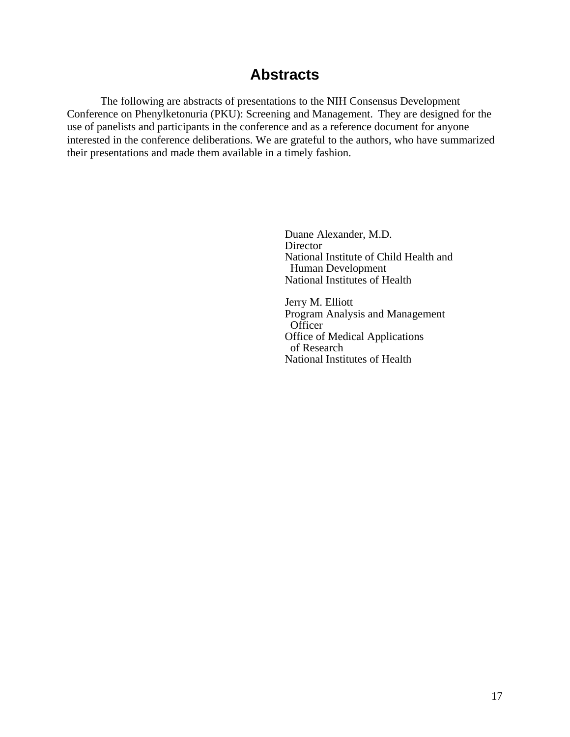# Abstracts

The following are abstracts of presentations to the NIH Consensus Development Conference on Phenylketonuria (PKU): Screening and Management. They are designed for the use of panelists and participants in the conference and as a reference document for anyone interested in the conference deliberations. We are grateful to the authors, who have summarized their presentations and made them available in a timely fashion.

Duane Alexander, M.D.
Director
National Institute of Child Health and Human Development
National Institutes of Health

Jerry M. Elliott
Program Analysis and Management Officer
Office of Medical Applications of Research
National Institutes of Health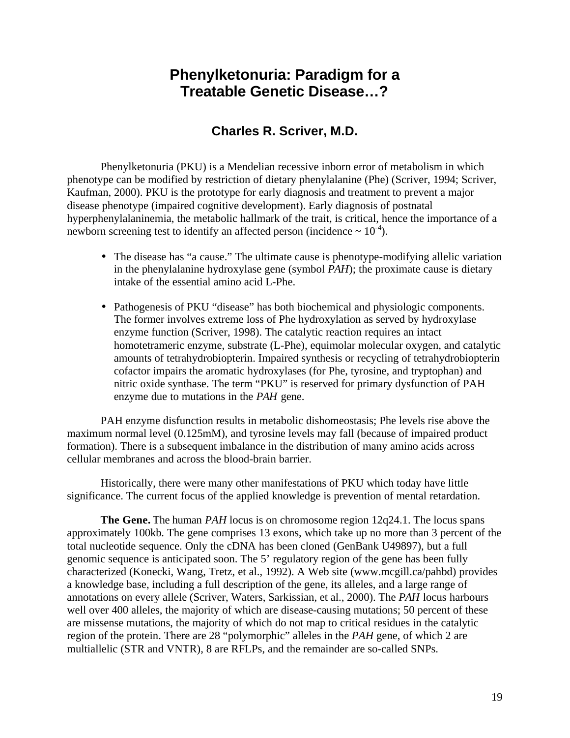# Phenylketonuria: Paradigm for a Treatable Genetic Disease…?

## Charles R. Scriver, M.D.

Phenylketonuria (PKU) is a Mendelian recessive inborn error of metabolism in which phenotype can be modified by restriction of dietary phenylalanine (Phe) (Scriver, 1994; Scriver, Kaufman, 2000). PKU is the prototype for early diagnosis and treatment to prevent a major disease phenotype (impaired cognitive development). Early diagnosis of postnatal hyperphenylalaninemia, the metabolic hallmark of the trait, is critical, hence the importance of a newborn screening test to identify an affected person (incidence ~ $10^{-4}$).

- The disease has "a cause." The ultimate cause is phenotype-modifying allelic variation in the phenylalanine hydroxylase gene (symbol *PAH*); the proximate cause is dietary intake of the essential amino acid L-Phe.
- Pathogenesis of PKU "disease" has both biochemical and physiologic components. The former involves extreme loss of Phe hydroxylation as served by hydroxylase enzyme function (Scriver, 1998). The catalytic reaction requires an intact homotetrameric enzyme, substrate (L-Phe), equimolar molecular oxygen, and catalytic amounts of tetrahydrobiopterin. Impaired synthesis or recycling of tetrahydrobiopterin cofactor impairs the aromatic hydroxylases (for Phe, tyrosine, and tryptophan) and nitric oxide synthase. The term "PKU" is reserved for primary dysfunction of PAH enzyme due to mutations in the *PAH* gene.

PAH enzyme disfunction results in metabolic dishomeostasis; Phe levels rise above the maximum normal level (0.125mM), and tyrosine levels may fall (because of impaired product formation). There is a subsequent imbalance in the distribution of many amino acids across cellular membranes and across the blood-brain barrier.

Historically, there were many other manifestations of PKU which today have little significance. The current focus of the applied knowledge is prevention of mental retardation.

**The Gene.** The human *PAH* locus is on chromosome region 12q24.1. The locus spans approximately 100kb. The gene comprises 13 exons, which take up no more than 3 percent of the total nucleotide sequence. Only the cDNA has been cloned (GenBank U49897), but a full genomic sequence is anticipated soon. The 5' regulatory region of the gene has been fully characterized (Konecki, Wang, Tretz, et al., 1992). A Web site (www.mcgill.ca/pahbd) provides a knowledge base, including a full description of the gene, its alleles, and a large range of annotations on every allele (Scriver, Waters, Sarkissian, et al., 2000). The *PAH* locus harbours well over 400 alleles, the majority of which are disease-causing mutations; 50 percent of these are missense mutations, the majority of which do not map to critical residues in the catalytic region of the protein. There are 28 "polymorphic" alleles in the *PAH* gene, of which 2 are multiallelic (STR and VNTR), 8 are RFLPs, and the remainder are so-called SNPs.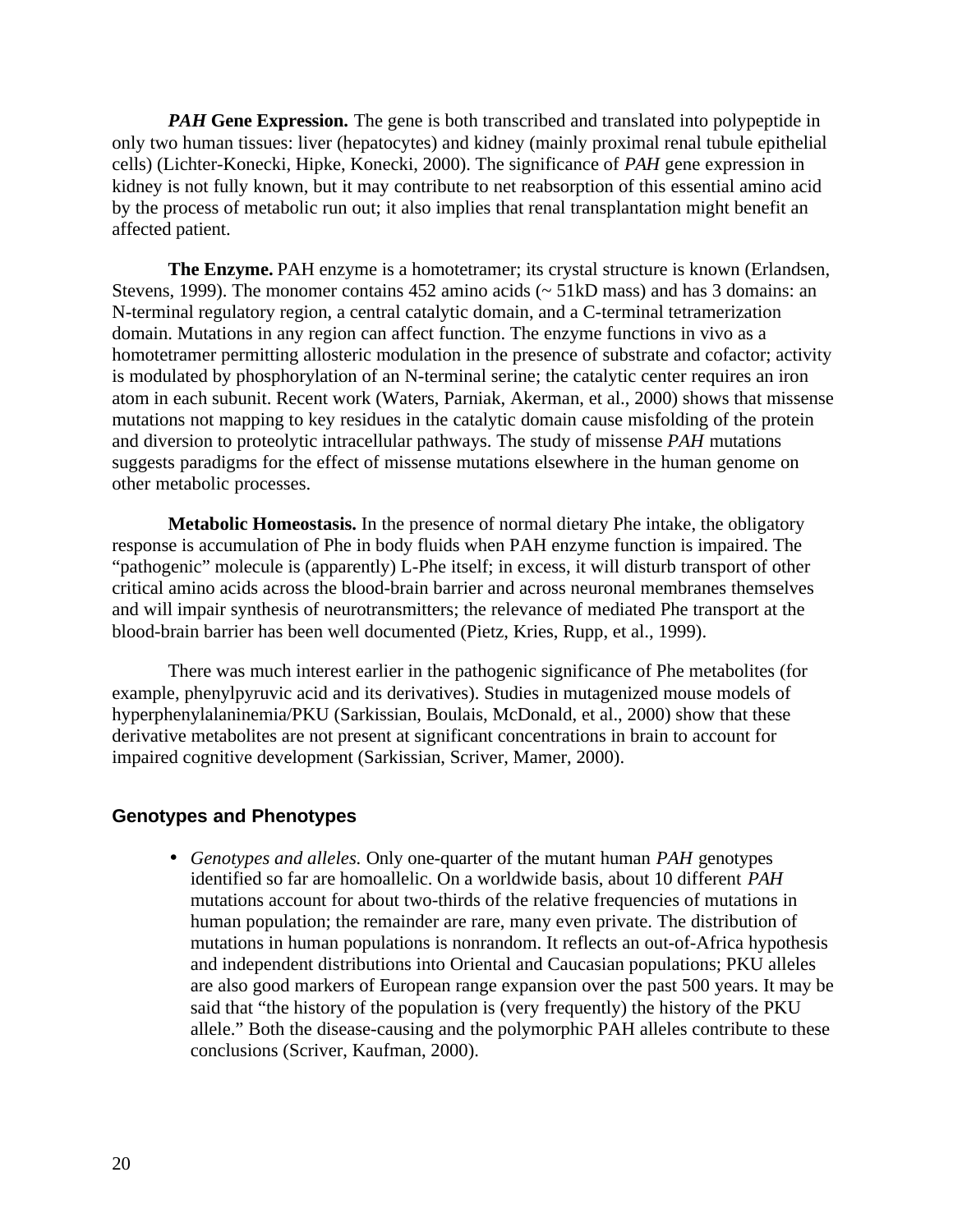***PAH* Gene Expression.** The gene is both transcribed and translated into polypeptide in only two human tissues: liver (hepatocytes) and kidney (mainly proximal renal tubule epithelial cells) (Lichter-Konecki, Hipke, Konecki, 2000). The significance of *PAH* gene expression in kidney is not fully known, but it may contribute to net reabsorption of this essential amino acid by the process of metabolic run out; it also implies that renal transplantation might benefit an affected patient.

**The Enzyme.** PAH enzyme is a homotetramer; its crystal structure is known (Erlandsen, Stevens, 1999). The monomer contains 452 amino acids (~ 51kD mass) and has 3 domains: an N-terminal regulatory region, a central catalytic domain, and a C-terminal tetramerization domain. Mutations in any region can affect function. The enzyme functions in vivo as a homotetramer permitting allosteric modulation in the presence of substrate and cofactor; activity is modulated by phosphorylation of an N-terminal serine; the catalytic center requires an iron atom in each subunit. Recent work (Waters, Parniak, Akerman, et al., 2000) shows that missense mutations not mapping to key residues in the catalytic domain cause misfolding of the protein and diversion to proteolytic intracellular pathways. The study of missense *PAH* mutations suggests paradigms for the effect of missense mutations elsewhere in the human genome on other metabolic processes.

**Metabolic Homeostasis.** In the presence of normal dietary Phe intake, the obligatory response is accumulation of Phe in body fluids when PAH enzyme function is impaired. The "pathogenic" molecule is (apparently) L-Phe itself; in excess, it will disturb transport of other critical amino acids across the blood-brain barrier and across neuronal membranes themselves and will impair synthesis of neurotransmitters; the relevance of mediated Phe transport at the blood-brain barrier has been well documented (Pietz, Kries, Rupp, et al., 1999).

There was much interest earlier in the pathogenic significance of Phe metabolites (for example, phenylpyruvic acid and its derivatives). Studies in mutagenized mouse models of hyperphenylalaninemia/PKU (Sarkissian, Boulais, McDonald, et al., 2000) show that these derivative metabolites are not present at significant concentrations in brain to account for impaired cognitive development (Sarkissian, Scriver, Mamer, 2000).

## Genotypes and Phenotypes

- *Genotypes and alleles.* Only one-quarter of the mutant human *PAH* genotypes identified so far are homoallelic. On a worldwide basis, about 10 different *PAH* mutations account for about two-thirds of the relative frequencies of mutations in human population; the remainder are rare, many even private. The distribution of mutations in human populations is nonrandom. It reflects an out-of-Africa hypothesis and independent distributions into Oriental and Caucasian populations; PKU alleles are also good markers of European range expansion over the past 500 years. It may be said that "the history of the population is (very frequently) the history of the PKU allele." Both the disease-causing and the polymorphic PAH alleles contribute to these conclusions (Scriver, Kaufman, 2000).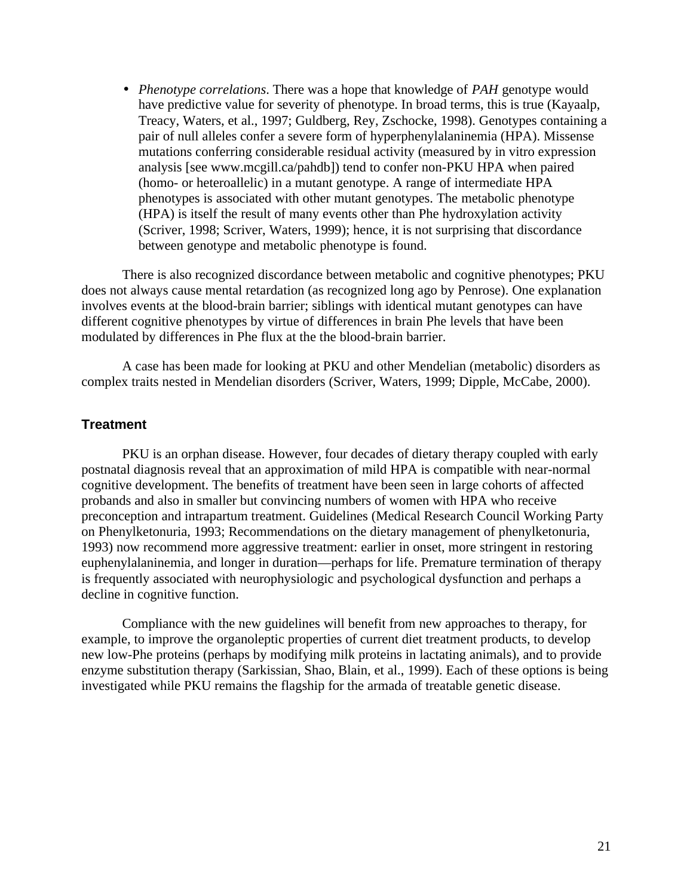- *Phenotype correlations*. There was a hope that knowledge of *PAH* genotype would have predictive value for severity of phenotype. In broad terms, this is true (Kayaalp, Treacy, Waters, et al., 1997; Guldberg, Rey, Zschocke, 1998). Genotypes containing a pair of null alleles confer a severe form of hyperphenylalaninemia (HPA). Missense mutations conferring considerable residual activity (measured by in vitro expression analysis [see www.mcgill.ca/pahdb]) tend to confer non-PKU HPA when paired (homo- or heteroallelic) in a mutant genotype. A range of intermediate HPA phenotypes is associated with other mutant genotypes. The metabolic phenotype (HPA) is itself the result of many events other than Phe hydroxylation activity (Scriver, 1998; Scriver, Waters, 1999); hence, it is not surprising that discordance between genotype and metabolic phenotype is found.

There is also recognized discordance between metabolic and cognitive phenotypes; PKU does not always cause mental retardation (as recognized long ago by Penrose). One explanation involves events at the blood-brain barrier; siblings with identical mutant genotypes can have different cognitive phenotypes by virtue of differences in brain Phe levels that have been modulated by differences in Phe flux at the the blood-brain barrier.

A case has been made for looking at PKU and other Mendelian (metabolic) disorders as complex traits nested in Mendelian disorders (Scriver, Waters, 1999; Dipple, McCabe, 2000).

## Treatment

PKU is an orphan disease. However, four decades of dietary therapy coupled with early postnatal diagnosis reveal that an approximation of mild HPA is compatible with near-normal cognitive development. The benefits of treatment have been seen in large cohorts of affected probands and also in smaller but convincing numbers of women with HPA who receive preconception and intrapartum treatment. Guidelines (Medical Research Council Working Party on Phenylketonuria, 1993; Recommendations on the dietary management of phenylketonuria, 1993) now recommend more aggressive treatment: earlier in onset, more stringent in restoring euphenylalaninemia, and longer in duration—perhaps for life. Premature termination of therapy is frequently associated with neurophysiologic and psychological dysfunction and perhaps a decline in cognitive function.

Compliance with the new guidelines will benefit from new approaches to therapy, for example, to improve the organoleptic properties of current diet treatment products, to develop new low-Phe proteins (perhaps by modifying milk proteins in lactating animals), and to provide enzyme substitution therapy (Sarkissian, Shao, Blain, et al., 1999). Each of these options is being investigated while PKU remains the flagship for the armada of treatable genetic disease.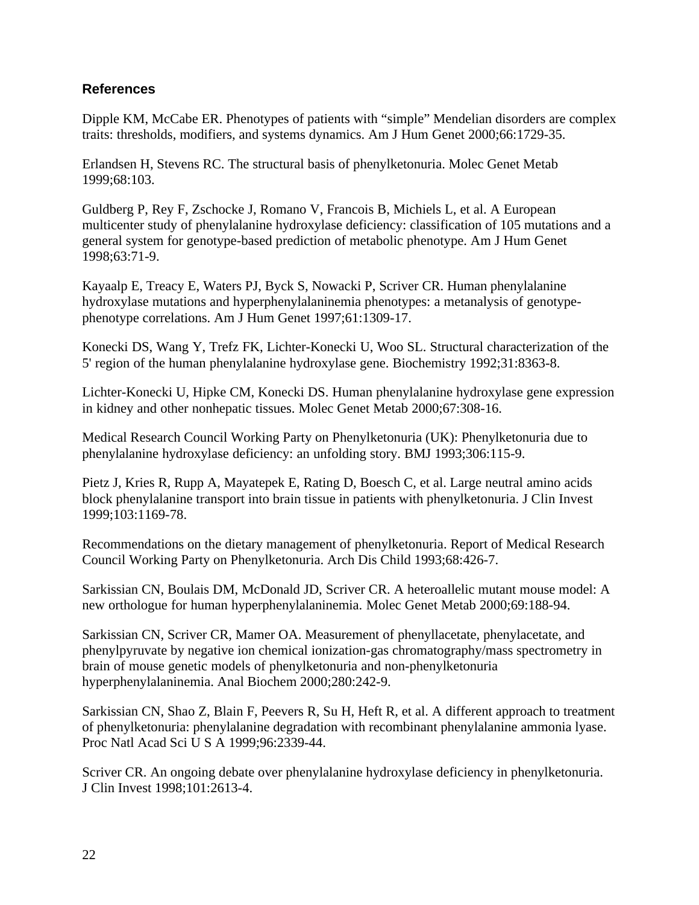## References

Dipple KM, McCabe ER. Phenotypes of patients with "simple" Mendelian disorders are complex traits: thresholds, modifiers, and systems dynamics. Am J Hum Genet 2000;66:1729-35.

Erlandsen H, Stevens RC. The structural basis of phenylketonuria. Molec Genet Metab 1999;68:103.

Guldberg P, Rey F, Zschocke J, Romano V, Francois B, Michiels L, et al. A European multicenter study of phenylalanine hydroxylase deficiency: classification of 105 mutations and a general system for genotype-based prediction of metabolic phenotype. Am J Hum Genet 1998;63:71-9.

Kayaalp E, Treacy E, Waters PJ, Byck S, Nowacki P, Scriver CR. Human phenylalanine hydroxylase mutations and hyperphenylalaninemia phenotypes: a metanalysis of genotype-phenotype correlations. Am J Hum Genet 1997;61:1309-17.

Konecki DS, Wang Y, Trefz FK, Lichter-Konecki U, Woo SL. Structural characterization of the 5' region of the human phenylalanine hydroxylase gene. Biochemistry 1992;31:8363-8.

Lichter-Konecki U, Hipke CM, Konecki DS. Human phenylalanine hydroxylase gene expression in kidney and other nonhepatic tissues. Molec Genet Metab 2000;67:308-16.

Medical Research Council Working Party on Phenylketonuria (UK): Phenylketonuria due to phenylalanine hydroxylase deficiency: an unfolding story. BMJ 1993;306:115-9.

Pietz J, Kries R, Rupp A, Mayatepek E, Rating D, Boesch C, et al. Large neutral amino acids block phenylalanine transport into brain tissue in patients with phenylketonuria. J Clin Invest 1999;103:1169-78.

Recommendations on the dietary management of phenylketonuria. Report of Medical Research Council Working Party on Phenylketonuria. Arch Dis Child 1993;68:426-7.

Sarkissian CN, Boulais DM, McDonald JD, Scriver CR. A heteroallelic mutant mouse model: A new orthologue for human hyperphenylalaninemia. Molec Genet Metab 2000;69:188-94.

Sarkissian CN, Scriver CR, Mamer OA. Measurement of phenyllacetate, phenylacetate, and phenylpyruvate by negative ion chemical ionization-gas chromatography/mass spectrometry in brain of mouse genetic models of phenylketonuria and non-phenylketonuria hyperphenylalaninemia. Anal Biochem 2000;280:242-9.

Sarkissian CN, Shao Z, Blain F, Peevers R, Su H, Heft R, et al. A different approach to treatment of phenylketonuria: phenylalanine degradation with recombinant phenylalanine ammonia lyase. Proc Natl Acad Sci U S A 1999;96:2339-44.

Scriver CR. An ongoing debate over phenylalanine hydroxylase deficiency in phenylketonuria. J Clin Invest 1998;101:2613-4.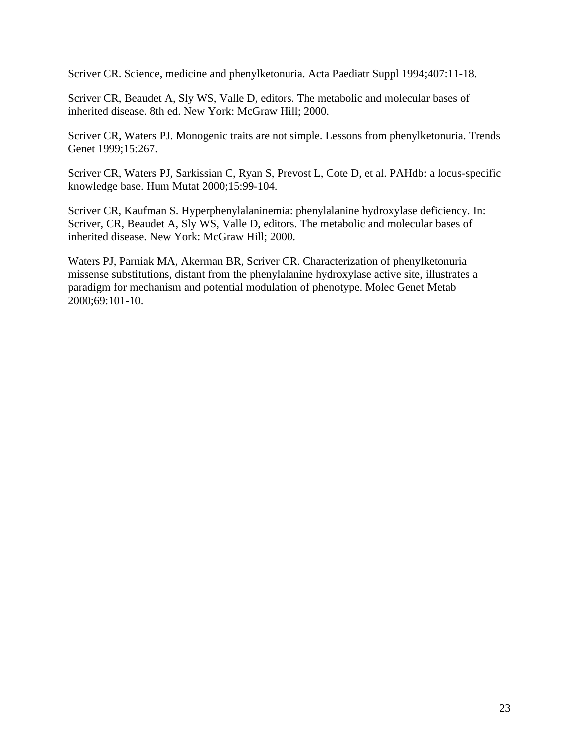Scriver CR. Science, medicine and phenylketonuria. Acta Paediatr Suppl 1994;407:11-18.

Scriver CR, Beaudet A, Sly WS, Valle D, editors. The metabolic and molecular bases of inherited disease. 8th ed. New York: McGraw Hill; 2000.

Scriver CR, Waters PJ. Monogenic traits are not simple. Lessons from phenylketonuria. Trends Genet 1999;15:267.

Scriver CR, Waters PJ, Sarkissian C, Ryan S, Prevost L, Cote D, et al. PAHdb: a locus-specific knowledge base. Hum Mutat 2000;15:99-104.

Scriver CR, Kaufman S. Hyperphenylalaninemia: phenylalanine hydroxylase deficiency. In: Scriver, CR, Beaudet A, Sly WS, Valle D, editors. The metabolic and molecular bases of inherited disease. New York: McGraw Hill; 2000.

Waters PJ, Parniak MA, Akerman BR, Scriver CR. Characterization of phenylketonuria missense substitutions, distant from the phenylalanine hydroxylase active site, illustrates a paradigm for mechanism and potential modulation of phenotype. Molec Genet Metab 2000;69:101-10.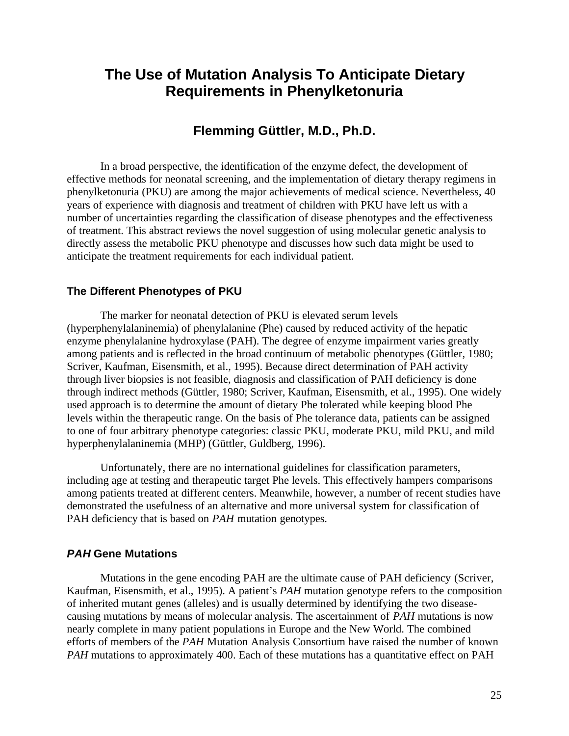# The Use of Mutation Analysis To Anticipate Dietary Requirements in Phenylketonuria

## Flemming Güttler, M.D., Ph.D.

In a broad perspective, the identification of the enzyme defect, the development of effective methods for neonatal screening, and the implementation of dietary therapy regimens in phenylketonuria (PKU) are among the major achievements of medical science. Nevertheless, 40 years of experience with diagnosis and treatment of children with PKU have left us with a number of uncertainties regarding the classification of disease phenotypes and the effectiveness of treatment. This abstract reviews the novel suggestion of using molecular genetic analysis to directly assess the metabolic PKU phenotype and discusses how such data might be used to anticipate the treatment requirements for each individual patient.

### The Different Phenotypes of PKU

The marker for neonatal detection of PKU is elevated serum levels (hyperphenylalaninemia) of phenylalanine (Phe) caused by reduced activity of the hepatic enzyme phenylalanine hydroxylase (PAH). The degree of enzyme impairment varies greatly among patients and is reflected in the broad continuum of metabolic phenotypes (Güttler, 1980; Scriver, Kaufman, Eisensmith, et al., 1995). Because direct determination of PAH activity through liver biopsies is not feasible, diagnosis and classification of PAH deficiency is done through indirect methods (Güttler, 1980; Scriver, Kaufman, Eisensmith, et al., 1995). One widely used approach is to determine the amount of dietary Phe tolerated while keeping blood Phe levels within the therapeutic range. On the basis of Phe tolerance data, patients can be assigned to one of four arbitrary phenotype categories: classic PKU, moderate PKU, mild PKU, and mild hyperphenylalaninemia (MHP) (Güttler, Guldberg, 1996).

Unfortunately, there are no international guidelines for classification parameters, including age at testing and therapeutic target Phe levels. This effectively hampers comparisons among patients treated at different centers. Meanwhile, however, a number of recent studies have demonstrated the usefulness of an alternative and more universal system for classification of PAH deficiency that is based on *PAH* mutation genotypes.

### *PAH* Gene Mutations

Mutations in the gene encoding PAH are the ultimate cause of PAH deficiency (Scriver, Kaufman, Eisensmith, et al., 1995). A patient's *PAH* mutation genotype refers to the composition of inherited mutant genes (alleles) and is usually determined by identifying the two disease-causing mutations by means of molecular analysis. The ascertainment of *PAH* mutations is now nearly complete in many patient populations in Europe and the New World. The combined efforts of members of the *PAH* Mutation Analysis Consortium have raised the number of known *PAH* mutations to approximately 400. Each of these mutations has a quantitative effect on PAH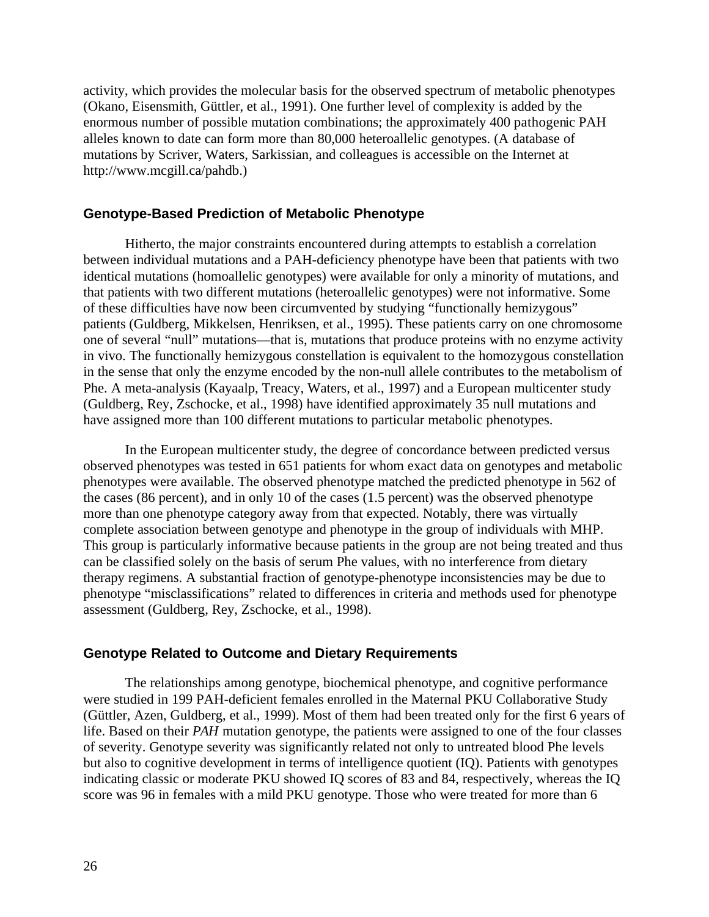activity, which provides the molecular basis for the observed spectrum of metabolic phenotypes (Okano, Eisensmith, Güttler, et al., 1991). One further level of complexity is added by the enormous number of possible mutation combinations; the approximately 400 pathogenic PAH alleles known to date can form more than 80,000 heteroallelic genotypes. (A database of mutations by Scriver, Waters, Sarkissian, and colleagues is accessible on the Internet at http://www.mcgill.ca/pahdb.)

### Genotype-Based Prediction of Metabolic Phenotype

Hitherto, the major constraints encountered during attempts to establish a correlation between individual mutations and a PAH-deficiency phenotype have been that patients with two identical mutations (homoallelic genotypes) were available for only a minority of mutations, and that patients with two different mutations (heteroallelic genotypes) were not informative. Some of these difficulties have now been circumvented by studying "functionally hemizygous" patients (Guldberg, Mikkelsen, Henriksen, et al., 1995). These patients carry on one chromosome one of several "null" mutations—that is, mutations that produce proteins with no enzyme activity in vivo. The functionally hemizygous constellation is equivalent to the homozygous constellation in the sense that only the enzyme encoded by the non-null allele contributes to the metabolism of Phe. A meta-analysis (Kayaalp, Treacy, Waters, et al., 1997) and a European multicenter study (Guldberg, Rey, Zschocke, et al., 1998) have identified approximately 35 null mutations and have assigned more than 100 different mutations to particular metabolic phenotypes.

In the European multicenter study, the degree of concordance between predicted versus observed phenotypes was tested in 651 patients for whom exact data on genotypes and metabolic phenotypes were available. The observed phenotype matched the predicted phenotype in 562 of the cases (86 percent), and in only 10 of the cases (1.5 percent) was the observed phenotype more than one phenotype category away from that expected. Notably, there was virtually complete association between genotype and phenotype in the group of individuals with MHP. This group is particularly informative because patients in the group are not being treated and thus can be classified solely on the basis of serum Phe values, with no interference from dietary therapy regimens. A substantial fraction of genotype-phenotype inconsistencies may be due to phenotype "misclassifications" related to differences in criteria and methods used for phenotype assessment (Guldberg, Rey, Zschocke, et al., 1998).

### Genotype Related to Outcome and Dietary Requirements

The relationships among genotype, biochemical phenotype, and cognitive performance were studied in 199 PAH-deficient females enrolled in the Maternal PKU Collaborative Study (Güttler, Azen, Guldberg, et al., 1999). Most of them had been treated only for the first 6 years of life. Based on their *PAH* mutation genotype, the patients were assigned to one of the four classes of severity. Genotype severity was significantly related not only to untreated blood Phe levels but also to cognitive development in terms of intelligence quotient (IQ). Patients with genotypes indicating classic or moderate PKU showed IQ scores of 83 and 84, respectively, whereas the IQ score was 96 in females with a mild PKU genotype. Those who were treated for more than 6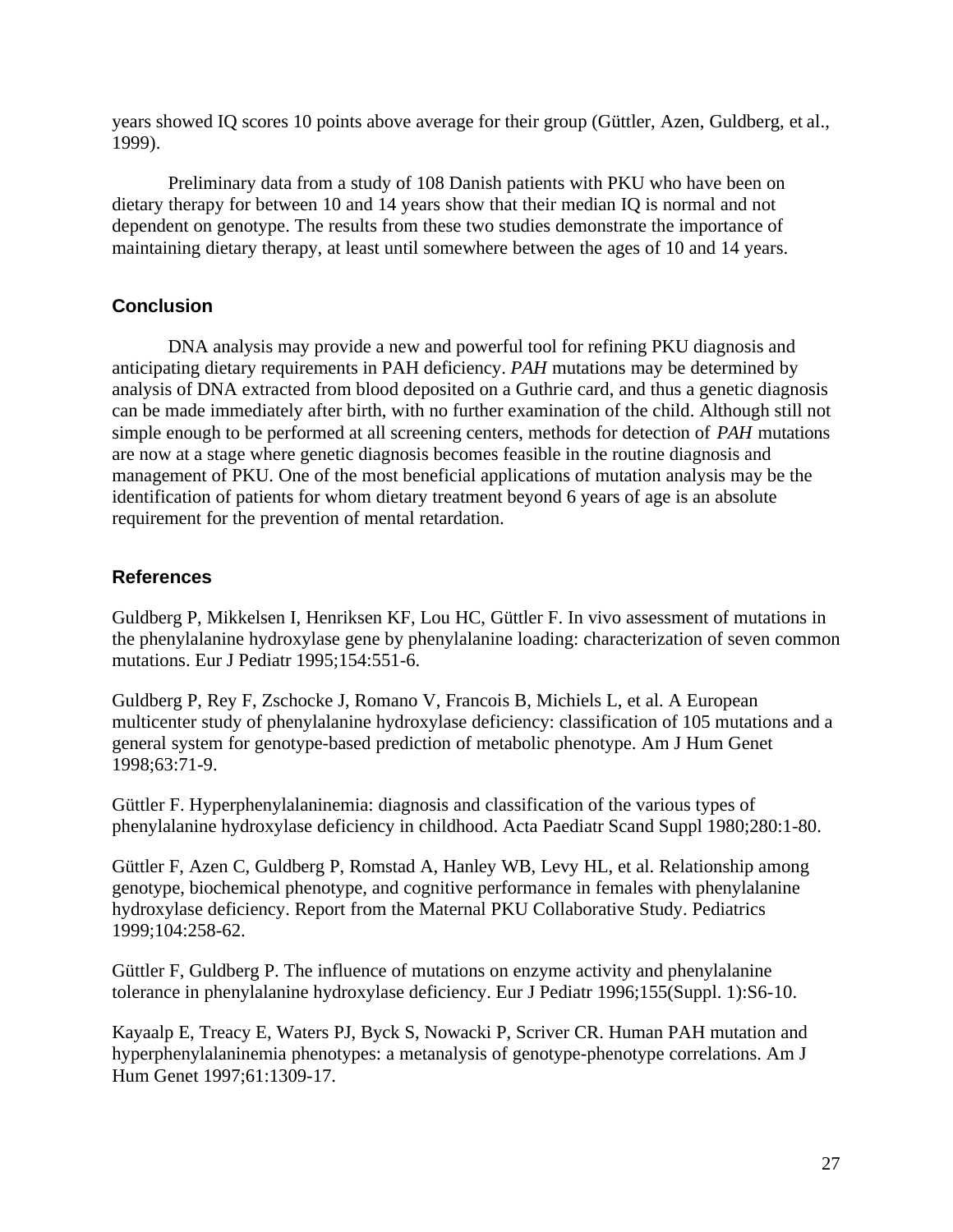years showed IQ scores 10 points above average for their group (Güttler, Azen, Guldberg, et al., 1999).

Preliminary data from a study of 108 Danish patients with PKU who have been on dietary therapy for between 10 and 14 years show that their median IQ is normal and not dependent on genotype. The results from these two studies demonstrate the importance of maintaining dietary therapy, at least until somewhere between the ages of 10 and 14 years.

## Conclusion

DNA analysis may provide a new and powerful tool for refining PKU diagnosis and anticipating dietary requirements in PAH deficiency. *PAH* mutations may be determined by analysis of DNA extracted from blood deposited on a Guthrie card, and thus a genetic diagnosis can be made immediately after birth, with no further examination of the child. Although still not simple enough to be performed at all screening centers, methods for detection of *PAH* mutations are now at a stage where genetic diagnosis becomes feasible in the routine diagnosis and management of PKU. One of the most beneficial applications of mutation analysis may be the identification of patients for whom dietary treatment beyond 6 years of age is an absolute requirement for the prevention of mental retardation.

## References

Guldberg P, Mikkelsen I, Henriksen KF, Lou HC, Güttler F. In vivo assessment of mutations in the phenylalanine hydroxylase gene by phenylalanine loading: characterization of seven common mutations. Eur J Pediatr 1995;154:551-6.

Guldberg P, Rey F, Zschocke J, Romano V, Francois B, Michiels L, et al. A European multicenter study of phenylalanine hydroxylase deficiency: classification of 105 mutations and a general system for genotype-based prediction of metabolic phenotype. Am J Hum Genet 1998;63:71-9.

Güttler F. Hyperphenylalaninemia: diagnosis and classification of the various types of phenylalanine hydroxylase deficiency in childhood. Acta Paediatr Scand Suppl 1980;280:1-80.

Güttler F, Azen C, Guldberg P, Romstad A, Hanley WB, Levy HL, et al. Relationship among genotype, biochemical phenotype, and cognitive performance in females with phenylalanine hydroxylase deficiency. Report from the Maternal PKU Collaborative Study. Pediatrics 1999;104:258-62.

Güttler F, Guldberg P. The influence of mutations on enzyme activity and phenylalanine tolerance in phenylalanine hydroxylase deficiency. Eur J Pediatr 1996;155(Suppl. 1):S6-10.

Kayaalp E, Treacy E, Waters PJ, Byck S, Nowacki P, Scriver CR. Human PAH mutation and hyperphenylalaninemia phenotypes: a metanalysis of genotype-phenotype correlations. Am J Hum Genet 1997;61:1309-17.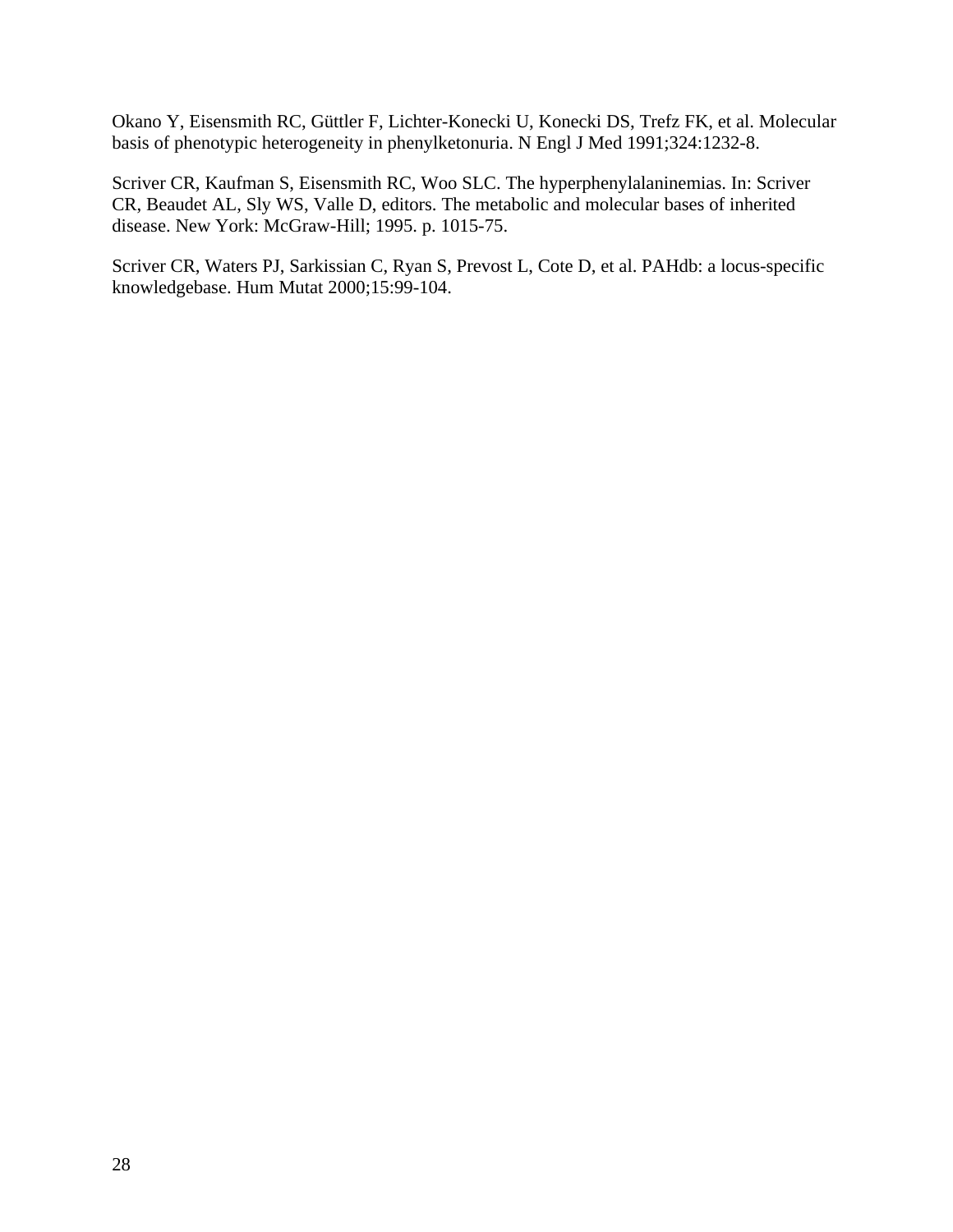Okano Y, Eisensmith RC, Güttler F, Lichter-Konecki U, Konecki DS, Trefz FK, et al. Molecular basis of phenotypic heterogeneity in phenylketonuria. N Engl J Med 1991;324:1232-8.

Scriver CR, Kaufman S, Eisensmith RC, Woo SLC. The hyperphenylalaninemias. In: Scriver CR, Beaudet AL, Sly WS, Valle D, editors. The metabolic and molecular bases of inherited disease. New York: McGraw-Hill; 1995. p. 1015-75.

Scriver CR, Waters PJ, Sarkissian C, Ryan S, Prevost L, Cote D, et al. PAHdb: a locus-specific knowledgebase. Hum Mutat 2000;15:99-104.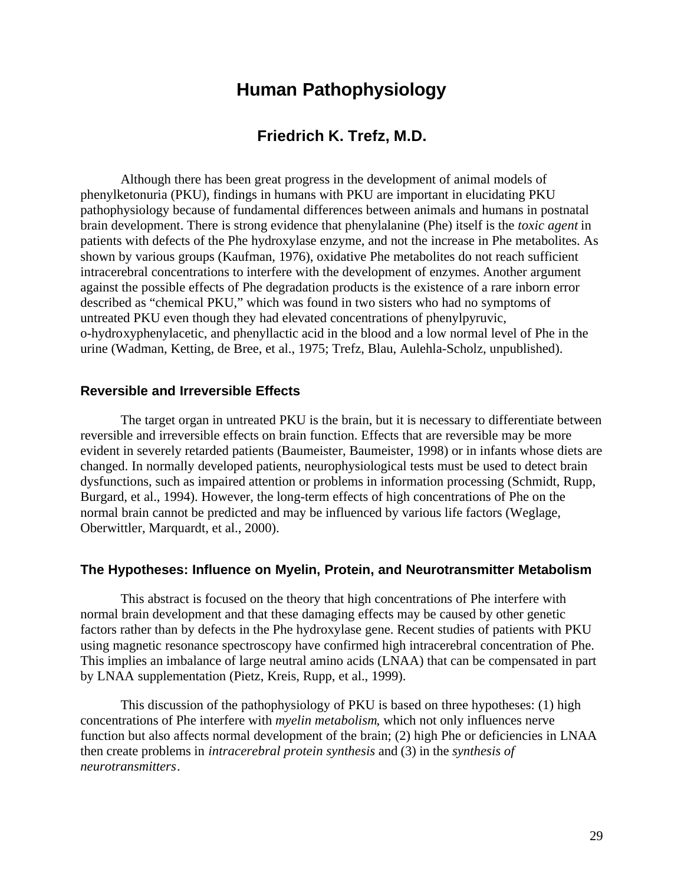# Human Pathophysiology

## Friedrich K. Trefz, M.D.

Although there has been great progress in the development of animal models of phenylketonuria (PKU), findings in humans with PKU are important in elucidating PKU pathophysiology because of fundamental differences between animals and humans in postnatal brain development. There is strong evidence that phenylalanine (Phe) itself is the *toxic agent* in patients with defects of the Phe hydroxylase enzyme, and not the increase in Phe metabolites. As shown by various groups (Kaufman, 1976), oxidative Phe metabolites do not reach sufficient intracerebral concentrations to interfere with the development of enzymes. Another argument against the possible effects of Phe degradation products is the existence of a rare inborn error described as "chemical PKU," which was found in two sisters who had no symptoms of untreated PKU even though they had elevated concentrations of phenylpyruvic, o-hydroxyphenylacetic, and phenyllactic acid in the blood and a low normal level of Phe in the urine (Wadman, Ketting, de Bree, et al., 1975; Trefz, Blau, Aulehla-Scholz, unpublished).

### Reversible and Irreversible Effects

The target organ in untreated PKU is the brain, but it is necessary to differentiate between reversible and irreversible effects on brain function. Effects that are reversible may be more evident in severely retarded patients (Baumeister, Baumeister, 1998) or in infants whose diets are changed. In normally developed patients, neurophysiological tests must be used to detect brain dysfunctions, such as impaired attention or problems in information processing (Schmidt, Rupp, Burgard, et al., 1994). However, the long-term effects of high concentrations of Phe on the normal brain cannot be predicted and may be influenced by various life factors (Weglage, Oberwittler, Marquardt, et al., 2000).

### The Hypotheses: Influence on Myelin, Protein, and Neurotransmitter Metabolism

This abstract is focused on the theory that high concentrations of Phe interfere with normal brain development and that these damaging effects may be caused by other genetic factors rather than by defects in the Phe hydroxylase gene. Recent studies of patients with PKU using magnetic resonance spectroscopy have confirmed high intracerebral concentration of Phe. This implies an imbalance of large neutral amino acids (LNAA) that can be compensated in part by LNAA supplementation (Pietz, Kreis, Rupp, et al., 1999).

This discussion of the pathophysiology of PKU is based on three hypotheses: (1) high concentrations of Phe interfere with *myelin metabolism*, which not only influences nerve function but also affects normal development of the brain; (2) high Phe or deficiencies in LNAA then create problems in *intracerebral protein synthesis* and (3) in the *synthesis of neurotransmitters*.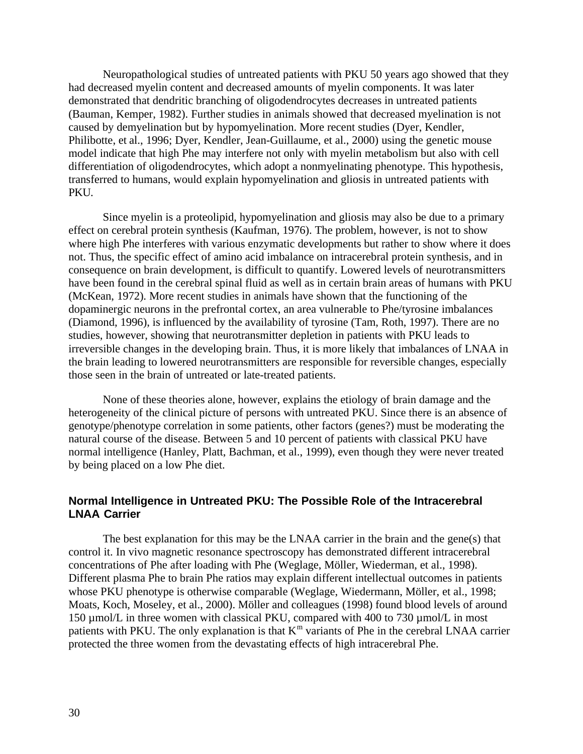Neuropathological studies of untreated patients with PKU 50 years ago showed that they had decreased myelin content and decreased amounts of myelin components. It was later demonstrated that dendritic branching of oligodendrocytes decreases in untreated patients (Bauman, Kemper, 1982). Further studies in animals showed that decreased myelination is not caused by demyelination but by hypomyelination. More recent studies (Dyer, Kendler, Philibotte, et al., 1996; Dyer, Kendler, Jean-Guillaume, et al., 2000) using the genetic mouse model indicate that high Phe may interfere not only with myelin metabolism but also with cell differentiation of oligodendrocytes, which adopt a nonmyelinating phenotype. This hypothesis, transferred to humans, would explain hypomyelination and gliosis in untreated patients with PKU.

Since myelin is a proteolipid, hypomyelination and gliosis may also be due to a primary effect on cerebral protein synthesis (Kaufman, 1976). The problem, however, is not to show where high Phe interferes with various enzymatic developments but rather to show where it does not. Thus, the specific effect of amino acid imbalance on intracerebral protein synthesis, and in consequence on brain development, is difficult to quantify. Lowered levels of neurotransmitters have been found in the cerebral spinal fluid as well as in certain brain areas of humans with PKU (McKean, 1972). More recent studies in animals have shown that the functioning of the dopaminergic neurons in the prefrontal cortex, an area vulnerable to Phe/tyrosine imbalances (Diamond, 1996), is influenced by the availability of tyrosine (Tam, Roth, 1997). There are no studies, however, showing that neurotransmitter depletion in patients with PKU leads to irreversible changes in the developing brain. Thus, it is more likely that imbalances of LNAA in the brain leading to lowered neurotransmitters are responsible for reversible changes, especially those seen in the brain of untreated or late-treated patients.

None of these theories alone, however, explains the etiology of brain damage and the heterogeneity of the clinical picture of persons with untreated PKU. Since there is an absence of genotype/phenotype correlation in some patients, other factors (genes?) must be moderating the natural course of the disease. Between 5 and 10 percent of patients with classical PKU have normal intelligence (Hanley, Platt, Bachman, et al., 1999), even though they were never treated by being placed on a low Phe diet.

## Normal Intelligence in Untreated PKU: The Possible Role of the Intracerebral LNAA Carrier

The best explanation for this may be the LNAA carrier in the brain and the gene(s) that control it. In vivo magnetic resonance spectroscopy has demonstrated different intracerebral concentrations of Phe after loading with Phe (Weglage, Möller, Wiederman, et al., 1998). Different plasma Phe to brain Phe ratios may explain different intellectual outcomes in patients whose PKU phenotype is otherwise comparable (Weglage, Wiedermann, Möller, et al., 1998; Moats, Koch, Moseley, et al., 2000). Möller and colleagues (1998) found blood levels of around 150 µmol/L in three women with classical PKU, compared with 400 to 730 µmol/L in most patients with PKU. The only explanation is that $K^m$ variants of Phe in the cerebral LNAA carrier protected the three women from the devastating effects of high intracerebral Phe.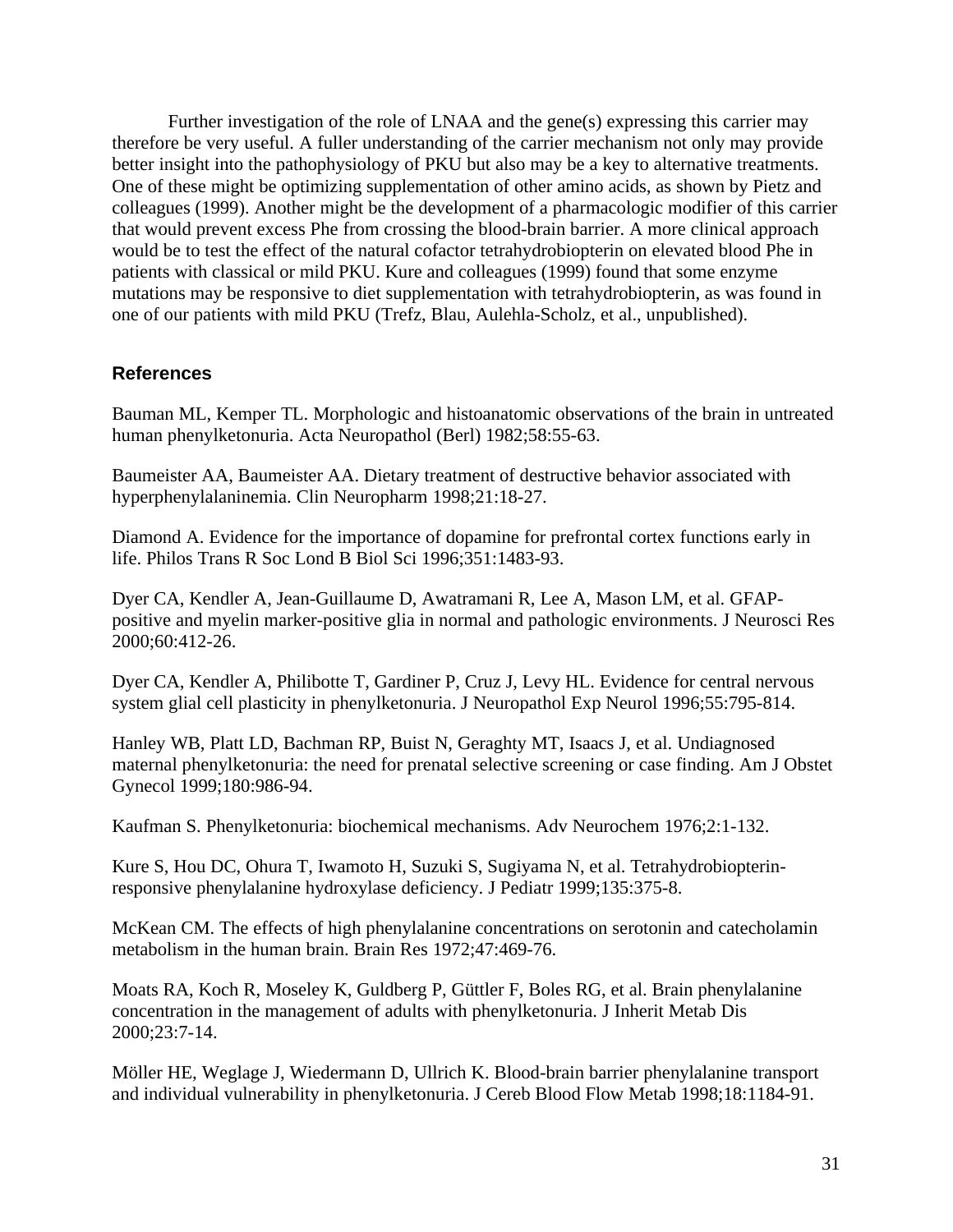Further investigation of the role of LNAA and the gene(s) expressing this carrier may therefore be very useful. A fuller understanding of the carrier mechanism not only may provide better insight into the pathophysiology of PKU but also may be a key to alternative treatments. One of these might be optimizing supplementation of other amino acids, as shown by Pietz and colleagues (1999). Another might be the development of a pharmacologic modifier of this carrier that would prevent excess Phe from crossing the blood-brain barrier. A more clinical approach would be to test the effect of the natural cofactor tetrahydrobiopterin on elevated blood Phe in patients with classical or mild PKU. Kure and colleagues (1999) found that some enzyme mutations may be responsive to diet supplementation with tetrahydrobiopterin, as was found in one of our patients with mild PKU (Trefz, Blau, Aulehla-Scholz, et al., unpublished).

## References

Bauman ML, Kemper TL. Morphologic and histoanatomic observations of the brain in untreated human phenylketonuria. Acta Neuropathol (Berl) 1982;58:55-63.

Baumeister AA, Baumeister AA. Dietary treatment of destructive behavior associated with hyperphenylalaninemia. Clin Neuropharm 1998;21:18-27.

Diamond A. Evidence for the importance of dopamine for prefrontal cortex functions early in life. Philos Trans R Soc Lond B Biol Sci 1996;351:1483-93.

Dyer CA, Kendler A, Jean-Guillaume D, Awatramani R, Lee A, Mason LM, et al. GFAP-positive and myelin marker-positive glia in normal and pathologic environments. J Neurosci Res 2000;60:412-26.

Dyer CA, Kendler A, Philibotte T, Gardiner P, Cruz J, Levy HL. Evidence for central nervous system glial cell plasticity in phenylketonuria. J Neuropathol Exp Neurol 1996;55:795-814.

Hanley WB, Platt LD, Bachman RP, Buist N, Geraghty MT, Isaacs J, et al. Undiagnosed maternal phenylketonuria: the need for prenatal selective screening or case finding. Am J Obstet Gynecol 1999;180:986-94.

Kaufman S. Phenylketonuria: biochemical mechanisms. Adv Neurochem 1976;2:1-132.

Kure S, Hou DC, Ohura T, Iwamoto H, Suzuki S, Sugiyama N, et al. Tetrahydrobiopterin-responsive phenylalanine hydroxylase deficiency. J Pediatr 1999;135:375-8.

McKean CM. The effects of high phenylalanine concentrations on serotonin and catecholamin metabolism in the human brain. Brain Res 1972;47:469-76.

Moats RA, Koch R, Moseley K, Guldberg P, Güttler F, Boles RG, et al. Brain phenylalanine concentration in the management of adults with phenylketonuria. J Inherit Metab Dis 2000;23:7-14.

Möller HE, Weglage J, Wiedermann D, Ullrich K. Blood-brain barrier phenylalanine transport and individual vulnerability in phenylketonuria. J Cereb Blood Flow Metab 1998;18:1184-91.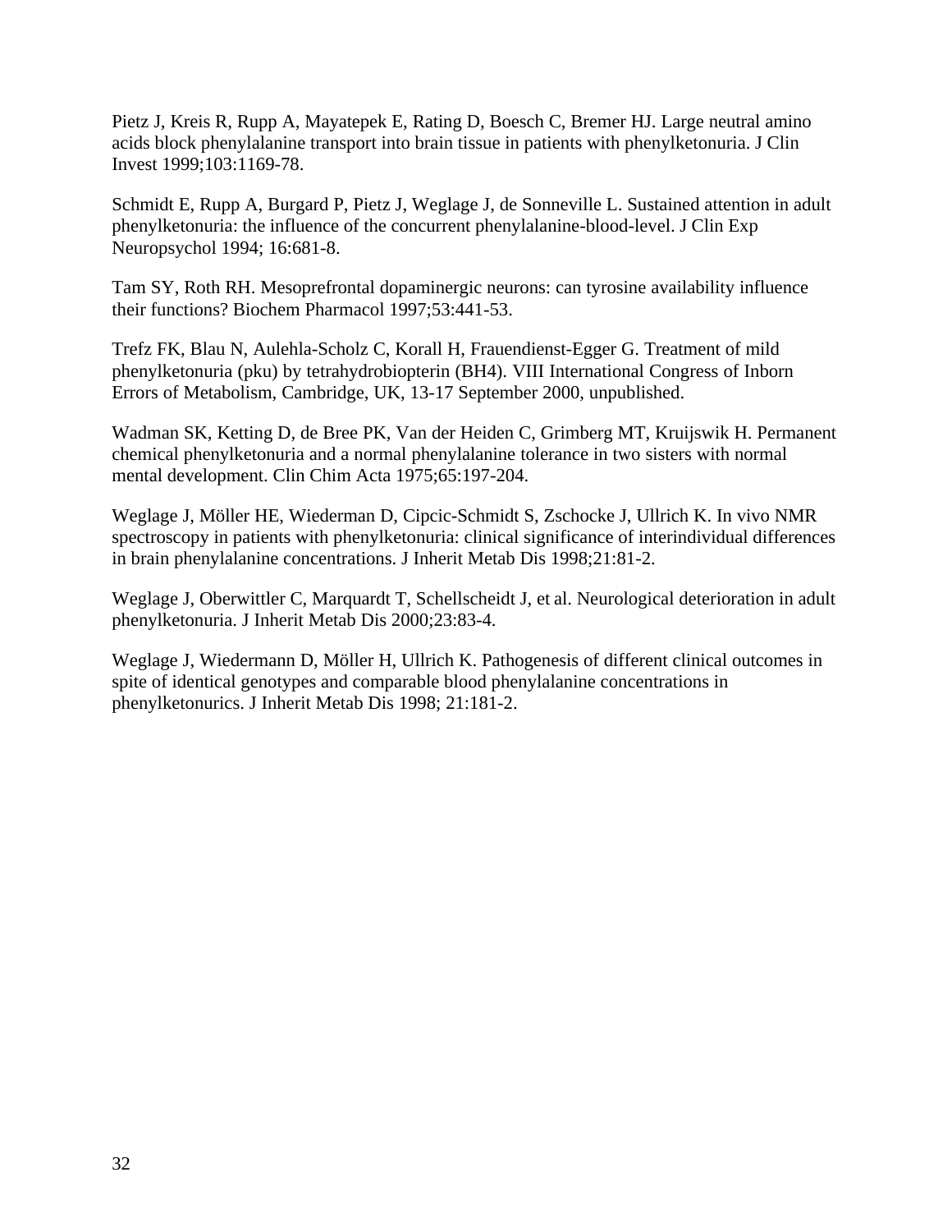Pietz J, Kreis R, Rupp A, Mayatepek E, Rating D, Boesch C, Bremer HJ. Large neutral amino acids block phenylalanine transport into brain tissue in patients with phenylketonuria. J Clin Invest 1999;103:1169-78.

Schmidt E, Rupp A, Burgard P, Pietz J, Weglage J, de Sonneville L. Sustained attention in adult phenylketonuria: the influence of the concurrent phenylalanine-blood-level. J Clin Exp Neuropsychol 1994; 16:681-8.

Tam SY, Roth RH. Mesoprefrontal dopaminergic neurons: can tyrosine availability influence their functions? Biochem Pharmacol 1997;53:441-53.

Trefz FK, Blau N, Aulehla-Scholz C, Korall H, Frauendienst-Egger G. Treatment of mild phenylketonuria (pku) by tetrahydrobiopterin (BH4). VIII International Congress of Inborn Errors of Metabolism, Cambridge, UK, 13-17 September 2000, unpublished.

Wadman SK, Ketting D, de Bree PK, Van der Heiden C, Grimberg MT, Kruijswik H. Permanent chemical phenylketonuria and a normal phenylalanine tolerance in two sisters with normal mental development. Clin Chim Acta 1975;65:197-204.

Weglage J, Möller HE, Wiederman D, Cipcic-Schmidt S, Zschocke J, Ullrich K. In vivo NMR spectroscopy in patients with phenylketonuria: clinical significance of interindividual differences in brain phenylalanine concentrations. J Inherit Metab Dis 1998;21:81-2.

Weglage J, Oberwittler C, Marquardt T, Schellscheidt J, et al. Neurological deterioration in adult phenylketonuria. J Inherit Metab Dis 2000;23:83-4.

Weglage J, Wiedermann D, Möller H, Ullrich K. Pathogenesis of different clinical outcomes in spite of identical genotypes and comparable blood phenylalanine concentrations in phenylketonurics. J Inherit Metab Dis 1998; 21:181-2.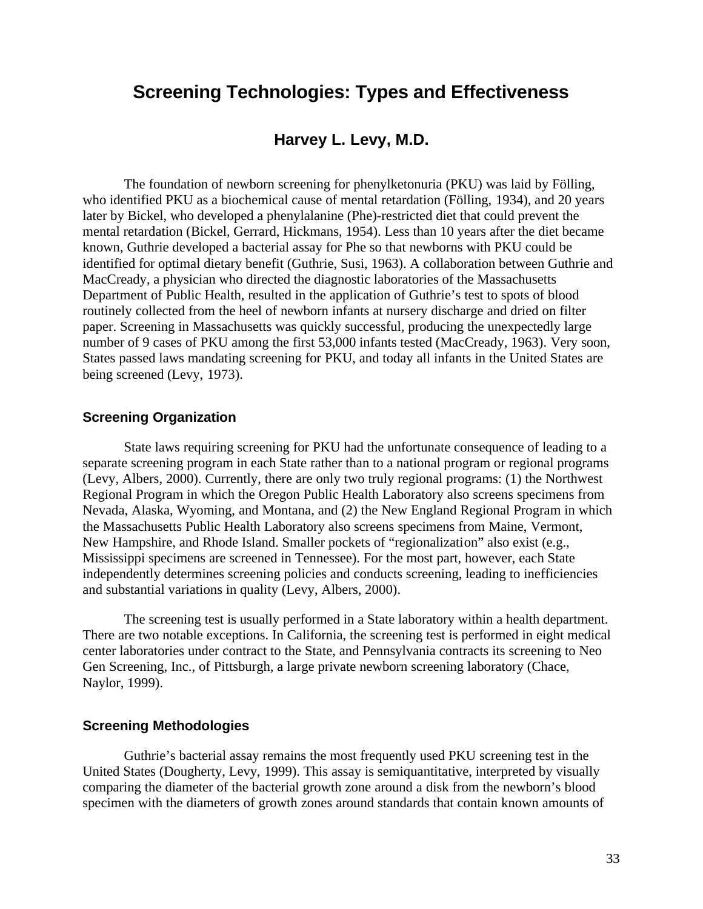# Screening Technologies: Types and Effectiveness

## Harvey L. Levy, M.D.

The foundation of newborn screening for phenylketonuria (PKU) was laid by Fölling, who identified PKU as a biochemical cause of mental retardation (Fölling, 1934), and 20 years later by Bickel, who developed a phenylalanine (Phe)-restricted diet that could prevent the mental retardation (Bickel, Gerrard, Hickmans, 1954). Less than 10 years after the diet became known, Guthrie developed a bacterial assay for Phe so that newborns with PKU could be identified for optimal dietary benefit (Guthrie, Susi, 1963). A collaboration between Guthrie and MacCready, a physician who directed the diagnostic laboratories of the Massachusetts Department of Public Health, resulted in the application of Guthrie's test to spots of blood routinely collected from the heel of newborn infants at nursery discharge and dried on filter paper. Screening in Massachusetts was quickly successful, producing the unexpectedly large number of 9 cases of PKU among the first 53,000 infants tested (MacCready, 1963). Very soon, States passed laws mandating screening for PKU, and today all infants in the United States are being screened (Levy, 1973).

### Screening Organization

State laws requiring screening for PKU had the unfortunate consequence of leading to a separate screening program in each State rather than to a national program or regional programs (Levy, Albers, 2000). Currently, there are only two truly regional programs: (1) the Northwest Regional Program in which the Oregon Public Health Laboratory also screens specimens from Nevada, Alaska, Wyoming, and Montana, and (2) the New England Regional Program in which the Massachusetts Public Health Laboratory also screens specimens from Maine, Vermont, New Hampshire, and Rhode Island. Smaller pockets of "regionalization" also exist (e.g., Mississippi specimens are screened in Tennessee). For the most part, however, each State independently determines screening policies and conducts screening, leading to inefficiencies and substantial variations in quality (Levy, Albers, 2000).

The screening test is usually performed in a State laboratory within a health department. There are two notable exceptions. In California, the screening test is performed in eight medical center laboratories under contract to the State, and Pennsylvania contracts its screening to Neo Gen Screening, Inc., of Pittsburgh, a large private newborn screening laboratory (Chace, Naylor, 1999).

### Screening Methodologies

Guthrie's bacterial assay remains the most frequently used PKU screening test in the United States (Dougherty, Levy, 1999). This assay is semiquantitative, interpreted by visually comparing the diameter of the bacterial growth zone around a disk from the newborn's blood specimen with the diameters of growth zones around standards that contain known amounts of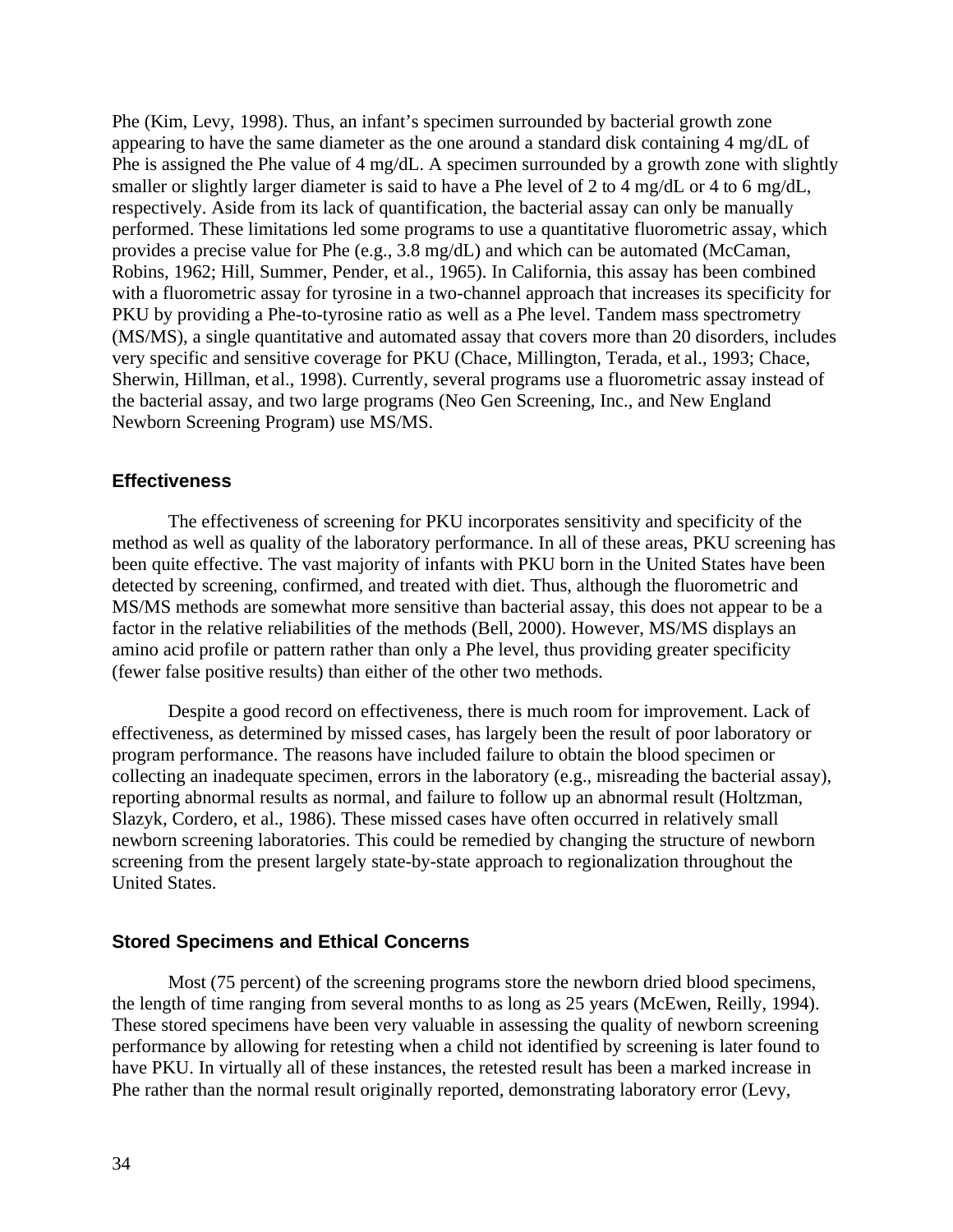Phe (Kim, Levy, 1998). Thus, an infant's specimen surrounded by bacterial growth zone appearing to have the same diameter as the one around a standard disk containing 4 mg/dL of Phe is assigned the Phe value of 4 mg/dL. A specimen surrounded by a growth zone with slightly smaller or slightly larger diameter is said to have a Phe level of 2 to 4 mg/dL or 4 to 6 mg/dL, respectively. Aside from its lack of quantification, the bacterial assay can only be manually performed. These limitations led some programs to use a quantitative fluorometric assay, which provides a precise value for Phe (e.g., 3.8 mg/dL) and which can be automated (McCaman, Robins, 1962; Hill, Summer, Pender, et al., 1965). In California, this assay has been combined with a fluorometric assay for tyrosine in a two-channel approach that increases its specificity for PKU by providing a Phe-to-tyrosine ratio as well as a Phe level. Tandem mass spectrometry (MS/MS), a single quantitative and automated assay that covers more than 20 disorders, includes very specific and sensitive coverage for PKU (Chace, Millington, Terada, et al., 1993; Chace, Sherwin, Hillman, et al., 1998). Currently, several programs use a fluorometric assay instead of the bacterial assay, and two large programs (Neo Gen Screening, Inc., and New England Newborn Screening Program) use MS/MS.

### Effectiveness

The effectiveness of screening for PKU incorporates sensitivity and specificity of the method as well as quality of the laboratory performance. In all of these areas, PKU screening has been quite effective. The vast majority of infants with PKU born in the United States have been detected by screening, confirmed, and treated with diet. Thus, although the fluorometric and MS/MS methods are somewhat more sensitive than bacterial assay, this does not appear to be a factor in the relative reliabilities of the methods (Bell, 2000). However, MS/MS displays an amino acid profile or pattern rather than only a Phe level, thus providing greater specificity (fewer false positive results) than either of the other two methods.

Despite a good record on effectiveness, there is much room for improvement. Lack of effectiveness, as determined by missed cases, has largely been the result of poor laboratory or program performance. The reasons have included failure to obtain the blood specimen or collecting an inadequate specimen, errors in the laboratory (e.g., misreading the bacterial assay), reporting abnormal results as normal, and failure to follow up an abnormal result (Holtzman, Slazyk, Cordero, et al., 1986). These missed cases have often occurred in relatively small newborn screening laboratories. This could be remedied by changing the structure of newborn screening from the present largely state-by-state approach to regionalization throughout the United States.

### Stored Specimens and Ethical Concerns

Most (75 percent) of the screening programs store the newborn dried blood specimens, the length of time ranging from several months to as long as 25 years (McEwen, Reilly, 1994). These stored specimens have been very valuable in assessing the quality of newborn screening performance by allowing for retesting when a child not identified by screening is later found to have PKU. In virtually all of these instances, the retested result has been a marked increase in Phe rather than the normal result originally reported, demonstrating laboratory error (Levy,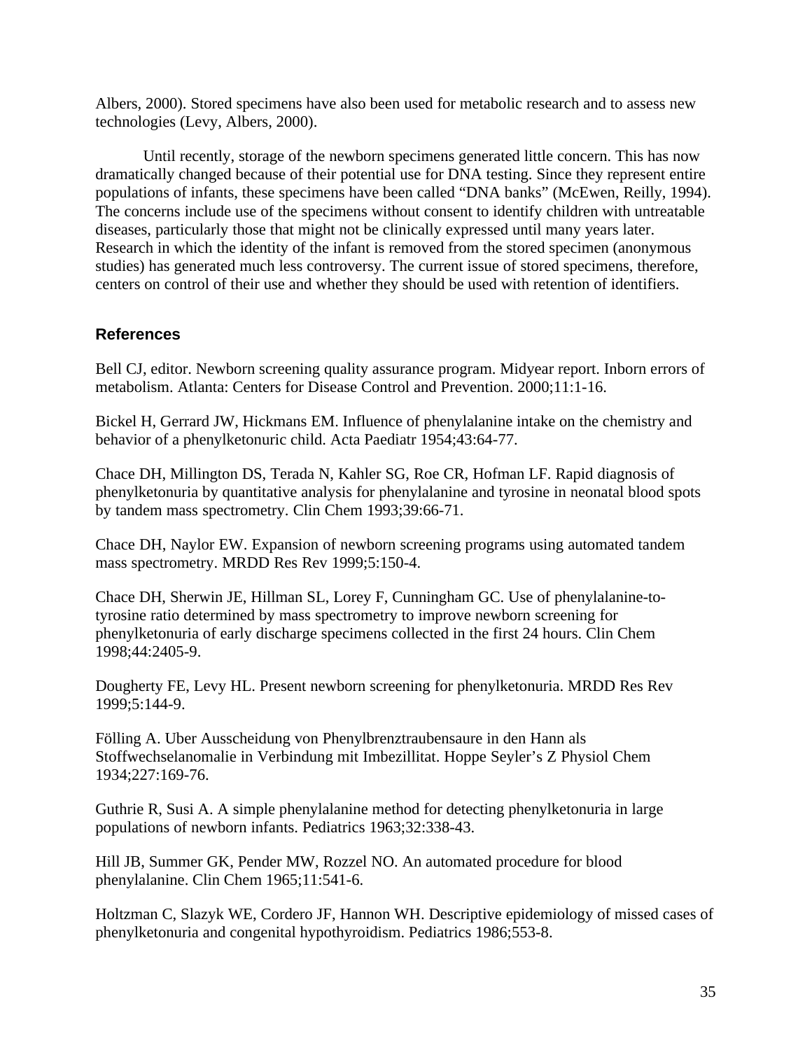Albers, 2000). Stored specimens have also been used for metabolic research and to assess new technologies (Levy, Albers, 2000).

Until recently, storage of the newborn specimens generated little concern. This has now dramatically changed because of their potential use for DNA testing. Since they represent entire populations of infants, these specimens have been called “DNA banks” (McEwen, Reilly, 1994). The concerns include use of the specimens without consent to identify children with untreatable diseases, particularly those that might not be clinically expressed until many years later. Research in which the identity of the infant is removed from the stored specimen (anonymous studies) has generated much less controversy. The current issue of stored specimens, therefore, centers on control of their use and whether they should be used with retention of identifiers.

### References

Bell CJ, editor. Newborn screening quality assurance program. Midyear report. Inborn errors of metabolism. Atlanta: Centers for Disease Control and Prevention. 2000;11:1-16.

Bickel H, Gerrard JW, Hickmans EM. Influence of phenylalanine intake on the chemistry and behavior of a phenylketonuric child. Acta Paediatr 1954;43:64-77.

Chace DH, Millington DS, Terada N, Kahler SG, Roe CR, Hofman LF. Rapid diagnosis of phenylketonuria by quantitative analysis for phenylalanine and tyrosine in neonatal blood spots by tandem mass spectrometry. Clin Chem 1993;39:66-71.

Chace DH, Naylor EW. Expansion of newborn screening programs using automated tandem mass spectrometry. MRDD Res Rev 1999;5:150-4.

Chace DH, Sherwin JE, Hillman SL, Lorey F, Cunningham GC. Use of phenylalanine-to-tyrosine ratio determined by mass spectrometry to improve newborn screening for phenylketonuria of early discharge specimens collected in the first 24 hours. Clin Chem 1998;44:2405-9.

Dougherty FE, Levy HL. Present newborn screening for phenylketonuria. MRDD Res Rev 1999;5:144-9.

Fölling A. Uber Ausscheidung von Phenylbrenztraubensaure in den Hann als Stoffwechselanomalie in Verbindung mit Imbezillitat. Hoppe Seyler’s Z Physiol Chem 1934;227:169-76.

Guthrie R, Susi A. A simple phenylalanine method for detecting phenylketonuria in large populations of newborn infants. Pediatrics 1963;32:338-43.

Hill JB, Summer GK, Pender MW, Rozzel NO. An automated procedure for blood phenylalanine. Clin Chem 1965;11:541-6.

Holtzman C, Slazyk WE, Cordero JF, Hannon WH. Descriptive epidemiology of missed cases of phenylketonuria and congenital hypothyroidism. Pediatrics 1986;553-8.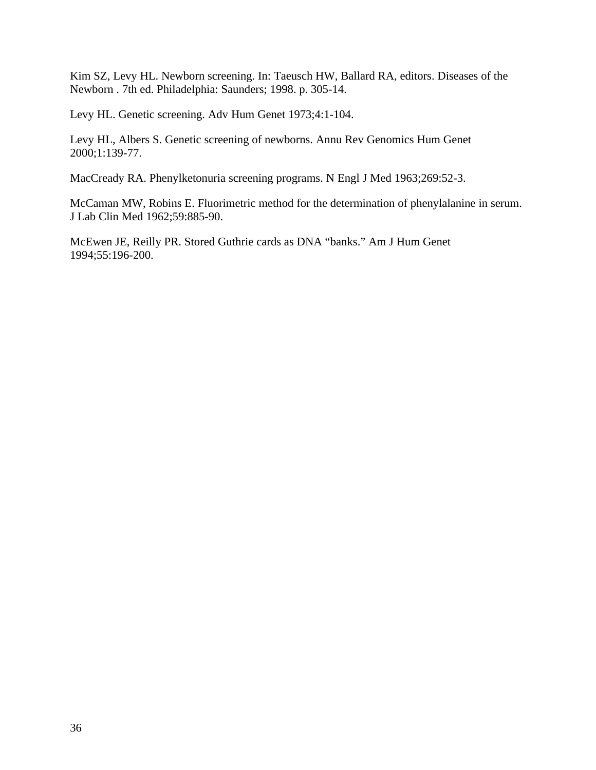Kim SZ, Levy HL. Newborn screening. In: Taeusch HW, Ballard RA, editors. Diseases of the Newborn . 7th ed. Philadelphia: Saunders; 1998. p. 305-14.

Levy HL. Genetic screening. Adv Hum Genet 1973;4:1-104.

Levy HL, Albers S. Genetic screening of newborns. Annu Rev Genomics Hum Genet 2000;1:139-77.

MacCready RA. Phenylketonuria screening programs. N Engl J Med 1963;269:52-3.

McCaman MW, Robins E. Fluorimetric method for the determination of phenylalanine in serum. J Lab Clin Med 1962;59:885-90.

McEwen JE, Reilly PR. Stored Guthrie cards as DNA "banks." Am J Hum Genet 1994;55:196-200.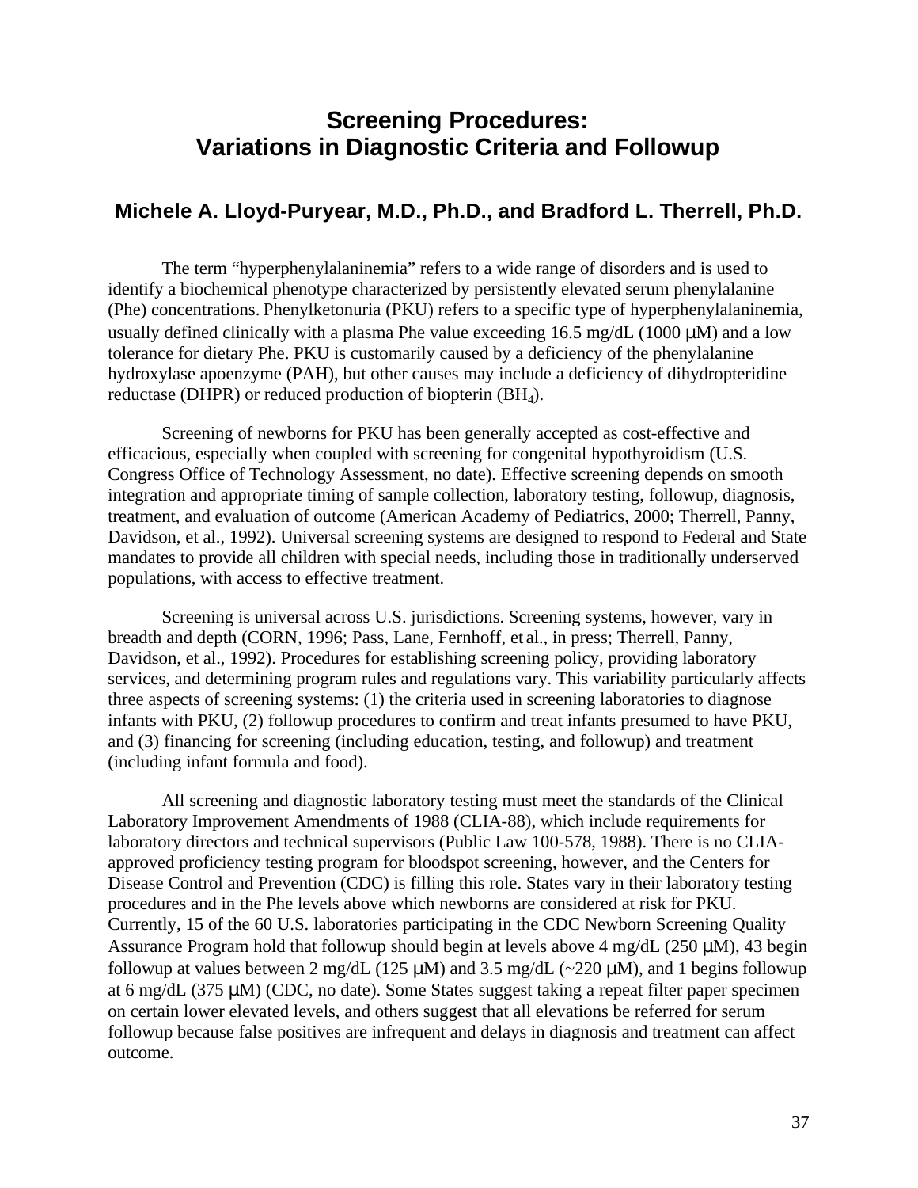# Screening Procedures: Variations in Diagnostic Criteria and Followup

## Michele A. Lloyd-Puryear, M.D., Ph.D., and Bradford L. Therrell, Ph.D.

The term "hyperphenylalaninemia" refers to a wide range of disorders and is used to identify a biochemical phenotype characterized by persistently elevated serum phenylalanine (Phe) concentrations. Phenylketonuria (PKU) refers to a specific type of hyperphenylalaninemia, usually defined clinically with a plasma Phe value exceeding 16.5 mg/dL (1000 μM) and a low tolerance for dietary Phe. PKU is customarily caused by a deficiency of the phenylalanine hydroxylase apoenzyme (PAH), but other causes may include a deficiency of dihydropteridine reductase (DHPR) or reduced production of biopterin ($BH_4$).

Screening of newborns for PKU has been generally accepted as cost-effective and efficacious, especially when coupled with screening for congenital hypothyroidism (U.S. Congress Office of Technology Assessment, no date). Effective screening depends on smooth integration and appropriate timing of sample collection, laboratory testing, followup, diagnosis, treatment, and evaluation of outcome (American Academy of Pediatrics, 2000; Therrell, Panny, Davidson, et al., 1992). Universal screening systems are designed to respond to Federal and State mandates to provide all children with special needs, including those in traditionally underserved populations, with access to effective treatment.

Screening is universal across U.S. jurisdictions. Screening systems, however, vary in breadth and depth (CORN, 1996; Pass, Lane, Fernhoff, et al., in press; Therrell, Panny, Davidson, et al., 1992). Procedures for establishing screening policy, providing laboratory services, and determining program rules and regulations vary. This variability particularly affects three aspects of screening systems: (1) the criteria used in screening laboratories to diagnose infants with PKU, (2) followup procedures to confirm and treat infants presumed to have PKU, and (3) financing for screening (including education, testing, and followup) and treatment (including infant formula and food).

All screening and diagnostic laboratory testing must meet the standards of the Clinical Laboratory Improvement Amendments of 1988 (CLIA-88), which include requirements for laboratory directors and technical supervisors (Public Law 100-578, 1988). There is no CLIA-approved proficiency testing program for bloodspot screening, however, and the Centers for Disease Control and Prevention (CDC) is filling this role. States vary in their laboratory testing procedures and in the Phe levels above which newborns are considered at risk for PKU. Currently, 15 of the 60 U.S. laboratories participating in the CDC Newborn Screening Quality Assurance Program hold that followup should begin at levels above 4 mg/dL (250 μM), 43 begin followup at values between 2 mg/dL (125 μM) and 3.5 mg/dL (~220 μM), and 1 begins followup at 6 mg/dL (375 μM) (CDC, no date). Some States suggest taking a repeat filter paper specimen on certain lower elevated levels, and others suggest that all elevations be referred for serum followup because false positives are infrequent and delays in diagnosis and treatment can affect outcome.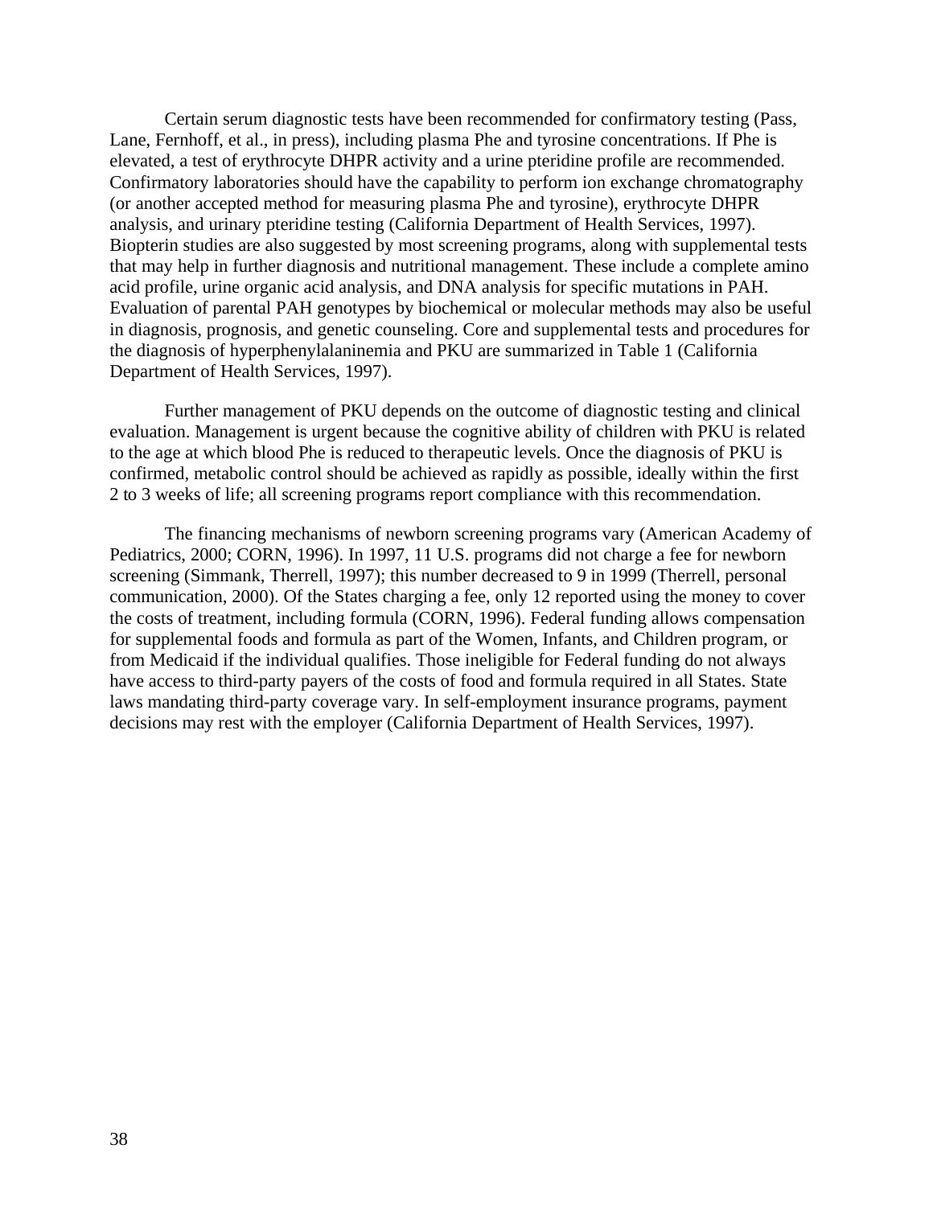Certain serum diagnostic tests have been recommended for confirmatory testing (Pass, Lane, Fernhoff, et al., in press), including plasma Phe and tyrosine concentrations. If Phe is elevated, a test of erythrocyte DHPR activity and a urine pteridine profile are recommended. Confirmatory laboratories should have the capability to perform ion exchange chromatography (or another accepted method for measuring plasma Phe and tyrosine), erythrocyte DHPR analysis, and urinary pteridine testing (California Department of Health Services, 1997). Biopterin studies are also suggested by most screening programs, along with supplemental tests that may help in further diagnosis and nutritional management. These include a complete amino acid profile, urine organic acid analysis, and DNA analysis for specific mutations in PAH. Evaluation of parental PAH genotypes by biochemical or molecular methods may also be useful in diagnosis, prognosis, and genetic counseling. Core and supplemental tests and procedures for the diagnosis of hyperphenylalaninemia and PKU are summarized in Table 1 (California Department of Health Services, 1997).

Further management of PKU depends on the outcome of diagnostic testing and clinical evaluation. Management is urgent because the cognitive ability of children with PKU is related to the age at which blood Phe is reduced to therapeutic levels. Once the diagnosis of PKU is confirmed, metabolic control should be achieved as rapidly as possible, ideally within the first 2 to 3 weeks of life; all screening programs report compliance with this recommendation.

The financing mechanisms of newborn screening programs vary (American Academy of Pediatrics, 2000; CORN, 1996). In 1997, 11 U.S. programs did not charge a fee for newborn screening (Simmank, Therrell, 1997); this number decreased to 9 in 1999 (Therrell, personal communication, 2000). Of the States charging a fee, only 12 reported using the money to cover the costs of treatment, including formula (CORN, 1996). Federal funding allows compensation for supplemental foods and formula as part of the Women, Infants, and Children program, or from Medicaid if the individual qualifies. Those ineligible for Federal funding do not always have access to third-party payers of the costs of food and formula required in all States. State laws mandating third-party coverage vary. In self-employment insurance programs, payment decisions may rest with the employer (California Department of Health Services, 1997).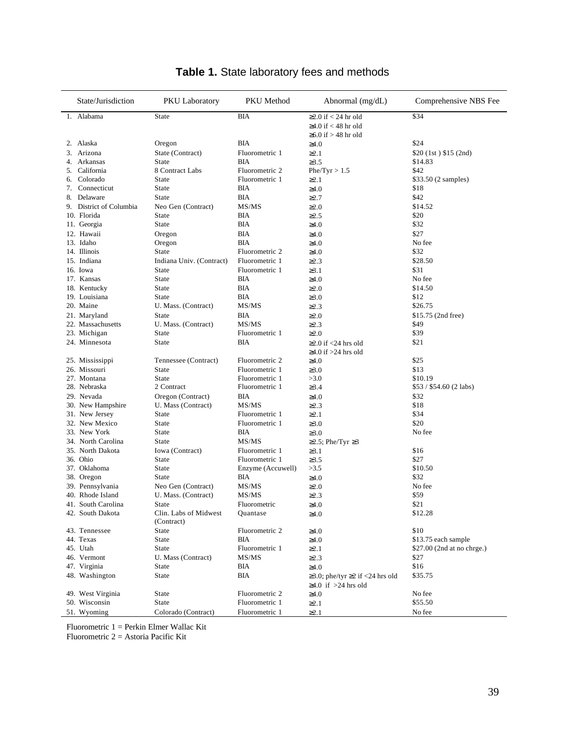**Table 1.** State laboratory fees and methods

| State/Jurisdiction | PKU Laboratory | PKU Method | Abnormal (mg/dL) | Comprehensive NBS Fee |
|---|---|---|---|---|
| 1. Alabama | State | BIA | ≥2.0 if < 24 hr old<br>≥4.0 if < 48 hr old<br>≥6.0 if > 48 hr old | $34 |
| 2. Alaska | Oregon | BIA | ≥4.0 | $24 |
| 3. Arizona | State (Contract) | Fluorometric 1 | ≥2.1 | $20 (1st ) $15 (2nd) |
| 4. Arkansas | State | BIA | ≥3.5 | $14.83 |
| 5. California | 8 Contract Labs | Fluorometric 2 | Phe/Tyr > 1.5 | $42 |
| 6. Colorado | State | Fluorometric 1 | ≥2.1 | $33.50 (2 samples) |
| 7. Connecticut | State | BIA | ≥4.0 | $18 |
| 8. Delaware | State | BIA | ≥2.7 | $42 |
| 9. District of Columbia | Neo Gen (Contract) | MS/MS | ≥2.0 | $14.52 |
| 10. Florida | State | BIA | ≥2.5 | $20 |
| 11. Georgia | State | BIA | ≥4.0 | $32 |
| 12. Hawaii | Oregon | BIA | ≥4.0 | $27 |
| 13. Idaho | Oregon | BIA | ≥4.0 | No fee |
| 14. Illinois | State | Fluorometric 2 | ≥4.0 | $32 |
| 15. Indiana | Indiana Univ. (Contract) | Fluorometric 1 | ≥2.3 | $28.50 |
| 16. Iowa | State | Fluorometric 1 | ≥3.1 | $31 |
| 17. Kansas | State | BIA | ≥4.0 | No fee |
| 18. Kentucky | State | BIA | ≥2.0 | $14.50 |
| 19. Louisiana | State | BIA | ≥3.0 | $12 |
| 20. Maine | U. Mass. (Contract) | MS/MS | ≥2.3 | $26.75 |
| 21. Maryland | State | BIA | ≥2.0 | $15.75 (2nd free) |
| 22. Massachusetts | U. Mass. (Contract) | MS/MS | ≥2.3 | $49 |
| 23. Michigan | State | Fluorometric 1 | ≥2.0 | $39 |
| 24. Minnesota | State | BIA | ≥2.0 if <24 hrs old<br>≥4.0 if >24 hrs old | $21 |
| 25. Mississippi | Tennessee (Contract) | Fluorometric 2 | ≥4.0 | $25 |
| 26. Missouri | State | Fluorometric 1 | ≥3.0 | $13 |
| 27. Montana | State | Fluorometric 1 | >3.0 | $10.19 |
| 28. Nebraska | 2 Contract | Fluorometric 1 | ≥3.4 | $53 / $54.60 (2 labs) |
| 29. Nevada | Oregon (Contract) | BIA | ≥4.0 | $32 |
| 30. New Hampshire | U. Mass (Contract) | MS/MS | ≥2.3 | $18 |
| 31. New Jersey | State | Fluorometric 1 | ≥2.1 | $34 |
| 32. New Mexico | State | Fluorometric 1 | ≥3.0 | $20 |
| 33. New York | State | BIA | ≥3.0 | No fee |
| 34. North Carolina | State | MS/MS | ≥2.5; Phe/Tyr ≥3 | |
| 35. North Dakota | Iowa (Contract) | Fluorometric 1 | ≥3.1 | $16 |
| 36. Ohio | State | Fluorometric 1 | ≥3.5 | $27 |
| 37. Oklahoma | State | Enzyme (Accuwell) | >3.5 | $10.50 |
| 38. Oregon | State | BIA | ≥4.0 | $32 |
| 39. Pennsylvania | Neo Gen (Contract) | MS/MS | ≥2.0 | No fee |
| 40. Rhode Island | U. Mass. (Contract) | MS/MS | ≥2.3 | $59 |
| 41. South Carolina | State | Fluorometric | ≥4.0 | $21 |
| 42. South Dakota | Clin. Labs of Midwest (Contract) | Quantase | ≥4.0 | $12.28 |
| 43. Tennessee | State | Fluorometric 2 | ≥4.0 | $10 |
| 44. Texas | State | BIA | ≥4.0 | $13.75 each sample |
| 45. Utah | State | Fluorometric 1 | ≥2.1 | $27.00 (2nd at no chrge.) |
| 46. Vermont | U. Mass (Contract) | MS/MS | ≥2.3 | $27 |
| 47. Virginia | State | BIA | ≥4.0 | $16 |
| 48. Washington | State | BIA | ≥3.0; phe/tyr ≥2 if <24 hrs old<br>≥4.0 if >24 hrs old | $35.75 |
| 49. West Virginia | State | Fluorometric 2 | ≥4.0 | No fee |
| 50. Wisconsin | State | Fluorometric 1 | ≥2.1 | $55.50 |
| 51. Wyoming | Colorado (Contract) | Fluorometric 1 | ≥2.1 | No fee |

Fluorometric 1 = Perkin Elmer Wallac Kit
Fluorometric 2 = Astoria Pacific Kit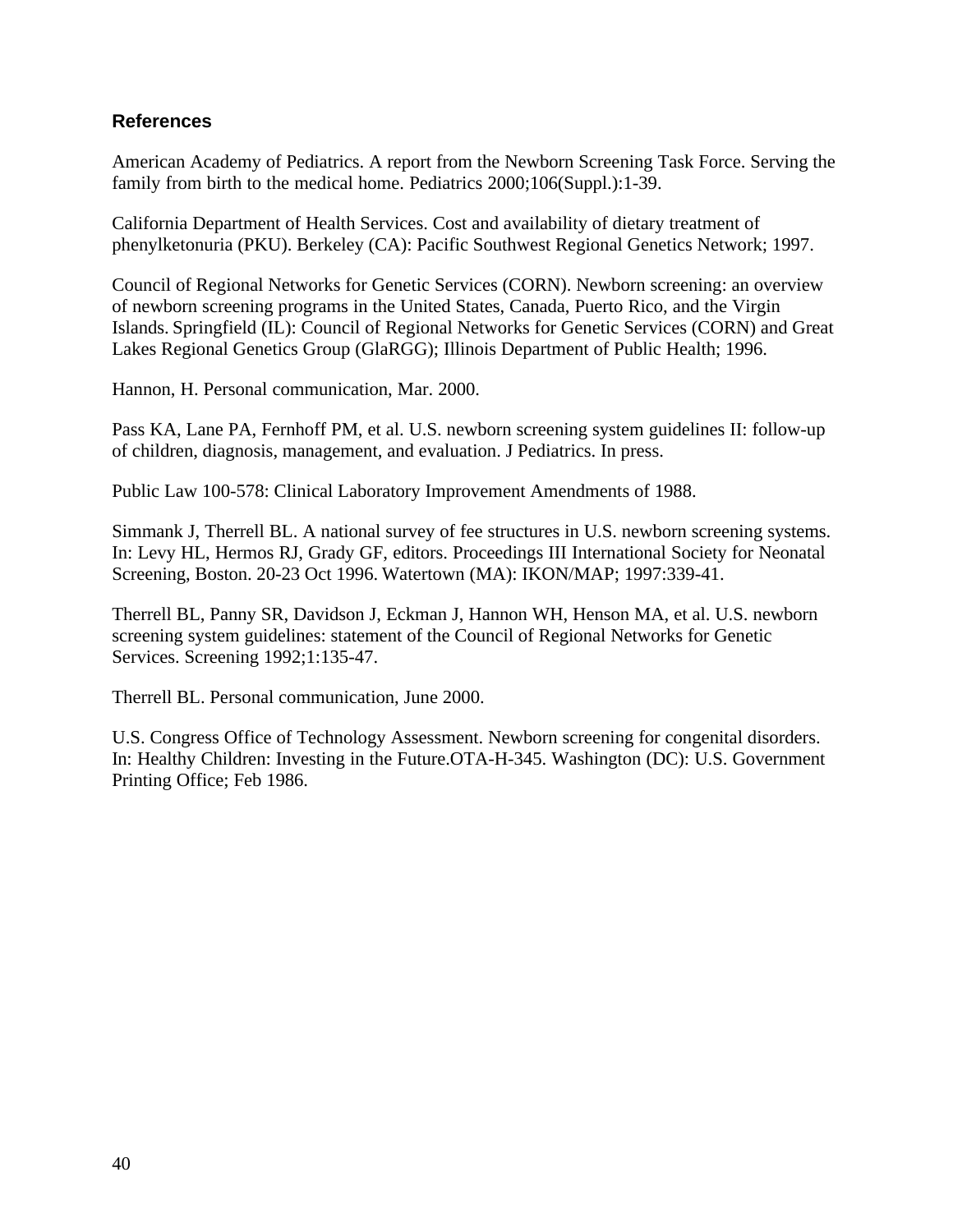## References

American Academy of Pediatrics. A report from the Newborn Screening Task Force. Serving the family from birth to the medical home. Pediatrics 2000;106(Suppl.):1-39.

California Department of Health Services. Cost and availability of dietary treatment of phenylketonuria (PKU). Berkeley (CA): Pacific Southwest Regional Genetics Network; 1997.

Council of Regional Networks for Genetic Services (CORN). Newborn screening: an overview of newborn screening programs in the United States, Canada, Puerto Rico, and the Virgin Islands. Springfield (IL): Council of Regional Networks for Genetic Services (CORN) and Great Lakes Regional Genetics Group (GlaRGG); Illinois Department of Public Health; 1996.

Hannon, H. Personal communication, Mar. 2000.

Pass KA, Lane PA, Fernhoff PM, et al. U.S. newborn screening system guidelines II: follow-up of children, diagnosis, management, and evaluation. J Pediatrics. In press.

Public Law 100-578: Clinical Laboratory Improvement Amendments of 1988.

Simmank J, Therrell BL. A national survey of fee structures in U.S. newborn screening systems. In: Levy HL, Hermos RJ, Grady GF, editors. Proceedings III International Society for Neonatal Screening, Boston. 20-23 Oct 1996. Watertown (MA): IKON/MAP; 1997:339-41.

Therrell BL, Panny SR, Davidson J, Eckman J, Hannon WH, Henson MA, et al. U.S. newborn screening system guidelines: statement of the Council of Regional Networks for Genetic Services. Screening 1992;1:135-47.

Therrell BL. Personal communication, June 2000.

U.S. Congress Office of Technology Assessment. Newborn screening for congenital disorders. In: Healthy Children: Investing in the Future.OTA-H-345. Washington (DC): U.S. Government Printing Office; Feb 1986.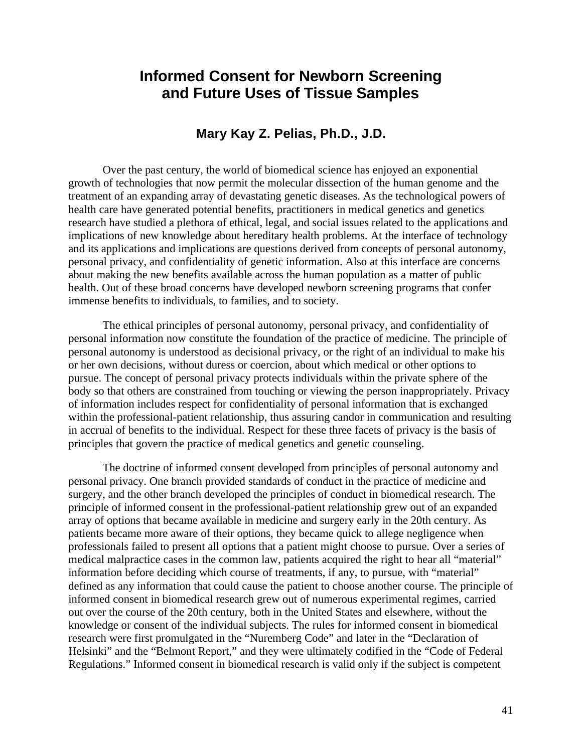# Informed Consent for Newborn Screening and Future Uses of Tissue Samples

### Mary Kay Z. Pelias, Ph.D., J.D.

Over the past century, the world of biomedical science has enjoyed an exponential growth of technologies that now permit the molecular dissection of the human genome and the treatment of an expanding array of devastating genetic diseases. As the technological powers of health care have generated potential benefits, practitioners in medical genetics and genetics research have studied a plethora of ethical, legal, and social issues related to the applications and implications of new knowledge about hereditary health problems. At the interface of technology and its applications and implications are questions derived from concepts of personal autonomy, personal privacy, and confidentiality of genetic information. Also at this interface are concerns about making the new benefits available across the human population as a matter of public health. Out of these broad concerns have developed newborn screening programs that confer immense benefits to individuals, to families, and to society.

The ethical principles of personal autonomy, personal privacy, and confidentiality of personal information now constitute the foundation of the practice of medicine. The principle of personal autonomy is understood as decisional privacy, or the right of an individual to make his or her own decisions, without duress or coercion, about which medical or other options to pursue. The concept of personal privacy protects individuals within the private sphere of the body so that others are constrained from touching or viewing the person inappropriately. Privacy of information includes respect for confidentiality of personal information that is exchanged within the professional-patient relationship, thus assuring candor in communication and resulting in accrual of benefits to the individual. Respect for these three facets of privacy is the basis of principles that govern the practice of medical genetics and genetic counseling.

The doctrine of informed consent developed from principles of personal autonomy and personal privacy. One branch provided standards of conduct in the practice of medicine and surgery, and the other branch developed the principles of conduct in biomedical research. The principle of informed consent in the professional-patient relationship grew out of an expanded array of options that became available in medicine and surgery early in the 20th century. As patients became more aware of their options, they became quick to allege negligence when professionals failed to present all options that a patient might choose to pursue. Over a series of medical malpractice cases in the common law, patients acquired the right to hear all "material" information before deciding which course of treatments, if any, to pursue, with "material" defined as any information that could cause the patient to choose another course. The principle of informed consent in biomedical research grew out of numerous experimental regimes, carried out over the course of the 20th century, both in the United States and elsewhere, without the knowledge or consent of the individual subjects. The rules for informed consent in biomedical research were first promulgated in the "Nuremberg Code" and later in the "Declaration of Helsinki" and the "Belmont Report," and they were ultimately codified in the "Code of Federal Regulations." Informed consent in biomedical research is valid only if the subject is competent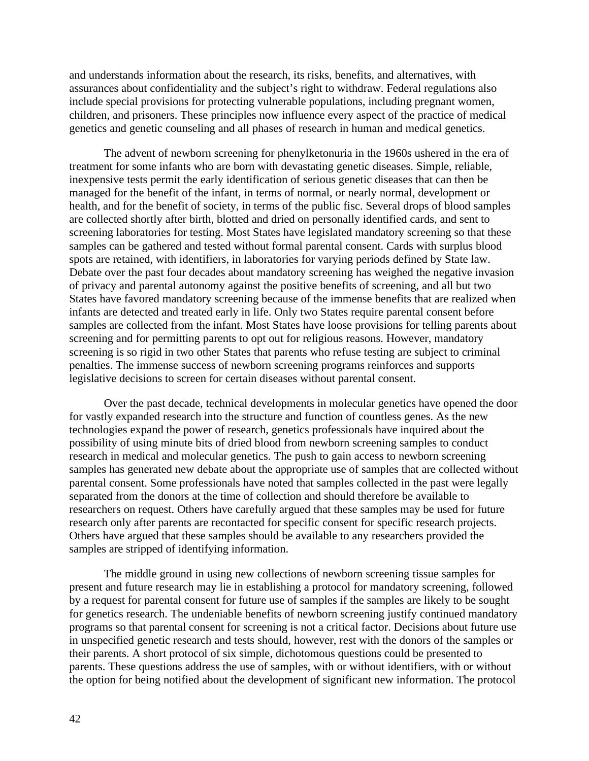and understands information about the research, its risks, benefits, and alternatives, with assurances about confidentiality and the subject's right to withdraw. Federal regulations also include special provisions for protecting vulnerable populations, including pregnant women, children, and prisoners. These principles now influence every aspect of the practice of medical genetics and genetic counseling and all phases of research in human and medical genetics.

The advent of newborn screening for phenylketonuria in the 1960s ushered in the era of treatment for some infants who are born with devastating genetic diseases. Simple, reliable, inexpensive tests permit the early identification of serious genetic diseases that can then be managed for the benefit of the infant, in terms of normal, or nearly normal, development or health, and for the benefit of society, in terms of the public fisc. Several drops of blood samples are collected shortly after birth, blotted and dried on personally identified cards, and sent to screening laboratories for testing. Most States have legislated mandatory screening so that these samples can be gathered and tested without formal parental consent. Cards with surplus blood spots are retained, with identifiers, in laboratories for varying periods defined by State law. Debate over the past four decades about mandatory screening has weighed the negative invasion of privacy and parental autonomy against the positive benefits of screening, and all but two States have favored mandatory screening because of the immense benefits that are realized when infants are detected and treated early in life. Only two States require parental consent before samples are collected from the infant. Most States have loose provisions for telling parents about screening and for permitting parents to opt out for religious reasons. However, mandatory screening is so rigid in two other States that parents who refuse testing are subject to criminal penalties. The immense success of newborn screening programs reinforces and supports legislative decisions to screen for certain diseases without parental consent.

Over the past decade, technical developments in molecular genetics have opened the door for vastly expanded research into the structure and function of countless genes. As the new technologies expand the power of research, genetics professionals have inquired about the possibility of using minute bits of dried blood from newborn screening samples to conduct research in medical and molecular genetics. The push to gain access to newborn screening samples has generated new debate about the appropriate use of samples that are collected without parental consent. Some professionals have noted that samples collected in the past were legally separated from the donors at the time of collection and should therefore be available to researchers on request. Others have carefully argued that these samples may be used for future research only after parents are recontacted for specific consent for specific research projects. Others have argued that these samples should be available to any researchers provided the samples are stripped of identifying information.

The middle ground in using new collections of newborn screening tissue samples for present and future research may lie in establishing a protocol for mandatory screening, followed by a request for parental consent for future use of samples if the samples are likely to be sought for genetics research. The undeniable benefits of newborn screening justify continued mandatory programs so that parental consent for screening is not a critical factor. Decisions about future use in unspecified genetic research and tests should, however, rest with the donors of the samples or their parents. A short protocol of six simple, dichotomous questions could be presented to parents. These questions address the use of samples, with or without identifiers, with or without the option for being notified about the development of significant new information. The protocol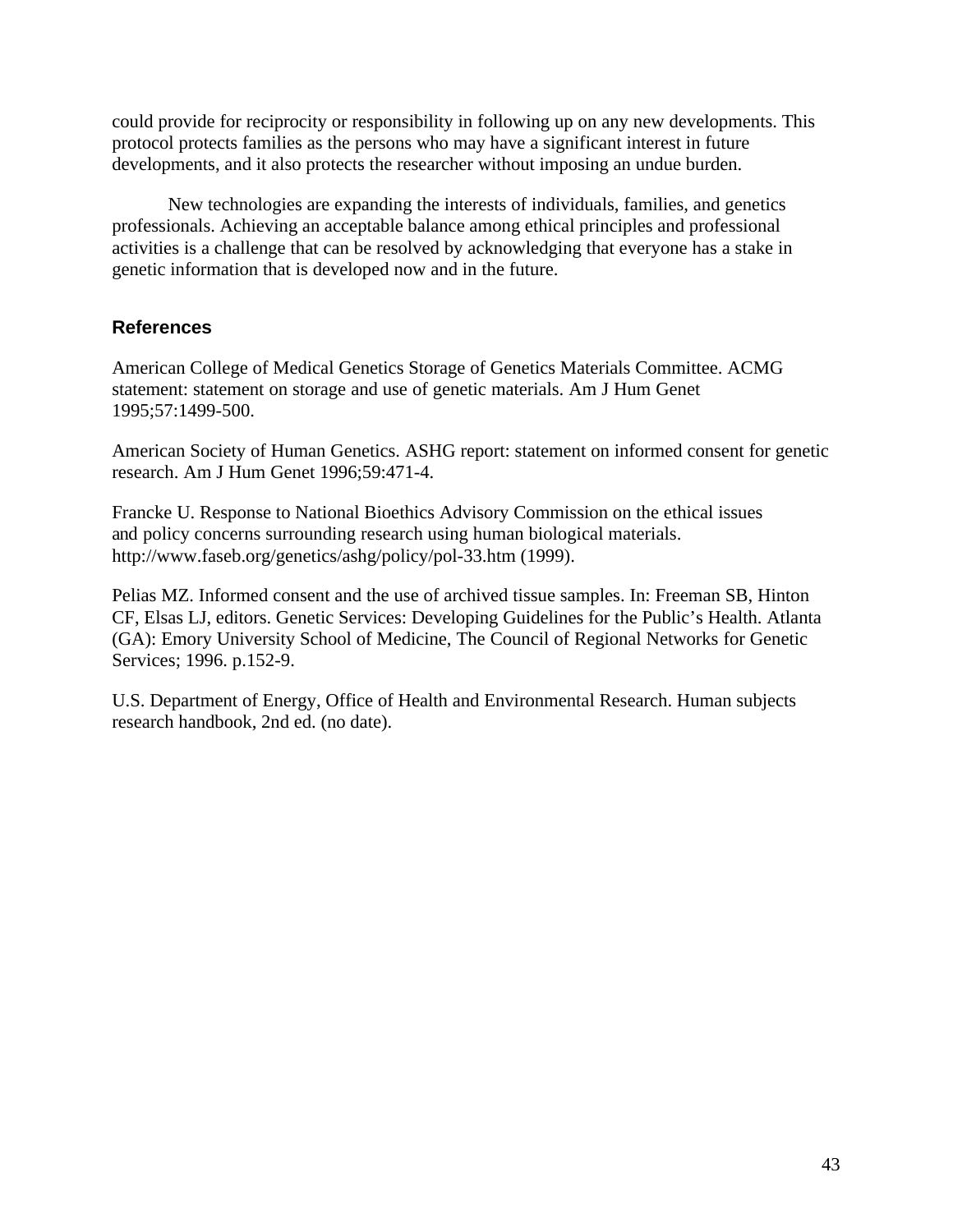could provide for reciprocity or responsibility in following up on any new developments. This protocol protects families as the persons who may have a significant interest in future developments, and it also protects the researcher without imposing an undue burden.

New technologies are expanding the interests of individuals, families, and genetics professionals. Achieving an acceptable balance among ethical principles and professional activities is a challenge that can be resolved by acknowledging that everyone has a stake in genetic information that is developed now and in the future.

## References

American College of Medical Genetics Storage of Genetics Materials Committee. ACMG statement: statement on storage and use of genetic materials. Am J Hum Genet 1995;57:1499-500.

American Society of Human Genetics. ASHG report: statement on informed consent for genetic research. Am J Hum Genet 1996;59:471-4.

Francke U. Response to National Bioethics Advisory Commission on the ethical issues and policy concerns surrounding research using human biological materials. http://www.faseb.org/genetics/ashg/policy/pol-33.htm (1999).

Pelias MZ. Informed consent and the use of archived tissue samples. In: Freeman SB, Hinton CF, Elsas LJ, editors. Genetic Services: Developing Guidelines for the Public's Health. Atlanta (GA): Emory University School of Medicine, The Council of Regional Networks for Genetic Services; 1996. p.152-9.

U.S. Department of Energy, Office of Health and Environmental Research. Human subjects research handbook, 2nd ed. (no date).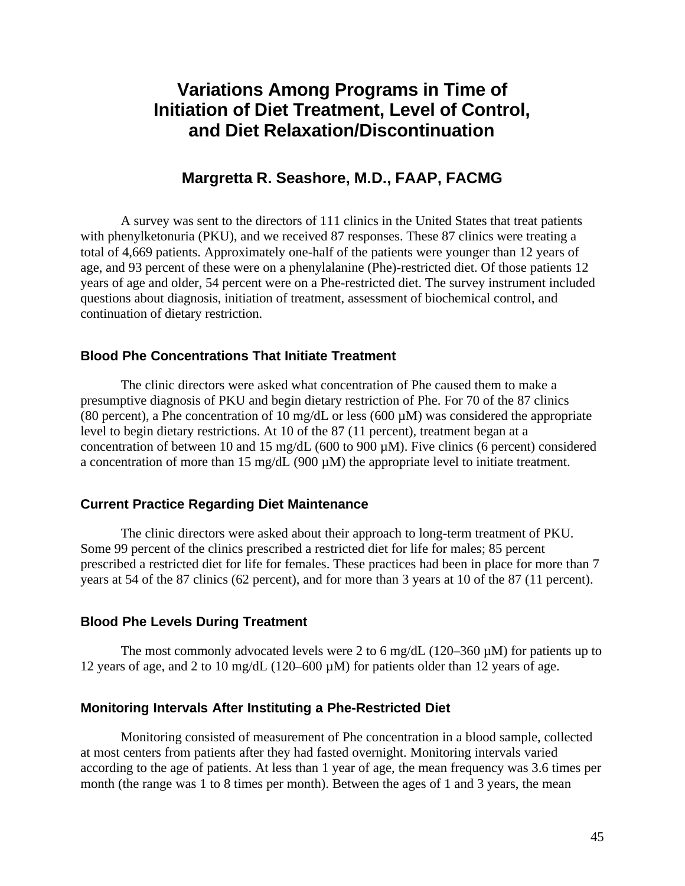# Variations Among Programs in Time of Initiation of Diet Treatment, Level of Control, and Diet Relaxation/Discontinuation

## Margretta R. Seashore, M.D., FAAP, FACMG

A survey was sent to the directors of 111 clinics in the United States that treat patients with phenylketonuria (PKU), and we received 87 responses. These 87 clinics were treating a total of 4,669 patients. Approximately one-half of the patients were younger than 12 years of age, and 93 percent of these were on a phenylalanine (Phe)-restricted diet. Of those patients 12 years of age and older, 54 percent were on a Phe-restricted diet. The survey instrument included questions about diagnosis, initiation of treatment, assessment of biochemical control, and continuation of dietary restriction.

### Blood Phe Concentrations That Initiate Treatment

The clinic directors were asked what concentration of Phe caused them to make a presumptive diagnosis of PKU and begin dietary restriction of Phe. For 70 of the 87 clinics (80 percent), a Phe concentration of 10 mg/dL or less (600 µM) was considered the appropriate level to begin dietary restrictions. At 10 of the 87 (11 percent), treatment began at a concentration of between 10 and 15 mg/dL (600 to 900 µM). Five clinics (6 percent) considered a concentration of more than 15 mg/dL (900 µM) the appropriate level to initiate treatment.

### Current Practice Regarding Diet Maintenance

The clinic directors were asked about their approach to long-term treatment of PKU. Some 99 percent of the clinics prescribed a restricted diet for life for males; 85 percent prescribed a restricted diet for life for females. These practices had been in place for more than 7 years at 54 of the 87 clinics (62 percent), and for more than 3 years at 10 of the 87 (11 percent).

### Blood Phe Levels During Treatment

The most commonly advocated levels were 2 to 6 mg/dL (120–360 µM) for patients up to 12 years of age, and 2 to 10 mg/dL (120–600 µM) for patients older than 12 years of age.

### Monitoring Intervals After Instituting a Phe-Restricted Diet

Monitoring consisted of measurement of Phe concentration in a blood sample, collected at most centers from patients after they had fasted overnight. Monitoring intervals varied according to the age of patients. At less than 1 year of age, the mean frequency was 3.6 times per month (the range was 1 to 8 times per month). Between the ages of 1 and 3 years, the mean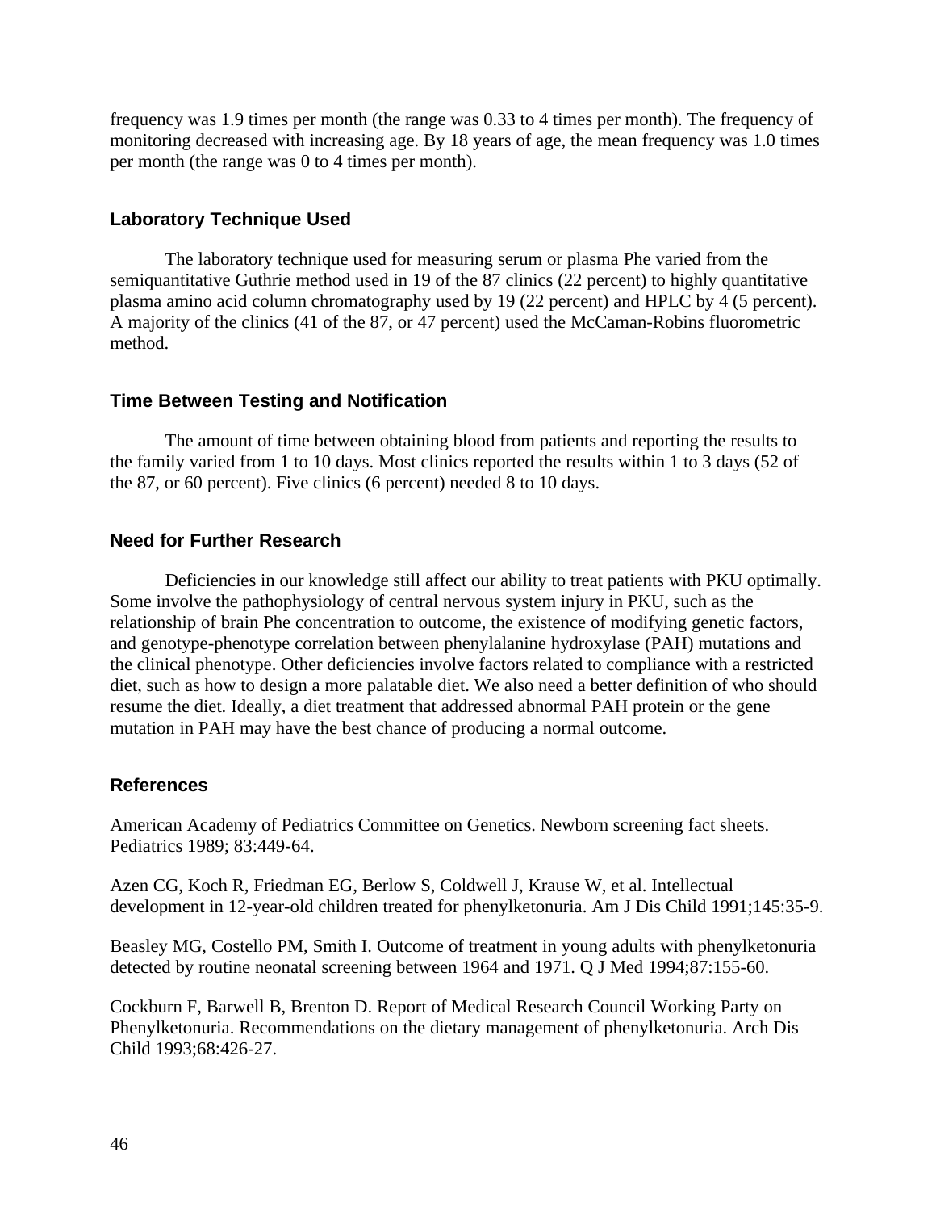frequency was 1.9 times per month (the range was 0.33 to 4 times per month). The frequency of monitoring decreased with increasing age. By 18 years of age, the mean frequency was 1.0 times per month (the range was 0 to 4 times per month).

### Laboratory Technique Used

The laboratory technique used for measuring serum or plasma Phe varied from the semiquantitative Guthrie method used in 19 of the 87 clinics (22 percent) to highly quantitative plasma amino acid column chromatography used by 19 (22 percent) and HPLC by 4 (5 percent). A majority of the clinics (41 of the 87, or 47 percent) used the McCaman-Robins fluorometric method.

### Time Between Testing and Notification

The amount of time between obtaining blood from patients and reporting the results to the family varied from 1 to 10 days. Most clinics reported the results within 1 to 3 days (52 of the 87, or 60 percent). Five clinics (6 percent) needed 8 to 10 days.

### Need for Further Research

Deficiencies in our knowledge still affect our ability to treat patients with PKU optimally. Some involve the pathophysiology of central nervous system injury in PKU, such as the relationship of brain Phe concentration to outcome, the existence of modifying genetic factors, and genotype-phenotype correlation between phenylalanine hydroxylase (PAH) mutations and the clinical phenotype. Other deficiencies involve factors related to compliance with a restricted diet, such as how to design a more palatable diet. We also need a better definition of who should resume the diet. Ideally, a diet treatment that addressed abnormal PAH protein or the gene mutation in PAH may have the best chance of producing a normal outcome.

### References

American Academy of Pediatrics Committee on Genetics. Newborn screening fact sheets. Pediatrics 1989; 83:449-64.

Azen CG, Koch R, Friedman EG, Berlow S, Coldwell J, Krause W, et al. Intellectual development in 12-year-old children treated for phenylketonuria. Am J Dis Child 1991;145:35-9.

Beasley MG, Costello PM, Smith I. Outcome of treatment in young adults with phenylketonuria detected by routine neonatal screening between 1964 and 1971. Q J Med 1994;87:155-60.

Cockburn F, Barwell B, Brenton D. Report of Medical Research Council Working Party on Phenylketonuria. Recommendations on the dietary management of phenylketonuria. Arch Dis Child 1993;68:426-27.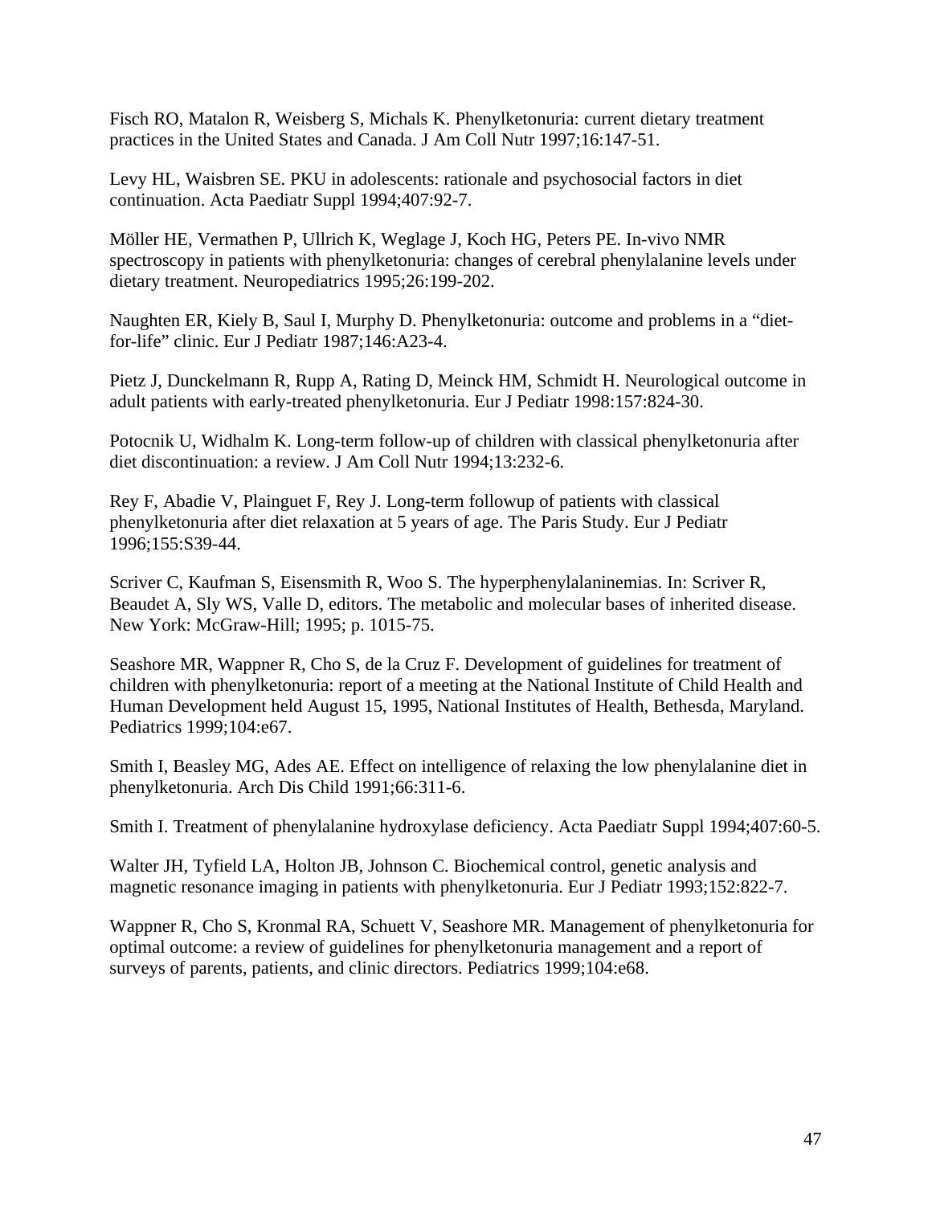Fisch RO, Matalon R, Weisberg S, Michals K. Phenylketonuria: current dietary treatment practices in the United States and Canada. J Am Coll Nutr 1997;16:147-51.

Levy HL, Waisbren SE. PKU in adolescents: rationale and psychosocial factors in diet continuation. Acta Paediatr Suppl 1994;407:92-7.

Möller HE, Vermathen P, Ullrich K, Weglage J, Koch HG, Peters PE. In-vivo NMR spectroscopy in patients with phenylketonuria: changes of cerebral phenylalanine levels under dietary treatment. Neuropediatrics 1995;26:199-202.

Naughten ER, Kiely B, Saul I, Murphy D. Phenylketonuria: outcome and problems in a "diet-for-life" clinic. Eur J Pediatr 1987;146:A23-4.

Pietz J, Dunckelmann R, Rupp A, Rating D, Meinck HM, Schmidt H. Neurological outcome in adult patients with early-treated phenylketonuria. Eur J Pediatr 1998:157:824-30.

Potocnik U, Widhalm K. Long-term follow-up of children with classical phenylketonuria after diet discontinuation: a review. J Am Coll Nutr 1994;13:232-6.

Rey F, Abadie V, Plainguet F, Rey J. Long-term followup of patients with classical phenylketonuria after diet relaxation at 5 years of age. The Paris Study. Eur J Pediatr 1996;155:S39-44.

Scriver C, Kaufman S, Eisensmith R, Woo S. The hyperphenylalaninemias. In: Scriver R, Beaudet A, Sly WS, Valle D, editors. The metabolic and molecular bases of inherited disease. New York: McGraw-Hill; 1995; p. 1015-75.

Seashore MR, Wappner R, Cho S, de la Cruz F. Development of guidelines for treatment of children with phenylketonuria: report of a meeting at the National Institute of Child Health and Human Development held August 15, 1995, National Institutes of Health, Bethesda, Maryland. Pediatrics 1999;104:e67.

Smith I, Beasley MG, Ades AE. Effect on intelligence of relaxing the low phenylalanine diet in phenylketonuria. Arch Dis Child 1991;66:311-6.

Smith I. Treatment of phenylalanine hydroxylase deficiency. Acta Paediatr Suppl 1994;407:60-5.

Walter JH, Tyfield LA, Holton JB, Johnson C. Biochemical control, genetic analysis and magnetic resonance imaging in patients with phenylketonuria. Eur J Pediatr 1993;152:822-7.

Wappner R, Cho S, Kronmal RA, Schuett V, Seashore MR. Management of phenylketonuria for optimal outcome: a review of guidelines for phenylketonuria management and a report of surveys of parents, patients, and clinic directors. Pediatrics 1999;104:e68.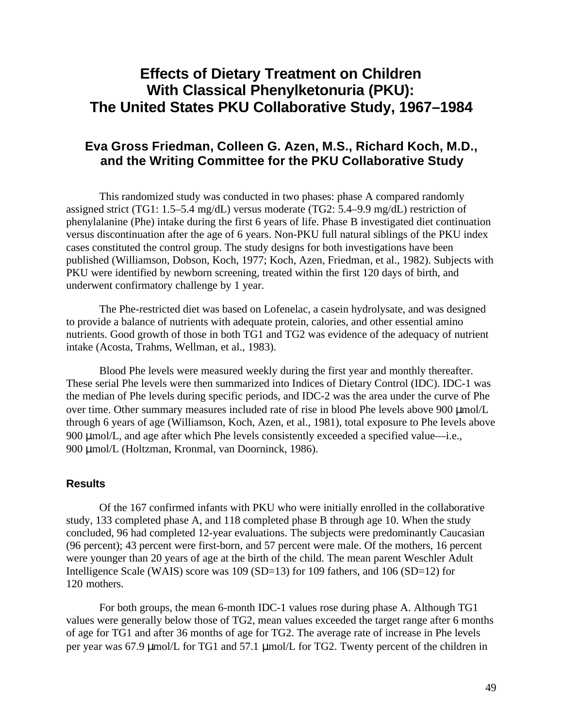# Effects of Dietary Treatment on Children With Classical Phenylketonuria (PKU): The United States PKU Collaborative Study, 1967–1984

## Eva Gross Friedman, Colleen G. Azen, M.S., Richard Koch, M.D., and the Writing Committee for the PKU Collaborative Study

This randomized study was conducted in two phases: phase A compared randomly assigned strict (TG1: 1.5–5.4 mg/dL) versus moderate (TG2: 5.4–9.9 mg/dL) restriction of phenylalanine (Phe) intake during the first 6 years of life. Phase B investigated diet continuation versus discontinuation after the age of 6 years. Non-PKU full natural siblings of the PKU index cases constituted the control group. The study designs for both investigations have been published (Williamson, Dobson, Koch, 1977; Koch, Azen, Friedman, et al., 1982). Subjects with PKU were identified by newborn screening, treated within the first 120 days of birth, and underwent confirmatory challenge by 1 year.

The Phe-restricted diet was based on Lofenelac, a casein hydrolysate, and was designed to provide a balance of nutrients with adequate protein, calories, and other essential amino nutrients. Good growth of those in both TG1 and TG2 was evidence of the adequacy of nutrient intake (Acosta, Trahms, Wellman, et al., 1983).

Blood Phe levels were measured weekly during the first year and monthly thereafter. These serial Phe levels were then summarized into Indices of Dietary Control (IDC). IDC-1 was the median of Phe levels during specific periods, and IDC-2 was the area under the curve of Phe over time. Other summary measures included rate of rise in blood Phe levels above 900 µmol/L through 6 years of age (Williamson, Koch, Azen, et al., 1981), total exposure to Phe levels above 900 µmol/L, and age after which Phe levels consistently exceeded a specified value—i.e., 900 µmol/L (Holtzman, Kronmal, van Doorninck, 1986).

### Results

Of the 167 confirmed infants with PKU who were initially enrolled in the collaborative study, 133 completed phase A, and 118 completed phase B through age 10. When the study concluded, 96 had completed 12-year evaluations. The subjects were predominantly Caucasian (96 percent); 43 percent were first-born, and 57 percent were male. Of the mothers, 16 percent were younger than 20 years of age at the birth of the child. The mean parent Weschler Adult Intelligence Scale (WAIS) score was 109 (SD=13) for 109 fathers, and 106 (SD=12) for 120 mothers.

For both groups, the mean 6-month IDC-1 values rose during phase A. Although TG1 values were generally below those of TG2, mean values exceeded the target range after 6 months of age for TG1 and after 36 months of age for TG2. The average rate of increase in Phe levels per year was 67.9 µmol/L for TG1 and 57.1 µmol/L for TG2. Twenty percent of the children in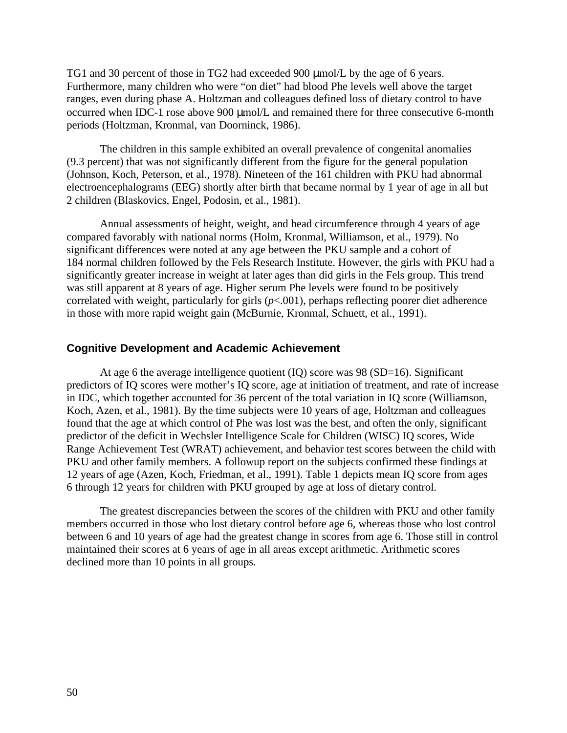TG1 and 30 percent of those in TG2 had exceeded 900 μmol/L by the age of 6 years. Furthermore, many children who were "on diet" had blood Phe levels well above the target ranges, even during phase A. Holtzman and colleagues defined loss of dietary control to have occurred when IDC-1 rose above 900 μmol/L and remained there for three consecutive 6-month periods (Holtzman, Kronmal, van Doorninck, 1986).

The children in this sample exhibited an overall prevalence of congenital anomalies (9.3 percent) that was not significantly different from the figure for the general population (Johnson, Koch, Peterson, et al., 1978). Nineteen of the 161 children with PKU had abnormal electroencephalograms (EEG) shortly after birth that became normal by 1 year of age in all but 2 children (Blaskovics, Engel, Podosin, et al., 1981).

Annual assessments of height, weight, and head circumference through 4 years of age compared favorably with national norms (Holm, Kronmal, Williamson, et al., 1979). No significant differences were noted at any age between the PKU sample and a cohort of 184 normal children followed by the Fels Research Institute. However, the girls with PKU had a significantly greater increase in weight at later ages than did girls in the Fels group. This trend was still apparent at 8 years of age. Higher serum Phe levels were found to be positively correlated with weight, particularly for girls ($p<.001$), perhaps reflecting poorer diet adherence in those with more rapid weight gain (McBurnie, Kronmal, Schuett, et al., 1991).

### Cognitive Development and Academic Achievement

At age 6 the average intelligence quotient (IQ) score was 98 (SD=16). Significant predictors of IQ scores were mother's IQ score, age at initiation of treatment, and rate of increase in IDC, which together accounted for 36 percent of the total variation in IQ score (Williamson, Koch, Azen, et al., 1981). By the time subjects were 10 years of age, Holtzman and colleagues found that the age at which control of Phe was lost was the best, and often the only, significant predictor of the deficit in Wechsler Intelligence Scale for Children (WISC) IQ scores, Wide Range Achievement Test (WRAT) achievement, and behavior test scores between the child with PKU and other family members. A followup report on the subjects confirmed these findings at 12 years of age (Azen, Koch, Friedman, et al., 1991). Table 1 depicts mean IQ score from ages 6 through 12 years for children with PKU grouped by age at loss of dietary control.

The greatest discrepancies between the scores of the children with PKU and other family members occurred in those who lost dietary control before age 6, whereas those who lost control between 6 and 10 years of age had the greatest change in scores from age 6. Those still in control maintained their scores at 6 years of age in all areas except arithmetic. Arithmetic scores declined more than 10 points in all groups.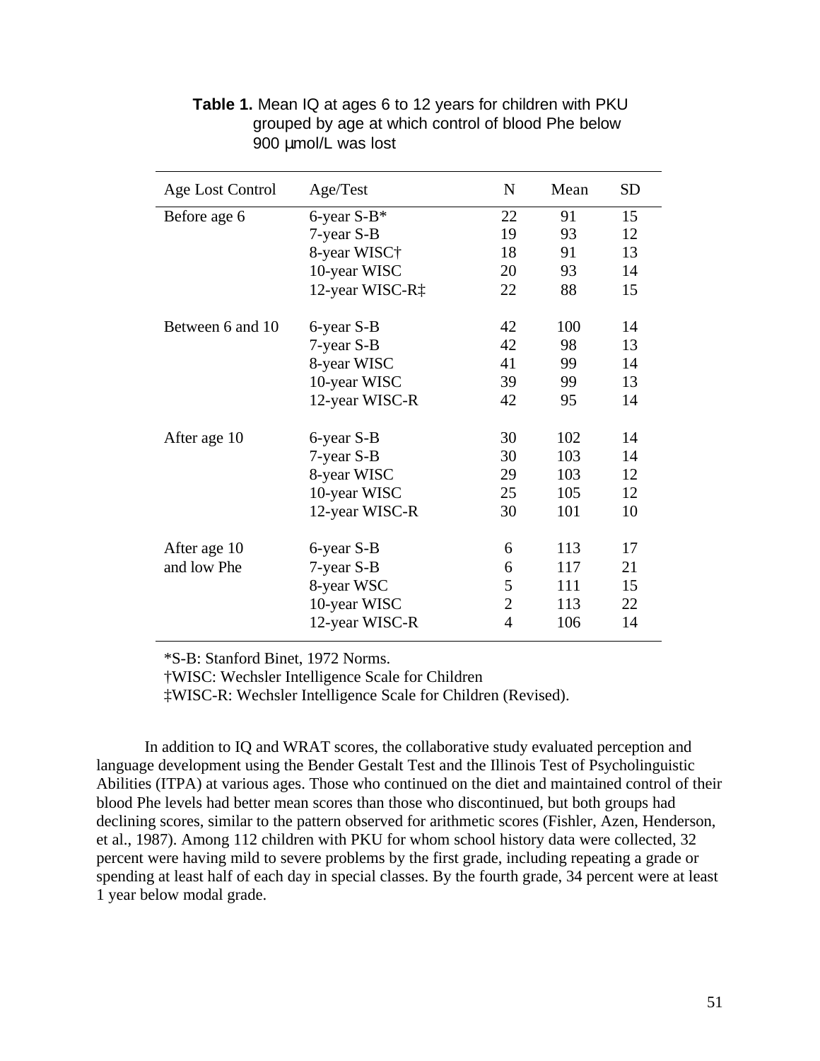**Table 1.** Mean IQ at ages 6 to 12 years for children with PKU grouped by age at which control of blood Phe below 900 µmol/L was lost

| Age Lost Control | Age/Test | N | Mean | SD |
|---|---|---|---|---|
| Before age 6 | 6-year S-B* | 22 | 91 | 15 |
| | 7-year S-B | 19 | 93 | 12 |
| | 8-year WISC† | 18 | 91 | 13 |
| | 10-year WISC | 20 | 93 | 14 |
| | 12-year WISC-R‡ | 22 | 88 | 15 |
| Between 6 and 10 | 6-year S-B | 42 | 100 | 14 |
| | 7-year S-B | 42 | 98 | 13 |
| | 8-year WISC | 41 | 99 | 14 |
| | 10-year WISC | 39 | 99 | 13 |
| | 12-year WISC-R | 42 | 95 | 14 |
| After age 10 | 6-year S-B | 30 | 102 | 14 |
| | 7-year S-B | 30 | 103 | 14 |
| | 8-year WISC | 29 | 103 | 12 |
| | 10-year WISC | 25 | 105 | 12 |
| | 12-year WISC-R | 30 | 101 | 10 |
| After age 10 and low Phe | 6-year S-B | 6 | 113 | 17 |
| | 7-year S-B | 6 | 117 | 21 |
| | 8-year WSC | 5 | 111 | 15 |
| | 10-year WISC | 2 | 113 | 22 |
| | 12-year WISC-R | 4 | 106 | 14 |

*S-B: Stanford Binet, 1972 Norms.
†WISC: Wechsler Intelligence Scale for Children
‡WISC-R: Wechsler Intelligence Scale for Children (Revised).

In addition to IQ and WRAT scores, the collaborative study evaluated perception and language development using the Bender Gestalt Test and the Illinois Test of Psycholinguistic Abilities (ITPA) at various ages. Those who continued on the diet and maintained control of their blood Phe levels had better mean scores than those who discontinued, but both groups had declining scores, similar to the pattern observed for arithmetic scores (Fishler, Azen, Henderson, et al., 1987). Among 112 children with PKU for whom school history data were collected, 32 percent were having mild to severe problems by the first grade, including repeating a grade or spending at least half of each day in special classes. By the fourth grade, 34 percent were at least 1 year below modal grade.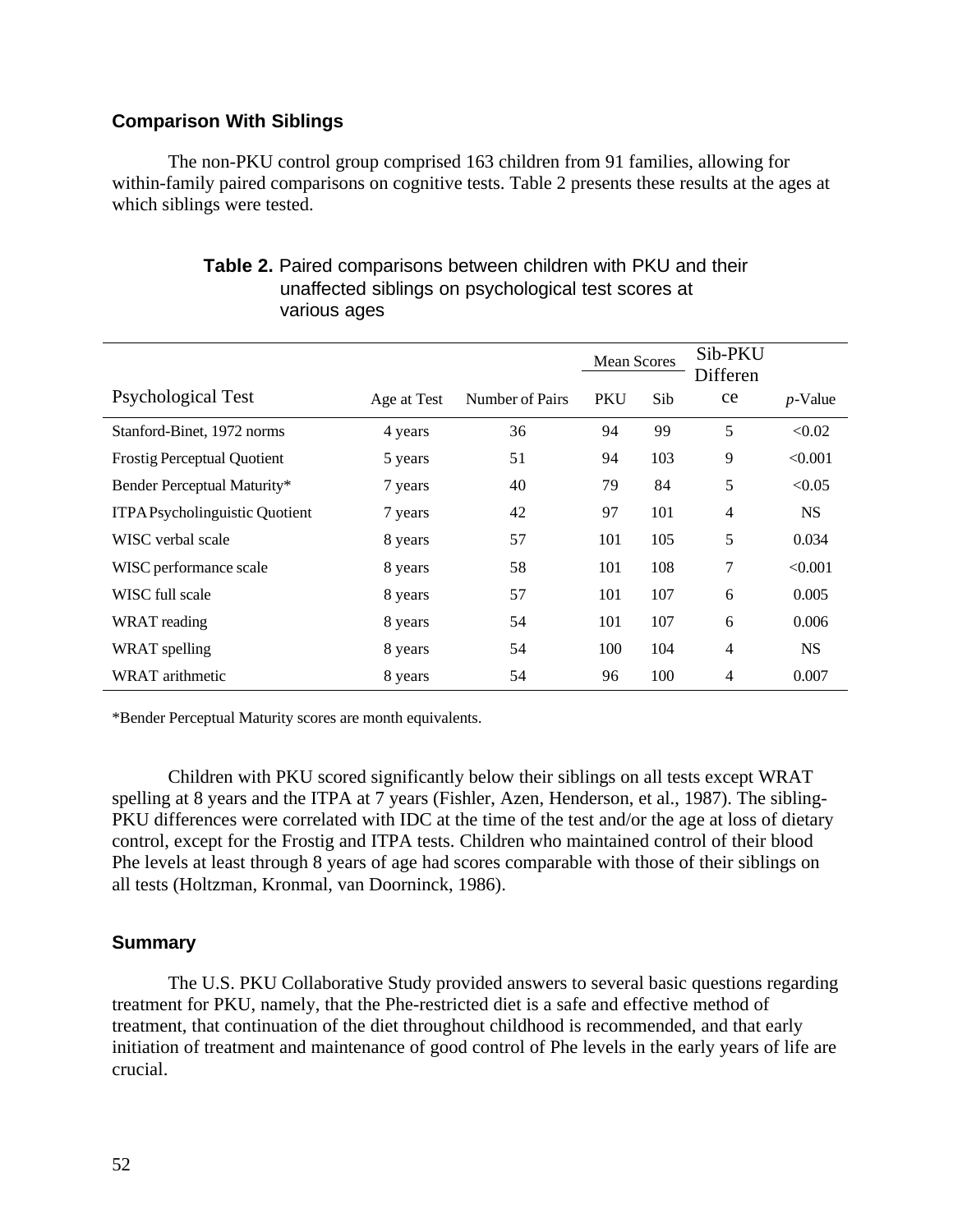### Comparison With Siblings

The non-PKU control group comprised 163 children from 91 families, allowing for within-family paired comparisons on cognitive tests. Table 2 presents these results at the ages at which siblings were tested.

**Table 2.** Paired comparisons between children with PKU and their unaffected siblings on psychological test scores at various ages

| Psychological Test | Age at Test | Number of Pairs | Mean Scores | | Sib-PKU Difference | *p*-Value |
|---|---|---|---|---|---|---|
| | | | PKU | Sib | | |
| Stanford-Binet, 1972 norms | 4 years | 36 | 94 | 99 | 5 | <0.02 |
| Frostig Perceptual Quotient | 5 years | 51 | 94 | 103 | 9 | <0.001 |
| Bender Perceptual Maturity* | 7 years | 40 | 79 | 84 | 5 | <0.05 |
| ITPA Psycholinguistic Quotient | 7 years | 42 | 97 | 101 | 4 | NS |
| WISC verbal scale | 8 years | 57 | 101 | 105 | 5 | 0.034 |
| WISC performance scale | 8 years | 58 | 101 | 108 | 7 | <0.001 |
| WISC full scale | 8 years | 57 | 101 | 107 | 6 | 0.005 |
| WRAT reading | 8 years | 54 | 101 | 107 | 6 | 0.006 |
| WRAT spelling | 8 years | 54 | 100 | 104 | 4 | NS |
| WRAT arithmetic | 8 years | 54 | 96 | 100 | 4 | 0.007 |

*Bender Perceptual Maturity scores are month equivalents.

Children with PKU scored significantly below their siblings on all tests except WRAT spelling at 8 years and the ITPA at 7 years (Fishler, Azen, Henderson, et al., 1987). The sibling-PKU differences were correlated with IDC at the time of the test and/or the age at loss of dietary control, except for the Frostig and ITPA tests. Children who maintained control of their blood Phe levels at least through 8 years of age had scores comparable with those of their siblings on all tests (Holtzman, Kronmal, van Doorninck, 1986).

### Summary

The U.S. PKU Collaborative Study provided answers to several basic questions regarding treatment for PKU, namely, that the Phe-restricted diet is a safe and effective method of treatment, that continuation of the diet throughout childhood is recommended, and that early initiation of treatment and maintenance of good control of Phe levels in the early years of life are crucial.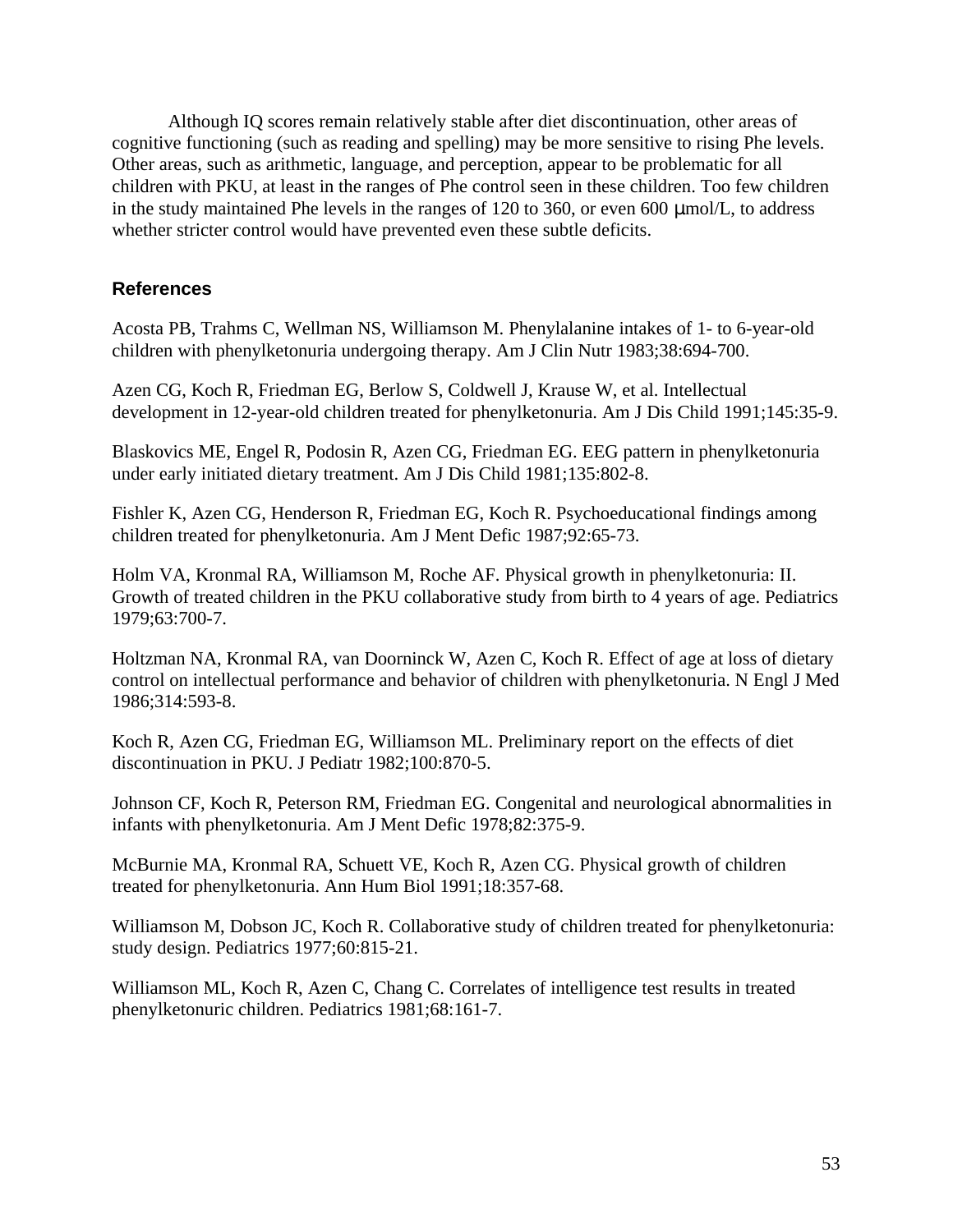Although IQ scores remain relatively stable after diet discontinuation, other areas of cognitive functioning (such as reading and spelling) may be more sensitive to rising Phe levels. Other areas, such as arithmetic, language, and perception, appear to be problematic for all children with PKU, at least in the ranges of Phe control seen in these children. Too few children in the study maintained Phe levels in the ranges of 120 to 360, or even 600 μmol/L, to address whether stricter control would have prevented even these subtle deficits.

## References

Acosta PB, Trahms C, Wellman NS, Williamson M. Phenylalanine intakes of 1- to 6-year-old children with phenylketonuria undergoing therapy. Am J Clin Nutr 1983;38:694-700.

Azen CG, Koch R, Friedman EG, Berlow S, Coldwell J, Krause W, et al. Intellectual development in 12-year-old children treated for phenylketonuria. Am J Dis Child 1991;145:35-9.

Blaskovics ME, Engel R, Podosin R, Azen CG, Friedman EG. EEG pattern in phenylketonuria under early initiated dietary treatment. Am J Dis Child 1981;135:802-8.

Fishler K, Azen CG, Henderson R, Friedman EG, Koch R. Psychoeducational findings among children treated for phenylketonuria. Am J Ment Defic 1987;92:65-73.

Holm VA, Kronmal RA, Williamson M, Roche AF. Physical growth in phenylketonuria: II. Growth of treated children in the PKU collaborative study from birth to 4 years of age. Pediatrics 1979;63:700-7.

Holtzman NA, Kronmal RA, van Doorninck W, Azen C, Koch R. Effect of age at loss of dietary control on intellectual performance and behavior of children with phenylketonuria. N Engl J Med 1986;314:593-8.

Koch R, Azen CG, Friedman EG, Williamson ML. Preliminary report on the effects of diet discontinuation in PKU. J Pediatr 1982;100:870-5.

Johnson CF, Koch R, Peterson RM, Friedman EG. Congenital and neurological abnormalities in infants with phenylketonuria. Am J Ment Defic 1978;82:375-9.

McBurnie MA, Kronmal RA, Schuett VE, Koch R, Azen CG. Physical growth of children treated for phenylketonuria. Ann Hum Biol 1991;18:357-68.

Williamson M, Dobson JC, Koch R. Collaborative study of children treated for phenylketonuria: study design. Pediatrics 1977;60:815-21.

Williamson ML, Koch R, Azen C, Chang C. Correlates of intelligence test results in treated phenylketonuric children. Pediatrics 1981;68:161-7.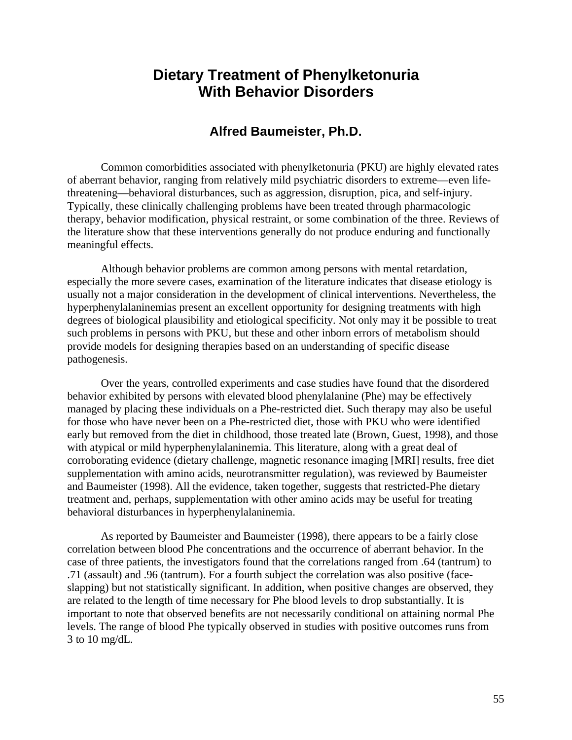# Dietary Treatment of Phenylketonuria With Behavior Disorders

### Alfred Baumeister, Ph.D.

Common comorbidities associated with phenylketonuria (PKU) are highly elevated rates of aberrant behavior, ranging from relatively mild psychiatric disorders to extreme—even life-threatening—behavioral disturbances, such as aggression, disruption, pica, and self-injury. Typically, these clinically challenging problems have been treated through pharmacologic therapy, behavior modification, physical restraint, or some combination of the three. Reviews of the literature show that these interventions generally do not produce enduring and functionally meaningful effects.

Although behavior problems are common among persons with mental retardation, especially the more severe cases, examination of the literature indicates that disease etiology is usually not a major consideration in the development of clinical interventions. Nevertheless, the hyperphenylalaninemias present an excellent opportunity for designing treatments with high degrees of biological plausibility and etiological specificity. Not only may it be possible to treat such problems in persons with PKU, but these and other inborn errors of metabolism should provide models for designing therapies based on an understanding of specific disease pathogenesis.

Over the years, controlled experiments and case studies have found that the disordered behavior exhibited by persons with elevated blood phenylalanine (Phe) may be effectively managed by placing these individuals on a Phe-restricted diet. Such therapy may also be useful for those who have never been on a Phe-restricted diet, those with PKU who were identified early but removed from the diet in childhood, those treated late (Brown, Guest, 1998), and those with atypical or mild hyperphenylalaninemia. This literature, along with a great deal of corroborating evidence (dietary challenge, magnetic resonance imaging [MRI] results, free diet supplementation with amino acids, neurotransmitter regulation), was reviewed by Baumeister and Baumeister (1998). All the evidence, taken together, suggests that restricted-Phe dietary treatment and, perhaps, supplementation with other amino acids may be useful for treating behavioral disturbances in hyperphenylalaninemia.

As reported by Baumeister and Baumeister (1998), there appears to be a fairly close correlation between blood Phe concentrations and the occurrence of aberrant behavior. In the case of three patients, the investigators found that the correlations ranged from .64 (tantrum) to .71 (assault) and .96 (tantrum). For a fourth subject the correlation was also positive (face-slapping) but not statistically significant. In addition, when positive changes are observed, they are related to the length of time necessary for Phe blood levels to drop substantially. It is important to note that observed benefits are not necessarily conditional on attaining normal Phe levels. The range of blood Phe typically observed in studies with positive outcomes runs from 3 to 10 mg/dL.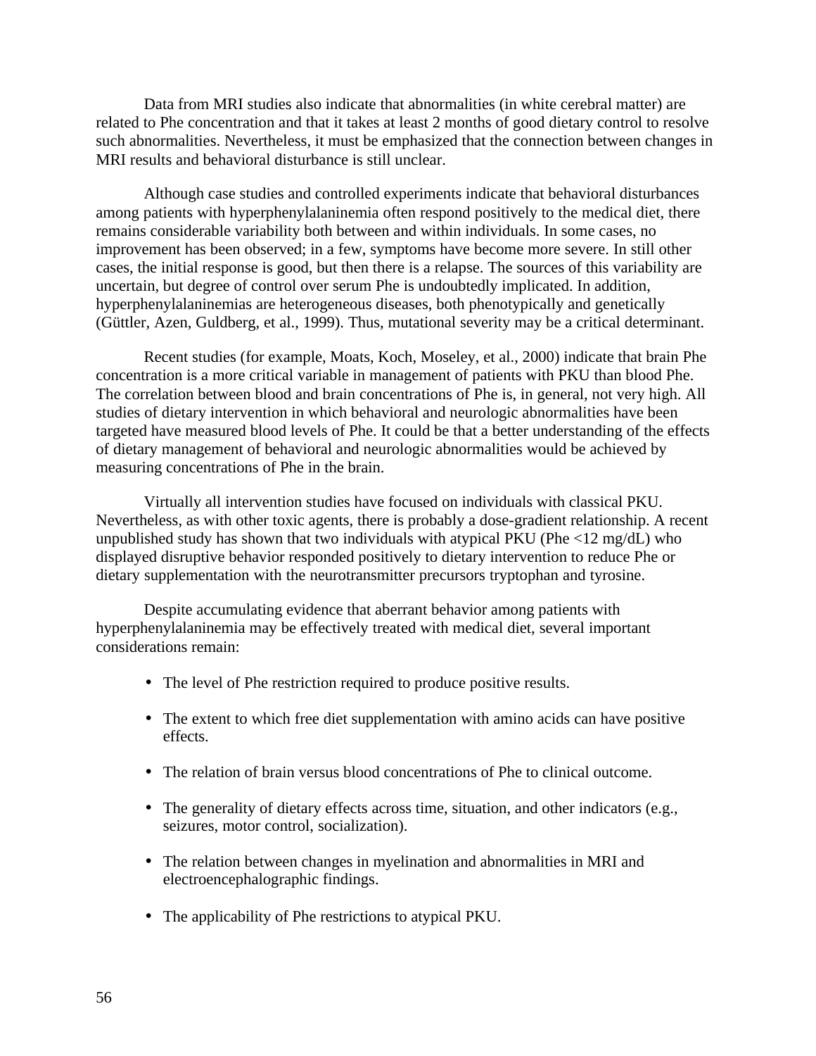Data from MRI studies also indicate that abnormalities (in white cerebral matter) are related to Phe concentration and that it takes at least 2 months of good dietary control to resolve such abnormalities. Nevertheless, it must be emphasized that the connection between changes in MRI results and behavioral disturbance is still unclear.

Although case studies and controlled experiments indicate that behavioral disturbances among patients with hyperphenylalaninemia often respond positively to the medical diet, there remains considerable variability both between and within individuals. In some cases, no improvement has been observed; in a few, symptoms have become more severe. In still other cases, the initial response is good, but then there is a relapse. The sources of this variability are uncertain, but degree of control over serum Phe is undoubtedly implicated. In addition, hyperphenylalaninemias are heterogeneous diseases, both phenotypically and genetically (Güttler, Azen, Guldberg, et al., 1999). Thus, mutational severity may be a critical determinant.

Recent studies (for example, Moats, Koch, Moseley, et al., 2000) indicate that brain Phe concentration is a more critical variable in management of patients with PKU than blood Phe. The correlation between blood and brain concentrations of Phe is, in general, not very high. All studies of dietary intervention in which behavioral and neurologic abnormalities have been targeted have measured blood levels of Phe. It could be that a better understanding of the effects of dietary management of behavioral and neurologic abnormalities would be achieved by measuring concentrations of Phe in the brain.

Virtually all intervention studies have focused on individuals with classical PKU. Nevertheless, as with other toxic agents, there is probably a dose-gradient relationship. A recent unpublished study has shown that two individuals with atypical PKU (Phe <12 mg/dL) who displayed disruptive behavior responded positively to dietary intervention to reduce Phe or dietary supplementation with the neurotransmitter precursors tryptophan and tyrosine.

Despite accumulating evidence that aberrant behavior among patients with hyperphenylalaninemia may be effectively treated with medical diet, several important considerations remain:

- The level of Phe restriction required to produce positive results.
- The extent to which free diet supplementation with amino acids can have positive effects.
- The relation of brain versus blood concentrations of Phe to clinical outcome.
- The generality of dietary effects across time, situation, and other indicators (e.g., seizures, motor control, socialization).
- The relation between changes in myelination and abnormalities in MRI and electroencephalographic findings.
- The applicability of Phe restrictions to atypical PKU.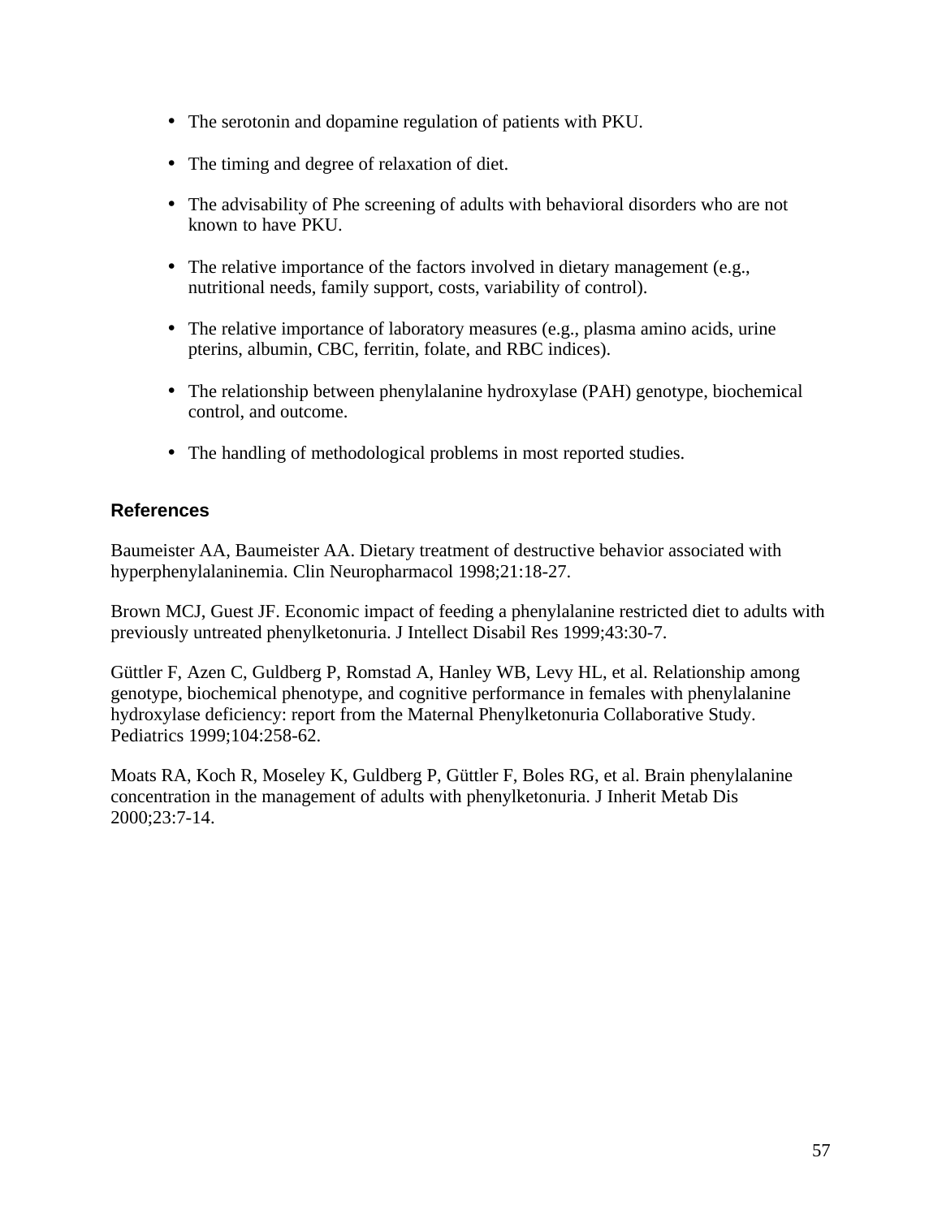- The serotonin and dopamine regulation of patients with PKU.
- The timing and degree of relaxation of diet.
- The advisability of Phe screening of adults with behavioral disorders who are not known to have PKU.
- The relative importance of the factors involved in dietary management (e.g., nutritional needs, family support, costs, variability of control).
- The relative importance of laboratory measures (e.g., plasma amino acids, urine pterins, albumin, CBC, ferritin, folate, and RBC indices).
- The relationship between phenylalanine hydroxylase (PAH) genotype, biochemical control, and outcome.
- The handling of methodological problems in most reported studies.

### References

Baumeister AA, Baumeister AA. Dietary treatment of destructive behavior associated with hyperphenylalaninemia. Clin Neuropharmacol 1998;21:18-27.

Brown MCJ, Guest JF. Economic impact of feeding a phenylalanine restricted diet to adults with previously untreated phenylketonuria. J Intellect Disabil Res 1999;43:30-7.

Güttler F, Azen C, Guldberg P, Romstad A, Hanley WB, Levy HL, et al. Relationship among genotype, biochemical phenotype, and cognitive performance in females with phenylalanine hydroxylase deficiency: report from the Maternal Phenylketonuria Collaborative Study. Pediatrics 1999;104:258-62.

Moats RA, Koch R, Moseley K, Guldberg P, Güttler F, Boles RG, et al. Brain phenylalanine concentration in the management of adults with phenylketonuria. J Inherit Metab Dis 2000;23:7-14.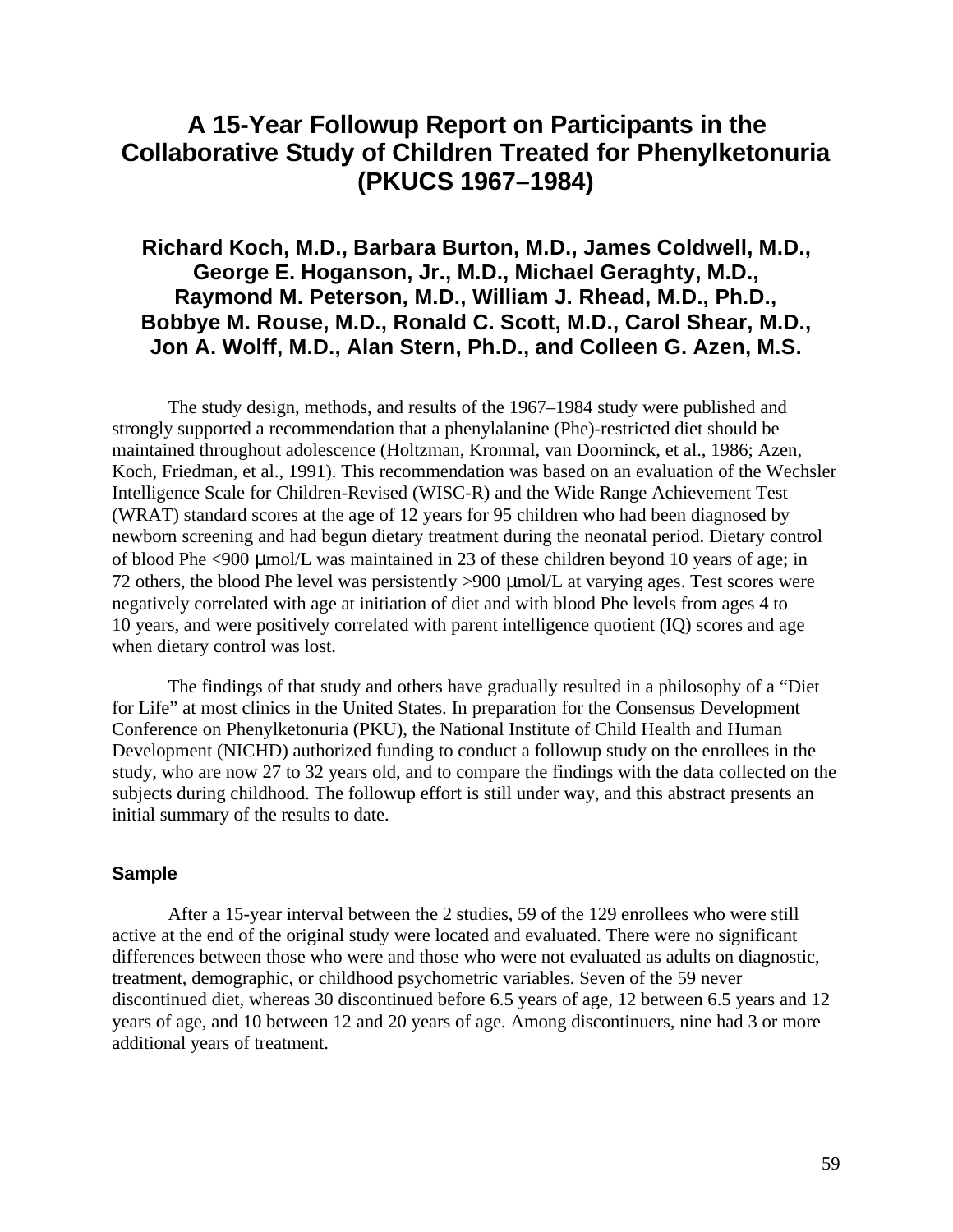# A 15-Year Followup Report on Participants in the Collaborative Study of Children Treated for Phenylketonuria (PKUCS 1967–1984)

### Richard Koch, M.D., Barbara Burton, M.D., James Coldwell, M.D., George E. Hoganson, Jr., M.D., Michael Geraghty, M.D., Raymond M. Peterson, M.D., William J. Rhead, M.D., Ph.D., Bobbye M. Rouse, M.D., Ronald C. Scott, M.D., Carol Shear, M.D., Jon A. Wolff, M.D., Alan Stern, Ph.D., and Colleen G. Azen, M.S.

The study design, methods, and results of the 1967–1984 study were published and strongly supported a recommendation that a phenylalanine (Phe)-restricted diet should be maintained throughout adolescence (Holtzman, Kronmal, van Doorninck, et al., 1986; Azen, Koch, Friedman, et al., 1991). This recommendation was based on an evaluation of the Wechsler Intelligence Scale for Children-Revised (WISC-R) and the Wide Range Achievement Test (WRAT) standard scores at the age of 12 years for 95 children who had been diagnosed by newborn screening and had begun dietary treatment during the neonatal period. Dietary control of blood Phe <900 μmol/L was maintained in 23 of these children beyond 10 years of age; in 72 others, the blood Phe level was persistently >900 μmol/L at varying ages. Test scores were negatively correlated with age at initiation of diet and with blood Phe levels from ages 4 to 10 years, and were positively correlated with parent intelligence quotient (IQ) scores and age when dietary control was lost.

The findings of that study and others have gradually resulted in a philosophy of a "Diet for Life" at most clinics in the United States. In preparation for the Consensus Development Conference on Phenylketonuria (PKU), the National Institute of Child Health and Human Development (NICHD) authorized funding to conduct a followup study on the enrollees in the study, who are now 27 to 32 years old, and to compare the findings with the data collected on the subjects during childhood. The followup effort is still under way, and this abstract presents an initial summary of the results to date.

## Sample

After a 15-year interval between the 2 studies, 59 of the 129 enrollees who were still active at the end of the original study were located and evaluated. There were no significant differences between those who were and those who were not evaluated as adults on diagnostic, treatment, demographic, or childhood psychometric variables. Seven of the 59 never discontinued diet, whereas 30 discontinued before 6.5 years of age, 12 between 6.5 years and 12 years of age, and 10 between 12 and 20 years of age. Among discontinuers, nine had 3 or more additional years of treatment.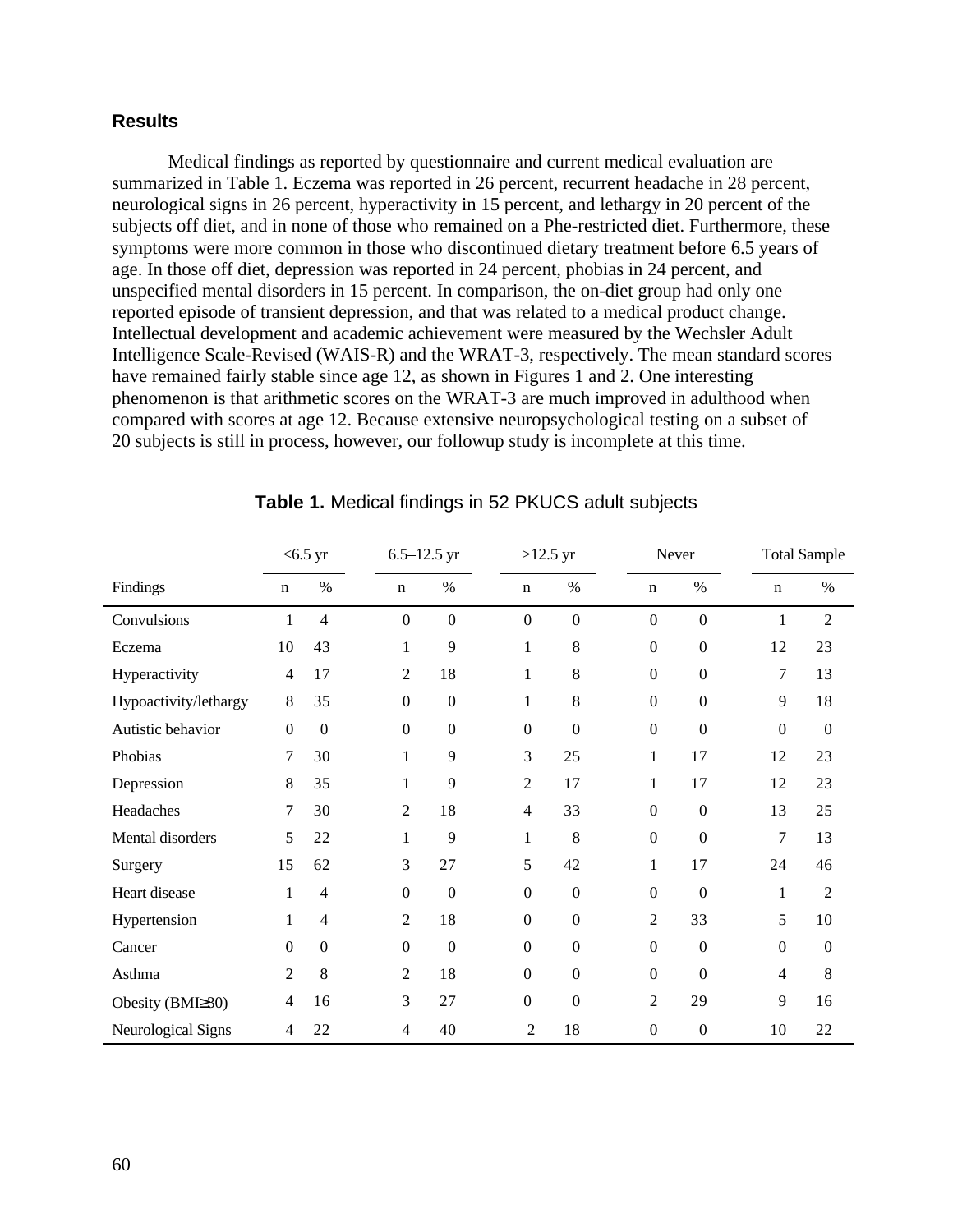## Results

Medical findings as reported by questionnaire and current medical evaluation are summarized in Table 1. Eczema was reported in 26 percent, recurrent headache in 28 percent, neurological signs in 26 percent, hyperactivity in 15 percent, and lethargy in 20 percent of the subjects off diet, and in none of those who remained on a Phe-restricted diet. Furthermore, these symptoms were more common in those who discontinued dietary treatment before 6.5 years of age. In those off diet, depression was reported in 24 percent, phobias in 24 percent, and unspecified mental disorders in 15 percent. In comparison, the on-diet group had only one reported episode of transient depression, and that was related to a medical product change. Intellectual development and academic achievement were measured by the Wechsler Adult Intelligence Scale-Revised (WAIS-R) and the WRAT-3, respectively. The mean standard scores have remained fairly stable since age 12, as shown in Figures 1 and 2. One interesting phenomenon is that arithmetic scores on the WRAT-3 are much improved in adulthood when compared with scores at age 12. Because extensive neuropsychological testing on a subset of 20 subjects is still in process, however, our followup study is incomplete at this time.

**Table 1.** Medical findings in 52 PKUCS adult subjects

| | <6.5 yr | | 6.5–12.5 yr | | >12.5 yr | | Never | | Total Sample | |
|---|---|---|---|---|---|---|---|---|---|---|
| Findings | n | % | n | % | n | % | n | % | n | % |
| Convulsions | 1 | 4 | 0 | 0 | 0 | 0 | 0 | 0 | 1 | 2 |
| Eczema | 10 | 43 | 1 | 9 | 1 | 8 | 0 | 0 | 12 | 23 |
| Hyperactivity | 4 | 17 | 2 | 18 | 1 | 8 | 0 | 0 | 7 | 13 |
| Hypoactivity/lethargy | 8 | 35 | 0 | 0 | 1 | 8 | 0 | 0 | 9 | 18 |
| Autistic behavior | 0 | 0 | 0 | 0 | 0 | 0 | 0 | 0 | 0 | 0 |
| Phobias | 7 | 30 | 1 | 9 | 3 | 25 | 1 | 17 | 12 | 23 |
| Depression | 8 | 35 | 1 | 9 | 2 | 17 | 1 | 17 | 12 | 23 |
| Headaches | 7 | 30 | 2 | 18 | 4 | 33 | 0 | 0 | 13 | 25 |
| Mental disorders | 5 | 22 | 1 | 9 | 1 | 8 | 0 | 0 | 7 | 13 |
| Surgery | 15 | 62 | 3 | 27 | 5 | 42 | 1 | 17 | 24 | 46 |
| Heart disease | 1 | 4 | 0 | 0 | 0 | 0 | 0 | 0 | 1 | 2 |
| Hypertension | 1 | 4 | 2 | 18 | 0 | 0 | 2 | 33 | 5 | 10 |
| Cancer | 0 | 0 | 0 | 0 | 0 | 0 | 0 | 0 | 0 | 0 |
| Asthma | 2 | 8 | 2 | 18 | 0 | 0 | 0 | 0 | 4 | 8 |
| Obesity (BMI≥30) | 4 | 16 | 3 | 27 | 0 | 0 | 2 | 29 | 9 | 16 |
| Neurological Signs | 4 | 22 | 4 | 40 | 2 | 18 | 0 | 0 | 10 | 22 |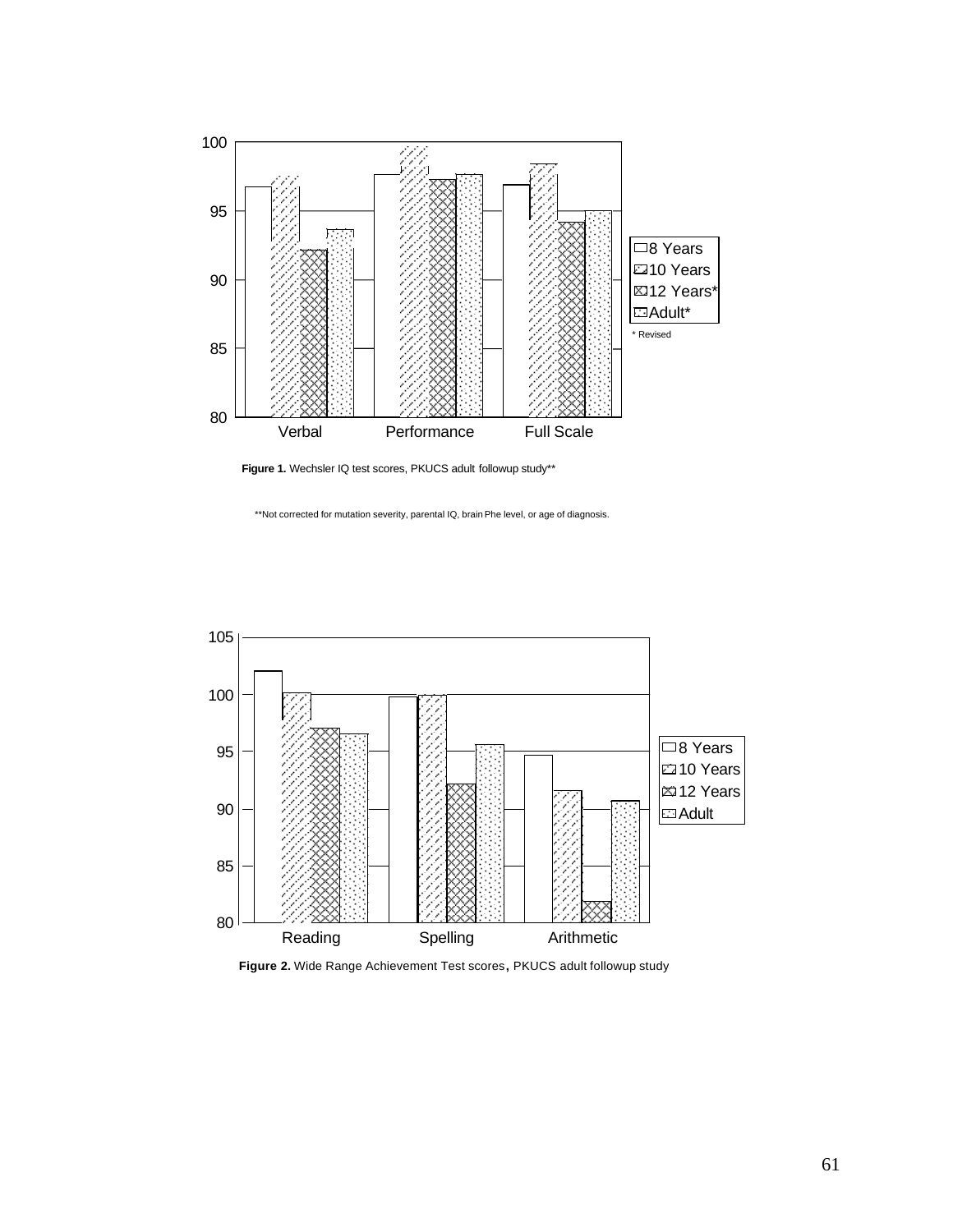Figure 1. Wechsler IQ test scores, PKUCS adult followup study**

**Not corrected for mutation severity, parental IQ, brain Phe level, or age of diagnosis.

Figure 2. Wide Range Achievement Test scores, PKUCS adult followup study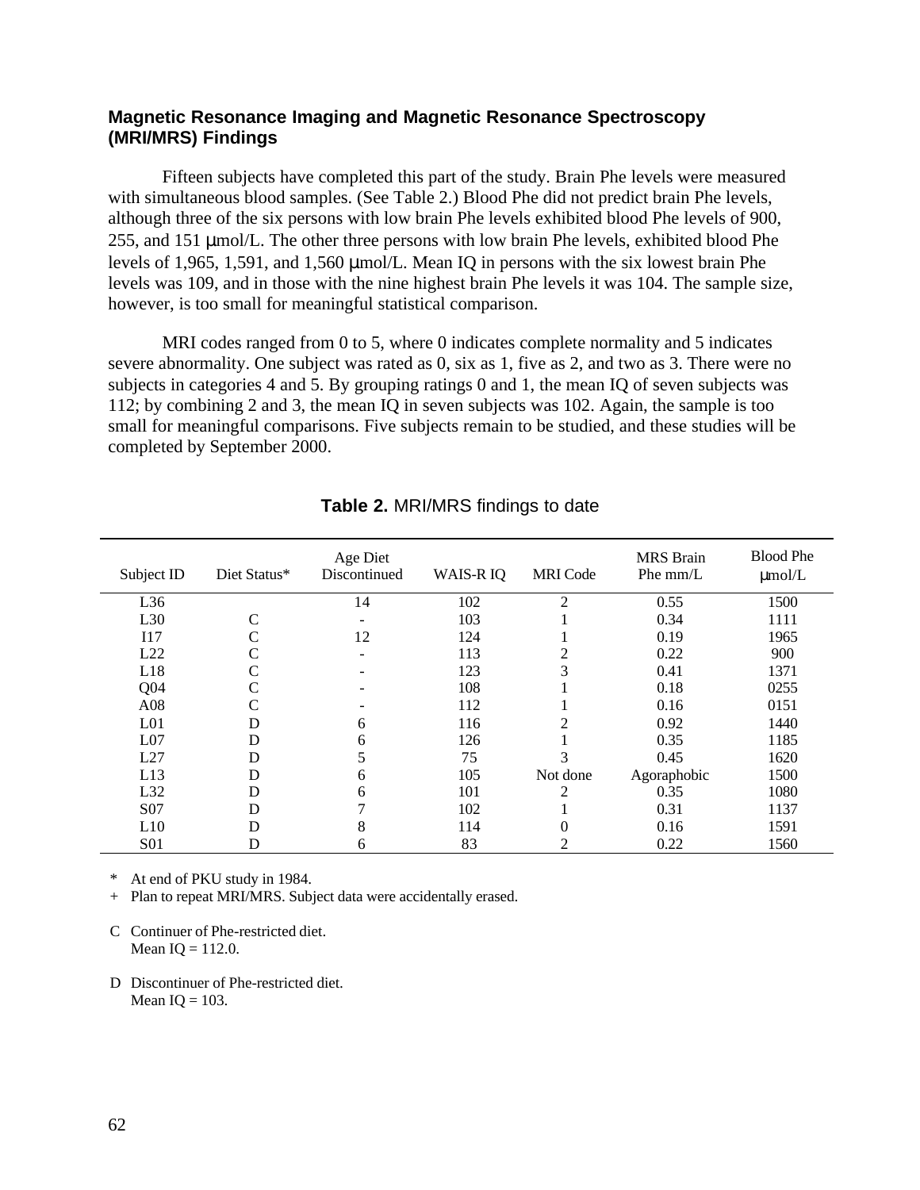### Magnetic Resonance Imaging and Magnetic Resonance Spectroscopy (MRI/MRS) Findings

Fifteen subjects have completed this part of the study. Brain Phe levels were measured with simultaneous blood samples. (See Table 2.) Blood Phe did not predict brain Phe levels, although three of the six persons with low brain Phe levels exhibited blood Phe levels of 900, 255, and 151 μmol/L. The other three persons with low brain Phe levels, exhibited blood Phe levels of 1,965, 1,591, and 1,560 μmol/L. Mean IQ in persons with the six lowest brain Phe levels was 109, and in those with the nine highest brain Phe levels it was 104. The sample size, however, is too small for meaningful statistical comparison.

MRI codes ranged from 0 to 5, where 0 indicates complete normality and 5 indicates severe abnormality. One subject was rated as 0, six as 1, five as 2, and two as 3. There were no subjects in categories 4 and 5. By grouping ratings 0 and 1, the mean IQ of seven subjects was 112; by combining 2 and 3, the mean IQ in seven subjects was 102. Again, the sample is too small for meaningful comparisons. Five subjects remain to be studied, and these studies will be completed by September 2000.

**Table 2.** MRI/MRS findings to date

| Subject ID | Diet Status* | Age Diet Discontinued | WAIS-R IQ | MRI Code | MRS Brain Phe mm/L | Blood Phe μmol/L |
|---|---|---|---|---|---|---|
| L36 | | 14 | 102 | 2 | 0.55 | 1500 |
| L30 | C | - | 103 | 1 | 0.34 | 1111 |
| I17 | C | 12 | 124 | 1 | 0.19 | 1965 |
| L22 | C | - | 113 | 2 | 0.22 | 900 |
| L18 | C | - | 123 | 3 | 0.41 | 1371 |
| Q04 | C | - | 108 | 1 | 0.18 | 0255 |
| A08 | C | - | 112 | 1 | 0.16 | 0151 |
| L01 | D | 6 | 116 | 2 | 0.92 | 1440 |
| L07 | D | 6 | 126 | 1 | 0.35 | 1185 |
| L27 | D | 5 | 75 | 3 | 0.45 | 1620 |
| L13 | D | 6 | 105 | Not done | Agoraphobic | 1500 |
| L32 | D | 6 | 101 | 2 | 0.35 | 1080 |
| S07 | D | 7 | 102 | 1 | 0.31 | 1137 |
| L10 | D | 8 | 114 | 0 | 0.16 | 1591 |
| S01 | D | 6 | 83 | 2 | 0.22 | 1560 |

\* At end of PKU study in 1984.

\+ Plan to repeat MRI/MRS. Subject data were accidentally erased.

C Continuer of Phe-restricted diet.
Mean IQ = 112.0.

D Discontinuer of Phe-restricted diet.
Mean IQ = 103.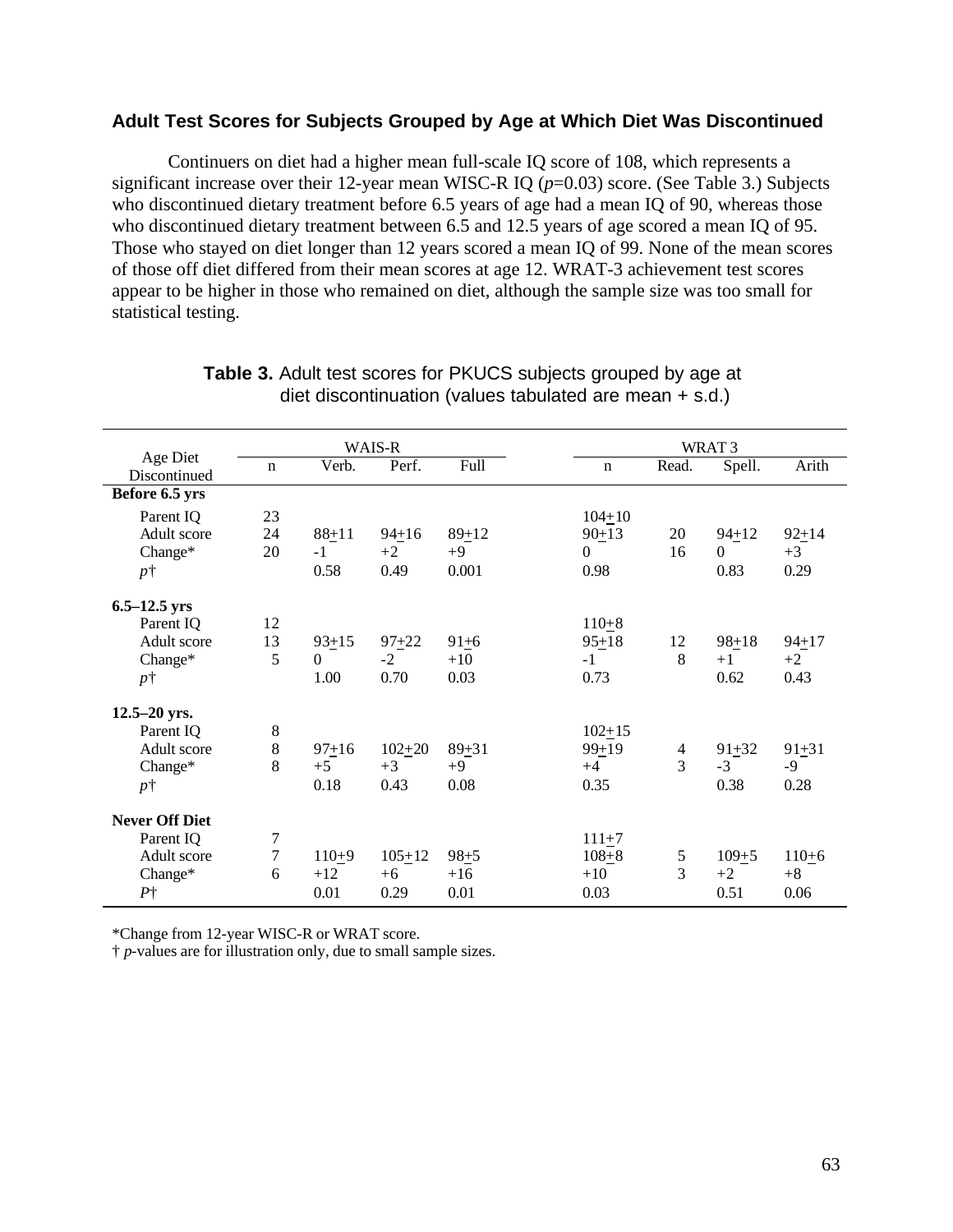### Adult Test Scores for Subjects Grouped by Age at Which Diet Was Discontinued

Continuers on diet had a higher mean full-scale IQ score of 108, which represents a significant increase over their 12-year mean WISC-R IQ ($p$=0.03) score. (See Table 3.) Subjects who discontinued dietary treatment before 6.5 years of age had a mean IQ of 90, whereas those who discontinued dietary treatment between 6.5 and 12.5 years of age scored a mean IQ of 95. Those who stayed on diet longer than 12 years scored a mean IQ of 99. None of the mean scores of those off diet differed from their mean scores at age 12. WRAT-3 achievement test scores appear to be higher in those who remained on diet, although the sample size was too small for statistical testing.

**Table 3.** Adult test scores for PKUCS subjects grouped by age at diet discontinuation (values tabulated are mean + s.d.)

| Age Diet Discontinued | WAIS-R | | | | WRAT 3 | | | |
|---|---|---|---|---|---|---|---|---|
| | n | Verb. | Perf. | Full | n | Read. | Spell. | Arith |
| **Before 6.5 yrs** | | | | | | | | |
| Parent IQ | 23 | | | 104±10 | | | | |
| Adult score | 24 | 88±11 | 94±16 | 89±12 | 90±13 | 20 | 94±12 | 92±14 |
| Change* | 20 | -1 | +2 | +9 | 0 | 16 | 0 | +3 |
| $p$† | | 0.58 | 0.49 | 0.001 | 0.98 | | 0.83 | 0.29 |
| **6.5–12.5 yrs** | | | | | | | | |
| Parent IQ | 12 | | | 110±8 | | | | |
| Adult score | 13 | 93±15 | 97±22 | 91±6 | 95±18 | 12 | 98±18 | 94±17 |
| Change* | 5 | 0 | -2 | +10 | -1 | 8 | +1 | +2 |
| $p$† | | 1.00 | 0.70 | 0.03 | 0.73 | | 0.62 | 0.43 |
| **12.5–20 yrs.** | | | | | | | | |
| Parent IQ | 8 | | | 102±15 | | | | |
| Adult score | 8 | 97±16 | 102±20 | 89±31 | 99±19 | 4 | 91±32 | 91±31 |
| Change* | 8 | +5 | +3 | +9 | +4 | 3 | -3 | -9 |
| $p$† | | 0.18 | 0.43 | 0.08 | 0.35 | | 0.38 | 0.28 |
| **Never Off Diet** | | | | | | | | |
| Parent IQ | 7 | | | 111±7 | | | | |
| Adult score | 7 | 110±9 | 105±12 | 98±5 | 108±8 | 5 | 109±5 | 110±6 |
| Change* | 6 | +12 | +6 | +16 | +10 | 3 | +2 | +8 |
| $P$† | | 0.01 | 0.29 | 0.01 | 0.03 | | 0.51 | 0.06 |

*Change from 12-year WISC-R or WRAT score.

† $p$-values are for illustration only, due to small sample sizes.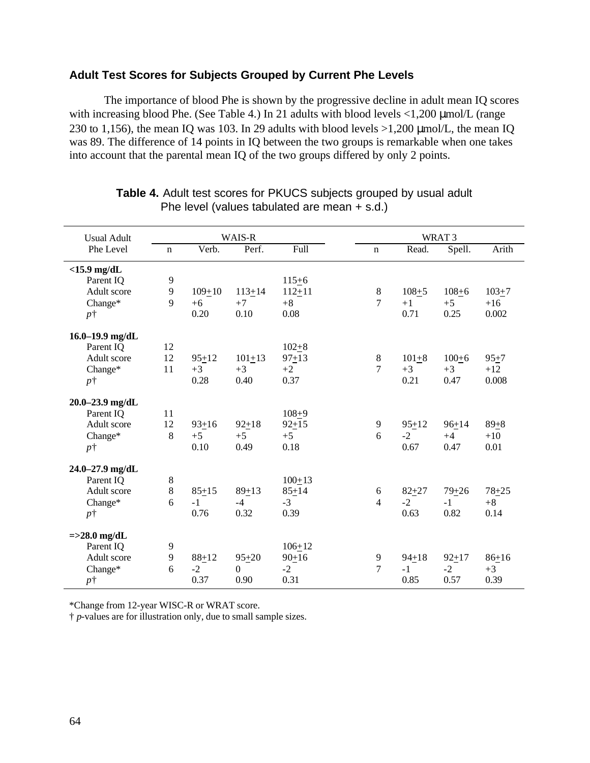### Adult Test Scores for Subjects Grouped by Current Phe Levels

The importance of blood Phe is shown by the progressive decline in adult mean IQ scores with increasing blood Phe. (See Table 4.) In 21 adults with blood levels <1,200 μmol/L (range 230 to 1,156), the mean IQ was 103. In 29 adults with blood levels >1,200 μmol/L, the mean IQ was 89. The difference of 14 points in IQ between the two groups is remarkable when one takes into account that the parental mean IQ of the two groups differed by only 2 points.

**Table 4.** Adult test scores for PKUCS subjects grouped by usual adult Phe level (values tabulated are mean + s.d.)

| Usual Adult Phe Level | WAIS-R | | | | WRAT 3 | | | |
|---|---|---|---|---|---|---|---|---|
| | n | Verb. | Perf. | Full | n | Read. | Spell. | Arith |
| **<15.9 mg/dL** | | | | | | | | |
| Parent IQ | 9 | | | 115±6 | | | | |
| Adult score | 9 | 109±10 | 113±14 | 112±11 | 8 | 108±5 | 108±6 | 103±7 |
| Change* | 9 | +6 | +7 | +8 | 7 | +1 | +5 | +16 |
| *p*† | | 0.20 | 0.10 | 0.08 | | 0.71 | 0.25 | 0.002 |
| **16.0–19.9 mg/dL** | | | | | | | | |
| Parent IQ | 12 | | | 102±8 | | | | |
| Adult score | 12 | 95±12 | 101±13 | 97±13 | 8 | 101±8 | 100±6 | 95±7 |
| Change* | 11 | +3 | +3 | +2 | 7 | +3 | +3 | +12 |
| *p*† | | 0.28 | 0.40 | 0.37 | | 0.21 | 0.47 | 0.008 |
| **20.0–23.9 mg/dL** | | | | | | | | |
| Parent IQ | 11 | | | 108±9 | | | | |
| Adult score | 12 | 93±16 | 92±18 | 92±15 | 9 | 95±12 | 96±14 | 89±8 |
| Change* | 8 | +5 | +5 | +5 | 6 | -2 | +4 | +10 |
| *p*† | | 0.10 | 0.49 | 0.18 | | 0.67 | 0.47 | 0.01 |
| **24.0–27.9 mg/dL** | | | | | | | | |
| Parent IQ | 8 | | | 100±13 | | | | |
| Adult score | 8 | 85±15 | 89±13 | 85±14 | 6 | 82±27 | 79±26 | 78±25 |
| Change* | 6 | -1 | -4 | -3 | 4 | -2 | -1 | +8 |
| *p*† | | 0.76 | 0.32 | 0.39 | | 0.63 | 0.82 | 0.14 |
| **=>28.0 mg/dL** | | | | | | | | |
| Parent IQ | 9 | | | 106±12 | | | | |
| Adult score | 9 | 88±12 | 95±20 | 90±16 | 9 | 94±18 | 92±17 | 86±16 |
| Change* | 6 | -2 | 0 | -2 | 7 | -1 | -2 | +3 |
| *p*† | | 0.37 | 0.90 | 0.31 | | 0.85 | 0.57 | 0.39 |

*Change from 12-year WISC-R or WRAT score.
† *p*-values are for illustration only, due to small sample sizes.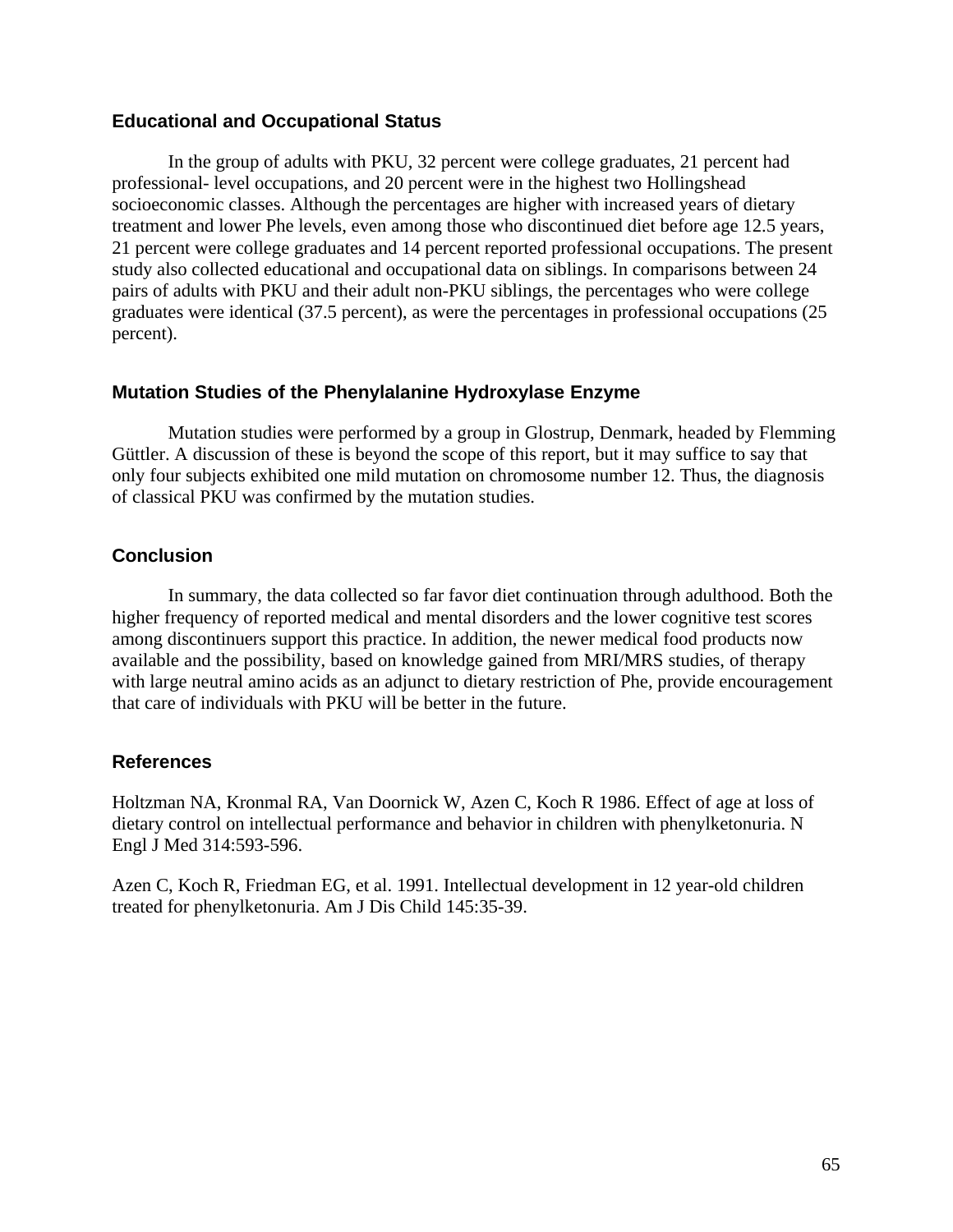### Educational and Occupational Status

In the group of adults with PKU, 32 percent were college graduates, 21 percent had professional- level occupations, and 20 percent were in the highest two Hollingshead socioeconomic classes. Although the percentages are higher with increased years of dietary treatment and lower Phe levels, even among those who discontinued diet before age 12.5 years, 21 percent were college graduates and 14 percent reported professional occupations. The present study also collected educational and occupational data on siblings. In comparisons between 24 pairs of adults with PKU and their adult non-PKU siblings, the percentages who were college graduates were identical (37.5 percent), as were the percentages in professional occupations (25 percent).

### Mutation Studies of the Phenylalanine Hydroxylase Enzyme

Mutation studies were performed by a group in Glostrup, Denmark, headed by Flemming Güttler. A discussion of these is beyond the scope of this report, but it may suffice to say that only four subjects exhibited one mild mutation on chromosome number 12. Thus, the diagnosis of classical PKU was confirmed by the mutation studies.

### Conclusion

In summary, the data collected so far favor diet continuation through adulthood. Both the higher frequency of reported medical and mental disorders and the lower cognitive test scores among discontinuers support this practice. In addition, the newer medical food products now available and the possibility, based on knowledge gained from MRI/MRS studies, of therapy with large neutral amino acids as an adjunct to dietary restriction of Phe, provide encouragement that care of individuals with PKU will be better in the future.

### References

Holtzman NA, Kronmal RA, Van Doornick W, Azen C, Koch R 1986. Effect of age at loss of dietary control on intellectual performance and behavior in children with phenylketonuria. N Engl J Med 314:593-596.

Azen C, Koch R, Friedman EG, et al. 1991. Intellectual development in 12 year-old children treated for phenylketonuria. Am J Dis Child 145:35-39.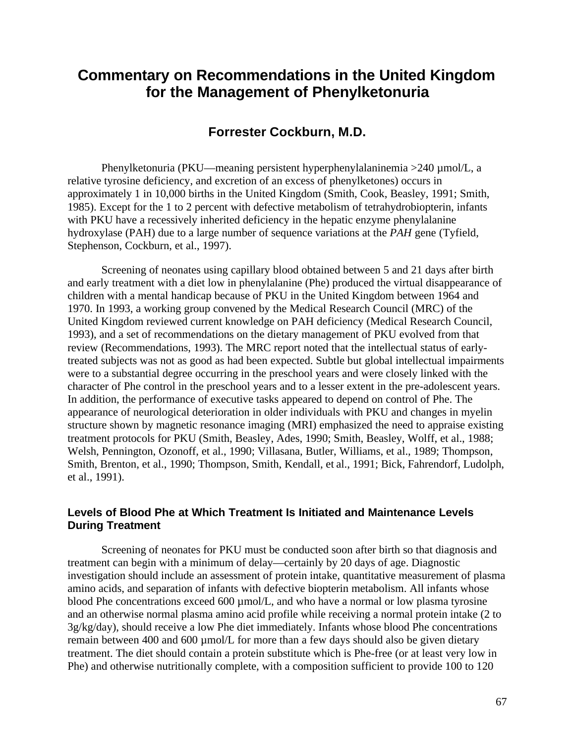# Commentary on Recommendations in the United Kingdom for the Management of Phenylketonuria

## Forrester Cockburn, M.D.

Phenylketonuria (PKU—meaning persistent hyperphenylalaninemia >240 µmol/L, a relative tyrosine deficiency, and excretion of an excess of phenylketones) occurs in approximately 1 in 10,000 births in the United Kingdom (Smith, Cook, Beasley, 1991; Smith, 1985). Except for the 1 to 2 percent with defective metabolism of tetrahydrobiopterin, infants with PKU have a recessively inherited deficiency in the hepatic enzyme phenylalanine hydroxylase (PAH) due to a large number of sequence variations at the *PAH* gene (Tyfield, Stephenson, Cockburn, et al., 1997).

Screening of neonates using capillary blood obtained between 5 and 21 days after birth and early treatment with a diet low in phenylalanine (Phe) produced the virtual disappearance of children with a mental handicap because of PKU in the United Kingdom between 1964 and 1970. In 1993, a working group convened by the Medical Research Council (MRC) of the United Kingdom reviewed current knowledge on PAH deficiency (Medical Research Council, 1993), and a set of recommendations on the dietary management of PKU evolved from that review (Recommendations, 1993). The MRC report noted that the intellectual status of early-treated subjects was not as good as had been expected. Subtle but global intellectual impairments were to a substantial degree occurring in the preschool years and were closely linked with the character of Phe control in the preschool years and to a lesser extent in the pre-adolescent years. In addition, the performance of executive tasks appeared to depend on control of Phe. The appearance of neurological deterioration in older individuals with PKU and changes in myelin structure shown by magnetic resonance imaging (MRI) emphasized the need to appraise existing treatment protocols for PKU (Smith, Beasley, Ades, 1990; Smith, Beasley, Wolff, et al., 1988; Welsh, Pennington, Ozonoff, et al., 1990; Villasana, Butler, Williams, et al., 1989; Thompson, Smith, Brenton, et al., 1990; Thompson, Smith, Kendall, et al., 1991; Bick, Fahrendorf, Ludolph, et al., 1991).

### Levels of Blood Phe at Which Treatment Is Initiated and Maintenance Levels During Treatment

Screening of neonates for PKU must be conducted soon after birth so that diagnosis and treatment can begin with a minimum of delay—certainly by 20 days of age. Diagnostic investigation should include an assessment of protein intake, quantitative measurement of plasma amino acids, and separation of infants with defective biopterin metabolism. All infants whose blood Phe concentrations exceed 600 µmol/L, and who have a normal or low plasma tyrosine and an otherwise normal plasma amino acid profile while receiving a normal protein intake (2 to 3g/kg/day), should receive a low Phe diet immediately. Infants whose blood Phe concentrations remain between 400 and 600 µmol/L for more than a few days should also be given dietary treatment. The diet should contain a protein substitute which is Phe-free (or at least very low in Phe) and otherwise nutritionally complete, with a composition sufficient to provide 100 to 120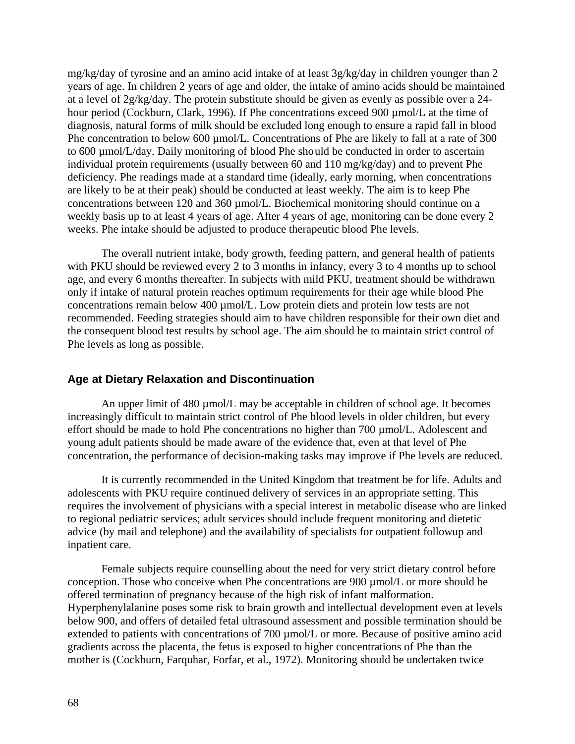mg/kg/day of tyrosine and an amino acid intake of at least 3g/kg/day in children younger than 2 years of age. In children 2 years of age and older, the intake of amino acids should be maintained at a level of 2g/kg/day. The protein substitute should be given as evenly as possible over a 24-hour period (Cockburn, Clark, 1996). If Phe concentrations exceed 900 µmol/L at the time of diagnosis, natural forms of milk should be excluded long enough to ensure a rapid fall in blood Phe concentration to below 600 µmol/L. Concentrations of Phe are likely to fall at a rate of 300 to 600 µmol/L/day. Daily monitoring of blood Phe should be conducted in order to ascertain individual protein requirements (usually between 60 and 110 mg/kg/day) and to prevent Phe deficiency. Phe readings made at a standard time (ideally, early morning, when concentrations are likely to be at their peak) should be conducted at least weekly. The aim is to keep Phe concentrations between 120 and 360 µmol/L. Biochemical monitoring should continue on a weekly basis up to at least 4 years of age. After 4 years of age, monitoring can be done every 2 weeks. Phe intake should be adjusted to produce therapeutic blood Phe levels.

The overall nutrient intake, body growth, feeding pattern, and general health of patients with PKU should be reviewed every 2 to 3 months in infancy, every 3 to 4 months up to school age, and every 6 months thereafter. In subjects with mild PKU, treatment should be withdrawn only if intake of natural protein reaches optimum requirements for their age while blood Phe concentrations remain below 400 µmol/L. Low protein diets and protein low tests are not recommended. Feeding strategies should aim to have children responsible for their own diet and the consequent blood test results by school age. The aim should be to maintain strict control of Phe levels as long as possible.

### Age at Dietary Relaxation and Discontinuation

An upper limit of 480 µmol/L may be acceptable in children of school age. It becomes increasingly difficult to maintain strict control of Phe blood levels in older children, but every effort should be made to hold Phe concentrations no higher than 700 µmol/L. Adolescent and young adult patients should be made aware of the evidence that, even at that level of Phe concentration, the performance of decision-making tasks may improve if Phe levels are reduced.

It is currently recommended in the United Kingdom that treatment be for life. Adults and adolescents with PKU require continued delivery of services in an appropriate setting. This requires the involvement of physicians with a special interest in metabolic disease who are linked to regional pediatric services; adult services should include frequent monitoring and dietetic advice (by mail and telephone) and the availability of specialists for outpatient followup and inpatient care.

Female subjects require counselling about the need for very strict dietary control before conception. Those who conceive when Phe concentrations are 900 µmol/L or more should be offered termination of pregnancy because of the high risk of infant malformation. Hyperphenylalanine poses some risk to brain growth and intellectual development even at levels below 900, and offers of detailed fetal ultrasound assessment and possible termination should be extended to patients with concentrations of 700 µmol/L or more. Because of positive amino acid gradients across the placenta, the fetus is exposed to higher concentrations of Phe than the mother is (Cockburn, Farquhar, Forfar, et al., 1972). Monitoring should be undertaken twice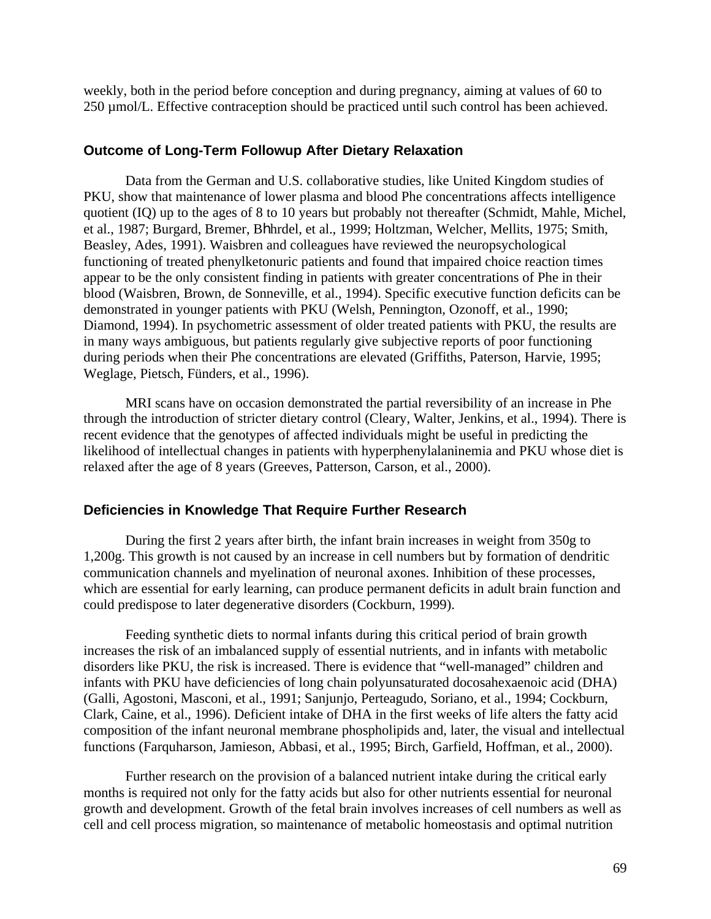weekly, both in the period before conception and during pregnancy, aiming at values of 60 to 250 µmol/L. Effective contraception should be practiced until such control has been achieved.

### Outcome of Long-Term Followup After Dietary Relaxation

Data from the German and U.S. collaborative studies, like United Kingdom studies of PKU, show that maintenance of lower plasma and blood Phe concentrations affects intelligence quotient (IQ) up to the ages of 8 to 10 years but probably not thereafter (Schmidt, Mahle, Michel, et al., 1987; Burgard, Bremer, Bħhrdel, et al., 1999; Holtzman, Welcher, Mellits, 1975; Smith, Beasley, Ades, 1991). Waisbren and colleagues have reviewed the neuropsychological functioning of treated phenylketonuric patients and found that impaired choice reaction times appear to be the only consistent finding in patients with greater concentrations of Phe in their blood (Waisbren, Brown, de Sonneville, et al., 1994). Specific executive function deficits can be demonstrated in younger patients with PKU (Welsh, Pennington, Ozonoff, et al., 1990; Diamond, 1994). In psychometric assessment of older treated patients with PKU, the results are in many ways ambiguous, but patients regularly give subjective reports of poor functioning during periods when their Phe concentrations are elevated (Griffiths, Paterson, Harvie, 1995; Weglage, Pietsch, Fünders, et al., 1996).

MRI scans have on occasion demonstrated the partial reversibility of an increase in Phe through the introduction of stricter dietary control (Cleary, Walter, Jenkins, et al., 1994). There is recent evidence that the genotypes of affected individuals might be useful in predicting the likelihood of intellectual changes in patients with hyperphenylalaninemia and PKU whose diet is relaxed after the age of 8 years (Greeves, Patterson, Carson, et al., 2000).

### Deficiencies in Knowledge That Require Further Research

During the first 2 years after birth, the infant brain increases in weight from 350g to 1,200g. This growth is not caused by an increase in cell numbers but by formation of dendritic communication channels and myelination of neuronal axones. Inhibition of these processes, which are essential for early learning, can produce permanent deficits in adult brain function and could predispose to later degenerative disorders (Cockburn, 1999).

Feeding synthetic diets to normal infants during this critical period of brain growth increases the risk of an imbalanced supply of essential nutrients, and in infants with metabolic disorders like PKU, the risk is increased. There is evidence that "well-managed" children and infants with PKU have deficiencies of long chain polyunsaturated docosahexaenoic acid (DHA) (Galli, Agostoni, Masconi, et al., 1991; Sanjunjo, Perteagudo, Soriano, et al., 1994; Cockburn, Clark, Caine, et al., 1996). Deficient intake of DHA in the first weeks of life alters the fatty acid composition of the infant neuronal membrane phospholipids and, later, the visual and intellectual functions (Farquharson, Jamieson, Abbasi, et al., 1995; Birch, Garfield, Hoffman, et al., 2000).

Further research on the provision of a balanced nutrient intake during the critical early months is required not only for the fatty acids but also for other nutrients essential for neuronal growth and development. Growth of the fetal brain involves increases of cell numbers as well as cell and cell process migration, so maintenance of metabolic homeostasis and optimal nutrition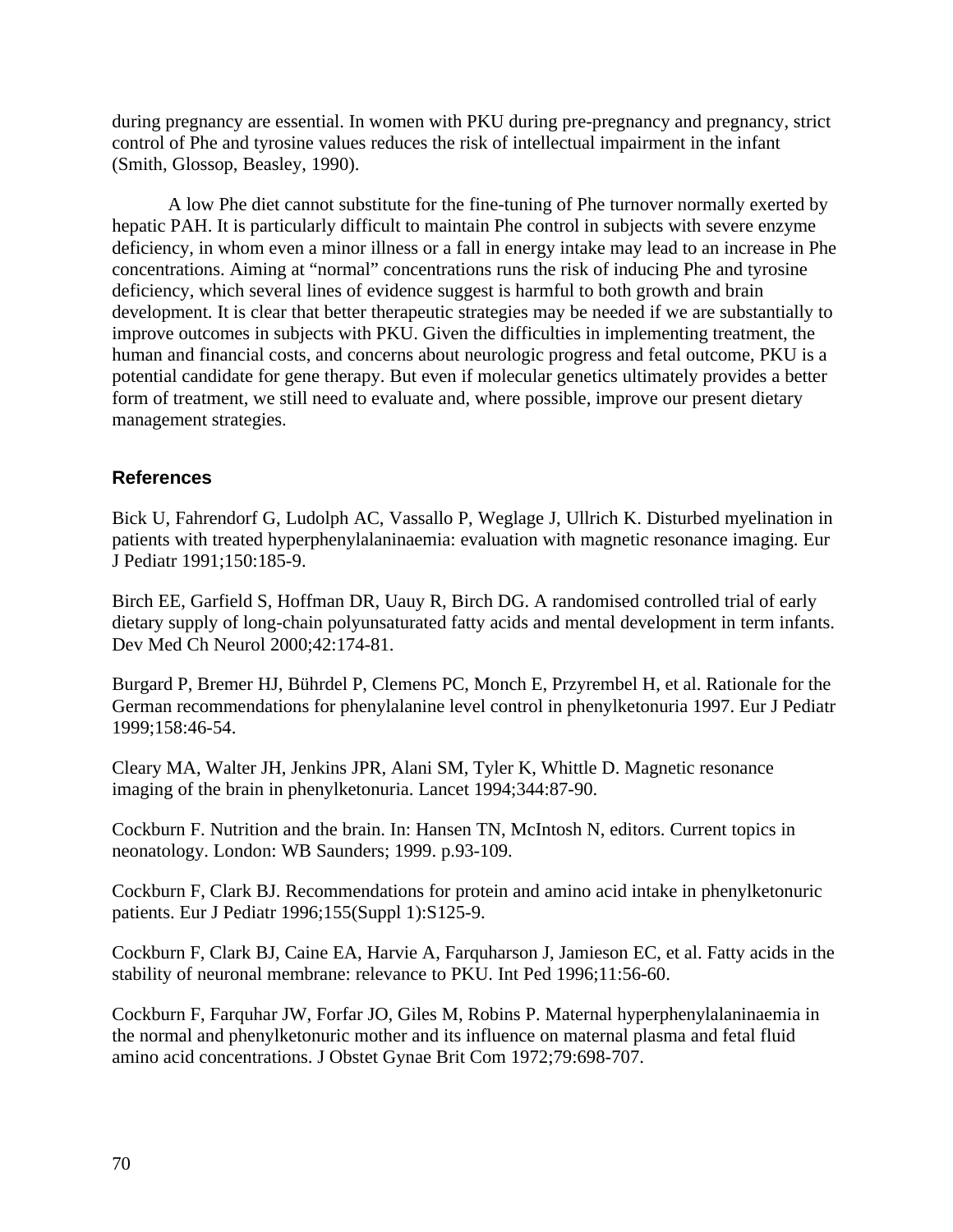during pregnancy are essential. In women with PKU during pre-pregnancy and pregnancy, strict control of Phe and tyrosine values reduces the risk of intellectual impairment in the infant (Smith, Glossop, Beasley, 1990).

A low Phe diet cannot substitute for the fine-tuning of Phe turnover normally exerted by hepatic PAH. It is particularly difficult to maintain Phe control in subjects with severe enzyme deficiency, in whom even a minor illness or a fall in energy intake may lead to an increase in Phe concentrations. Aiming at "normal" concentrations runs the risk of inducing Phe and tyrosine deficiency, which several lines of evidence suggest is harmful to both growth and brain development. It is clear that better therapeutic strategies may be needed if we are substantially to improve outcomes in subjects with PKU. Given the difficulties in implementing treatment, the human and financial costs, and concerns about neurologic progress and fetal outcome, PKU is a potential candidate for gene therapy. But even if molecular genetics ultimately provides a better form of treatment, we still need to evaluate and, where possible, improve our present dietary management strategies.

### References

Bick U, Fahrendorf G, Ludolph AC, Vassallo P, Weglage J, Ullrich K. Disturbed myelination in patients with treated hyperphenylalaninaemia: evaluation with magnetic resonance imaging. Eur J Pediatr 1991;150:185-9.

Birch EE, Garfield S, Hoffman DR, Uauy R, Birch DG. A randomised controlled trial of early dietary supply of long-chain polyunsaturated fatty acids and mental development in term infants. Dev Med Ch Neurol 2000;42:174-81.

Burgard P, Bremer HJ, Bührdel P, Clemens PC, Monch E, Przyrembel H, et al. Rationale for the German recommendations for phenylalanine level control in phenylketonuria 1997. Eur J Pediatr 1999;158:46-54.

Cleary MA, Walter JH, Jenkins JPR, Alani SM, Tyler K, Whittle D. Magnetic resonance imaging of the brain in phenylketonuria. Lancet 1994;344:87-90.

Cockburn F. Nutrition and the brain. In: Hansen TN, McIntosh N, editors. Current topics in neonatology. London: WB Saunders; 1999. p.93-109.

Cockburn F, Clark BJ. Recommendations for protein and amino acid intake in phenylketonuric patients. Eur J Pediatr 1996;155(Suppl 1):S125-9.

Cockburn F, Clark BJ, Caine EA, Harvie A, Farquharson J, Jamieson EC, et al. Fatty acids in the stability of neuronal membrane: relevance to PKU. Int Ped 1996;11:56-60.

Cockburn F, Farquhar JW, Forfar JO, Giles M, Robins P. Maternal hyperphenylalaninaemia in the normal and phenylketonuric mother and its influence on maternal plasma and fetal fluid amino acid concentrations. J Obstet Gynae Brit Com 1972;79:698-707.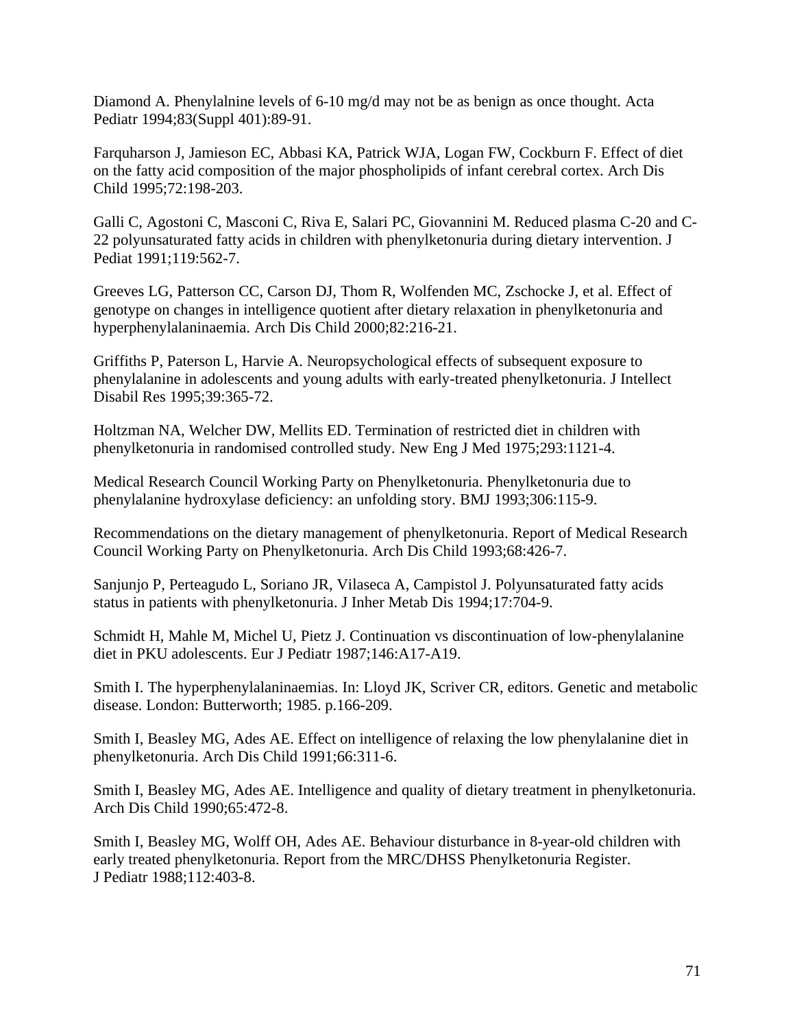Diamond A. Phenylalnine levels of 6-10 mg/d may not be as benign as once thought. Acta Pediatr 1994;83(Suppl 401):89-91.

Farquharson J, Jamieson EC, Abbasi KA, Patrick WJA, Logan FW, Cockburn F. Effect of diet on the fatty acid composition of the major phospholipids of infant cerebral cortex. Arch Dis Child 1995;72:198-203.

Galli C, Agostoni C, Masconi C, Riva E, Salari PC, Giovannini M. Reduced plasma C-20 and C-22 polyunsaturated fatty acids in children with phenylketonuria during dietary intervention. J Pediat 1991;119:562-7.

Greeves LG, Patterson CC, Carson DJ, Thom R, Wolfenden MC, Zschocke J, et al. Effect of genotype on changes in intelligence quotient after dietary relaxation in phenylketonuria and hyperphenylalaninaemia. Arch Dis Child 2000;82:216-21.

Griffiths P, Paterson L, Harvie A. Neuropsychological effects of subsequent exposure to phenylalanine in adolescents and young adults with early-treated phenylketonuria. J Intellect Disabil Res 1995;39:365-72.

Holtzman NA, Welcher DW, Mellits ED. Termination of restricted diet in children with phenylketonuria in randomised controlled study. New Eng J Med 1975;293:1121-4.

Medical Research Council Working Party on Phenylketonuria. Phenylketonuria due to phenylalanine hydroxylase deficiency: an unfolding story. BMJ 1993;306:115-9.

Recommendations on the dietary management of phenylketonuria. Report of Medical Research Council Working Party on Phenylketonuria. Arch Dis Child 1993;68:426-7.

Sanjunjo P, Perteagudo L, Soriano JR, Vilaseca A, Campistol J. Polyunsaturated fatty acids status in patients with phenylketonuria. J Inher Metab Dis 1994;17:704-9.

Schmidt H, Mahle M, Michel U, Pietz J. Continuation vs discontinuation of low-phenylalanine diet in PKU adolescents. Eur J Pediatr 1987;146:A17-A19.

Smith I. The hyperphenylalaninaemias. In: Lloyd JK, Scriver CR, editors. Genetic and metabolic disease. London: Butterworth; 1985. p.166-209.

Smith I, Beasley MG, Ades AE. Effect on intelligence of relaxing the low phenylalanine diet in phenylketonuria. Arch Dis Child 1991;66:311-6.

Smith I, Beasley MG, Ades AE. Intelligence and quality of dietary treatment in phenylketonuria. Arch Dis Child 1990;65:472-8.

Smith I, Beasley MG, Wolff OH, Ades AE. Behaviour disturbance in 8-year-old children with early treated phenylketonuria. Report from the MRC/DHSS Phenylketonuria Register. J Pediatr 1988;112:403-8.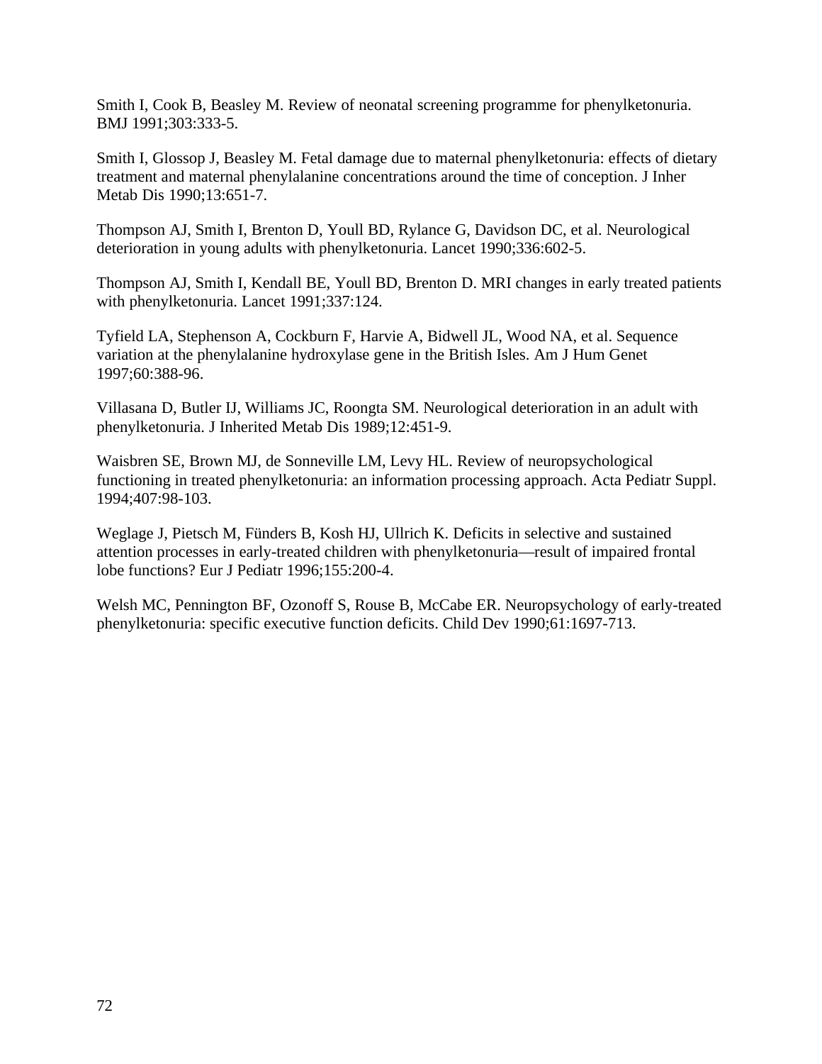Smith I, Cook B, Beasley M. Review of neonatal screening programme for phenylketonuria. BMJ 1991;303:333-5.

Smith I, Glossop J, Beasley M. Fetal damage due to maternal phenylketonuria: effects of dietary treatment and maternal phenylalanine concentrations around the time of conception. J Inher Metab Dis 1990;13:651-7.

Thompson AJ, Smith I, Brenton D, Youll BD, Rylance G, Davidson DC, et al. Neurological deterioration in young adults with phenylketonuria. Lancet 1990;336:602-5.

Thompson AJ, Smith I, Kendall BE, Youll BD, Brenton D. MRI changes in early treated patients with phenylketonuria. Lancet 1991;337:124.

Tyfield LA, Stephenson A, Cockburn F, Harvie A, Bidwell JL, Wood NA, et al. Sequence variation at the phenylalanine hydroxylase gene in the British Isles. Am J Hum Genet 1997;60:388-96.

Villasana D, Butler IJ, Williams JC, Roongta SM. Neurological deterioration in an adult with phenylketonuria. J Inherited Metab Dis 1989;12:451-9.

Waisbren SE, Brown MJ, de Sonneville LM, Levy HL. Review of neuropsychological functioning in treated phenylketonuria: an information processing approach. Acta Pediatr Suppl. 1994;407:98-103.

Weglage J, Pietsch M, Fünders B, Kosh HJ, Ullrich K. Deficits in selective and sustained attention processes in early-treated children with phenylketonuria—result of impaired frontal lobe functions? Eur J Pediatr 1996;155:200-4.

Welsh MC, Pennington BF, Ozonoff S, Rouse B, McCabe ER. Neuropsychology of early-treated phenylketonuria: specific executive function deficits. Child Dev 1990;61:1697-713.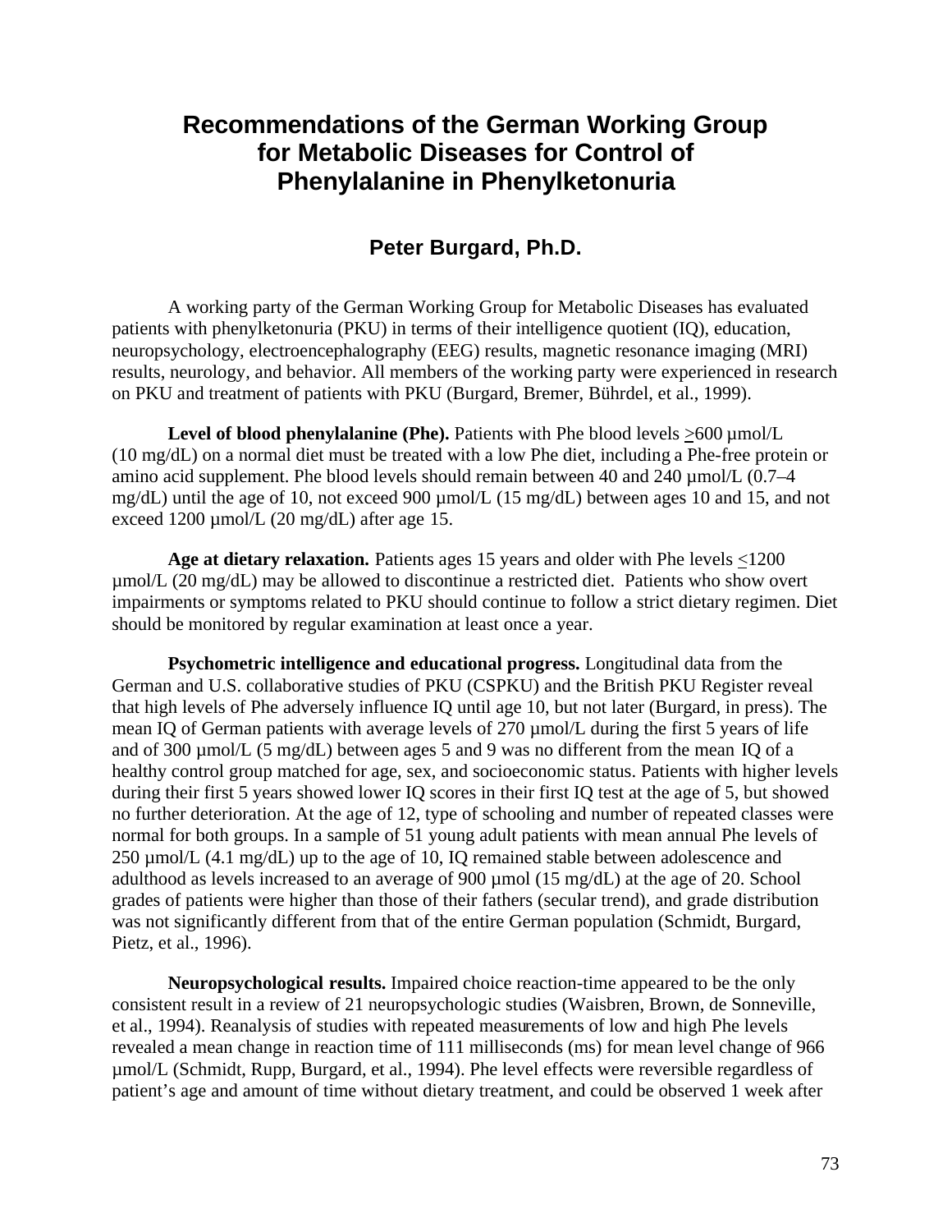# Recommendations of the German Working Group for Metabolic Diseases for Control of Phenylalanine in Phenylketonuria

## Peter Burgard, Ph.D.

A working party of the German Working Group for Metabolic Diseases has evaluated patients with phenylketonuria (PKU) in terms of their intelligence quotient (IQ), education, neuropsychology, electroencephalography (EEG) results, magnetic resonance imaging (MRI) results, neurology, and behavior. All members of the working party were experienced in research on PKU and treatment of patients with PKU (Burgard, Bremer, Bührdel, et al., 1999).

**Level of blood phenylalanine (Phe).** Patients with Phe blood levels ≥600 µmol/L (10 mg/dL) on a normal diet must be treated with a low Phe diet, including a Phe-free protein or amino acid supplement. Phe blood levels should remain between 40 and 240 µmol/L (0.7–4 mg/dL) until the age of 10, not exceed 900 µmol/L (15 mg/dL) between ages 10 and 15, and not exceed 1200 µmol/L (20 mg/dL) after age 15.

**Age at dietary relaxation.** Patients ages 15 years and older with Phe levels ≤1200 µmol/L (20 mg/dL) may be allowed to discontinue a restricted diet. Patients who show overt impairments or symptoms related to PKU should continue to follow a strict dietary regimen. Diet should be monitored by regular examination at least once a year.

**Psychometric intelligence and educational progress.** Longitudinal data from the German and U.S. collaborative studies of PKU (CSPKU) and the British PKU Register reveal that high levels of Phe adversely influence IQ until age 10, but not later (Burgard, in press). The mean IQ of German patients with average levels of 270 µmol/L during the first 5 years of life and of 300 µmol/L (5 mg/dL) between ages 5 and 9 was no different from the mean IQ of a healthy control group matched for age, sex, and socioeconomic status. Patients with higher levels during their first 5 years showed lower IQ scores in their first IQ test at the age of 5, but showed no further deterioration. At the age of 12, type of schooling and number of repeated classes were normal for both groups. In a sample of 51 young adult patients with mean annual Phe levels of 250 µmol/L (4.1 mg/dL) up to the age of 10, IQ remained stable between adolescence and adulthood as levels increased to an average of 900 µmol (15 mg/dL) at the age of 20. School grades of patients were higher than those of their fathers (secular trend), and grade distribution was not significantly different from that of the entire German population (Schmidt, Burgard, Pietz, et al., 1996).

**Neuropsychological results.** Impaired choice reaction-time appeared to be the only consistent result in a review of 21 neuropsychologic studies (Waisbren, Brown, de Sonneville, et al., 1994). Reanalysis of studies with repeated measurements of low and high Phe levels revealed a mean change in reaction time of 111 milliseconds (ms) for mean level change of 966 µmol/L (Schmidt, Rupp, Burgard, et al., 1994). Phe level effects were reversible regardless of patient's age and amount of time without dietary treatment, and could be observed 1 week after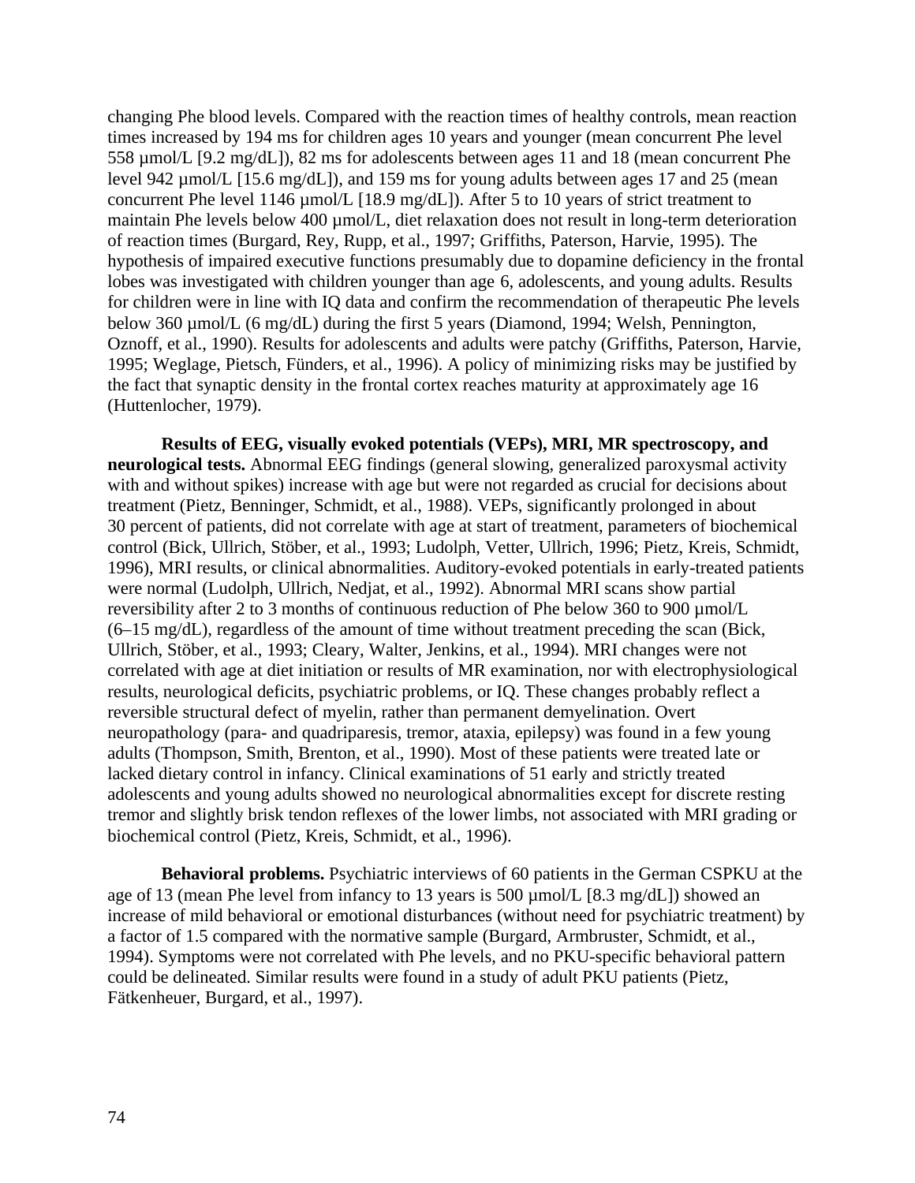changing Phe blood levels. Compared with the reaction times of healthy controls, mean reaction times increased by 194 ms for children ages 10 years and younger (mean concurrent Phe level 558 µmol/L [9.2 mg/dL]), 82 ms for adolescents between ages 11 and 18 (mean concurrent Phe level 942 µmol/L [15.6 mg/dL]), and 159 ms for young adults between ages 17 and 25 (mean concurrent Phe level 1146 µmol/L [18.9 mg/dL]). After 5 to 10 years of strict treatment to maintain Phe levels below 400 µmol/L, diet relaxation does not result in long-term deterioration of reaction times (Burgard, Rey, Rupp, et al., 1997; Griffiths, Paterson, Harvie, 1995). The hypothesis of impaired executive functions presumably due to dopamine deficiency in the frontal lobes was investigated with children younger than age 6, adolescents, and young adults. Results for children were in line with IQ data and confirm the recommendation of therapeutic Phe levels below 360 µmol/L (6 mg/dL) during the first 5 years (Diamond, 1994; Welsh, Pennington, Oznoff, et al., 1990). Results for adolescents and adults were patchy (Griffiths, Paterson, Harvie, 1995; Weglage, Pietsch, Fünders, et al., 1996). A policy of minimizing risks may be justified by the fact that synaptic density in the frontal cortex reaches maturity at approximately age 16 (Huttenlocher, 1979).

**Results of EEG, visually evoked potentials (VEPs), MRI, MR spectroscopy, and neurological tests.** Abnormal EEG findings (general slowing, generalized paroxysmal activity with and without spikes) increase with age but were not regarded as crucial for decisions about treatment (Pietz, Benninger, Schmidt, et al., 1988). VEPs, significantly prolonged in about 30 percent of patients, did not correlate with age at start of treatment, parameters of biochemical control (Bick, Ullrich, Stöber, et al., 1993; Ludolph, Vetter, Ullrich, 1996; Pietz, Kreis, Schmidt, 1996), MRI results, or clinical abnormalities. Auditory-evoked potentials in early-treated patients were normal (Ludolph, Ullrich, Nedjat, et al., 1992). Abnormal MRI scans show partial reversibility after 2 to 3 months of continuous reduction of Phe below 360 to 900 µmol/L (6–15 mg/dL), regardless of the amount of time without treatment preceding the scan (Bick, Ullrich, Stöber, et al., 1993; Cleary, Walter, Jenkins, et al., 1994). MRI changes were not correlated with age at diet initiation or results of MR examination, nor with electrophysiological results, neurological deficits, psychiatric problems, or IQ. These changes probably reflect a reversible structural defect of myelin, rather than permanent demyelination. Overt neuropathology (para- and quadriparesis, tremor, ataxia, epilepsy) was found in a few young adults (Thompson, Smith, Brenton, et al., 1990). Most of these patients were treated late or lacked dietary control in infancy. Clinical examinations of 51 early and strictly treated adolescents and young adults showed no neurological abnormalities except for discrete resting tremor and slightly brisk tendon reflexes of the lower limbs, not associated with MRI grading or biochemical control (Pietz, Kreis, Schmidt, et al., 1996).

**Behavioral problems.** Psychiatric interviews of 60 patients in the German CSPKU at the age of 13 (mean Phe level from infancy to 13 years is 500 µmol/L [8.3 mg/dL]) showed an increase of mild behavioral or emotional disturbances (without need for psychiatric treatment) by a factor of 1.5 compared with the normative sample (Burgard, Armbruster, Schmidt, et al., 1994). Symptoms were not correlated with Phe levels, and no PKU-specific behavioral pattern could be delineated. Similar results were found in a study of adult PKU patients (Pietz, Fätkenheuer, Burgard, et al., 1997).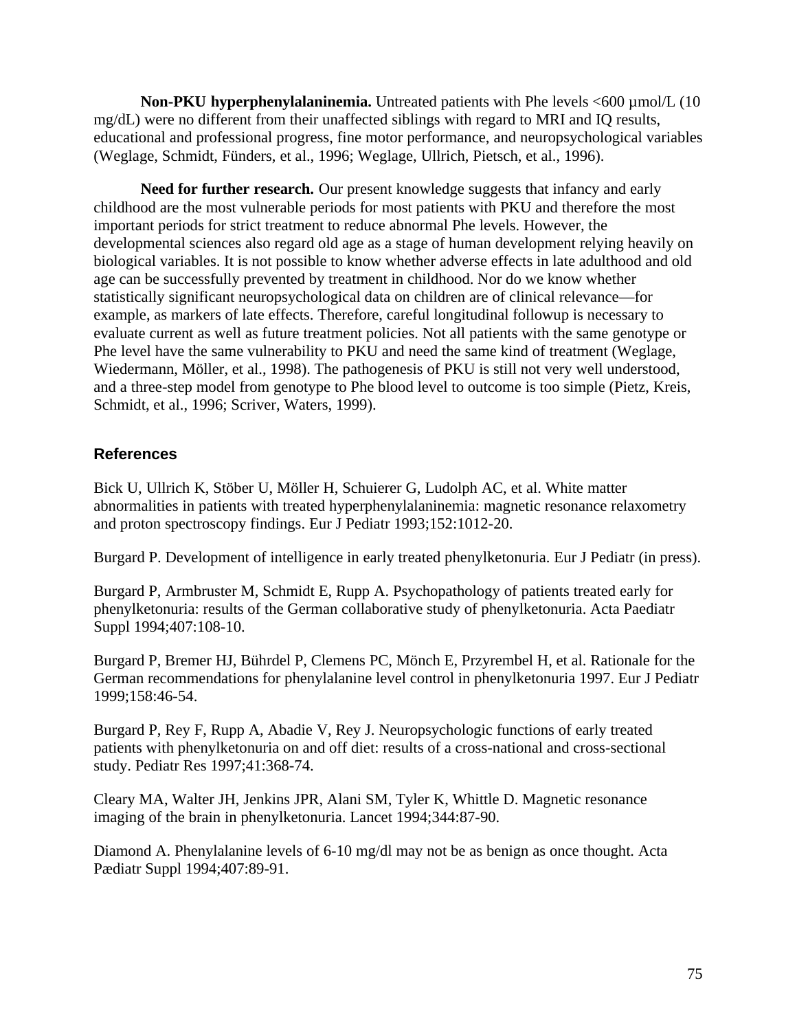**Non-PKU hyperphenylalaninemia.** Untreated patients with Phe levels <600 µmol/L (10 mg/dL) were no different from their unaffected siblings with regard to MRI and IQ results, educational and professional progress, fine motor performance, and neuropsychological variables (Weglage, Schmidt, Fünders, et al., 1996; Weglage, Ullrich, Pietsch, et al., 1996).

**Need for further research.** Our present knowledge suggests that infancy and early childhood are the most vulnerable periods for most patients with PKU and therefore the most important periods for strict treatment to reduce abnormal Phe levels. However, the developmental sciences also regard old age as a stage of human development relying heavily on biological variables. It is not possible to know whether adverse effects in late adulthood and old age can be successfully prevented by treatment in childhood. Nor do we know whether statistically significant neuropsychological data on children are of clinical relevance—for example, as markers of late effects. Therefore, careful longitudinal followup is necessary to evaluate current as well as future treatment policies. Not all patients with the same genotype or Phe level have the same vulnerability to PKU and need the same kind of treatment (Weglage, Wiedermann, Möller, et al., 1998). The pathogenesis of PKU is still not very well understood, and a three-step model from genotype to Phe blood level to outcome is too simple (Pietz, Kreis, Schmidt, et al., 1996; Scriver, Waters, 1999).

## References

Bick U, Ullrich K, Stöber U, Möller H, Schuierer G, Ludolph AC, et al. White matter abnormalities in patients with treated hyperphenylalaninemia: magnetic resonance relaxometry and proton spectroscopy findings. Eur J Pediatr 1993;152:1012-20.

Burgard P. Development of intelligence in early treated phenylketonuria. Eur J Pediatr (in press).

Burgard P, Armbruster M, Schmidt E, Rupp A. Psychopathology of patients treated early for phenylketonuria: results of the German collaborative study of phenylketonuria. Acta Paediatr Suppl 1994;407:108-10.

Burgard P, Bremer HJ, Bührdel P, Clemens PC, Mönch E, Przyrembel H, et al. Rationale for the German recommendations for phenylalanine level control in phenylketonuria 1997. Eur J Pediatr 1999;158:46-54.

Burgard P, Rey F, Rupp A, Abadie V, Rey J. Neuropsychologic functions of early treated patients with phenylketonuria on and off diet: results of a cross-national and cross-sectional study. Pediatr Res 1997;41:368-74.

Cleary MA, Walter JH, Jenkins JPR, Alani SM, Tyler K, Whittle D. Magnetic resonance imaging of the brain in phenylketonuria. Lancet 1994;344:87-90.

Diamond A. Phenylalanine levels of 6-10 mg/dl may not be as benign as once thought. Acta Pædiatr Suppl 1994;407:89-91.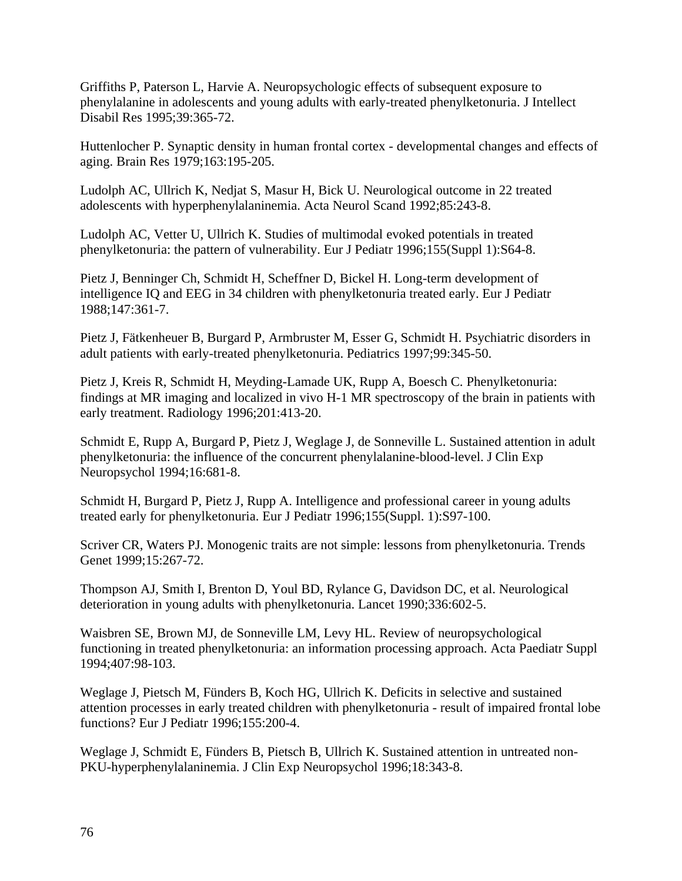Griffiths P, Paterson L, Harvie A. Neuropsychologic effects of subsequent exposure to phenylalanine in adolescents and young adults with early-treated phenylketonuria. J Intellect Disabil Res 1995;39:365-72.

Huttenlocher P. Synaptic density in human frontal cortex - developmental changes and effects of aging. Brain Res 1979;163:195-205.

Ludolph AC, Ullrich K, Nedjat S, Masur H, Bick U. Neurological outcome in 22 treated adolescents with hyperphenylalaninemia. Acta Neurol Scand 1992;85:243-8.

Ludolph AC, Vetter U, Ullrich K. Studies of multimodal evoked potentials in treated phenylketonuria: the pattern of vulnerability. Eur J Pediatr 1996;155(Suppl 1):S64-8.

Pietz J, Benninger Ch, Schmidt H, Scheffner D, Bickel H. Long-term development of intelligence IQ and EEG in 34 children with phenylketonuria treated early. Eur J Pediatr 1988;147:361-7.

Pietz J, Fätkenheuer B, Burgard P, Armbruster M, Esser G, Schmidt H. Psychiatric disorders in adult patients with early-treated phenylketonuria. Pediatrics 1997;99:345-50.

Pietz J, Kreis R, Schmidt H, Meyding-Lamade UK, Rupp A, Boesch C. Phenylketonuria: findings at MR imaging and localized in vivo H-1 MR spectroscopy of the brain in patients with early treatment. Radiology 1996;201:413-20.

Schmidt E, Rupp A, Burgard P, Pietz J, Weglage J, de Sonneville L. Sustained attention in adult phenylketonuria: the influence of the concurrent phenylalanine-blood-level. J Clin Exp Neuropsychol 1994;16:681-8.

Schmidt H, Burgard P, Pietz J, Rupp A. Intelligence and professional career in young adults treated early for phenylketonuria. Eur J Pediatr 1996;155(Suppl. 1):S97-100.

Scriver CR, Waters PJ. Monogenic traits are not simple: lessons from phenylketonuria. Trends Genet 1999;15:267-72.

Thompson AJ, Smith I, Brenton D, Youl BD, Rylance G, Davidson DC, et al. Neurological deterioration in young adults with phenylketonuria. Lancet 1990;336:602-5.

Waisbren SE, Brown MJ, de Sonneville LM, Levy HL. Review of neuropsychological functioning in treated phenylketonuria: an information processing approach. Acta Paediatr Suppl 1994;407:98-103.

Weglage J, Pietsch M, Fünders B, Koch HG, Ullrich K. Deficits in selective and sustained attention processes in early treated children with phenylketonuria - result of impaired frontal lobe functions? Eur J Pediatr 1996;155:200-4.

Weglage J, Schmidt E, Fünders B, Pietsch B, Ullrich K. Sustained attention in untreated non-PKU-hyperphenylalaninemia. J Clin Exp Neuropsychol 1996;18:343-8.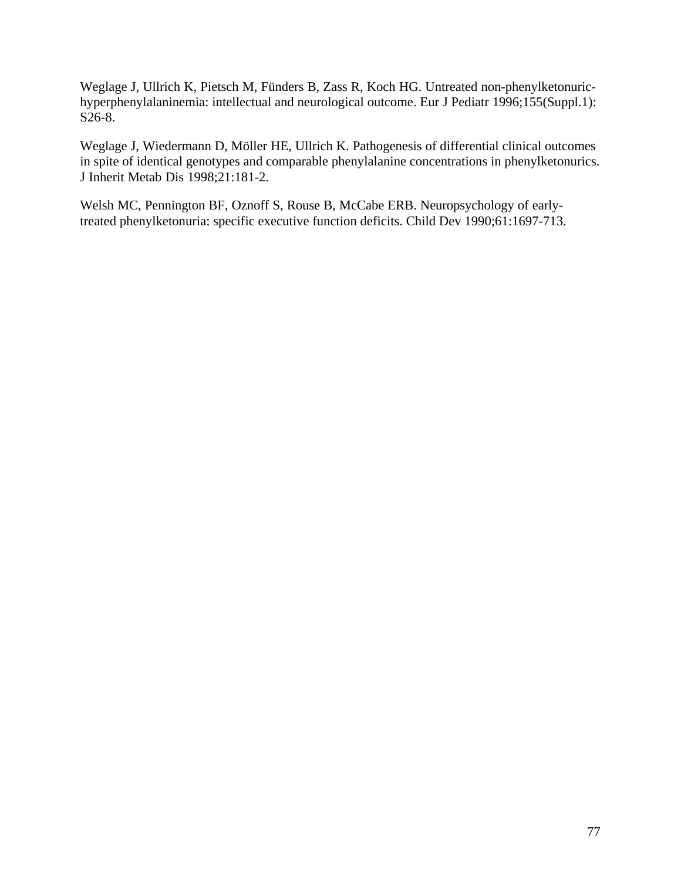Weglage J, Ullrich K, Pietsch M, Fünders B, Zass R, Koch HG. Untreated non-phenylketonuric-hyperphenylalaninemia: intellectual and neurological outcome. Eur J Pediatr 1996;155(Suppl.1): S26-8.

Weglage J, Wiedermann D, Möller HE, Ullrich K. Pathogenesis of differential clinical outcomes in spite of identical genotypes and comparable phenylalanine concentrations in phenylketonurics. J Inherit Metab Dis 1998;21:181-2.

Welsh MC, Pennington BF, Oznoff S, Rouse B, McCabe ERB. Neuropsychology of early-treated phenylketonuria: specific executive function deficits. Child Dev 1990;61:1697-713.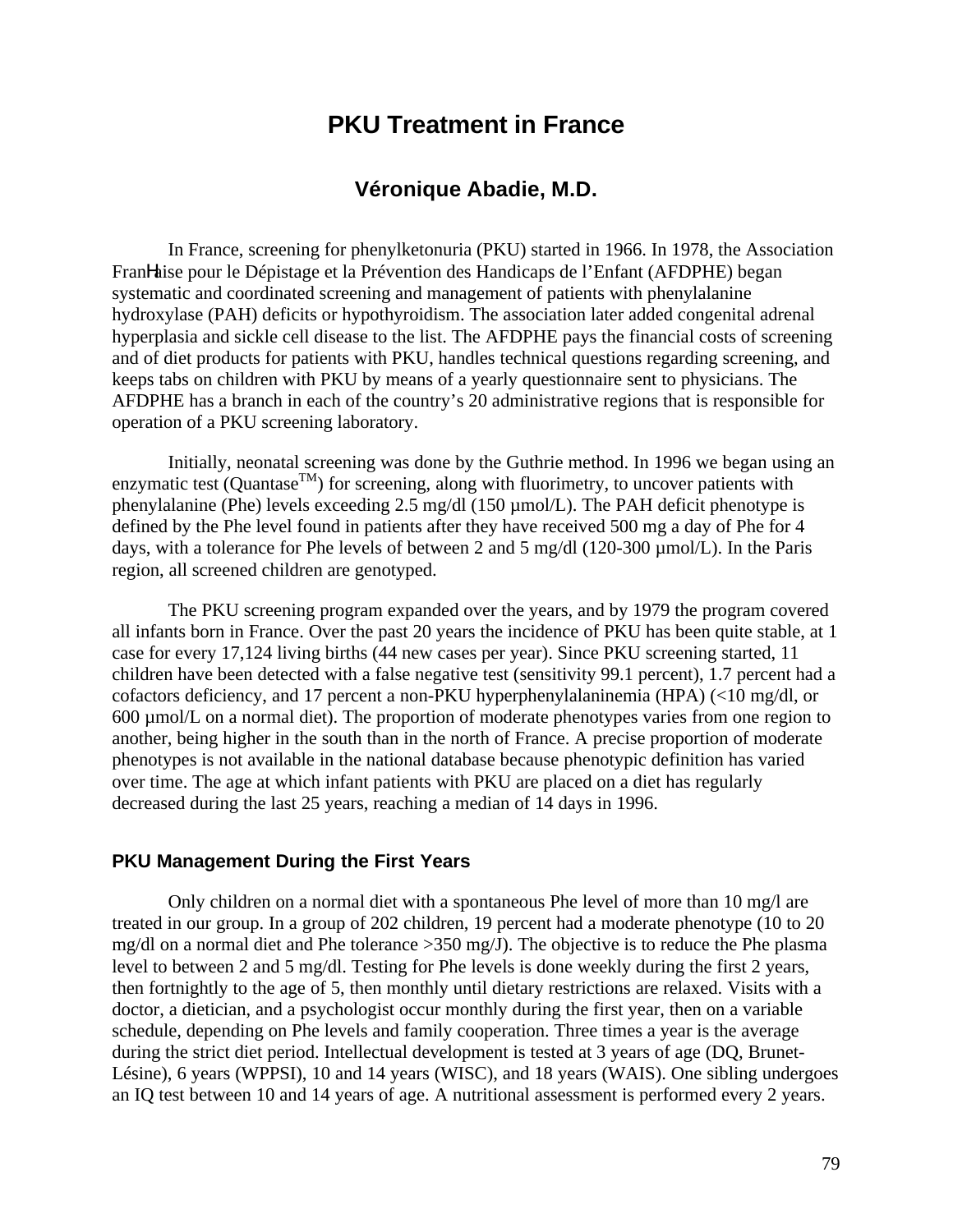# PKU Treatment in France

## Véronique Abadie, M.D.

In France, screening for phenylketonuria (PKU) started in 1966. In 1978, the Association FranНaise pour le Dépistage et la Prévention des Handicaps de l'Enfant (AFDPHE) began systematic and coordinated screening and management of patients with phenylalanine hydroxylase (PAH) deficits or hypothyroidism. The association later added congenital adrenal hyperplasia and sickle cell disease to the list. The AFDPHE pays the financial costs of screening and of diet products for patients with PKU, handles technical questions regarding screening, and keeps tabs on children with PKU by means of a yearly questionnaire sent to physicians. The AFDPHE has a branch in each of the country's 20 administrative regions that is responsible for operation of a PKU screening laboratory.

Initially, neonatal screening was done by the Guthrie method. In 1996 we began using an enzymatic test (Quantase$^{TM}$) for screening, along with fluorimetry, to uncover patients with phenylalanine (Phe) levels exceeding 2.5 mg/dl (150 µmol/L). The PAH deficit phenotype is defined by the Phe level found in patients after they have received 500 mg a day of Phe for 4 days, with a tolerance for Phe levels of between 2 and 5 mg/dl (120-300 µmol/L). In the Paris region, all screened children are genotyped.

The PKU screening program expanded over the years, and by 1979 the program covered all infants born in France. Over the past 20 years the incidence of PKU has been quite stable, at 1 case for every 17,124 living births (44 new cases per year). Since PKU screening started, 11 children have been detected with a false negative test (sensitivity 99.1 percent), 1.7 percent had a cofactors deficiency, and 17 percent a non-PKU hyperphenylalaninemia (HPA) (<10 mg/dl, or 600 µmol/L on a normal diet). The proportion of moderate phenotypes varies from one region to another, being higher in the south than in the north of France. A precise proportion of moderate phenotypes is not available in the national database because phenotypic definition has varied over time. The age at which infant patients with PKU are placed on a diet has regularly decreased during the last 25 years, reaching a median of 14 days in 1996.

### PKU Management During the First Years

Only children on a normal diet with a spontaneous Phe level of more than 10 mg/l are treated in our group. In a group of 202 children, 19 percent had a moderate phenotype (10 to 20 mg/dl on a normal diet and Phe tolerance >350 mg/J). The objective is to reduce the Phe plasma level to between 2 and 5 mg/dl. Testing for Phe levels is done weekly during the first 2 years, then fortnightly to the age of 5, then monthly until dietary restrictions are relaxed. Visits with a doctor, a dietician, and a psychologist occur monthly during the first year, then on a variable schedule, depending on Phe levels and family cooperation. Three times a year is the average during the strict diet period. Intellectual development is tested at 3 years of age (DQ, Brunet-Lésine), 6 years (WPPSI), 10 and 14 years (WISC), and 18 years (WAIS). One sibling undergoes an IQ test between 10 and 14 years of age. A nutritional assessment is performed every 2 years.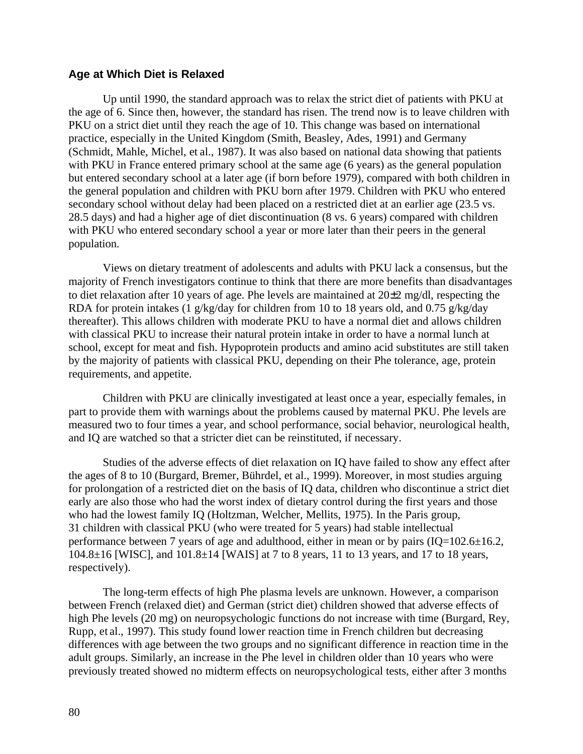### Age at Which Diet is Relaxed

Up until 1990, the standard approach was to relax the strict diet of patients with PKU at the age of 6. Since then, however, the standard has risen. The trend now is to leave children with PKU on a strict diet until they reach the age of 10. This change was based on international practice, especially in the United Kingdom (Smith, Beasley, Ades, 1991) and Germany (Schmidt, Mahle, Michel, et al., 1987). It was also based on national data showing that patients with PKU in France entered primary school at the same age (6 years) as the general population but entered secondary school at a later age (if born before 1979), compared with both children in the general population and children with PKU born after 1979. Children with PKU who entered secondary school without delay had been placed on a restricted diet at an earlier age (23.5 vs. 28.5 days) and had a higher age of diet discontinuation (8 vs. 6 years) compared with children with PKU who entered secondary school a year or more later than their peers in the general population.

Views on dietary treatment of adolescents and adults with PKU lack a consensus, but the majority of French investigators continue to think that there are more benefits than disadvantages to diet relaxation after 10 years of age. Phe levels are maintained at 20±2 mg/dl, respecting the RDA for protein intakes (1 g/kg/day for children from 10 to 18 years old, and 0.75 g/kg/day thereafter). This allows children with moderate PKU to have a normal diet and allows children with classical PKU to increase their natural protein intake in order to have a normal lunch at school, except for meat and fish. Hypoprotein products and amino acid substitutes are still taken by the majority of patients with classical PKU, depending on their Phe tolerance, age, protein requirements, and appetite.

Children with PKU are clinically investigated at least once a year, especially females, in part to provide them with warnings about the problems caused by maternal PKU. Phe levels are measured two to four times a year, and school performance, social behavior, neurological health, and IQ are watched so that a stricter diet can be reinstituted, if necessary.

Studies of the adverse effects of diet relaxation on IQ have failed to show any effect after the ages of 8 to 10 (Burgard, Bremer, Bührdel, et al., 1999). Moreover, in most studies arguing for prolongation of a restricted diet on the basis of IQ data, children who discontinue a strict diet early are also those who had the worst index of dietary control during the first years and those who had the lowest family IQ (Holtzman, Welcher, Mellits, 1975). In the Paris group, 31 children with classical PKU (who were treated for 5 years) had stable intellectual performance between 7 years of age and adulthood, either in mean or by pairs (IQ=102.6±16.2, 104.8±16 [WISC], and 101.8±14 [WAIS] at 7 to 8 years, 11 to 13 years, and 17 to 18 years, respectively).

The long-term effects of high Phe plasma levels are unknown. However, a comparison between French (relaxed diet) and German (strict diet) children showed that adverse effects of high Phe levels (20 mg) on neuropsychologic functions do not increase with time (Burgard, Rey, Rupp, et al., 1997). This study found lower reaction time in French children but decreasing differences with age between the two groups and no significant difference in reaction time in the adult groups. Similarly, an increase in the Phe level in children older than 10 years who were previously treated showed no midterm effects on neuropsychological tests, either after 3 months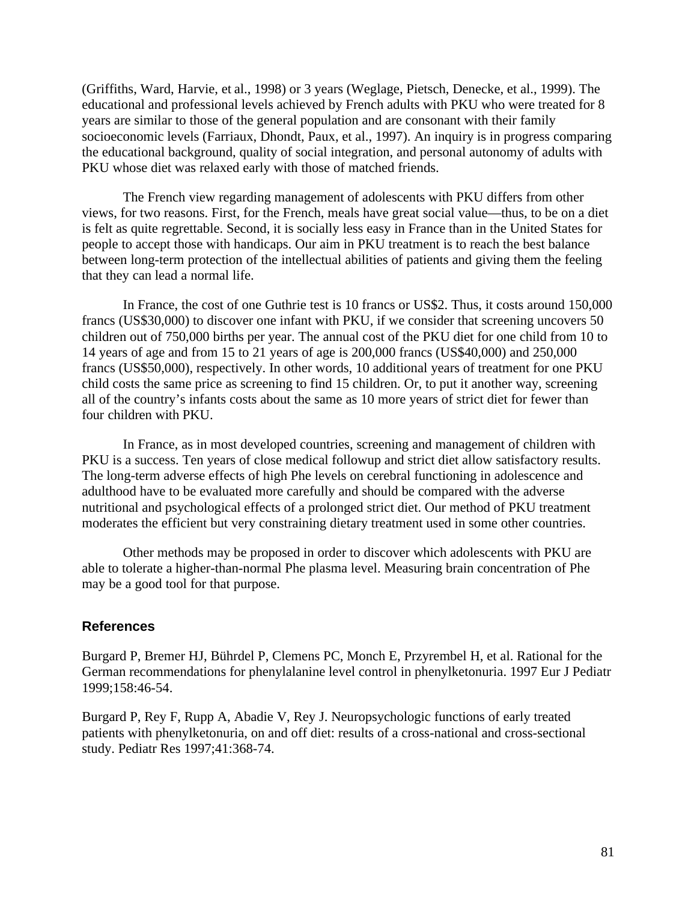(Griffiths, Ward, Harvie, et al., 1998) or 3 years (Weglage, Pietsch, Denecke, et al., 1999). The educational and professional levels achieved by French adults with PKU who were treated for 8 years are similar to those of the general population and are consonant with their family socioeconomic levels (Farriaux, Dhondt, Paux, et al., 1997). An inquiry is in progress comparing the educational background, quality of social integration, and personal autonomy of adults with PKU whose diet was relaxed early with those of matched friends.

The French view regarding management of adolescents with PKU differs from other views, for two reasons. First, for the French, meals have great social value—thus, to be on a diet is felt as quite regrettable. Second, it is socially less easy in France than in the United States for people to accept those with handicaps. Our aim in PKU treatment is to reach the best balance between long-term protection of the intellectual abilities of patients and giving them the feeling that they can lead a normal life.

In France, the cost of one Guthrie test is 10 francs or US$2. Thus, it costs around 150,000 francs (US$30,000) to discover one infant with PKU, if we consider that screening uncovers 50 children out of 750,000 births per year. The annual cost of the PKU diet for one child from 10 to 14 years of age and from 15 to 21 years of age is 200,000 francs (US$40,000) and 250,000 francs (US$50,000), respectively. In other words, 10 additional years of treatment for one PKU child costs the same price as screening to find 15 children. Or, to put it another way, screening all of the country's infants costs about the same as 10 more years of strict diet for fewer than four children with PKU.

In France, as in most developed countries, screening and management of children with PKU is a success. Ten years of close medical followup and strict diet allow satisfactory results. The long-term adverse effects of high Phe levels on cerebral functioning in adolescence and adulthood have to be evaluated more carefully and should be compared with the adverse nutritional and psychological effects of a prolonged strict diet. Our method of PKU treatment moderates the efficient but very constraining dietary treatment used in some other countries.

Other methods may be proposed in order to discover which adolescents with PKU are able to tolerate a higher-than-normal Phe plasma level. Measuring brain concentration of Phe may be a good tool for that purpose.

## References

Burgard P, Bremer HJ, Bührdel P, Clemens PC, Monch E, Przyrembel H, et al. Rational for the German recommendations for phenylalanine level control in phenylketonuria. 1997 Eur J Pediatr 1999;158:46-54.

Burgard P, Rey F, Rupp A, Abadie V, Rey J. Neuropsychologic functions of early treated patients with phenylketonuria, on and off diet: results of a cross-national and cross-sectional study. Pediatr Res 1997;41:368-74.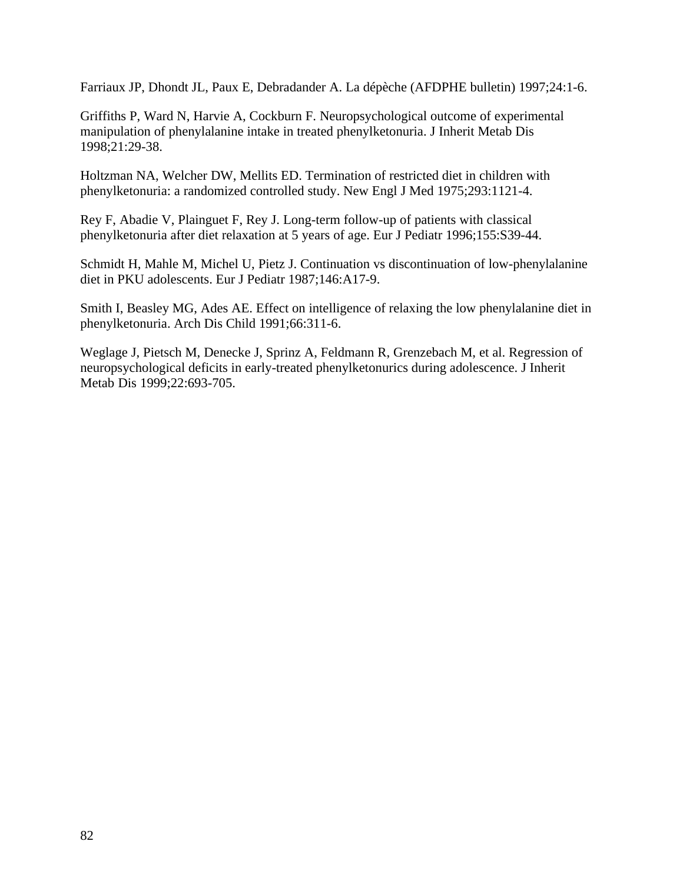Farriaux JP, Dhondt JL, Paux E, Debradander A. La dépèche (AFDPHE bulletin) 1997;24:1-6.

Griffiths P, Ward N, Harvie A, Cockburn F. Neuropsychological outcome of experimental manipulation of phenylalanine intake in treated phenylketonuria. J Inherit Metab Dis 1998;21:29-38.

Holtzman NA, Welcher DW, Mellits ED. Termination of restricted diet in children with phenylketonuria: a randomized controlled study. New Engl J Med 1975;293:1121-4.

Rey F, Abadie V, Plainguet F, Rey J. Long-term follow-up of patients with classical phenylketonuria after diet relaxation at 5 years of age. Eur J Pediatr 1996;155:S39-44.

Schmidt H, Mahle M, Michel U, Pietz J. Continuation vs discontinuation of low-phenylalanine diet in PKU adolescents. Eur J Pediatr 1987;146:A17-9.

Smith I, Beasley MG, Ades AE. Effect on intelligence of relaxing the low phenylalanine diet in phenylketonuria. Arch Dis Child 1991;66:311-6.

Weglage J, Pietsch M, Denecke J, Sprinz A, Feldmann R, Grenzebach M, et al. Regression of neuropsychological deficits in early-treated phenylketonurics during adolescence. J Inherit Metab Dis 1999;22:693-705.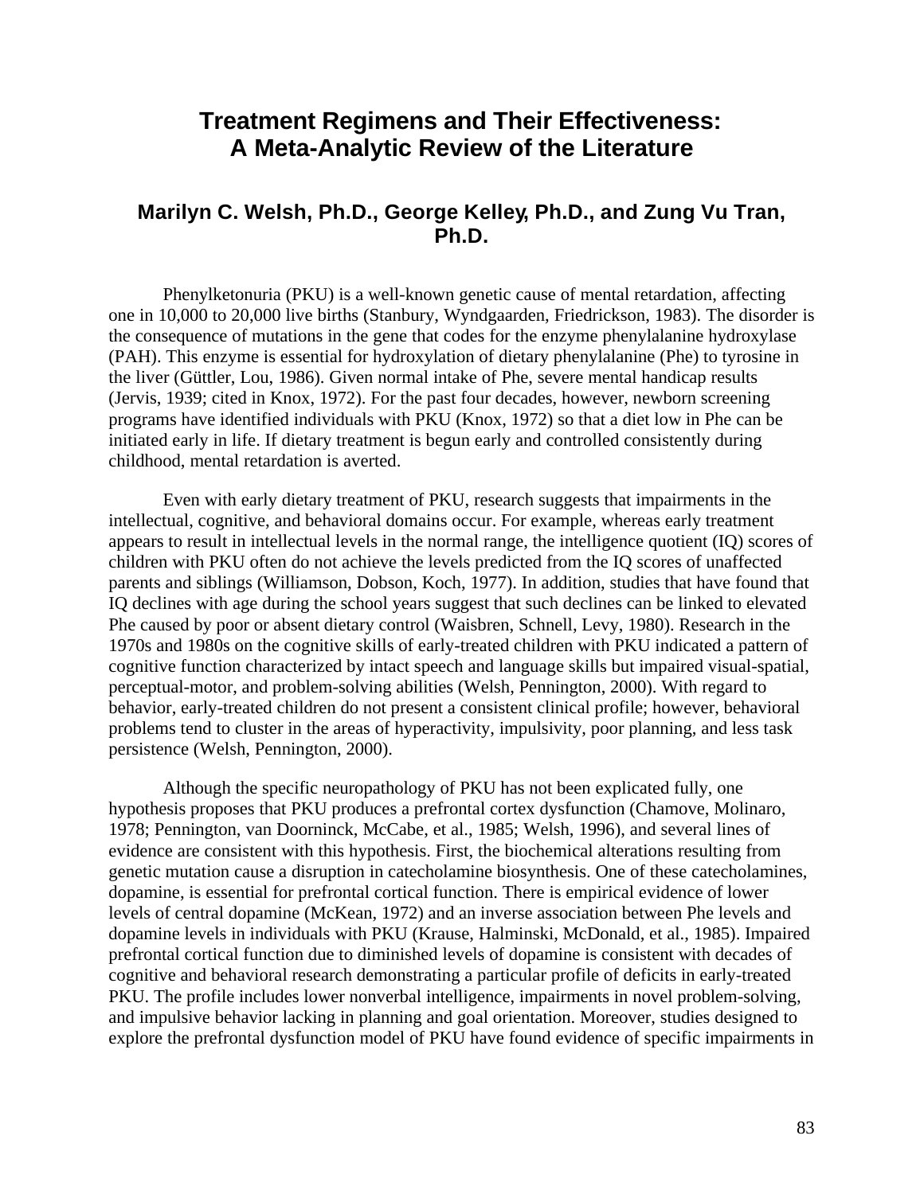# Treatment Regimens and Their Effectiveness: A Meta-Analytic Review of the Literature

## Marilyn C. Welsh, Ph.D., George Kelley, Ph.D., and Zung Vu Tran, Ph.D.

Phenylketonuria (PKU) is a well-known genetic cause of mental retardation, affecting one in 10,000 to 20,000 live births (Stanbury, Wyndgaarden, Friedrickson, 1983). The disorder is the consequence of mutations in the gene that codes for the enzyme phenylalanine hydroxylase (PAH). This enzyme is essential for hydroxylation of dietary phenylalanine (Phe) to tyrosine in the liver (Güttler, Lou, 1986). Given normal intake of Phe, severe mental handicap results (Jervis, 1939; cited in Knox, 1972). For the past four decades, however, newborn screening programs have identified individuals with PKU (Knox, 1972) so that a diet low in Phe can be initiated early in life. If dietary treatment is begun early and controlled consistently during childhood, mental retardation is averted.

Even with early dietary treatment of PKU, research suggests that impairments in the intellectual, cognitive, and behavioral domains occur. For example, whereas early treatment appears to result in intellectual levels in the normal range, the intelligence quotient (IQ) scores of children with PKU often do not achieve the levels predicted from the IQ scores of unaffected parents and siblings (Williamson, Dobson, Koch, 1977). In addition, studies that have found that IQ declines with age during the school years suggest that such declines can be linked to elevated Phe caused by poor or absent dietary control (Waisbren, Schnell, Levy, 1980). Research in the 1970s and 1980s on the cognitive skills of early-treated children with PKU indicated a pattern of cognitive function characterized by intact speech and language skills but impaired visual-spatial, perceptual-motor, and problem-solving abilities (Welsh, Pennington, 2000). With regard to behavior, early-treated children do not present a consistent clinical profile; however, behavioral problems tend to cluster in the areas of hyperactivity, impulsivity, poor planning, and less task persistence (Welsh, Pennington, 2000).

Although the specific neuropathology of PKU has not been explicated fully, one hypothesis proposes that PKU produces a prefrontal cortex dysfunction (Chamove, Molinaro, 1978; Pennington, van Doorninck, McCabe, et al., 1985; Welsh, 1996), and several lines of evidence are consistent with this hypothesis. First, the biochemical alterations resulting from genetic mutation cause a disruption in catecholamine biosynthesis. One of these catecholamines, dopamine, is essential for prefrontal cortical function. There is empirical evidence of lower levels of central dopamine (McKean, 1972) and an inverse association between Phe levels and dopamine levels in individuals with PKU (Krause, Halminski, McDonald, et al., 1985). Impaired prefrontal cortical function due to diminished levels of dopamine is consistent with decades of cognitive and behavioral research demonstrating a particular profile of deficits in early-treated PKU. The profile includes lower nonverbal intelligence, impairments in novel problem-solving, and impulsive behavior lacking in planning and goal orientation. Moreover, studies designed to explore the prefrontal dysfunction model of PKU have found evidence of specific impairments in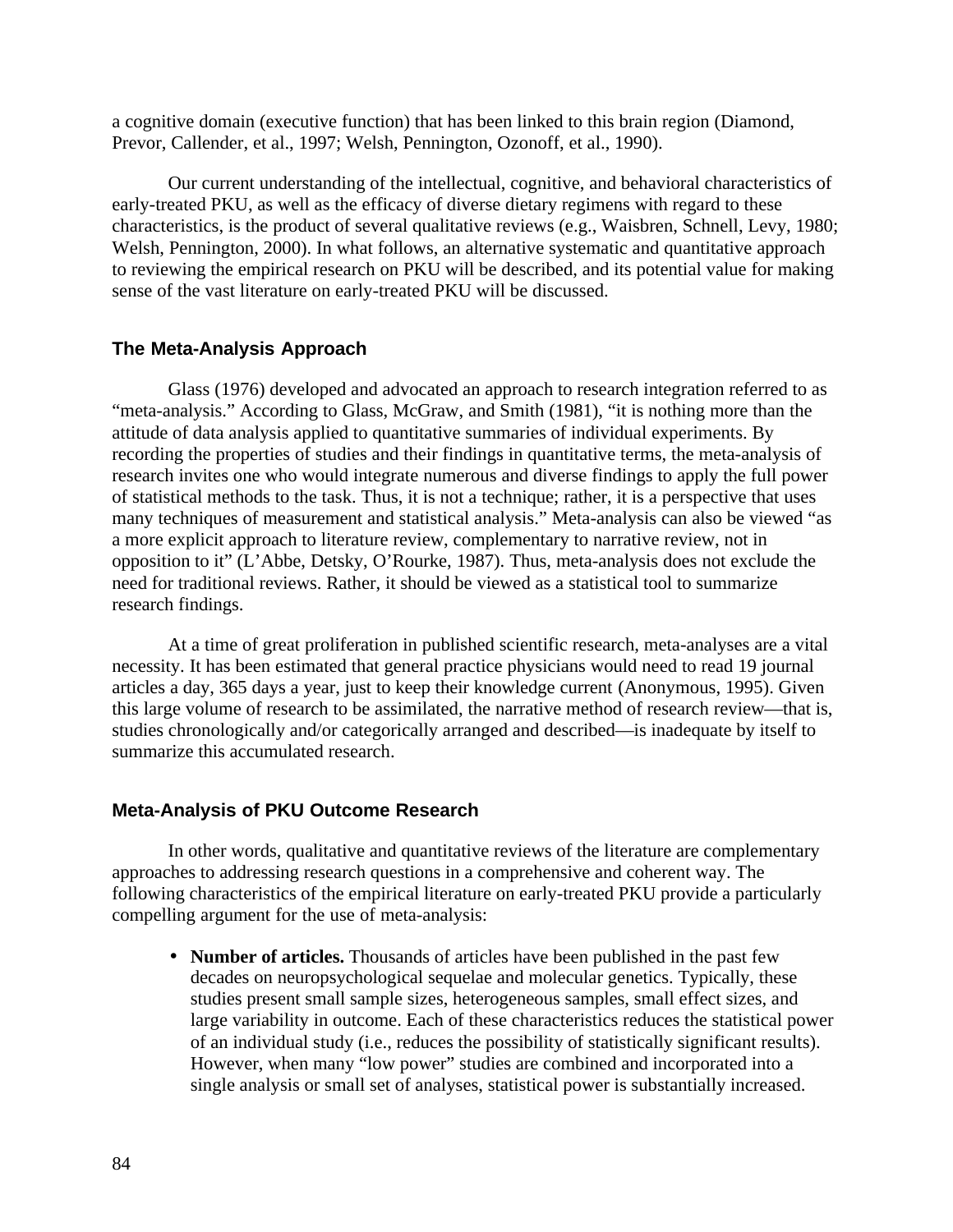a cognitive domain (executive function) that has been linked to this brain region (Diamond, Prevor, Callender, et al., 1997; Welsh, Pennington, Ozonoff, et al., 1990).

Our current understanding of the intellectual, cognitive, and behavioral characteristics of early-treated PKU, as well as the efficacy of diverse dietary regimens with regard to these characteristics, is the product of several qualitative reviews (e.g., Waisbren, Schnell, Levy, 1980; Welsh, Pennington, 2000). In what follows, an alternative systematic and quantitative approach to reviewing the empirical research on PKU will be described, and its potential value for making sense of the vast literature on early-treated PKU will be discussed.

## The Meta-Analysis Approach

Glass (1976) developed and advocated an approach to research integration referred to as "meta-analysis." According to Glass, McGraw, and Smith (1981), "it is nothing more than the attitude of data analysis applied to quantitative summaries of individual experiments. By recording the properties of studies and their findings in quantitative terms, the meta-analysis of research invites one who would integrate numerous and diverse findings to apply the full power of statistical methods to the task. Thus, it is not a technique; rather, it is a perspective that uses many techniques of measurement and statistical analysis." Meta-analysis can also be viewed "as a more explicit approach to literature review, complementary to narrative review, not in opposition to it" (L'Abbe, Detsky, O'Rourke, 1987). Thus, meta-analysis does not exclude the need for traditional reviews. Rather, it should be viewed as a statistical tool to summarize research findings.

At a time of great proliferation in published scientific research, meta-analyses are a vital necessity. It has been estimated that general practice physicians would need to read 19 journal articles a day, 365 days a year, just to keep their knowledge current (Anonymous, 1995). Given this large volume of research to be assimilated, the narrative method of research review—that is, studies chronologically and/or categorically arranged and described—is inadequate by itself to summarize this accumulated research.

## Meta-Analysis of PKU Outcome Research

In other words, qualitative and quantitative reviews of the literature are complementary approaches to addressing research questions in a comprehensive and coherent way. The following characteristics of the empirical literature on early-treated PKU provide a particularly compelling argument for the use of meta-analysis:

- **Number of articles.** Thousands of articles have been published in the past few decades on neuropsychological sequelae and molecular genetics. Typically, these studies present small sample sizes, heterogeneous samples, small effect sizes, and large variability in outcome. Each of these characteristics reduces the statistical power of an individual study (i.e., reduces the possibility of statistically significant results). However, when many "low power" studies are combined and incorporated into a single analysis or small set of analyses, statistical power is substantially increased.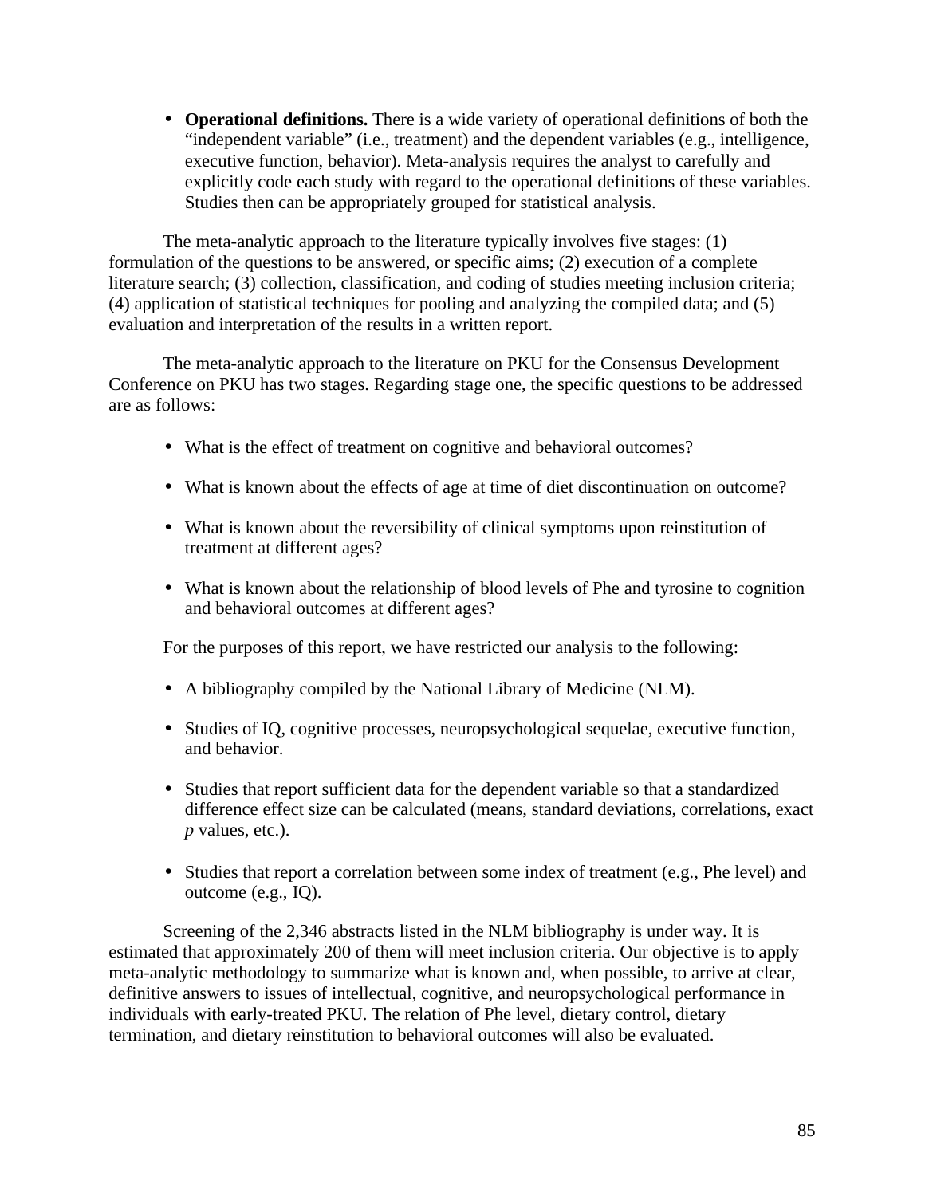- **Operational definitions.** There is a wide variety of operational definitions of both the "independent variable" (i.e., treatment) and the dependent variables (e.g., intelligence, executive function, behavior). Meta-analysis requires the analyst to carefully and explicitly code each study with regard to the operational definitions of these variables. Studies then can be appropriately grouped for statistical analysis.

The meta-analytic approach to the literature typically involves five stages: (1) formulation of the questions to be answered, or specific aims; (2) execution of a complete literature search; (3) collection, classification, and coding of studies meeting inclusion criteria; (4) application of statistical techniques for pooling and analyzing the compiled data; and (5) evaluation and interpretation of the results in a written report.

The meta-analytic approach to the literature on PKU for the Consensus Development Conference on PKU has two stages. Regarding stage one, the specific questions to be addressed are as follows:

- What is the effect of treatment on cognitive and behavioral outcomes?
- What is known about the effects of age at time of diet discontinuation on outcome?
- What is known about the reversibility of clinical symptoms upon reinstitution of treatment at different ages?
- What is known about the relationship of blood levels of Phe and tyrosine to cognition and behavioral outcomes at different ages?

For the purposes of this report, we have restricted our analysis to the following:

- A bibliography compiled by the National Library of Medicine (NLM).
- Studies of IQ, cognitive processes, neuropsychological sequelae, executive function, and behavior.
- Studies that report sufficient data for the dependent variable so that a standardized difference effect size can be calculated (means, standard deviations, correlations, exact *p* values, etc.).
- Studies that report a correlation between some index of treatment (e.g., Phe level) and outcome (e.g., IQ).

Screening of the 2,346 abstracts listed in the NLM bibliography is under way. It is estimated that approximately 200 of them will meet inclusion criteria. Our objective is to apply meta-analytic methodology to summarize what is known and, when possible, to arrive at clear, definitive answers to issues of intellectual, cognitive, and neuropsychological performance in individuals with early-treated PKU. The relation of Phe level, dietary control, dietary termination, and dietary reinstitution to behavioral outcomes will also be evaluated.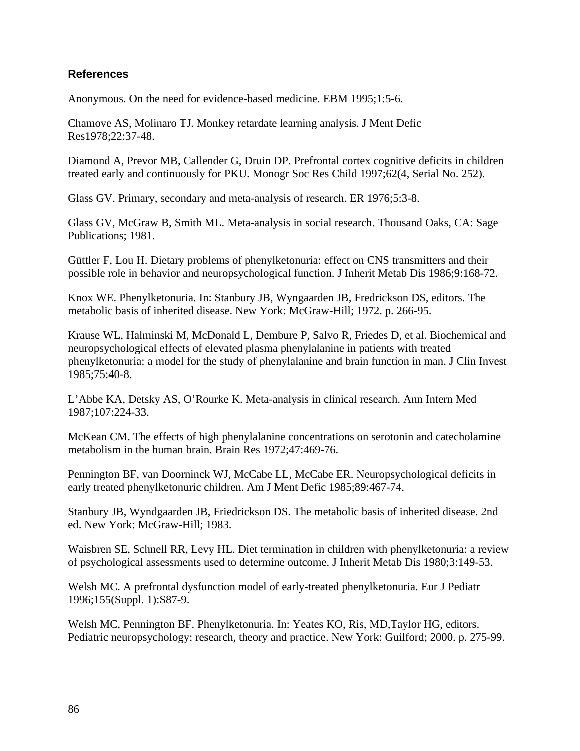### References

Anonymous. On the need for evidence-based medicine. EBM 1995;1:5-6.

Chamove AS, Molinaro TJ. Monkey retardate learning analysis. J Ment Defic Res1978;22:37-48.

Diamond A, Prevor MB, Callender G, Druin DP. Prefrontal cortex cognitive deficits in children treated early and continuously for PKU. Monogr Soc Res Child 1997;62(4, Serial No. 252).

Glass GV. Primary, secondary and meta-analysis of research. ER 1976;5:3-8.

Glass GV, McGraw B, Smith ML. Meta-analysis in social research. Thousand Oaks, CA: Sage Publications; 1981.

Güttler F, Lou H. Dietary problems of phenylketonuria: effect on CNS transmitters and their possible role in behavior and neuropsychological function. J Inherit Metab Dis 1986;9:168-72.

Knox WE. Phenylketonuria. In: Stanbury JB, Wyngaarden JB, Fredrickson DS, editors. The metabolic basis of inherited disease. New York: McGraw-Hill; 1972. p. 266-95.

Krause WL, Halminski M, McDonald L, Dembure P, Salvo R, Friedes D, et al. Biochemical and neuropsychological effects of elevated plasma phenylalanine in patients with treated phenylketonuria: a model for the study of phenylalanine and brain function in man. J Clin Invest 1985;75:40-8.

L'Abbe KA, Detsky AS, O'Rourke K. Meta-analysis in clinical research. Ann Intern Med 1987;107:224-33.

McKean CM. The effects of high phenylalanine concentrations on serotonin and catecholamine metabolism in the human brain. Brain Res 1972;47:469-76.

Pennington BF, van Doorninck WJ, McCabe LL, McCabe ER. Neuropsychological deficits in early treated phenylketonuric children. Am J Ment Defic 1985;89:467-74.

Stanbury JB, Wyndgaarden JB, Friedrickson DS. The metabolic basis of inherited disease. 2nd ed. New York: McGraw-Hill; 1983.

Waisbren SE, Schnell RR, Levy HL. Diet termination in children with phenylketonuria: a review of psychological assessments used to determine outcome. J Inherit Metab Dis 1980;3:149-53.

Welsh MC. A prefrontal dysfunction model of early-treated phenylketonuria. Eur J Pediatr 1996;155(Suppl. 1):S87-9.

Welsh MC, Pennington BF. Phenylketonuria. In: Yeates KO, Ris, MD,Taylor HG, editors. Pediatric neuropsychology: research, theory and practice. New York: Guilford; 2000. p. 275-99.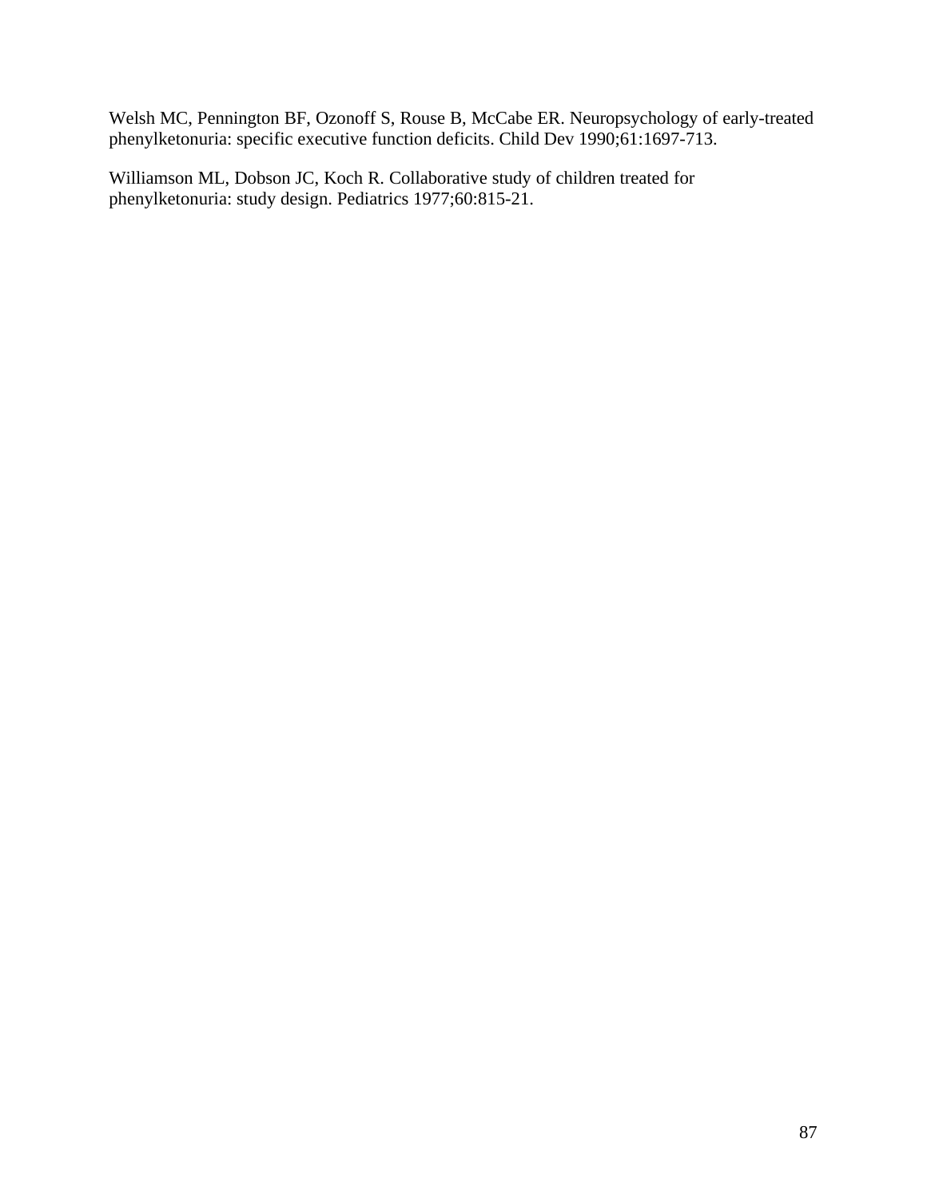Welsh MC, Pennington BF, Ozonoff S, Rouse B, McCabe ER. Neuropsychology of early-treated phenylketonuria: specific executive function deficits. Child Dev 1990;61:1697-713.

Williamson ML, Dobson JC, Koch R. Collaborative study of children treated for phenylketonuria: study design. Pediatrics 1977;60:815-21.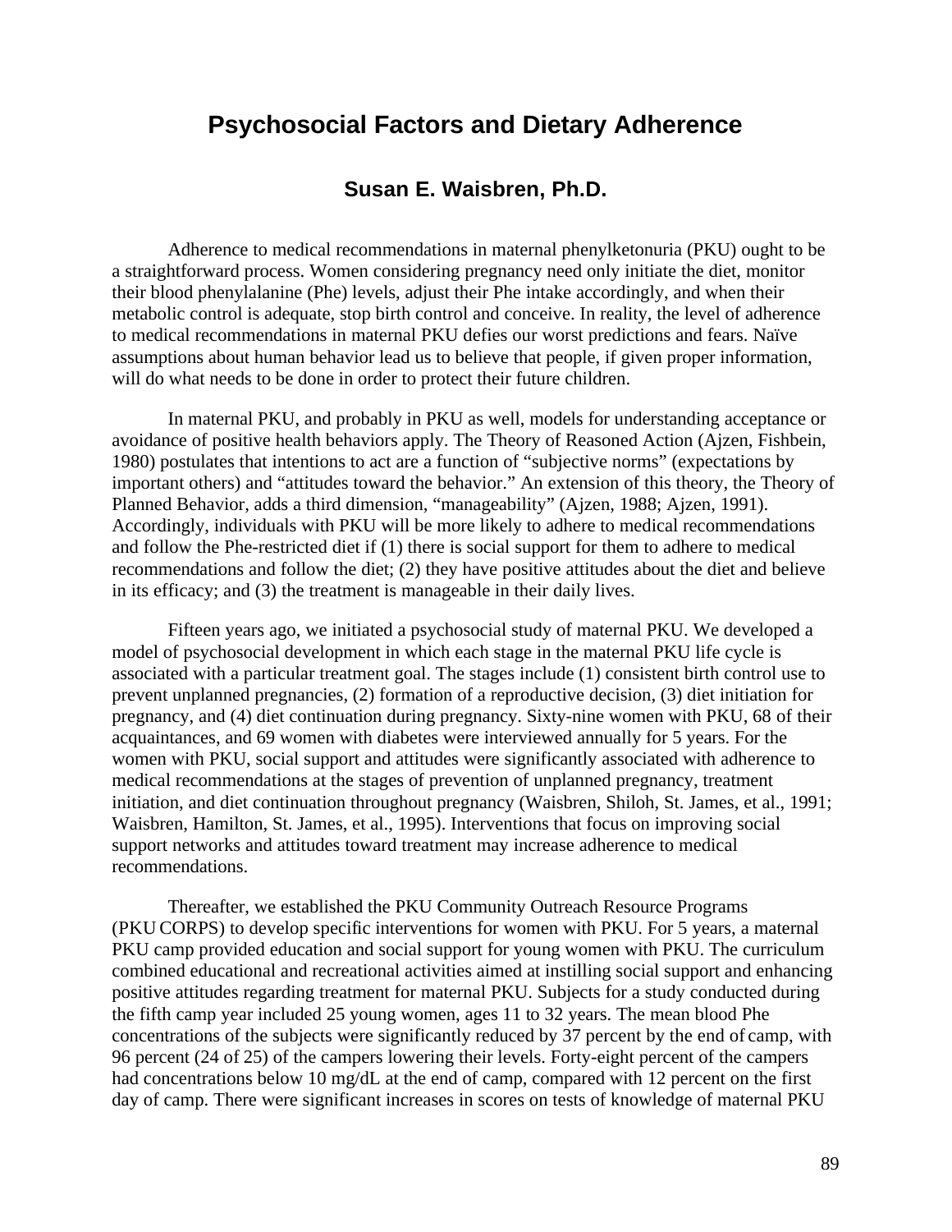# Psychosocial Factors and Dietary Adherence

### Susan E. Waisbren, Ph.D.

Adherence to medical recommendations in maternal phenylketonuria (PKU) ought to be a straightforward process. Women considering pregnancy need only initiate the diet, monitor their blood phenylalanine (Phe) levels, adjust their Phe intake accordingly, and when their metabolic control is adequate, stop birth control and conceive. In reality, the level of adherence to medical recommendations in maternal PKU defies our worst predictions and fears. Naïve assumptions about human behavior lead us to believe that people, if given proper information, will do what needs to be done in order to protect their future children.

In maternal PKU, and probably in PKU as well, models for understanding acceptance or avoidance of positive health behaviors apply. The Theory of Reasoned Action (Ajzen, Fishbein, 1980) postulates that intentions to act are a function of "subjective norms" (expectations by important others) and "attitudes toward the behavior." An extension of this theory, the Theory of Planned Behavior, adds a third dimension, "manageability" (Ajzen, 1988; Ajzen, 1991). Accordingly, individuals with PKU will be more likely to adhere to medical recommendations and follow the Phe-restricted diet if (1) there is social support for them to adhere to medical recommendations and follow the diet; (2) they have positive attitudes about the diet and believe in its efficacy; and (3) the treatment is manageable in their daily lives.

Fifteen years ago, we initiated a psychosocial study of maternal PKU. We developed a model of psychosocial development in which each stage in the maternal PKU life cycle is associated with a particular treatment goal. The stages include (1) consistent birth control use to prevent unplanned pregnancies, (2) formation of a reproductive decision, (3) diet initiation for pregnancy, and (4) diet continuation during pregnancy. Sixty-nine women with PKU, 68 of their acquaintances, and 69 women with diabetes were interviewed annually for 5 years. For the women with PKU, social support and attitudes were significantly associated with adherence to medical recommendations at the stages of prevention of unplanned pregnancy, treatment initiation, and diet continuation throughout pregnancy (Waisbren, Shiloh, St. James, et al., 1991; Waisbren, Hamilton, St. James, et al., 1995). Interventions that focus on improving social support networks and attitudes toward treatment may increase adherence to medical recommendations.

Thereafter, we established the PKU Community Outreach Resource Programs (PKU CORPS) to develop specific interventions for women with PKU. For 5 years, a maternal PKU camp provided education and social support for young women with PKU. The curriculum combined educational and recreational activities aimed at instilling social support and enhancing positive attitudes regarding treatment for maternal PKU. Subjects for a study conducted during the fifth camp year included 25 young women, ages 11 to 32 years. The mean blood Phe concentrations of the subjects were significantly reduced by 37 percent by the end of camp, with 96 percent (24 of 25) of the campers lowering their levels. Forty-eight percent of the campers had concentrations below 10 mg/dL at the end of camp, compared with 12 percent on the first day of camp. There were significant increases in scores on tests of knowledge of maternal PKU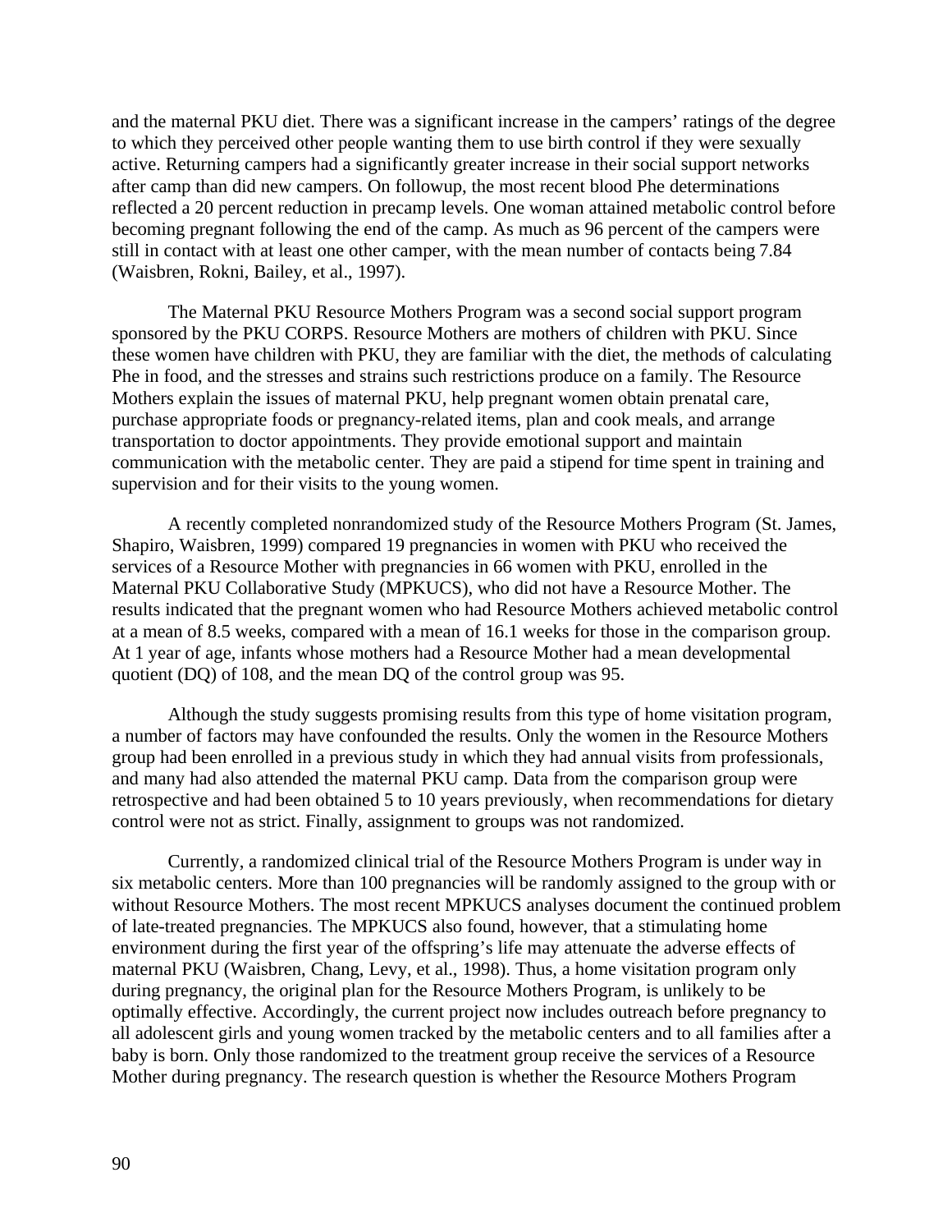and the maternal PKU diet. There was a significant increase in the campers' ratings of the degree to which they perceived other people wanting them to use birth control if they were sexually active. Returning campers had a significantly greater increase in their social support networks after camp than did new campers. On followup, the most recent blood Phe determinations reflected a 20 percent reduction in precamp levels. One woman attained metabolic control before becoming pregnant following the end of the camp. As much as 96 percent of the campers were still in contact with at least one other camper, with the mean number of contacts being 7.84 (Waisbren, Rokni, Bailey, et al., 1997).

The Maternal PKU Resource Mothers Program was a second social support program sponsored by the PKU CORPS. Resource Mothers are mothers of children with PKU. Since these women have children with PKU, they are familiar with the diet, the methods of calculating Phe in food, and the stresses and strains such restrictions produce on a family. The Resource Mothers explain the issues of maternal PKU, help pregnant women obtain prenatal care, purchase appropriate foods or pregnancy-related items, plan and cook meals, and arrange transportation to doctor appointments. They provide emotional support and maintain communication with the metabolic center. They are paid a stipend for time spent in training and supervision and for their visits to the young women.

A recently completed nonrandomized study of the Resource Mothers Program (St. James, Shapiro, Waisbren, 1999) compared 19 pregnancies in women with PKU who received the services of a Resource Mother with pregnancies in 66 women with PKU, enrolled in the Maternal PKU Collaborative Study (MPKUCS), who did not have a Resource Mother. The results indicated that the pregnant women who had Resource Mothers achieved metabolic control at a mean of 8.5 weeks, compared with a mean of 16.1 weeks for those in the comparison group. At 1 year of age, infants whose mothers had a Resource Mother had a mean developmental quotient (DQ) of 108, and the mean DQ of the control group was 95.

Although the study suggests promising results from this type of home visitation program, a number of factors may have confounded the results. Only the women in the Resource Mothers group had been enrolled in a previous study in which they had annual visits from professionals, and many had also attended the maternal PKU camp. Data from the comparison group were retrospective and had been obtained 5 to 10 years previously, when recommendations for dietary control were not as strict. Finally, assignment to groups was not randomized.

Currently, a randomized clinical trial of the Resource Mothers Program is under way in six metabolic centers. More than 100 pregnancies will be randomly assigned to the group with or without Resource Mothers. The most recent MPKUCS analyses document the continued problem of late-treated pregnancies. The MPKUCS also found, however, that a stimulating home environment during the first year of the offspring's life may attenuate the adverse effects of maternal PKU (Waisbren, Chang, Levy, et al., 1998). Thus, a home visitation program only during pregnancy, the original plan for the Resource Mothers Program, is unlikely to be optimally effective. Accordingly, the current project now includes outreach before pregnancy to all adolescent girls and young women tracked by the metabolic centers and to all families after a baby is born. Only those randomized to the treatment group receive the services of a Resource Mother during pregnancy. The research question is whether the Resource Mothers Program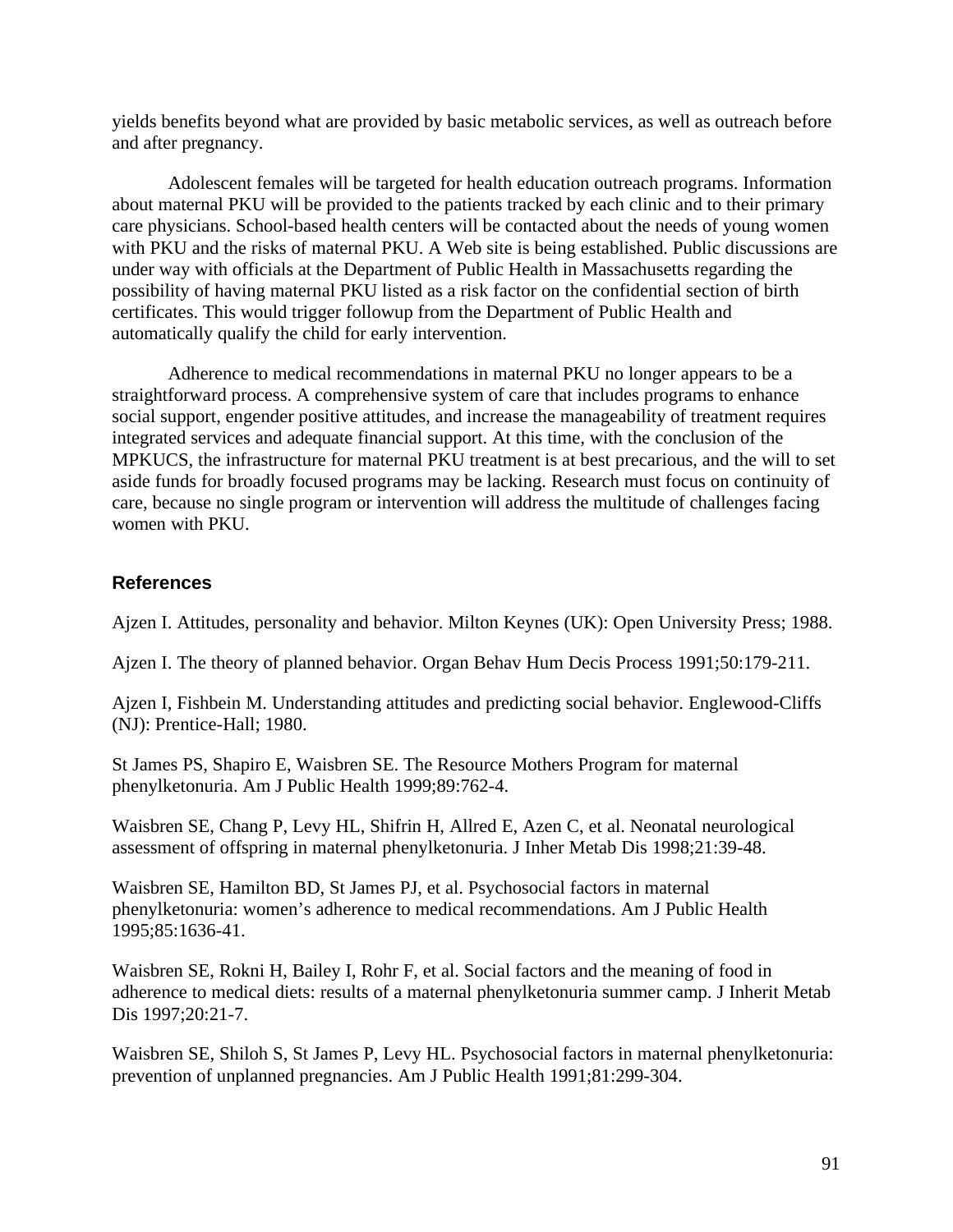yields benefits beyond what are provided by basic metabolic services, as well as outreach before and after pregnancy.

Adolescent females will be targeted for health education outreach programs. Information about maternal PKU will be provided to the patients tracked by each clinic and to their primary care physicians. School-based health centers will be contacted about the needs of young women with PKU and the risks of maternal PKU. A Web site is being established. Public discussions are under way with officials at the Department of Public Health in Massachusetts regarding the possibility of having maternal PKU listed as a risk factor on the confidential section of birth certificates. This would trigger followup from the Department of Public Health and automatically qualify the child for early intervention.

Adherence to medical recommendations in maternal PKU no longer appears to be a straightforward process. A comprehensive system of care that includes programs to enhance social support, engender positive attitudes, and increase the manageability of treatment requires integrated services and adequate financial support. At this time, with the conclusion of the MPKUCS, the infrastructure for maternal PKU treatment is at best precarious, and the will to set aside funds for broadly focused programs may be lacking. Research must focus on continuity of care, because no single program or intervention will address the multitude of challenges facing women with PKU.

## References

Ajzen I. Attitudes, personality and behavior. Milton Keynes (UK): Open University Press; 1988.

Ajzen I. The theory of planned behavior. Organ Behav Hum Decis Process 1991;50:179-211.

Ajzen I, Fishbein M. Understanding attitudes and predicting social behavior. Englewood-Cliffs (NJ): Prentice-Hall; 1980.

St James PS, Shapiro E, Waisbren SE. The Resource Mothers Program for maternal phenylketonuria. Am J Public Health 1999;89:762-4.

Waisbren SE, Chang P, Levy HL, Shifrin H, Allred E, Azen C, et al. Neonatal neurological assessment of offspring in maternal phenylketonuria. J Inher Metab Dis 1998;21:39-48.

Waisbren SE, Hamilton BD, St James PJ, et al. Psychosocial factors in maternal phenylketonuria: women's adherence to medical recommendations. Am J Public Health 1995;85:1636-41.

Waisbren SE, Rokni H, Bailey I, Rohr F, et al. Social factors and the meaning of food in adherence to medical diets: results of a maternal phenylketonuria summer camp. J Inherit Metab Dis 1997;20:21-7.

Waisbren SE, Shiloh S, St James P, Levy HL. Psychosocial factors in maternal phenylketonuria: prevention of unplanned pregnancies. Am J Public Health 1991;81:299-304.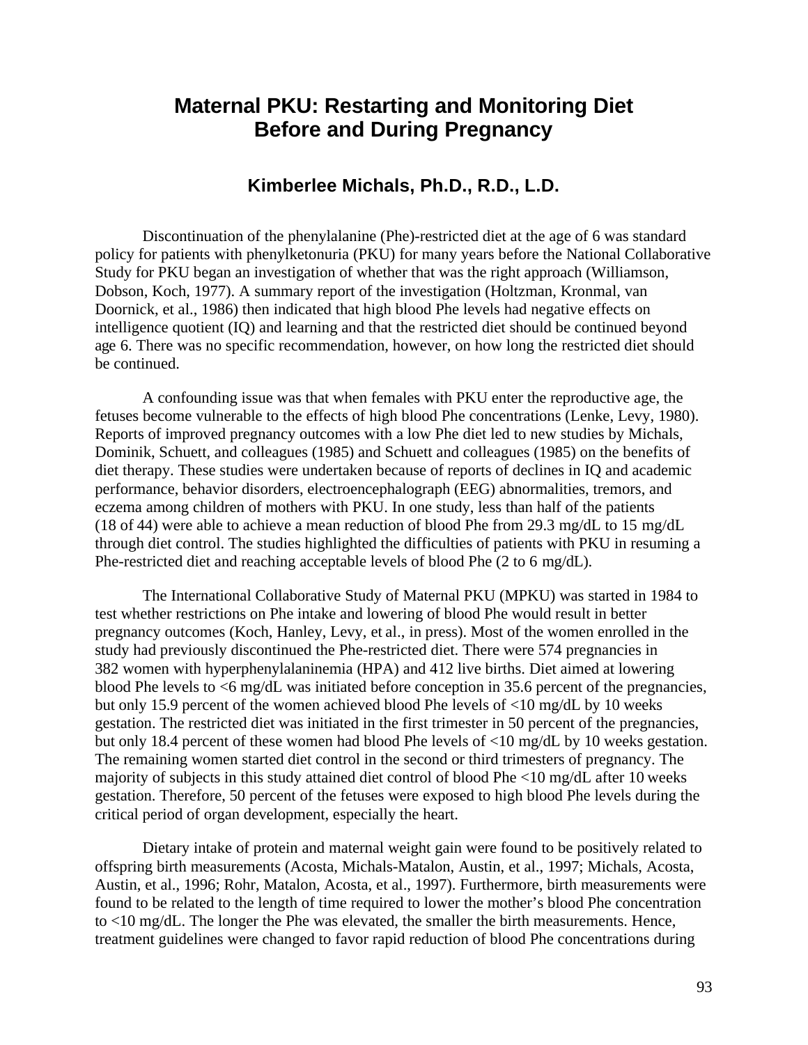# Maternal PKU: Restarting and Monitoring Diet Before and During Pregnancy

## Kimberlee Michals, Ph.D., R.D., L.D.

Discontinuation of the phenylalanine (Phe)-restricted diet at the age of 6 was standard policy for patients with phenylketonuria (PKU) for many years before the National Collaborative Study for PKU began an investigation of whether that was the right approach (Williamson, Dobson, Koch, 1977). A summary report of the investigation (Holtzman, Kronmal, van Doornick, et al., 1986) then indicated that high blood Phe levels had negative effects on intelligence quotient (IQ) and learning and that the restricted diet should be continued beyond age 6. There was no specific recommendation, however, on how long the restricted diet should be continued.

A confounding issue was that when females with PKU enter the reproductive age, the fetuses become vulnerable to the effects of high blood Phe concentrations (Lenke, Levy, 1980). Reports of improved pregnancy outcomes with a low Phe diet led to new studies by Michals, Dominik, Schuett, and colleagues (1985) and Schuett and colleagues (1985) on the benefits of diet therapy. These studies were undertaken because of reports of declines in IQ and academic performance, behavior disorders, electroencephalograph (EEG) abnormalities, tremors, and eczema among children of mothers with PKU. In one study, less than half of the patients (18 of 44) were able to achieve a mean reduction of blood Phe from 29.3 mg/dL to 15 mg/dL through diet control. The studies highlighted the difficulties of patients with PKU in resuming a Phe-restricted diet and reaching acceptable levels of blood Phe (2 to 6 mg/dL).

The International Collaborative Study of Maternal PKU (MPKU) was started in 1984 to test whether restrictions on Phe intake and lowering of blood Phe would result in better pregnancy outcomes (Koch, Hanley, Levy, et al., in press). Most of the women enrolled in the study had previously discontinued the Phe-restricted diet. There were 574 pregnancies in 382 women with hyperphenylalaninemia (HPA) and 412 live births. Diet aimed at lowering blood Phe levels to <6 mg/dL was initiated before conception in 35.6 percent of the pregnancies, but only 15.9 percent of the women achieved blood Phe levels of <10 mg/dL by 10 weeks gestation. The restricted diet was initiated in the first trimester in 50 percent of the pregnancies, but only 18.4 percent of these women had blood Phe levels of <10 mg/dL by 10 weeks gestation. The remaining women started diet control in the second or third trimesters of pregnancy. The majority of subjects in this study attained diet control of blood Phe <10 mg/dL after 10 weeks gestation. Therefore, 50 percent of the fetuses were exposed to high blood Phe levels during the critical period of organ development, especially the heart.

Dietary intake of protein and maternal weight gain were found to be positively related to offspring birth measurements (Acosta, Michals-Matalon, Austin, et al., 1997; Michals, Acosta, Austin, et al., 1996; Rohr, Matalon, Acosta, et al., 1997). Furthermore, birth measurements were found to be related to the length of time required to lower the mother's blood Phe concentration to <10 mg/dL. The longer the Phe was elevated, the smaller the birth measurements. Hence, treatment guidelines were changed to favor rapid reduction of blood Phe concentrations during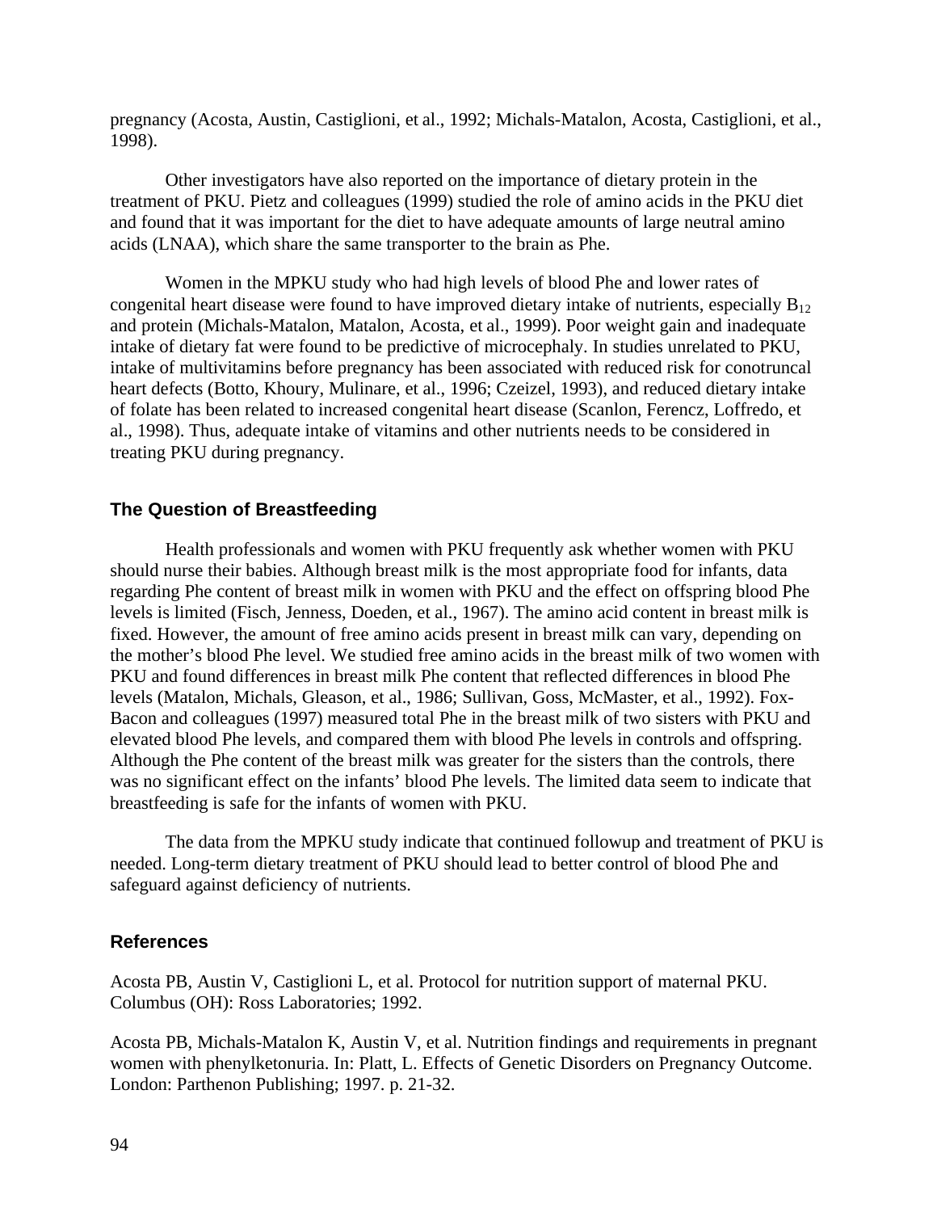pregnancy (Acosta, Austin, Castiglioni, et al., 1992; Michals-Matalon, Acosta, Castiglioni, et al., 1998).

Other investigators have also reported on the importance of dietary protein in the treatment of PKU. Pietz and colleagues (1999) studied the role of amino acids in the PKU diet and found that it was important for the diet to have adequate amounts of large neutral amino acids (LNAA), which share the same transporter to the brain as Phe.

Women in the MPKU study who had high levels of blood Phe and lower rates of congenital heart disease were found to have improved dietary intake of nutrients, especially $B_{12}$ and protein (Michals-Matalon, Matalon, Acosta, et al., 1999). Poor weight gain and inadequate intake of dietary fat were found to be predictive of microcephaly. In studies unrelated to PKU, intake of multivitamins before pregnancy has been associated with reduced risk for conotruncal heart defects (Botto, Khoury, Mulinare, et al., 1996; Czeizel, 1993), and reduced dietary intake of folate has been related to increased congenital heart disease (Scanlon, Ferencz, Loffredo, et al., 1998). Thus, adequate intake of vitamins and other nutrients needs to be considered in treating PKU during pregnancy.

### The Question of Breastfeeding

Health professionals and women with PKU frequently ask whether women with PKU should nurse their babies. Although breast milk is the most appropriate food for infants, data regarding Phe content of breast milk in women with PKU and the effect on offspring blood Phe levels is limited (Fisch, Jenness, Doeden, et al., 1967). The amino acid content in breast milk is fixed. However, the amount of free amino acids present in breast milk can vary, depending on the mother's blood Phe level. We studied free amino acids in the breast milk of two women with PKU and found differences in breast milk Phe content that reflected differences in blood Phe levels (Matalon, Michals, Gleason, et al., 1986; Sullivan, Goss, McMaster, et al., 1992). Fox-Bacon and colleagues (1997) measured total Phe in the breast milk of two sisters with PKU and elevated blood Phe levels, and compared them with blood Phe levels in controls and offspring. Although the Phe content of the breast milk was greater for the sisters than the controls, there was no significant effect on the infants' blood Phe levels. The limited data seem to indicate that breastfeeding is safe for the infants of women with PKU.

The data from the MPKU study indicate that continued followup and treatment of PKU is needed. Long-term dietary treatment of PKU should lead to better control of blood Phe and safeguard against deficiency of nutrients.

### References

Acosta PB, Austin V, Castiglioni L, et al. Protocol for nutrition support of maternal PKU. Columbus (OH): Ross Laboratories; 1992.

Acosta PB, Michals-Matalon K, Austin V, et al. Nutrition findings and requirements in pregnant women with phenylketonuria. In: Platt, L. Effects of Genetic Disorders on Pregnancy Outcome. London: Parthenon Publishing; 1997. p. 21-32.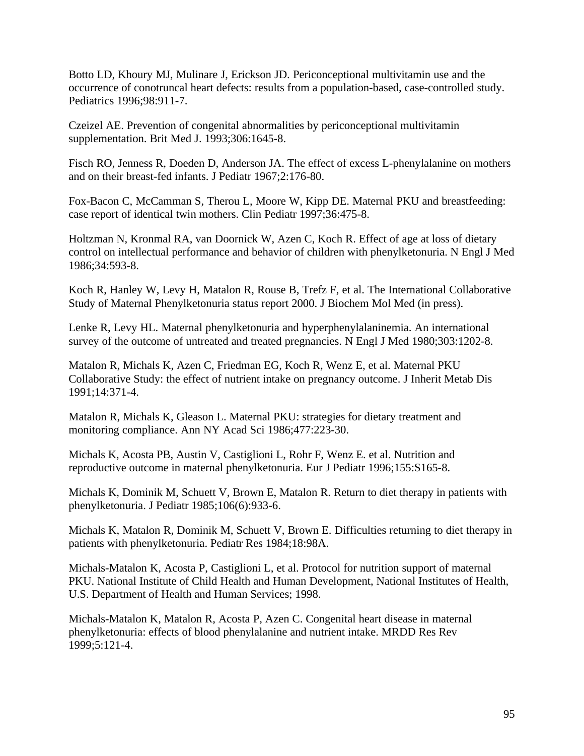Botto LD, Khoury MJ, Mulinare J, Erickson JD. Periconceptional multivitamin use and the occurrence of conotruncal heart defects: results from a population-based, case-controlled study. Pediatrics 1996;98:911-7.

Czeizel AE. Prevention of congenital abnormalities by periconceptional multivitamin supplementation. Brit Med J. 1993;306:1645-8.

Fisch RO, Jenness R, Doeden D, Anderson JA. The effect of excess L-phenylalanine on mothers and on their breast-fed infants. J Pediatr 1967;2:176-80.

Fox-Bacon C, McCamman S, Therou L, Moore W, Kipp DE. Maternal PKU and breastfeeding: case report of identical twin mothers. Clin Pediatr 1997;36:475-8.

Holtzman N, Kronmal RA, van Doornick W, Azen C, Koch R. Effect of age at loss of dietary control on intellectual performance and behavior of children with phenylketonuria. N Engl J Med 1986;34:593-8.

Koch R, Hanley W, Levy H, Matalon R, Rouse B, Trefz F, et al. The International Collaborative Study of Maternal Phenylketonuria status report 2000. J Biochem Mol Med (in press).

Lenke R, Levy HL. Maternal phenylketonuria and hyperphenylalaninemia. An international survey of the outcome of untreated and treated pregnancies. N Engl J Med 1980;303:1202-8.

Matalon R, Michals K, Azen C, Friedman EG, Koch R, Wenz E, et al. Maternal PKU Collaborative Study: the effect of nutrient intake on pregnancy outcome. J Inherit Metab Dis 1991;14:371-4.

Matalon R, Michals K, Gleason L. Maternal PKU: strategies for dietary treatment and monitoring compliance. Ann NY Acad Sci 1986;477:223-30.

Michals K, Acosta PB, Austin V, Castiglioni L, Rohr F, Wenz E. et al. Nutrition and reproductive outcome in maternal phenylketonuria. Eur J Pediatr 1996;155:S165-8.

Michals K, Dominik M, Schuett V, Brown E, Matalon R. Return to diet therapy in patients with phenylketonuria. J Pediatr 1985;106(6):933-6.

Michals K, Matalon R, Dominik M, Schuett V, Brown E. Difficulties returning to diet therapy in patients with phenylketonuria. Pediatr Res 1984;18:98A.

Michals-Matalon K, Acosta P, Castiglioni L, et al. Protocol for nutrition support of maternal PKU. National Institute of Child Health and Human Development, National Institutes of Health, U.S. Department of Health and Human Services; 1998.

Michals-Matalon K, Matalon R, Acosta P, Azen C. Congenital heart disease in maternal phenylketonuria: effects of blood phenylalanine and nutrient intake. MRDD Res Rev 1999;5:121-4.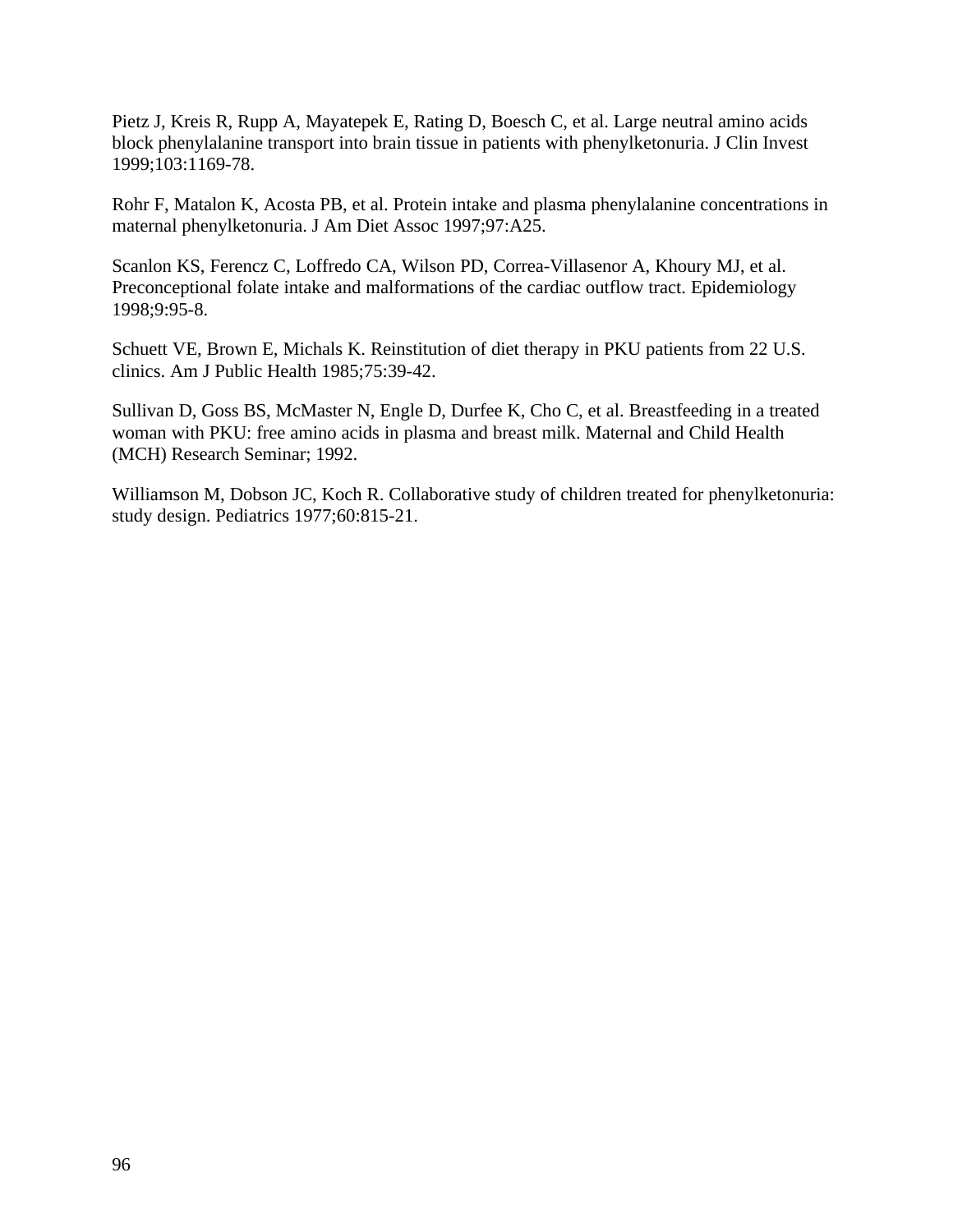Pietz J, Kreis R, Rupp A, Mayatepek E, Rating D, Boesch C, et al. Large neutral amino acids block phenylalanine transport into brain tissue in patients with phenylketonuria. J Clin Invest 1999;103:1169-78.

Rohr F, Matalon K, Acosta PB, et al. Protein intake and plasma phenylalanine concentrations in maternal phenylketonuria. J Am Diet Assoc 1997;97:A25.

Scanlon KS, Ferencz C, Loffredo CA, Wilson PD, Correa-Villasenor A, Khoury MJ, et al. Preconceptional folate intake and malformations of the cardiac outflow tract. Epidemiology 1998;9:95-8.

Schuett VE, Brown E, Michals K. Reinstitution of diet therapy in PKU patients from 22 U.S. clinics. Am J Public Health 1985;75:39-42.

Sullivan D, Goss BS, McMaster N, Engle D, Durfee K, Cho C, et al. Breastfeeding in a treated woman with PKU: free amino acids in plasma and breast milk. Maternal and Child Health (MCH) Research Seminar; 1992.

Williamson M, Dobson JC, Koch R. Collaborative study of children treated for phenylketonuria: study design. Pediatrics 1977;60:815-21.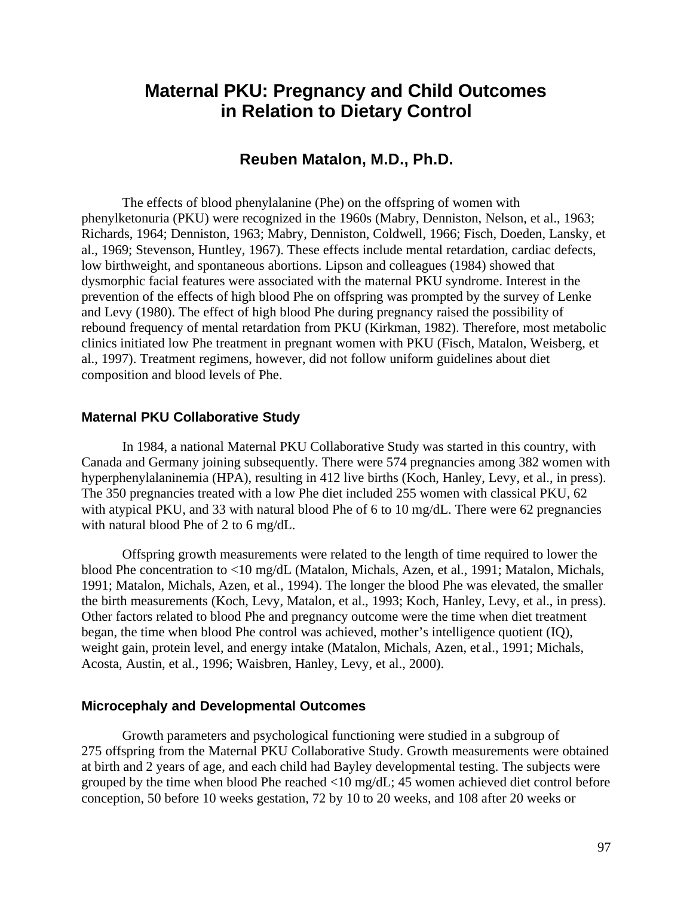# Maternal PKU: Pregnancy and Child Outcomes in Relation to Dietary Control

## Reuben Matalon, M.D., Ph.D.

The effects of blood phenylalanine (Phe) on the offspring of women with phenylketonuria (PKU) were recognized in the 1960s (Mabry, Denniston, Nelson, et al., 1963; Richards, 1964; Denniston, 1963; Mabry, Denniston, Coldwell, 1966; Fisch, Doeden, Lansky, et al., 1969; Stevenson, Huntley, 1967). These effects include mental retardation, cardiac defects, low birthweight, and spontaneous abortions. Lipson and colleagues (1984) showed that dysmorphic facial features were associated with the maternal PKU syndrome. Interest in the prevention of the effects of high blood Phe on offspring was prompted by the survey of Lenke and Levy (1980). The effect of high blood Phe during pregnancy raised the possibility of rebound frequency of mental retardation from PKU (Kirkman, 1982). Therefore, most metabolic clinics initiated low Phe treatment in pregnant women with PKU (Fisch, Matalon, Weisberg, et al., 1997). Treatment regimens, however, did not follow uniform guidelines about diet composition and blood levels of Phe.

### Maternal PKU Collaborative Study

In 1984, a national Maternal PKU Collaborative Study was started in this country, with Canada and Germany joining subsequently. There were 574 pregnancies among 382 women with hyperphenylalaninemia (HPA), resulting in 412 live births (Koch, Hanley, Levy, et al., in press). The 350 pregnancies treated with a low Phe diet included 255 women with classical PKU, 62 with atypical PKU, and 33 with natural blood Phe of 6 to 10 mg/dL. There were 62 pregnancies with natural blood Phe of 2 to 6 mg/dL.

Offspring growth measurements were related to the length of time required to lower the blood Phe concentration to <10 mg/dL (Matalon, Michals, Azen, et al., 1991; Matalon, Michals, 1991; Matalon, Michals, Azen, et al., 1994). The longer the blood Phe was elevated, the smaller the birth measurements (Koch, Levy, Matalon, et al., 1993; Koch, Hanley, Levy, et al., in press). Other factors related to blood Phe and pregnancy outcome were the time when diet treatment began, the time when blood Phe control was achieved, mother's intelligence quotient (IQ), weight gain, protein level, and energy intake (Matalon, Michals, Azen, et al., 1991; Michals, Acosta, Austin, et al., 1996; Waisbren, Hanley, Levy, et al., 2000).

### Microcephaly and Developmental Outcomes

Growth parameters and psychological functioning were studied in a subgroup of 275 offspring from the Maternal PKU Collaborative Study. Growth measurements were obtained at birth and 2 years of age, and each child had Bayley developmental testing. The subjects were grouped by the time when blood Phe reached <10 mg/dL; 45 women achieved diet control before conception, 50 before 10 weeks gestation, 72 by 10 to 20 weeks, and 108 after 20 weeks or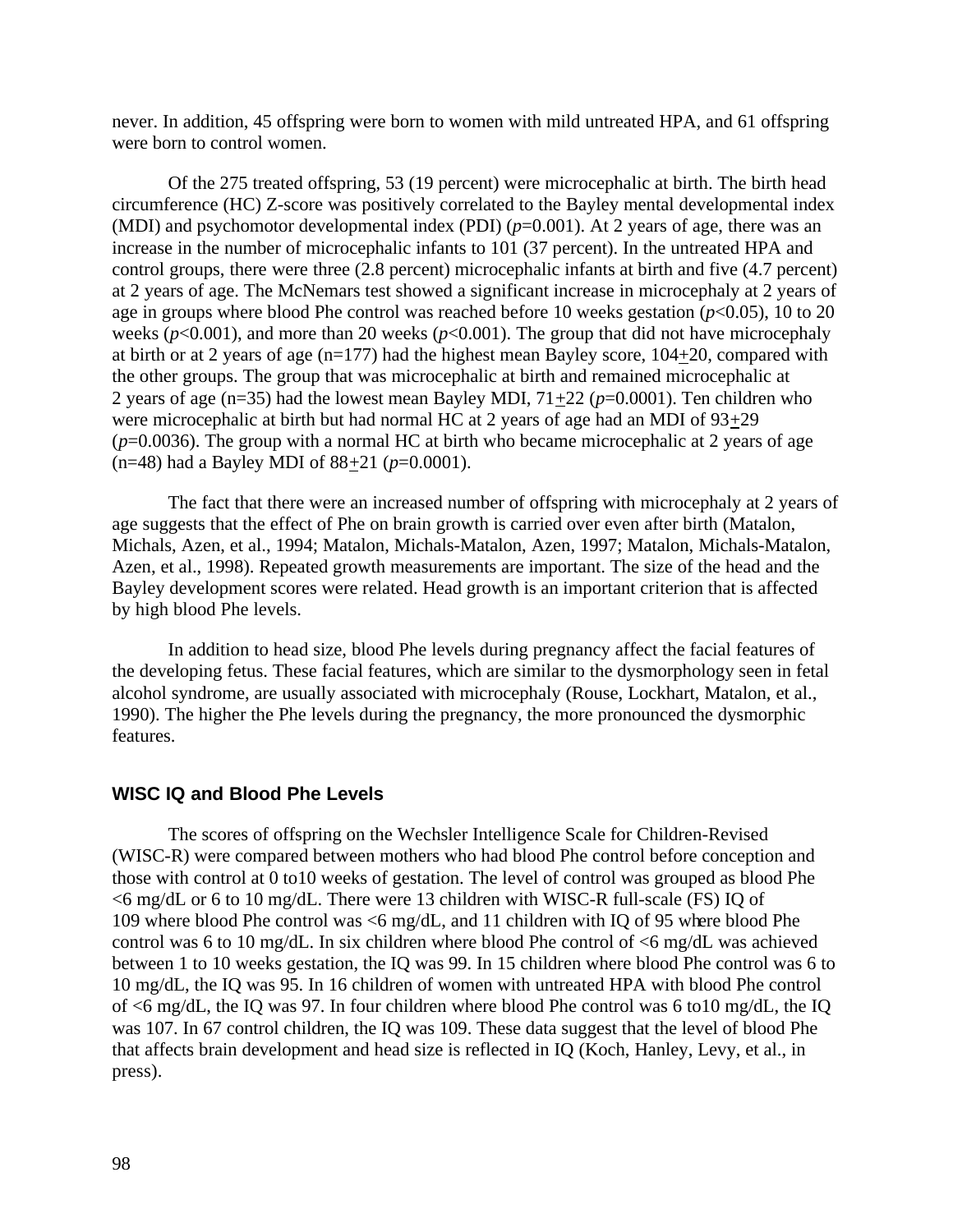never. In addition, 45 offspring were born to women with mild untreated HPA, and 61 offspring were born to control women.

Of the 275 treated offspring, 53 (19 percent) were microcephalic at birth. The birth head circumference (HC) Z-score was positively correlated to the Bayley mental developmental index (MDI) and psychomotor developmental index (PDI) ($p$=0.001). At 2 years of age, there was an increase in the number of microcephalic infants to 101 (37 percent). In the untreated HPA and control groups, there were three (2.8 percent) microcephalic infants at birth and five (4.7 percent) at 2 years of age. The McNemars test showed a significant increase in microcephaly at 2 years of age in groups where blood Phe control was reached before 10 weeks gestation ($p$<0.05), 10 to 20 weeks ($p$<0.001), and more than 20 weeks ($p$<0.001). The group that did not have microcephaly at birth or at 2 years of age (n=177) had the highest mean Bayley score, 104±20, compared with the other groups. The group that was microcephalic at birth and remained microcephalic at 2 years of age (n=35) had the lowest mean Bayley MDI, 71±22 ($p$=0.0001). Ten children who were microcephalic at birth but had normal HC at 2 years of age had an MDI of 93±29 ($p$=0.0036). The group with a normal HC at birth who became microcephalic at 2 years of age (n=48) had a Bayley MDI of 88±21 ($p$=0.0001).

The fact that there were an increased number of offspring with microcephaly at 2 years of age suggests that the effect of Phe on brain growth is carried over even after birth (Matalon, Michals, Azen, et al., 1994; Matalon, Michals-Matalon, Azen, 1997; Matalon, Michals-Matalon, Azen, et al., 1998). Repeated growth measurements are important. The size of the head and the Bayley development scores were related. Head growth is an important criterion that is affected by high blood Phe levels.

In addition to head size, blood Phe levels during pregnancy affect the facial features of the developing fetus. These facial features, which are similar to the dysmorphology seen in fetal alcohol syndrome, are usually associated with microcephaly (Rouse, Lockhart, Matalon, et al., 1990). The higher the Phe levels during the pregnancy, the more pronounced the dysmorphic features.

### WISC IQ and Blood Phe Levels

The scores of offspring on the Wechsler Intelligence Scale for Children-Revised (WISC-R) were compared between mothers who had blood Phe control before conception and those with control at 0 to10 weeks of gestation. The level of control was grouped as blood Phe <6 mg/dL or 6 to 10 mg/dL. There were 13 children with WISC-R full-scale (FS) IQ of 109 where blood Phe control was <6 mg/dL, and 11 children with IQ of 95 where blood Phe control was 6 to 10 mg/dL. In six children where blood Phe control of <6 mg/dL was achieved between 1 to 10 weeks gestation, the IQ was 99. In 15 children where blood Phe control was 6 to 10 mg/dL, the IQ was 95. In 16 children of women with untreated HPA with blood Phe control of <6 mg/dL, the IQ was 97. In four children where blood Phe control was 6 to10 mg/dL, the IQ was 107. In 67 control children, the IQ was 109. These data suggest that the level of blood Phe that affects brain development and head size is reflected in IQ (Koch, Hanley, Levy, et al., in press).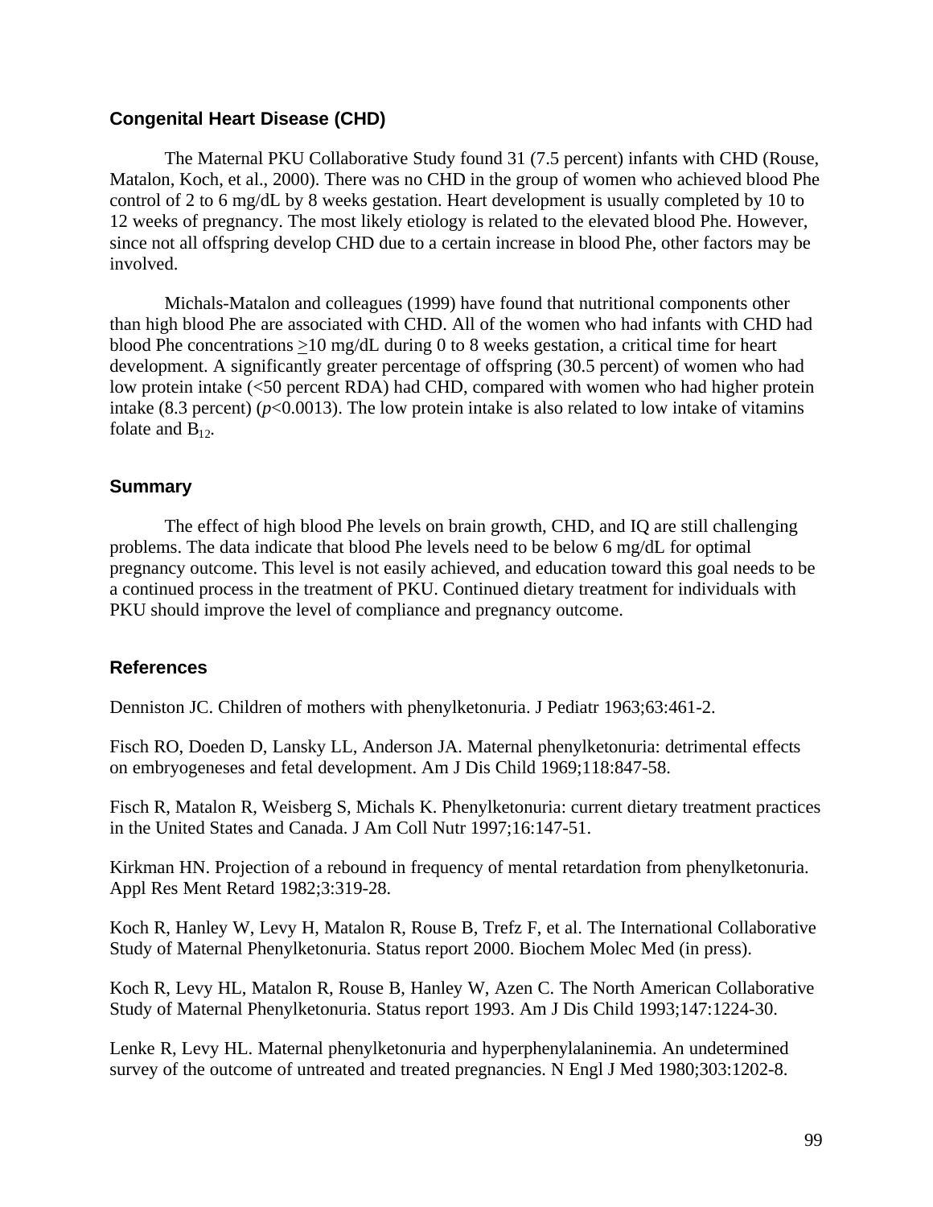### Congenital Heart Disease (CHD)

The Maternal PKU Collaborative Study found 31 (7.5 percent) infants with CHD (Rouse, Matalon, Koch, et al., 2000). There was no CHD in the group of women who achieved blood Phe control of 2 to 6 mg/dL by 8 weeks gestation. Heart development is usually completed by 10 to 12 weeks of pregnancy. The most likely etiology is related to the elevated blood Phe. However, since not all offspring develop CHD due to a certain increase in blood Phe, other factors may be involved.

Michals-Matalon and colleagues (1999) have found that nutritional components other than high blood Phe are associated with CHD. All of the women who had infants with CHD had blood Phe concentrations $\geq$10 mg/dL during 0 to 8 weeks gestation, a critical time for heart development. A significantly greater percentage of offspring (30.5 percent) of women who had low protein intake (<50 percent RDA) had CHD, compared with women who had higher protein intake (8.3 percent) ($p<0.0013$). The low protein intake is also related to low intake of vitamins folate and $B_{12}$.

### Summary

The effect of high blood Phe levels on brain growth, CHD, and IQ are still challenging problems. The data indicate that blood Phe levels need to be below 6 mg/dL for optimal pregnancy outcome. This level is not easily achieved, and education toward this goal needs to be a continued process in the treatment of PKU. Continued dietary treatment for individuals with PKU should improve the level of compliance and pregnancy outcome.

### References

Denniston JC. Children of mothers with phenylketonuria. J Pediatr 1963;63:461-2.

Fisch RO, Doeden D, Lansky LL, Anderson JA. Maternal phenylketonuria: detrimental effects on embryogeneses and fetal development. Am J Dis Child 1969;118:847-58.

Fisch R, Matalon R, Weisberg S, Michals K. Phenylketonuria: current dietary treatment practices in the United States and Canada. J Am Coll Nutr 1997;16:147-51.

Kirkman HN. Projection of a rebound in frequency of mental retardation from phenylketonuria. Appl Res Ment Retard 1982;3:319-28.

Koch R, Hanley W, Levy H, Matalon R, Rouse B, Trefz F, et al. The International Collaborative Study of Maternal Phenylketonuria. Status report 2000. Biochem Molec Med (in press).

Koch R, Levy HL, Matalon R, Rouse B, Hanley W, Azen C. The North American Collaborative Study of Maternal Phenylketonuria. Status report 1993. Am J Dis Child 1993;147:1224-30.

Lenke R, Levy HL. Maternal phenylketonuria and hyperphenylalaninemia. An undetermined survey of the outcome of untreated and treated pregnancies. N Engl J Med 1980;303:1202-8.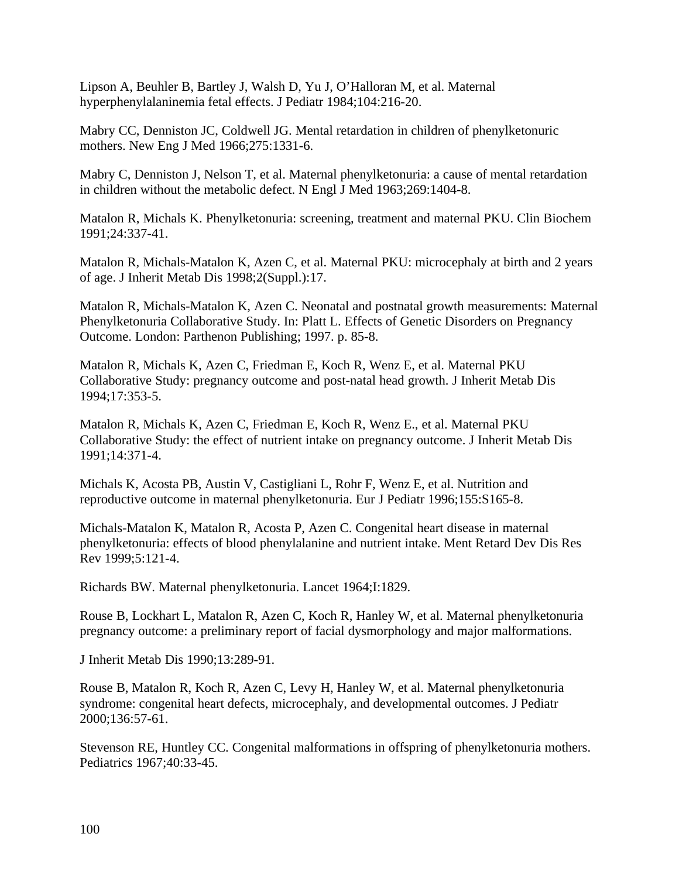Lipson A, Beuhler B, Bartley J, Walsh D, Yu J, O'Halloran M, et al. Maternal hyperphenylalaninemia fetal effects. J Pediatr 1984;104:216-20.

Mabry CC, Denniston JC, Coldwell JG. Mental retardation in children of phenylketonuric mothers. New Eng J Med 1966;275:1331-6.

Mabry C, Denniston J, Nelson T, et al. Maternal phenylketonuria: a cause of mental retardation in children without the metabolic defect. N Engl J Med 1963;269:1404-8.

Matalon R, Michals K. Phenylketonuria: screening, treatment and maternal PKU. Clin Biochem 1991;24:337-41.

Matalon R, Michals-Matalon K, Azen C, et al. Maternal PKU: microcephaly at birth and 2 years of age. J Inherit Metab Dis 1998;2(Suppl.):17.

Matalon R, Michals-Matalon K, Azen C. Neonatal and postnatal growth measurements: Maternal Phenylketonuria Collaborative Study. In: Platt L. Effects of Genetic Disorders on Pregnancy Outcome. London: Parthenon Publishing; 1997. p. 85-8.

Matalon R, Michals K, Azen C, Friedman E, Koch R, Wenz E, et al. Maternal PKU Collaborative Study: pregnancy outcome and post-natal head growth. J Inherit Metab Dis 1994;17:353-5.

Matalon R, Michals K, Azen C, Friedman E, Koch R, Wenz E., et al. Maternal PKU Collaborative Study: the effect of nutrient intake on pregnancy outcome. J Inherit Metab Dis 1991;14:371-4.

Michals K, Acosta PB, Austin V, Castigliani L, Rohr F, Wenz E, et al. Nutrition and reproductive outcome in maternal phenylketonuria. Eur J Pediatr 1996;155:S165-8.

Michals-Matalon K, Matalon R, Acosta P, Azen C. Congenital heart disease in maternal phenylketonuria: effects of blood phenylalanine and nutrient intake. Ment Retard Dev Dis Res Rev 1999;5:121-4.

Richards BW. Maternal phenylketonuria. Lancet 1964;I:1829.

Rouse B, Lockhart L, Matalon R, Azen C, Koch R, Hanley W, et al. Maternal phenylketonuria pregnancy outcome: a preliminary report of facial dysmorphology and major malformations.

J Inherit Metab Dis 1990;13:289-91.

Rouse B, Matalon R, Koch R, Azen C, Levy H, Hanley W, et al. Maternal phenylketonuria syndrome: congenital heart defects, microcephaly, and developmental outcomes. J Pediatr 2000;136:57-61.

Stevenson RE, Huntley CC. Congenital malformations in offspring of phenylketonuria mothers. Pediatrics 1967;40:33-45.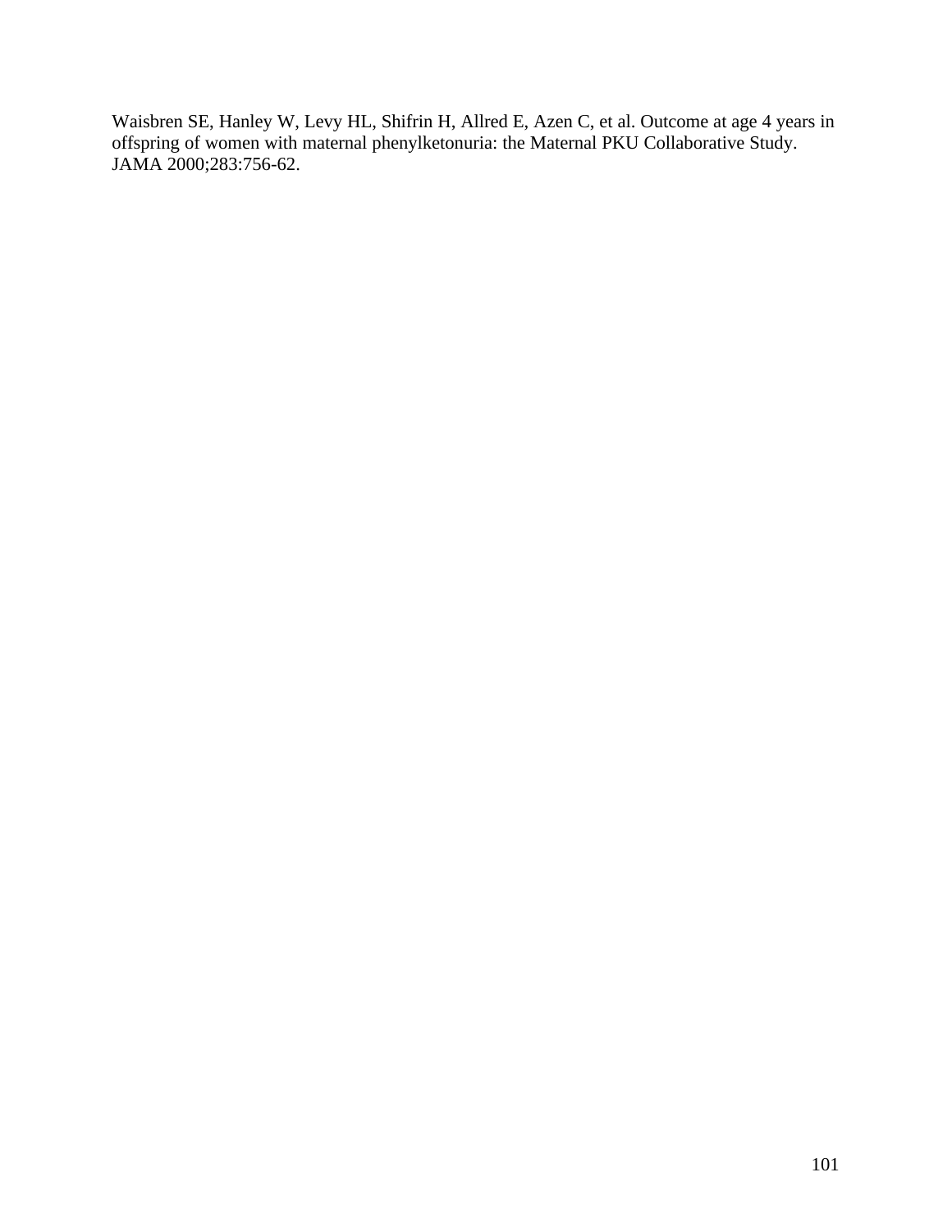Waisbren SE, Hanley W, Levy HL, Shifrin H, Allred E, Azen C, et al. Outcome at age 4 years in offspring of women with maternal phenylketonuria: the Maternal PKU Collaborative Study. JAMA 2000;283:756-62.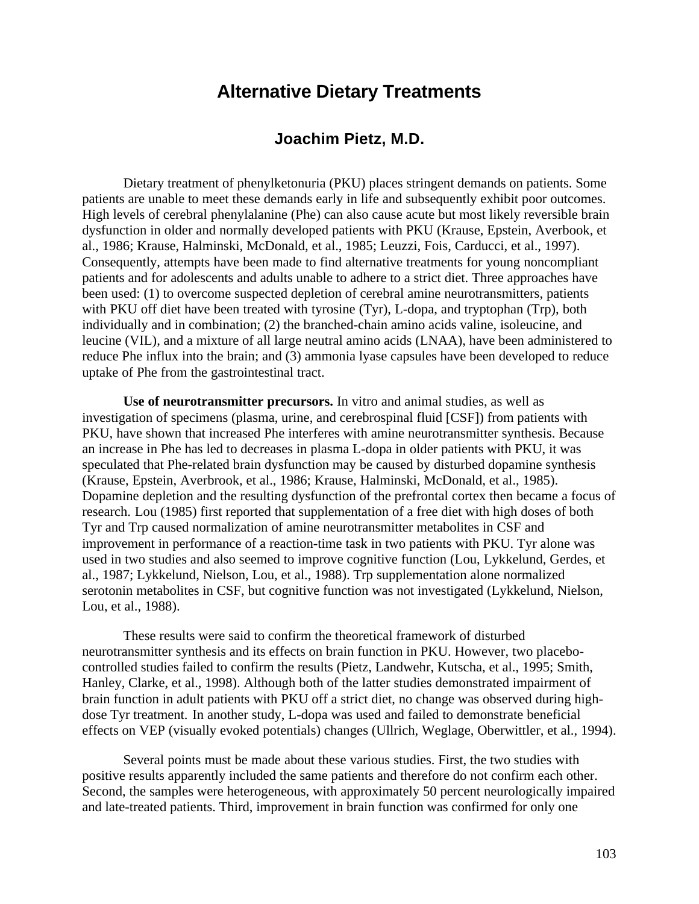# Alternative Dietary Treatments

## Joachim Pietz, M.D.

Dietary treatment of phenylketonuria (PKU) places stringent demands on patients. Some patients are unable to meet these demands early in life and subsequently exhibit poor outcomes. High levels of cerebral phenylalanine (Phe) can also cause acute but most likely reversible brain dysfunction in older and normally developed patients with PKU (Krause, Epstein, Averbook, et al., 1986; Krause, Halminski, McDonald, et al., 1985; Leuzzi, Fois, Carducci, et al., 1997). Consequently, attempts have been made to find alternative treatments for young noncompliant patients and for adolescents and adults unable to adhere to a strict diet. Three approaches have been used: (1) to overcome suspected depletion of cerebral amine neurotransmitters, patients with PKU off diet have been treated with tyrosine (Tyr), L-dopa, and tryptophan (Trp), both individually and in combination; (2) the branched-chain amino acids valine, isoleucine, and leucine (VIL), and a mixture of all large neutral amino acids (LNAA), have been administered to reduce Phe influx into the brain; and (3) ammonia lyase capsules have been developed to reduce uptake of Phe from the gastrointestinal tract.

**Use of neurotransmitter precursors.** In vitro and animal studies, as well as investigation of specimens (plasma, urine, and cerebrospinal fluid [CSF]) from patients with PKU, have shown that increased Phe interferes with amine neurotransmitter synthesis. Because an increase in Phe has led to decreases in plasma L-dopa in older patients with PKU, it was speculated that Phe-related brain dysfunction may be caused by disturbed dopamine synthesis (Krause, Epstein, Averbrook, et al., 1986; Krause, Halminski, McDonald, et al., 1985). Dopamine depletion and the resulting dysfunction of the prefrontal cortex then became a focus of research. Lou (1985) first reported that supplementation of a free diet with high doses of both Tyr and Trp caused normalization of amine neurotransmitter metabolites in CSF and improvement in performance of a reaction-time task in two patients with PKU. Tyr alone was used in two studies and also seemed to improve cognitive function (Lou, Lykkelund, Gerdes, et al., 1987; Lykkelund, Nielson, Lou, et al., 1988). Trp supplementation alone normalized serotonin metabolites in CSF, but cognitive function was not investigated (Lykkelund, Nielson, Lou, et al., 1988).

These results were said to confirm the theoretical framework of disturbed neurotransmitter synthesis and its effects on brain function in PKU. However, two placebo-controlled studies failed to confirm the results (Pietz, Landwehr, Kutscha, et al., 1995; Smith, Hanley, Clarke, et al., 1998). Although both of the latter studies demonstrated impairment of brain function in adult patients with PKU off a strict diet, no change was observed during high-dose Tyr treatment. In another study, L-dopa was used and failed to demonstrate beneficial effects on VEP (visually evoked potentials) changes (Ullrich, Weglage, Oberwittler, et al., 1994).

Several points must be made about these various studies. First, the two studies with positive results apparently included the same patients and therefore do not confirm each other. Second, the samples were heterogeneous, with approximately 50 percent neurologically impaired and late-treated patients. Third, improvement in brain function was confirmed for only one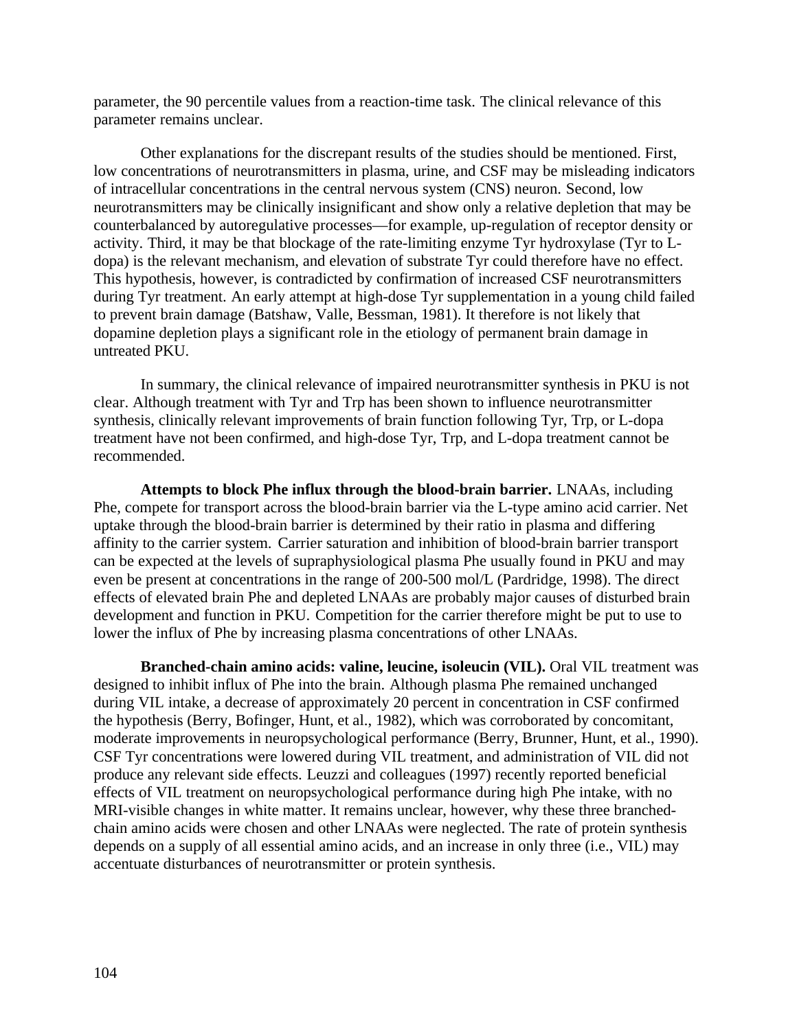parameter, the 90 percentile values from a reaction-time task. The clinical relevance of this parameter remains unclear.

Other explanations for the discrepant results of the studies should be mentioned. First, low concentrations of neurotransmitters in plasma, urine, and CSF may be misleading indicators of intracellular concentrations in the central nervous system (CNS) neuron. Second, low neurotransmitters may be clinically insignificant and show only a relative depletion that may be counterbalanced by autoregulative processes—for example, up-regulation of receptor density or activity. Third, it may be that blockage of the rate-limiting enzyme Tyr hydroxylase (Tyr to L-dopa) is the relevant mechanism, and elevation of substrate Tyr could therefore have no effect. This hypothesis, however, is contradicted by confirmation of increased CSF neurotransmitters during Tyr treatment. An early attempt at high-dose Tyr supplementation in a young child failed to prevent brain damage (Batshaw, Valle, Bessman, 1981). It therefore is not likely that dopamine depletion plays a significant role in the etiology of permanent brain damage in untreated PKU.

In summary, the clinical relevance of impaired neurotransmitter synthesis in PKU is not clear. Although treatment with Tyr and Trp has been shown to influence neurotransmitter synthesis, clinically relevant improvements of brain function following Tyr, Trp, or L-dopa treatment have not been confirmed, and high-dose Tyr, Trp, and L-dopa treatment cannot be recommended.

**Attempts to block Phe influx through the blood-brain barrier.** LNAAs, including Phe, compete for transport across the blood-brain barrier via the L-type amino acid carrier. Net uptake through the blood-brain barrier is determined by their ratio in plasma and differing affinity to the carrier system. Carrier saturation and inhibition of blood-brain barrier transport can be expected at the levels of supraphysiological plasma Phe usually found in PKU and may even be present at concentrations in the range of 200-500 mol/L (Pardridge, 1998). The direct effects of elevated brain Phe and depleted LNAAs are probably major causes of disturbed brain development and function in PKU. Competition for the carrier therefore might be put to use to lower the influx of Phe by increasing plasma concentrations of other LNAAs.

**Branched-chain amino acids: valine, leucine, isoleucin (VIL).** Oral VIL treatment was designed to inhibit influx of Phe into the brain. Although plasma Phe remained unchanged during VIL intake, a decrease of approximately 20 percent in concentration in CSF confirmed the hypothesis (Berry, Bofinger, Hunt, et al., 1982), which was corroborated by concomitant, moderate improvements in neuropsychological performance (Berry, Brunner, Hunt, et al., 1990). CSF Tyr concentrations were lowered during VIL treatment, and administration of VIL did not produce any relevant side effects. Leuzzi and colleagues (1997) recently reported beneficial effects of VIL treatment on neuropsychological performance during high Phe intake, with no MRI-visible changes in white matter. It remains unclear, however, why these three branched-chain amino acids were chosen and other LNAAs were neglected. The rate of protein synthesis depends on a supply of all essential amino acids, and an increase in only three (i.e., VIL) may accentuate disturbances of neurotransmitter or protein synthesis.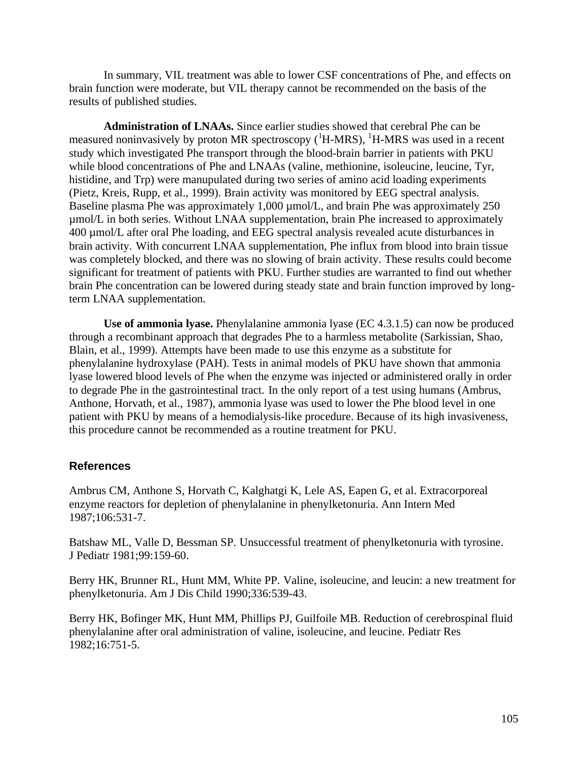In summary, VIL treatment was able to lower CSF concentrations of Phe, and effects on brain function were moderate, but VIL therapy cannot be recommended on the basis of the results of published studies.

**Administration of LNAAs.** Since earlier studies showed that cerebral Phe can be measured noninvasively by proton MR spectroscopy ($^{1}$H-MRS), $^{1}$H-MRS was used in a recent study which investigated Phe transport through the blood-brain barrier in patients with PKU while blood concentrations of Phe and LNAAs (valine, methionine, isoleucine, leucine, Tyr, histidine, and Trp) were manupulated during two series of amino acid loading experiments (Pietz, Kreis, Rupp, et al., 1999). Brain activity was monitored by EEG spectral analysis. Baseline plasma Phe was approximately 1,000 µmol/L, and brain Phe was approximately 250 µmol/L in both series. Without LNAA supplementation, brain Phe increased to approximately 400 µmol/L after oral Phe loading, and EEG spectral analysis revealed acute disturbances in brain activity. With concurrent LNAA supplementation, Phe influx from blood into brain tissue was completely blocked, and there was no slowing of brain activity. These results could become significant for treatment of patients with PKU. Further studies are warranted to find out whether brain Phe concentration can be lowered during steady state and brain function improved by long-term LNAA supplementation.

**Use of ammonia lyase.** Phenylalanine ammonia lyase (EC 4.3.1.5) can now be produced through a recombinant approach that degrades Phe to a harmless metabolite (Sarkissian, Shao, Blain, et al., 1999). Attempts have been made to use this enzyme as a substitute for phenylalanine hydroxylase (PAH). Tests in animal models of PKU have shown that ammonia lyase lowered blood levels of Phe when the enzyme was injected or administered orally in order to degrade Phe in the gastrointestinal tract. In the only report of a test using humans (Ambrus, Anthone, Horvath, et al., 1987), ammonia lyase was used to lower the Phe blood level in one patient with PKU by means of a hemodialysis-like procedure. Because of its high invasiveness, this procedure cannot be recommended as a routine treatment for PKU.

## References

Ambrus CM, Anthone S, Horvath C, Kalghatgi K, Lele AS, Eapen G, et al. Extracorporeal enzyme reactors for depletion of phenylalanine in phenylketonuria. Ann Intern Med 1987;106:531-7.

Batshaw ML, Valle D, Bessman SP. Unsuccessful treatment of phenylketonuria with tyrosine. J Pediatr 1981;99:159-60.

Berry HK, Brunner RL, Hunt MM, White PP. Valine, isoleucine, and leucin: a new treatment for phenylketonuria. Am J Dis Child 1990;336:539-43.

Berry HK, Bofinger MK, Hunt MM, Phillips PJ, Guilfoile MB. Reduction of cerebrospinal fluid phenylalanine after oral administration of valine, isoleucine, and leucine. Pediatr Res 1982;16:751-5.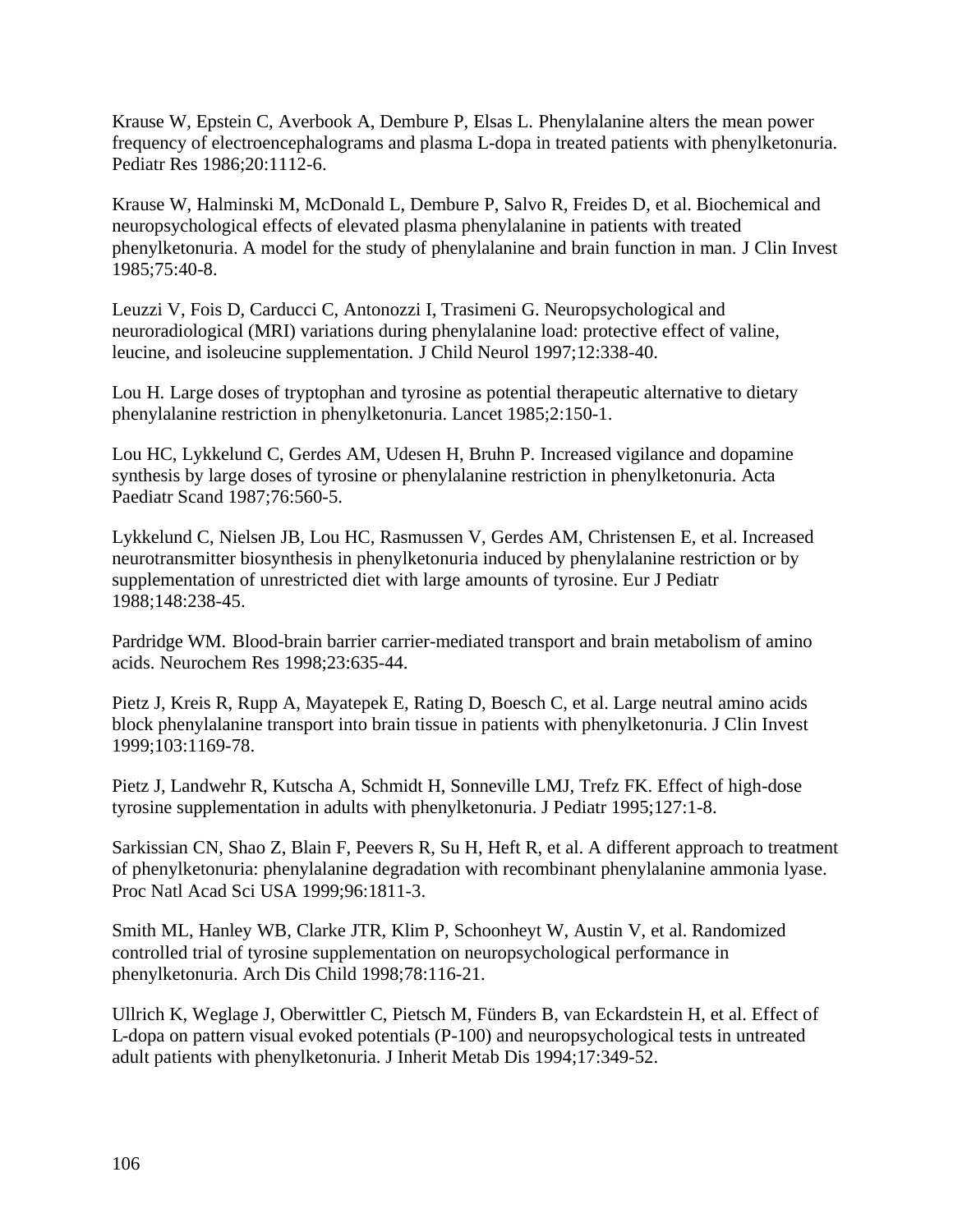Krause W, Epstein C, Averbook A, Dembure P, Elsas L. Phenylalanine alters the mean power frequency of electroencephalograms and plasma L-dopa in treated patients with phenylketonuria. Pediatr Res 1986;20:1112-6.

Krause W, Halminski M, McDonald L, Dembure P, Salvo R, Freides D, et al. Biochemical and neuropsychological effects of elevated plasma phenylalanine in patients with treated phenylketonuria. A model for the study of phenylalanine and brain function in man. J Clin Invest 1985;75:40-8.

Leuzzi V, Fois D, Carducci C, Antonozzi I, Trasimeni G. Neuropsychological and neuroradiological (MRI) variations during phenylalanine load: protective effect of valine, leucine, and isoleucine supplementation. J Child Neurol 1997;12:338-40.

Lou H. Large doses of tryptophan and tyrosine as potential therapeutic alternative to dietary phenylalanine restriction in phenylketonuria. Lancet 1985;2:150-1.

Lou HC, Lykkelund C, Gerdes AM, Udesen H, Bruhn P. Increased vigilance and dopamine synthesis by large doses of tyrosine or phenylalanine restriction in phenylketonuria. Acta Paediatr Scand 1987;76:560-5.

Lykkelund C, Nielsen JB, Lou HC, Rasmussen V, Gerdes AM, Christensen E, et al. Increased neurotransmitter biosynthesis in phenylketonuria induced by phenylalanine restriction or by supplementation of unrestricted diet with large amounts of tyrosine. Eur J Pediatr 1988;148:238-45.

Pardridge WM. Blood-brain barrier carrier-mediated transport and brain metabolism of amino acids. Neurochem Res 1998;23:635-44.

Pietz J, Kreis R, Rupp A, Mayatepek E, Rating D, Boesch C, et al. Large neutral amino acids block phenylalanine transport into brain tissue in patients with phenylketonuria. J Clin Invest 1999;103:1169-78.

Pietz J, Landwehr R, Kutscha A, Schmidt H, Sonneville LMJ, Trefz FK. Effect of high-dose tyrosine supplementation in adults with phenylketonuria. J Pediatr 1995;127:1-8.

Sarkissian CN, Shao Z, Blain F, Peevers R, Su H, Heft R, et al. A different approach to treatment of phenylketonuria: phenylalanine degradation with recombinant phenylalanine ammonia lyase. Proc Natl Acad Sci USA 1999;96:1811-3.

Smith ML, Hanley WB, Clarke JTR, Klim P, Schoonheyt W, Austin V, et al. Randomized controlled trial of tyrosine supplementation on neuropsychological performance in phenylketonuria. Arch Dis Child 1998;78:116-21.

Ullrich K, Weglage J, Oberwittler C, Pietsch M, Fünders B, van Eckardstein H, et al. Effect of L-dopa on pattern visual evoked potentials (P-100) and neuropsychological tests in untreated adult patients with phenylketonuria. J Inherit Metab Dis 1994;17:349-52.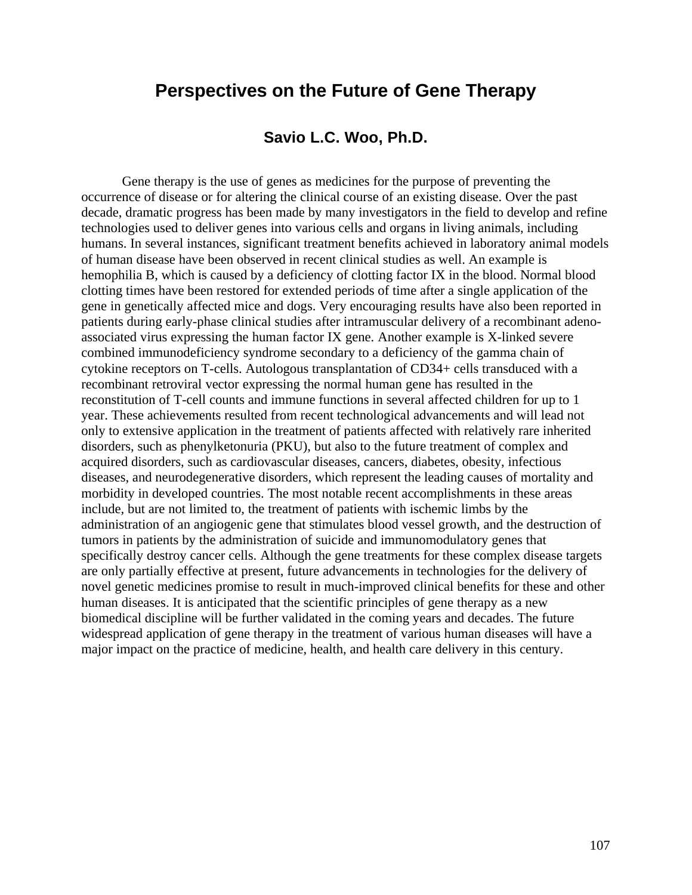# Perspectives on the Future of Gene Therapy

### Savio L.C. Woo, Ph.D.

Gene therapy is the use of genes as medicines for the purpose of preventing the occurrence of disease or for altering the clinical course of an existing disease. Over the past decade, dramatic progress has been made by many investigators in the field to develop and refine technologies used to deliver genes into various cells and organs in living animals, including humans. In several instances, significant treatment benefits achieved in laboratory animal models of human disease have been observed in recent clinical studies as well. An example is hemophilia B, which is caused by a deficiency of clotting factor IX in the blood. Normal blood clotting times have been restored for extended periods of time after a single application of the gene in genetically affected mice and dogs. Very encouraging results have also been reported in patients during early-phase clinical studies after intramuscular delivery of a recombinant adeno-associated virus expressing the human factor IX gene. Another example is X-linked severe combined immunodeficiency syndrome secondary to a deficiency of the gamma chain of cytokine receptors on T-cells. Autologous transplantation of CD34+ cells transduced with a recombinant retroviral vector expressing the normal human gene has resulted in the reconstitution of T-cell counts and immune functions in several affected children for up to 1 year. These achievements resulted from recent technological advancements and will lead not only to extensive application in the treatment of patients affected with relatively rare inherited disorders, such as phenylketonuria (PKU), but also to the future treatment of complex and acquired disorders, such as cardiovascular diseases, cancers, diabetes, obesity, infectious diseases, and neurodegenerative disorders, which represent the leading causes of mortality and morbidity in developed countries. The most notable recent accomplishments in these areas include, but are not limited to, the treatment of patients with ischemic limbs by the administration of an angiogenic gene that stimulates blood vessel growth, and the destruction of tumors in patients by the administration of suicide and immunomodulatory genes that specifically destroy cancer cells. Although the gene treatments for these complex disease targets are only partially effective at present, future advancements in technologies for the delivery of novel genetic medicines promise to result in much-improved clinical benefits for these and other human diseases. It is anticipated that the scientific principles of gene therapy as a new biomedical discipline will be further validated in the coming years and decades. The future widespread application of gene therapy in the treatment of various human diseases will have a major impact on the practice of medicine, health, and health care delivery in this century.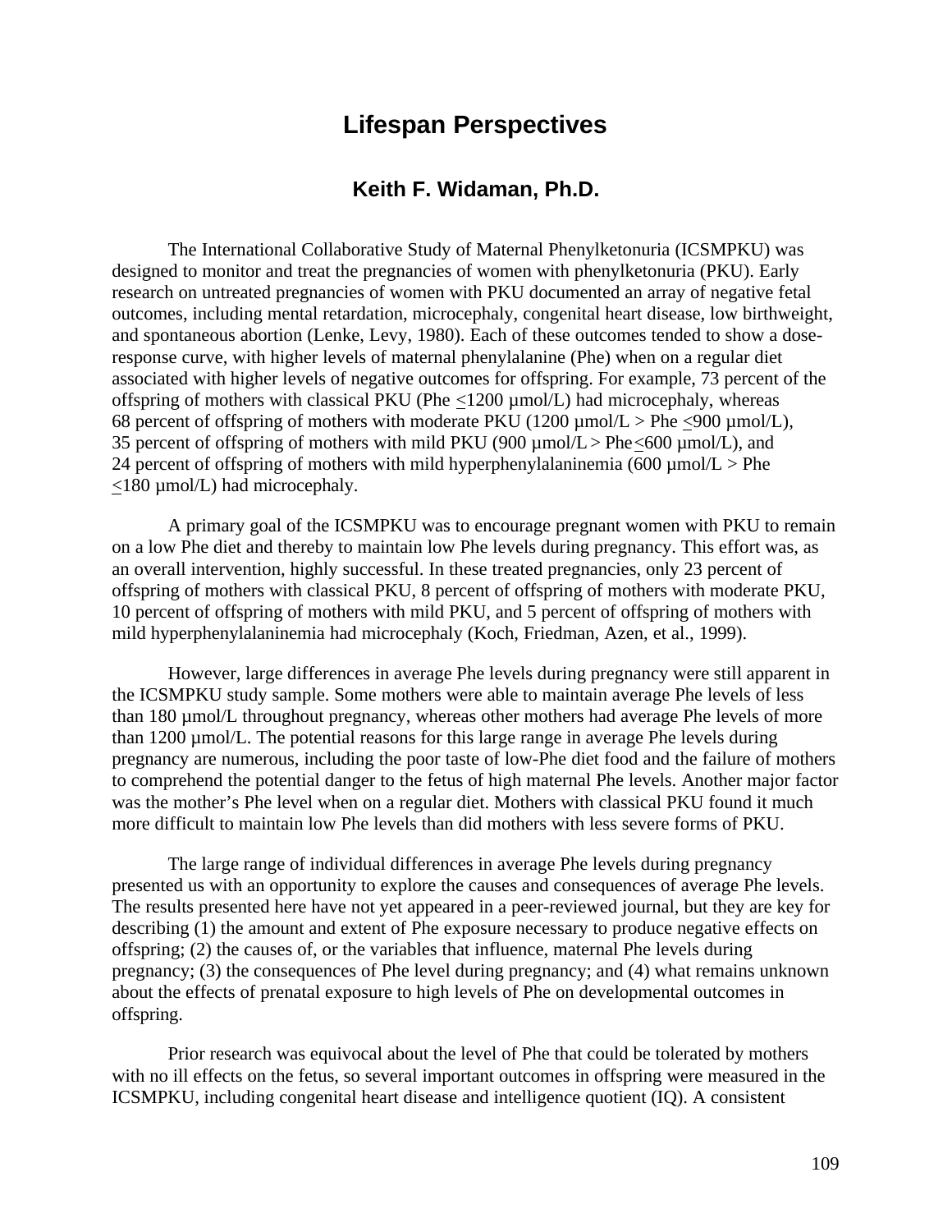# Lifespan Perspectives

## Keith F. Widaman, Ph.D.

The International Collaborative Study of Maternal Phenylketonuria (ICSMPKU) was designed to monitor and treat the pregnancies of women with phenylketonuria (PKU). Early research on untreated pregnancies of women with PKU documented an array of negative fetal outcomes, including mental retardation, microcephaly, congenital heart disease, low birthweight, and spontaneous abortion (Lenke, Levy, 1980). Each of these outcomes tended to show a dose-response curve, with higher levels of maternal phenylalanine (Phe) when on a regular diet associated with higher levels of negative outcomes for offspring. For example, 73 percent of the offspring of mothers with classical PKU (Phe $\leq$1200 µmol/L) had microcephaly, whereas 68 percent of offspring of mothers with moderate PKU (1200 µmol/L > Phe $\leq$900 µmol/L), 35 percent of offspring of mothers with mild PKU (900 µmol/L > Phe $\leq$600 µmol/L), and 24 percent of offspring of mothers with mild hyperphenylalaninemia (600 µmol/L > Phe $\leq$180 µmol/L) had microcephaly.

A primary goal of the ICSMPKU was to encourage pregnant women with PKU to remain on a low Phe diet and thereby to maintain low Phe levels during pregnancy. This effort was, as an overall intervention, highly successful. In these treated pregnancies, only 23 percent of offspring of mothers with classical PKU, 8 percent of offspring of mothers with moderate PKU, 10 percent of offspring of mothers with mild PKU, and 5 percent of offspring of mothers with mild hyperphenylalaninemia had microcephaly (Koch, Friedman, Azen, et al., 1999).

However, large differences in average Phe levels during pregnancy were still apparent in the ICSMPKU study sample. Some mothers were able to maintain average Phe levels of less than 180 µmol/L throughout pregnancy, whereas other mothers had average Phe levels of more than 1200 µmol/L. The potential reasons for this large range in average Phe levels during pregnancy are numerous, including the poor taste of low-Phe diet food and the failure of mothers to comprehend the potential danger to the fetus of high maternal Phe levels. Another major factor was the mother's Phe level when on a regular diet. Mothers with classical PKU found it much more difficult to maintain low Phe levels than did mothers with less severe forms of PKU.

The large range of individual differences in average Phe levels during pregnancy presented us with an opportunity to explore the causes and consequences of average Phe levels. The results presented here have not yet appeared in a peer-reviewed journal, but they are key for describing (1) the amount and extent of Phe exposure necessary to produce negative effects on offspring; (2) the causes of, or the variables that influence, maternal Phe levels during pregnancy; (3) the consequences of Phe level during pregnancy; and (4) what remains unknown about the effects of prenatal exposure to high levels of Phe on developmental outcomes in offspring.

Prior research was equivocal about the level of Phe that could be tolerated by mothers with no ill effects on the fetus, so several important outcomes in offspring were measured in the ICSMPKU, including congenital heart disease and intelligence quotient (IQ). A consistent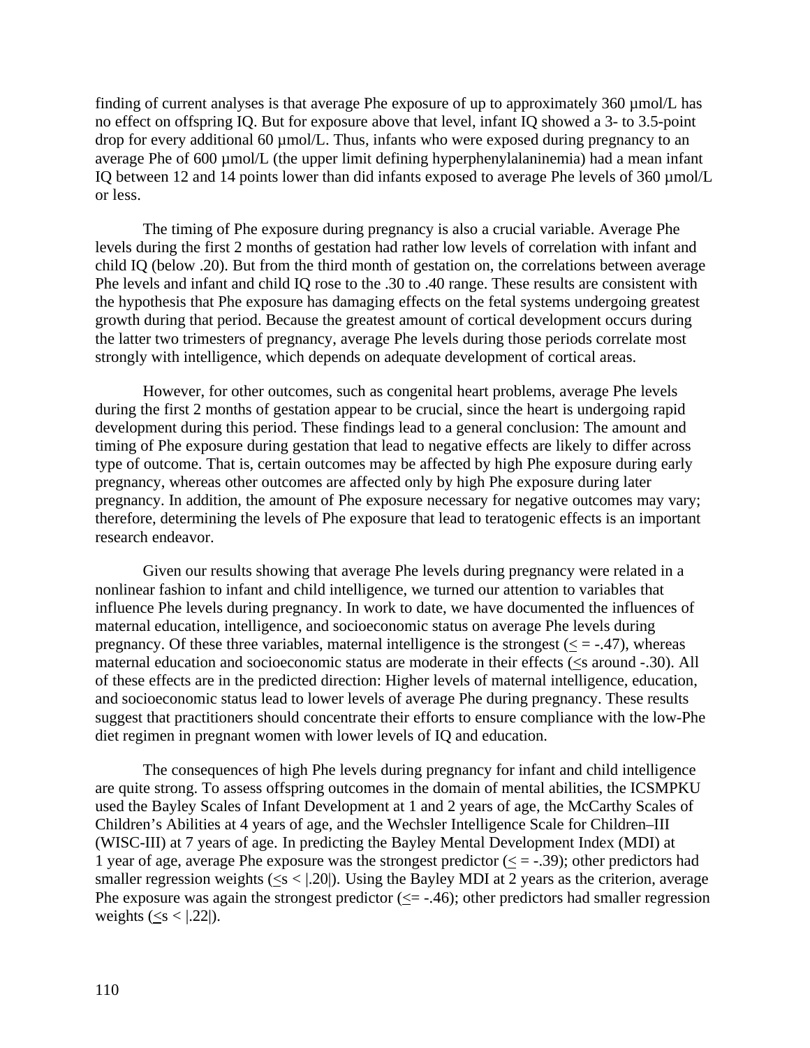finding of current analyses is that average Phe exposure of up to approximately 360 µmol/L has no effect on offspring IQ. But for exposure above that level, infant IQ showed a 3- to 3.5-point drop for every additional 60 µmol/L. Thus, infants who were exposed during pregnancy to an average Phe of 600 µmol/L (the upper limit defining hyperphenylalaninemia) had a mean infant IQ between 12 and 14 points lower than did infants exposed to average Phe levels of 360 µmol/L or less.

The timing of Phe exposure during pregnancy is also a crucial variable. Average Phe levels during the first 2 months of gestation had rather low levels of correlation with infant and child IQ (below .20). But from the third month of gestation on, the correlations between average Phe levels and infant and child IQ rose to the .30 to .40 range. These results are consistent with the hypothesis that Phe exposure has damaging effects on the fetal systems undergoing greatest growth during that period. Because the greatest amount of cortical development occurs during the latter two trimesters of pregnancy, average Phe levels during those periods correlate most strongly with intelligence, which depends on adequate development of cortical areas.

However, for other outcomes, such as congenital heart problems, average Phe levels during the first 2 months of gestation appear to be crucial, since the heart is undergoing rapid development during this period. These findings lead to a general conclusion: The amount and timing of Phe exposure during gestation that lead to negative effects are likely to differ across type of outcome. That is, certain outcomes may be affected by high Phe exposure during early pregnancy, whereas other outcomes are affected only by high Phe exposure during later pregnancy. In addition, the amount of Phe exposure necessary for negative outcomes may vary; therefore, determining the levels of Phe exposure that lead to teratogenic effects is an important research endeavor.

Given our results showing that average Phe levels during pregnancy were related in a nonlinear fashion to infant and child intelligence, we turned our attention to variables that influence Phe levels during pregnancy. In work to date, we have documented the influences of maternal education, intelligence, and socioeconomic status on average Phe levels during pregnancy. Of these three variables, maternal intelligence is the strongest ($\leq$ = -.47), whereas maternal education and socioeconomic status are moderate in their effects ($\leq$s around -.30). All of these effects are in the predicted direction: Higher levels of maternal intelligence, education, and socioeconomic status lead to lower levels of average Phe during pregnancy. These results suggest that practitioners should concentrate their efforts to ensure compliance with the low-Phe diet regimen in pregnant women with lower levels of IQ and education.

The consequences of high Phe levels during pregnancy for infant and child intelligence are quite strong. To assess offspring outcomes in the domain of mental abilities, the ICSMPKU used the Bayley Scales of Infant Development at 1 and 2 years of age, the McCarthy Scales of Children's Abilities at 4 years of age, and the Wechsler Intelligence Scale for Children–III (WISC-III) at 7 years of age. In predicting the Bayley Mental Development Index (MDI) at 1 year of age, average Phe exposure was the strongest predictor ($\leq$ = -.39); other predictors had smaller regression weights ($\leq$s < |.20|). Using the Bayley MDI at 2 years as the criterion, average Phe exposure was again the strongest predictor ($\leq$= -.46); other predictors had smaller regression weights ($\leq$s < |.22|).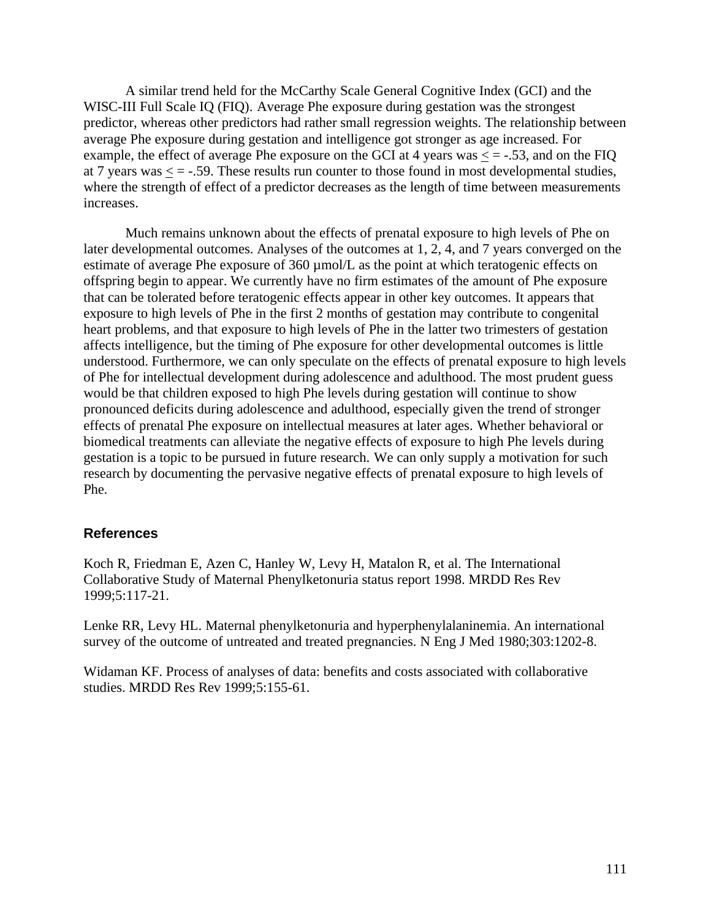A similar trend held for the McCarthy Scale General Cognitive Index (GCI) and the WISC-III Full Scale IQ (FIQ). Average Phe exposure during gestation was the strongest predictor, whereas other predictors had rather small regression weights. The relationship between average Phe exposure during gestation and intelligence got stronger as age increased. For example, the effect of average Phe exposure on the GCI at 4 years was $\leq$ = -.53, and on the FIQ at 7 years was $\leq$ = -.59. These results run counter to those found in most developmental studies, where the strength of effect of a predictor decreases as the length of time between measurements increases.

Much remains unknown about the effects of prenatal exposure to high levels of Phe on later developmental outcomes. Analyses of the outcomes at 1, 2, 4, and 7 years converged on the estimate of average Phe exposure of 360 µmol/L as the point at which teratogenic effects on offspring begin to appear. We currently have no firm estimates of the amount of Phe exposure that can be tolerated before teratogenic effects appear in other key outcomes. It appears that exposure to high levels of Phe in the first 2 months of gestation may contribute to congenital heart problems, and that exposure to high levels of Phe in the latter two trimesters of gestation affects intelligence, but the timing of Phe exposure for other developmental outcomes is little understood. Furthermore, we can only speculate on the effects of prenatal exposure to high levels of Phe for intellectual development during adolescence and adulthood. The most prudent guess would be that children exposed to high Phe levels during gestation will continue to show pronounced deficits during adolescence and adulthood, especially given the trend of stronger effects of prenatal Phe exposure on intellectual measures at later ages. Whether behavioral or biomedical treatments can alleviate the negative effects of exposure to high Phe levels during gestation is a topic to be pursued in future research. We can only supply a motivation for such research by documenting the pervasive negative effects of prenatal exposure to high levels of Phe.

## References

Koch R, Friedman E, Azen C, Hanley W, Levy H, Matalon R, et al. The International Collaborative Study of Maternal Phenylketonuria status report 1998. MRDD Res Rev 1999;5:117-21.

Lenke RR, Levy HL. Maternal phenylketonuria and hyperphenylalaninemia. An international survey of the outcome of untreated and treated pregnancies. N Eng J Med 1980;303:1202-8.

Widaman KF. Process of analyses of data: benefits and costs associated with collaborative studies. MRDD Res Rev 1999;5:155-61.